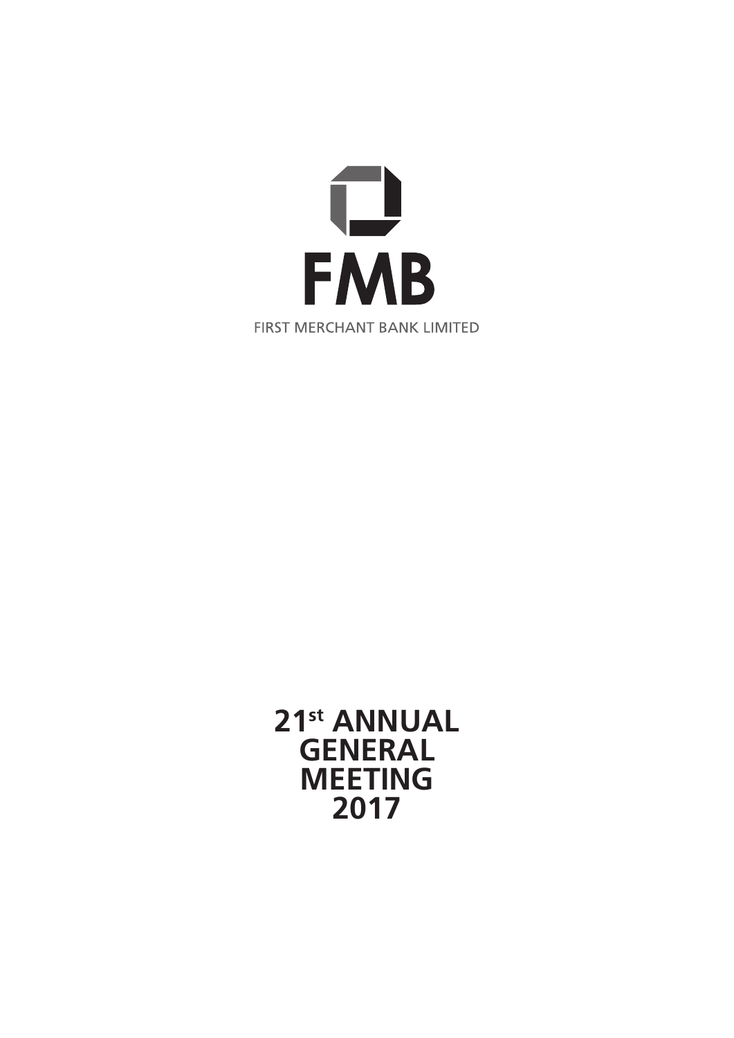# FMB

FIRST MERCHANT BANK LIMITED

# 21st ANNUAL GENERAL MEETING 2017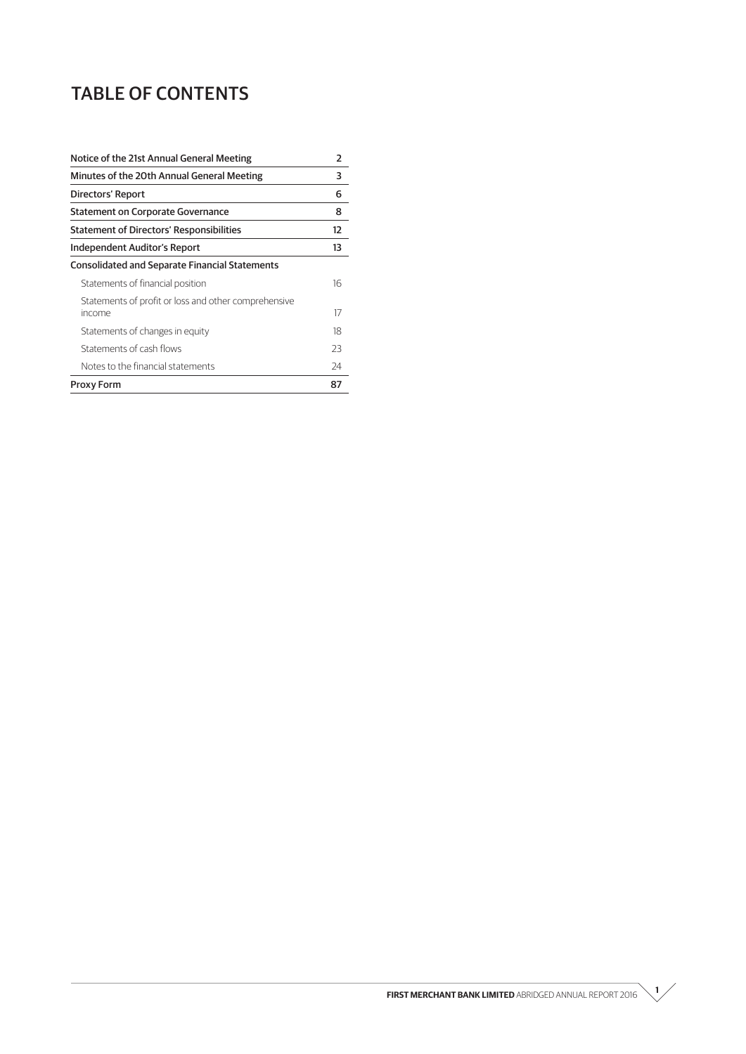# TABLE OF CONTENTS

| | |
|---|---|
| **Notice of the 21st Annual General Meeting** | **2** |
| **Minutes of the 20th Annual General Meeting** | **3** |
| **Directors' Report** | **6** |
| **Statement on Corporate Governance** | **8** |
| **Statement of Directors' Responsibilities** | **12** |
| **Independent Auditor's Report** | **13** |
| **Consolidated and Separate Financial Statements** | |
| Statements of financial position | 16 |
| Statements of profit or loss and other comprehensive income | 17 |
| Statements of changes in equity | 18 |
| Statements of cash flows | 23 |
| Notes to the financial statements | 24 |
| **Proxy Form** | **87** |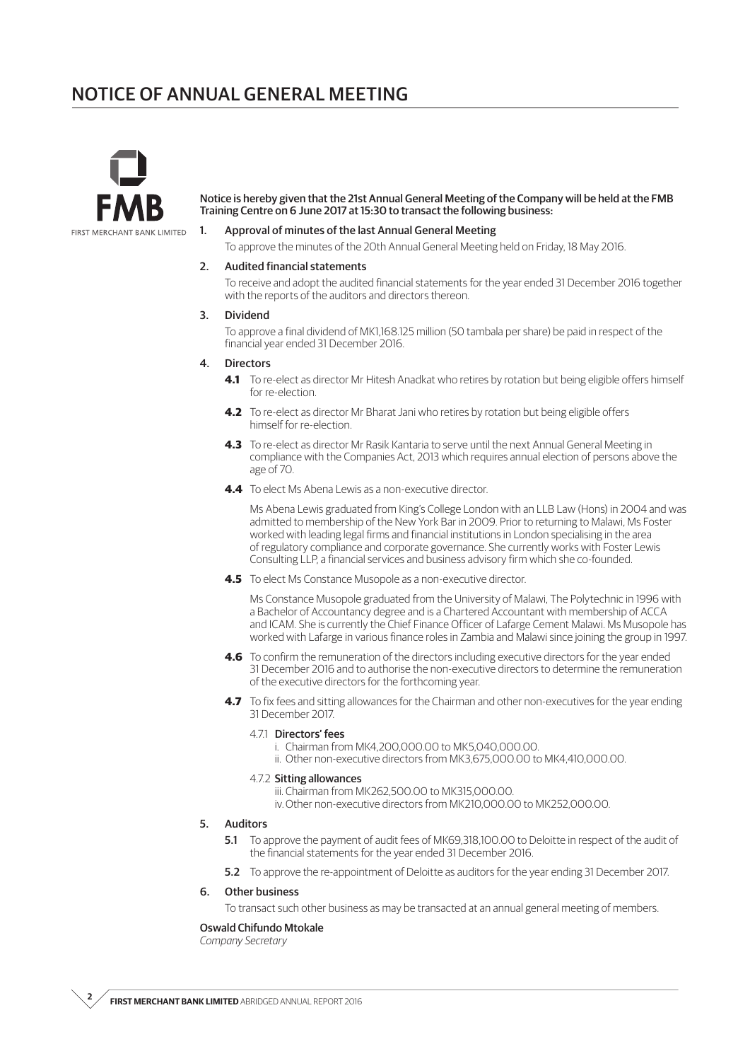# NOTICE OF ANNUAL GENERAL MEETING

FMB

FIRST MERCHANT BANK LIMITED

**Notice is hereby given that the 21st Annual General Meeting of the Company will be held at the FMB Training Centre on 6 June 2017 at 15:30 to transact the following business:**

1. **Approval of minutes of the last Annual General Meeting**

   To approve the minutes of the 20th Annual General Meeting held on Friday, 18 May 2016.

2. **Audited financial statements**

   To receive and adopt the audited financial statements for the year ended 31 December 2016 together with the reports of the auditors and directors thereon.

3. **Dividend**

   To approve a final dividend of MK1,168.125 million (50 tambala per share) be paid in respect of the financial year ended 31 December 2016.

4. **Directors**

   **4.1** To re-elect as director Mr Hitesh Anadkat who retires by rotation but being eligible offers himself for re-election.

   **4.2** To re-elect as director Mr Bharat Jani who retires by rotation but being eligible offers himself for re-election.

   **4.3** To re-elect as director Mr Rasik Kantaria to serve until the next Annual General Meeting in compliance with the Companies Act, 2013 which requires annual election of persons above the age of 70.

   **4.4** To elect Ms Abena Lewis as a non-executive director.

   Ms Abena Lewis graduated from King's College London with an LLB Law (Hons) in 2004 and was admitted to membership of the New York Bar in 2009. Prior to returning to Malawi, Ms Foster worked with leading legal firms and financial institutions in London specialising in the area of regulatory compliance and corporate governance. She currently works with Foster Lewis Consulting LLP, a financial services and business advisory firm which she co-founded.

   **4.5** To elect Ms Constance Musopole as a non-executive director.

   Ms Constance Musopole graduated from the University of Malawi, The Polytechnic in 1996 with a Bachelor of Accountancy degree and is a Chartered Accountant with membership of ACCA and ICAM. She is currently the Chief Finance Officer of Lafarge Cement Malawi. Ms Musopole has worked with Lafarge in various finance roles in Zambia and Malawi since joining the group in 1997.

   **4.6** To confirm the remuneration of the directors including executive directors for the year ended 31 December 2016 and to authorise the non-executive directors to determine the remuneration of the executive directors for the forthcoming year.

   **4.7** To fix fees and sitting allowances for the Chairman and other non-executives for the year ending 31 December 2017.

   4.7.1 **Directors' fees**
   - i. Chairman from MK4,200,000.00 to MK5,040,000.00.
   - ii. Other non-executive directors from MK3,675,000.00 to MK4,410,000.00.

   4.7.2 **Sitting allowances**
   - iii. Chairman from MK262,500.00 to MK315,000.00.
   - iv. Other non-executive directors from MK210,000.00 to MK252,000.00.

5. **Auditors**

   **5.1** To approve the payment of audit fees of MK69,318,100.00 to Deloitte in respect of the audit of the financial statements for the year ended 31 December 2016.

   **5.2** To approve the re-appointment of Deloitte as auditors for the year ending 31 December 2017.

6. **Other business**

   To transact such other business as may be transacted at an annual general meeting of members.

**Oswald Chifundo Mtokale**
*Company Secretary*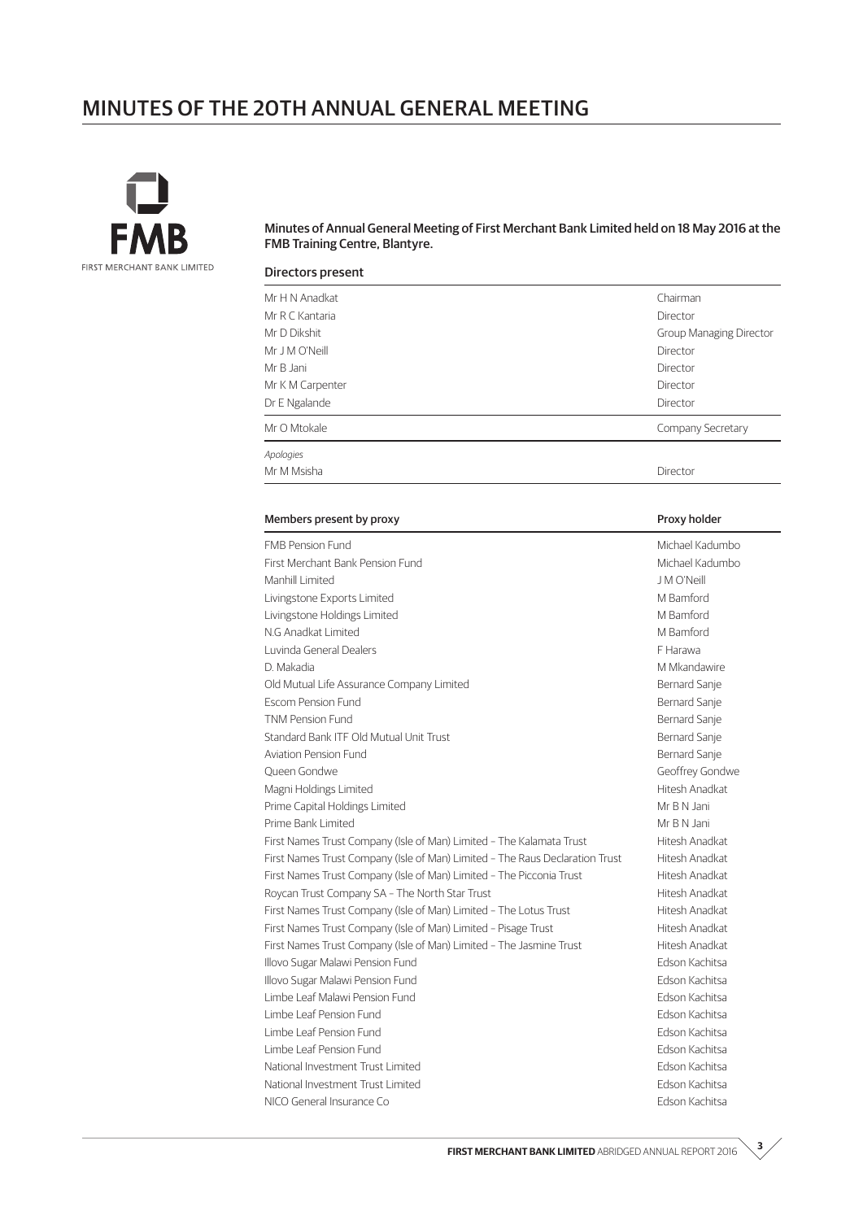# MINUTES OF THE 20TH ANNUAL GENERAL MEETING

FIRST MERCHANT BANK LIMITED

**Minutes of Annual General Meeting of First Merchant Bank Limited held on 18 May 2016 at the FMB Training Centre, Blantyre.**

**Directors present**

| | |
|---|---|
| Mr H N Anadkat | Chairman |
| Mr R C Kantaria | Director |
| Mr D Dikshit | Group Managing Director |
| Mr J M O'Neill | Director |
| Mr B Jani | Director |
| Mr K M Carpenter | Director |
| Dr E Ngalande | Director |
| Mr O Mtokale | Company Secretary |

*Apologies*

| | |
|---|---|
| Mr M Msisha | Director |

| Members present by proxy | Proxy holder |
|---|---|
| FMB Pension Fund | Michael Kadumbo |
| First Merchant Bank Pension Fund | Michael Kadumbo |
| Manhill Limited | J M O'Neill |
| Livingstone Exports Limited | M Bamford |
| Livingstone Holdings Limited | M Bamford |
| N.G Anadkat Limited | M Bamford |
| Luvinda General Dealers | F Harawa |
| D. Makadia | M Mkandawire |
| Old Mutual Life Assurance Company Limited | Bernard Sanje |
| Escom Pension Fund | Bernard Sanje |
| TNM Pension Fund | Bernard Sanje |
| Standard Bank ITF Old Mutual Unit Trust | Bernard Sanje |
| Aviation Pension Fund | Bernard Sanje |
| Queen Gondwe | Geoffrey Gondwe |
| Magni Holdings Limited | Hitesh Anadkat |
| Prime Capital Holdings Limited | Mr B N Jani |
| Prime Bank Limited | Mr B N Jani |
| First Names Trust Company (Isle of Man) Limited – The Kalamata Trust | Hitesh Anadkat |
| First Names Trust Company (Isle of Man) Limited – The Raus Declaration Trust | Hitesh Anadkat |
| First Names Trust Company (Isle of Man) Limited – The Picconia Trust | Hitesh Anadkat |
| Roycan Trust Company SA – The North Star Trust | Hitesh Anadkat |
| First Names Trust Company (Isle of Man) Limited – The Lotus Trust | Hitesh Anadkat |
| First Names Trust Company (Isle of Man) Limited – Pisage Trust | Hitesh Anadkat |
| First Names Trust Company (Isle of Man) Limited – The Jasmine Trust | Hitesh Anadkat |
| Illovo Sugar Malawi Pension Fund | Edson Kachitsa |
| Illovo Sugar Malawi Pension Fund | Edson Kachitsa |
| Limbe Leaf Malawi Pension Fund | Edson Kachitsa |
| Limbe Leaf Pension Fund | Edson Kachitsa |
| Limbe Leaf Pension Fund | Edson Kachitsa |
| Limbe Leaf Pension Fund | Edson Kachitsa |
| National Investment Trust Limited | Edson Kachitsa |
| National Investment Trust Limited | Edson Kachitsa |
| NICO General Insurance Co | Edson Kachitsa |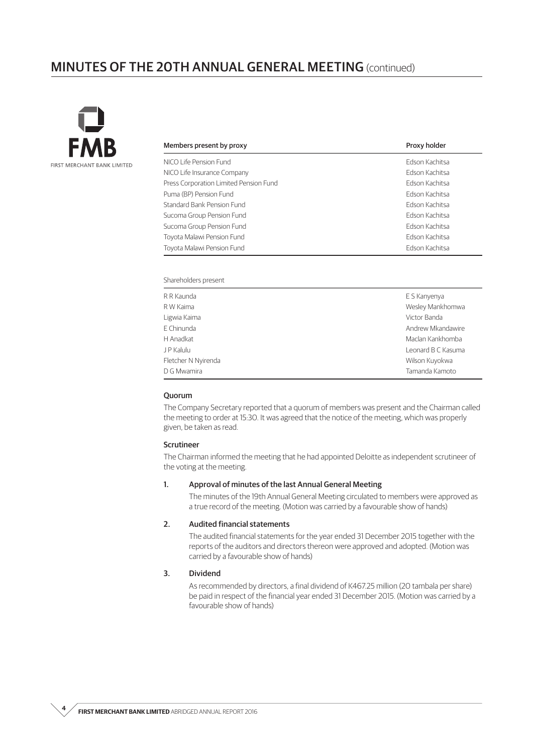## MINUTES OF THE 20TH ANNUAL GENERAL MEETING (continued)

| Members present by proxy | Proxy holder |
| --- | --- |
| NICO Life Pension Fund | Edson Kachitsa |
| NICO Life Insurance Company | Edson Kachitsa |
| Press Corporation Limited Pension Fund | Edson Kachitsa |
| Puma (BP) Pension Fund | Edson Kachitsa |
| Standard Bank Pension Fund | Edson Kachitsa |
| Sucoma Group Pension Fund | Edson Kachitsa |
| Sucoma Group Pension Fund | Edson Kachitsa |
| Toyota Malawi Pension Fund | Edson Kachitsa |
| Toyota Malawi Pension Fund | Edson Kachitsa |

| Shareholders present | |
| --- | --- |
| R R Kaunda | E S Kanyenya |
| R W Kaima | Wesley Mankhomwa |
| Ligwia Kaima | Victor Banda |
| E Chinunda | Andrew Mkandawire |
| H Anadkat | Maclan Kankhomba |
| J P Kalulu | Leonard B C Kasuma |
| Fletcher N Nyirenda | Wilson Kuyokwa |
| D G Mwamira | Tamanda Kamoto |

### Quorum

The Company Secretary reported that a quorum of members was present and the Chairman called the meeting to order at 15:30. It was agreed that the notice of the meeting, which was properly given, be taken as read.

### Scrutineer

The Chairman informed the meeting that he had appointed Deloitte as independent scrutineer of the voting at the meeting.

### 1. Approval of minutes of the last Annual General Meeting

The minutes of the 19th Annual General Meeting circulated to members were approved as a true record of the meeting. (Motion was carried by a favourable show of hands)

### 2. Audited financial statements

The audited financial statements for the year ended 31 December 2015 together with the reports of the auditors and directors thereon were approved and adopted. (Motion was carried by a favourable show of hands)

### 3. Dividend

As recommended by directors, a final dividend of K467.25 million (20 tambala per share) be paid in respect of the financial year ended 31 December 2015. (Motion was carried by a favourable show of hands)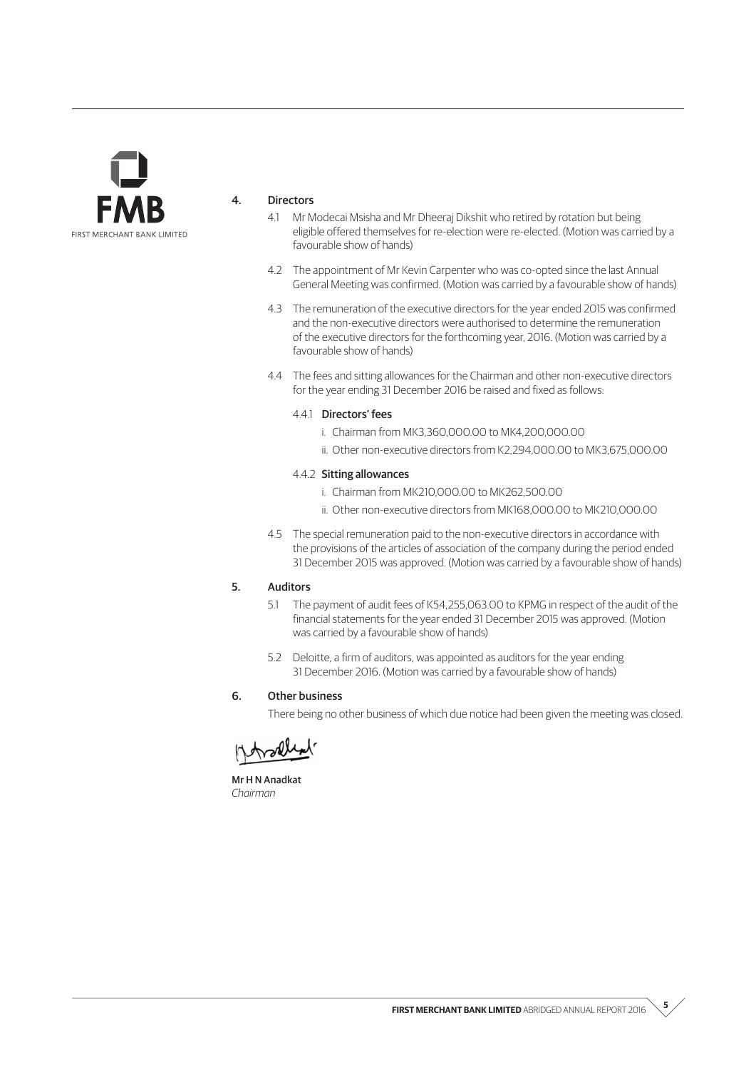## 4. Directors

4.1 Mr Modecai Msisha and Mr Dheeraj Dikshit who retired by rotation but being eligible offered themselves for re-election were re-elected. (Motion was carried by a favourable show of hands)

4.2 The appointment of Mr Kevin Carpenter who was co-opted since the last Annual General Meeting was confirmed. (Motion was carried by a favourable show of hands)

4.3 The remuneration of the executive directors for the year ended 2015 was confirmed and the non-executive directors were authorised to determine the remuneration of the executive directors for the forthcoming year, 2016. (Motion was carried by a favourable show of hands)

4.4 The fees and sitting allowances for the Chairman and other non-executive directors for the year ending 31 December 2016 be raised and fixed as follows:

4.4.1 **Directors' fees**

i. Chairman from MK3,360,000.00 to MK4,200,000.00

ii. Other non-executive directors from K2,294,000.00 to MK3,675,000.00

4.4.2 **Sitting allowances**

i. Chairman from MK210,000.00 to MK262,500.00

ii. Other non-executive directors from MK168,000.00 to MK210,000.00

4.5 The special remuneration paid to the non-executive directors in accordance with the provisions of the articles of association of the company during the period ended 31 December 2015 was approved. (Motion was carried by a favourable show of hands)

## 5. Auditors

5.1 The payment of audit fees of K54,255,063.00 to KPMG in respect of the audit of the financial statements for the year ended 31 December 2015 was approved. (Motion was carried by a favourable show of hands)

5.2 Deloitte, a firm of auditors, was appointed as auditors for the year ending 31 December 2016. (Motion was carried by a favourable show of hands)

## 6. Other business

There being no other business of which due notice had been given the meeting was closed.

**Mr H N Anadkat**
*Chairman*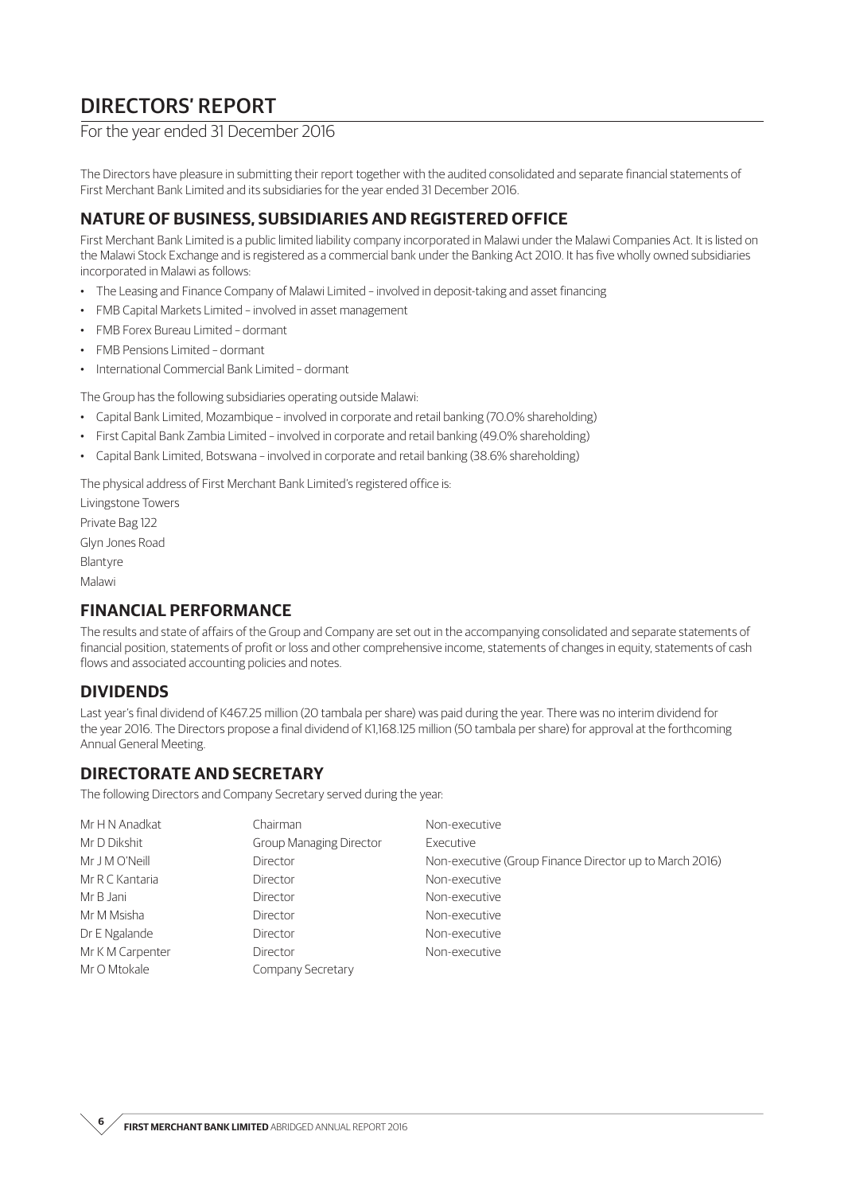# DIRECTORS' REPORT

For the year ended 31 December 2016

The Directors have pleasure in submitting their report together with the audited consolidated and separate financial statements of First Merchant Bank Limited and its subsidiaries for the year ended 31 December 2016.

## NATURE OF BUSINESS, SUBSIDIARIES AND REGISTERED OFFICE

First Merchant Bank Limited is a public limited liability company incorporated in Malawi under the Malawi Companies Act. It is listed on the Malawi Stock Exchange and is registered as a commercial bank under the Banking Act 2010. It has five wholly owned subsidiaries incorporated in Malawi as follows:

- The Leasing and Finance Company of Malawi Limited – involved in deposit-taking and asset financing
- FMB Capital Markets Limited – involved in asset management
- FMB Forex Bureau Limited – dormant
- FMB Pensions Limited – dormant
- International Commercial Bank Limited – dormant

The Group has the following subsidiaries operating outside Malawi:

- Capital Bank Limited, Mozambique – involved in corporate and retail banking (70.0% shareholding)
- First Capital Bank Zambia Limited – involved in corporate and retail banking (49.0% shareholding)
- Capital Bank Limited, Botswana – involved in corporate and retail banking (38.6% shareholding)

The physical address of First Merchant Bank Limited's registered office is:

Livingstone Towers
Private Bag 122
Glyn Jones Road
Blantyre
Malawi

## FINANCIAL PERFORMANCE

The results and state of affairs of the Group and Company are set out in the accompanying consolidated and separate statements of financial position, statements of profit or loss and other comprehensive income, statements of changes in equity, statements of cash flows and associated accounting policies and notes.

## DIVIDENDS

Last year's final dividend of K467.25 million (20 tambala per share) was paid during the year. There was no interim dividend for the year 2016. The Directors propose a final dividend of K1,168.125 million (50 tambala per share) for approval at the forthcoming Annual General Meeting.

## DIRECTORATE AND SECRETARY

The following Directors and Company Secretary served during the year:

| | | |
|---|---|---|
| Mr H N Anadkat | Chairman | Non-executive |
| Mr D Dikshit | Group Managing Director | Executive |
| Mr J M O'Neill | Director | Non-executive (Group Finance Director up to March 2016) |
| Mr R C Kantaria | Director | Non-executive |
| Mr B Jani | Director | Non-executive |
| Mr M Msisha | Director | Non-executive |
| Dr E Ngalande | Director | Non-executive |
| Mr K M Carpenter | Director | Non-executive |
| Mr O Mtokale | Company Secretary | |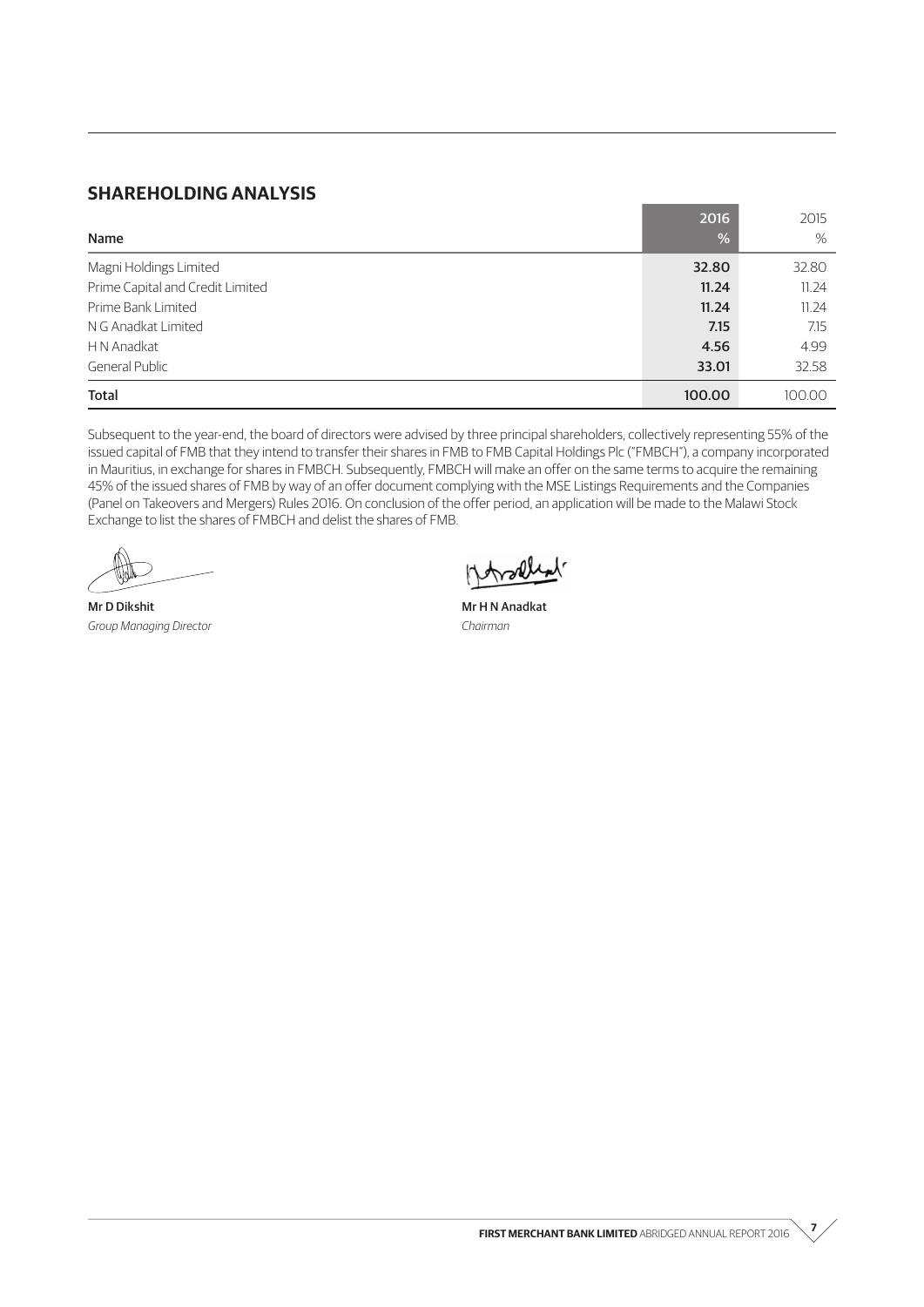## SHAREHOLDING ANALYSIS

| Name | 2016 % | 2015 % |
|---|---|---|
| Magni Holdings Limited | **32.80** | 32.80 |
| Prime Capital and Credit Limited | **11.24** | 11.24 |
| Prime Bank Limited | **11.24** | 11.24 |
| N G Anadkat Limited | **7.15** | 7.15 |
| H N Anadkat | **4.56** | 4.99 |
| General Public | **33.01** | 32.58 |
| **Total** | **100.00** | 100.00 |

Subsequent to the year-end, the board of directors were advised by three principal shareholders, collectively representing 55% of the issued capital of FMB that they intend to transfer their shares in FMB to FMB Capital Holdings Plc ("FMBCH"), a company incorporated in Mauritius, in exchange for shares in FMBCH. Subsequently, FMBCH will make an offer on the same terms to acquire the remaining 45% of the issued shares of FMB by way of an offer document complying with the MSE Listings Requirements and the Companies (Panel on Takeovers and Mergers) Rules 2016. On conclusion of the offer period, an application will be made to the Malawi Stock Exchange to list the shares of FMBCH and delist the shares of FMB.

**Mr D Dikshit**
*Group Managing Director*

**Mr H N Anadkat**
*Chairman*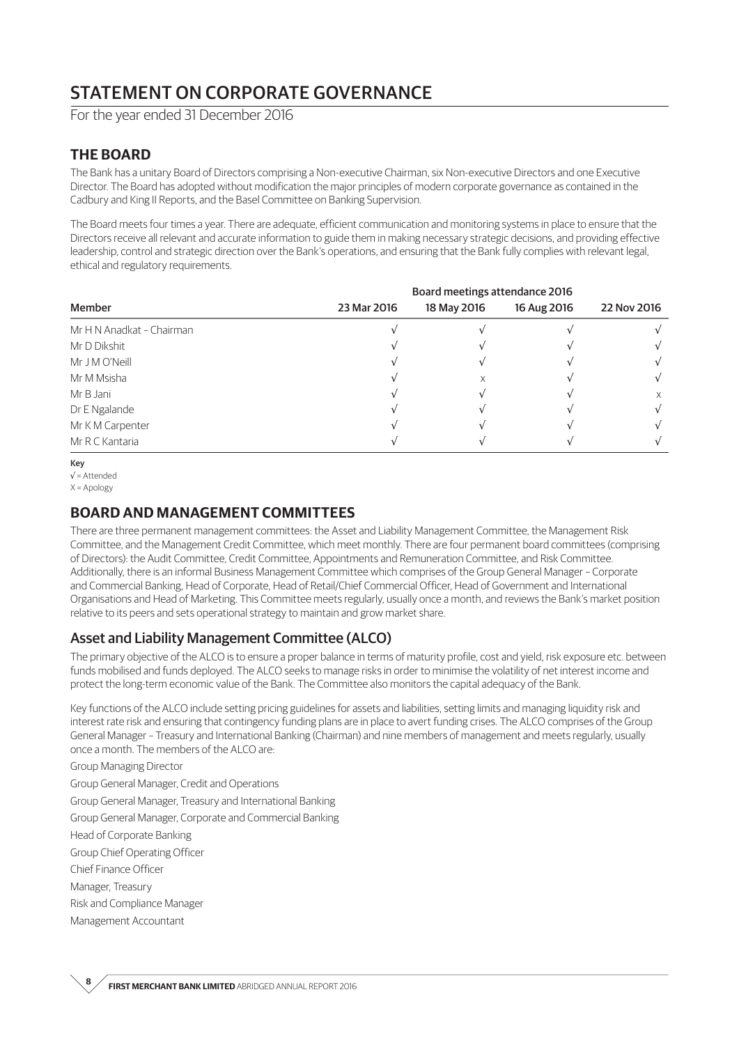# STATEMENT ON CORPORATE GOVERNANCE

For the year ended 31 December 2016

## THE BOARD

The Bank has a unitary Board of Directors comprising a Non-executive Chairman, six Non-executive Directors and one Executive Director. The Board has adopted without modification the major principles of modern corporate governance as contained in the Cadbury and King II Reports, and the Basel Committee on Banking Supervision.

The Board meets four times a year. There are adequate, efficient communication and monitoring systems in place to ensure that the Directors receive all relevant and accurate information to guide them in making necessary strategic decisions, and providing effective leadership, control and strategic direction over the Bank's operations, and ensuring that the Bank fully complies with relevant legal, ethical and regulatory requirements.

| | Board meetings attendance 2016 | | | |
|---|---|---|---|---|
| Member | 23 Mar 2016 | 18 May 2016 | 16 Aug 2016 | 22 Nov 2016 |
| Mr H N Anadkat – Chairman | √ | √ | √ | √ |
| Mr D Dikshit | √ | √ | √ | √ |
| Mr J M O'Neill | √ | √ | √ | √ |
| Mr M Msisha | √ | x | √ | √ |
| Mr B Jani | √ | √ | √ | x |
| Dr E Ngalande | √ | √ | √ | √ |
| Mr K M Carpenter | √ | √ | √ | √ |
| Mr R C Kantaria | √ | √ | √ | √ |

**Key**
√ = Attended
X = Apology

## BOARD AND MANAGEMENT COMMITTEES

There are three permanent management committees: the Asset and Liability Management Committee, the Management Risk Committee, and the Management Credit Committee, which meet monthly. There are four permanent board committees (comprising of Directors): the Audit Committee, Credit Committee, Appointments and Remuneration Committee, and Risk Committee. Additionally, there is an informal Business Management Committee which comprises of the Group General Manager – Corporate and Commercial Banking, Head of Corporate, Head of Retail/Chief Commercial Officer, Head of Government and International Organisations and Head of Marketing. This Committee meets regularly, usually once a month, and reviews the Bank's market position relative to its peers and sets operational strategy to maintain and grow market share.

### Asset and Liability Management Committee (ALCO)

The primary objective of the ALCO is to ensure a proper balance in terms of maturity profile, cost and yield, risk exposure etc. between funds mobilised and funds deployed. The ALCO seeks to manage risks in order to minimise the volatility of net interest income and protect the long-term economic value of the Bank. The Committee also monitors the capital adequacy of the Bank.

Key functions of the ALCO include setting pricing guidelines for assets and liabilities, setting limits and managing liquidity risk and interest rate risk and ensuring that contingency funding plans are in place to avert funding crises. The ALCO comprises of the Group General Manager – Treasury and International Banking (Chairman) and nine members of management and meets regularly, usually once a month. The members of the ALCO are:

Group Managing Director

Group General Manager, Credit and Operations

Group General Manager, Treasury and International Banking

Group General Manager, Corporate and Commercial Banking

Head of Corporate Banking

Group Chief Operating Officer

Chief Finance Officer

Manager, Treasury

Risk and Compliance Manager

Management Accountant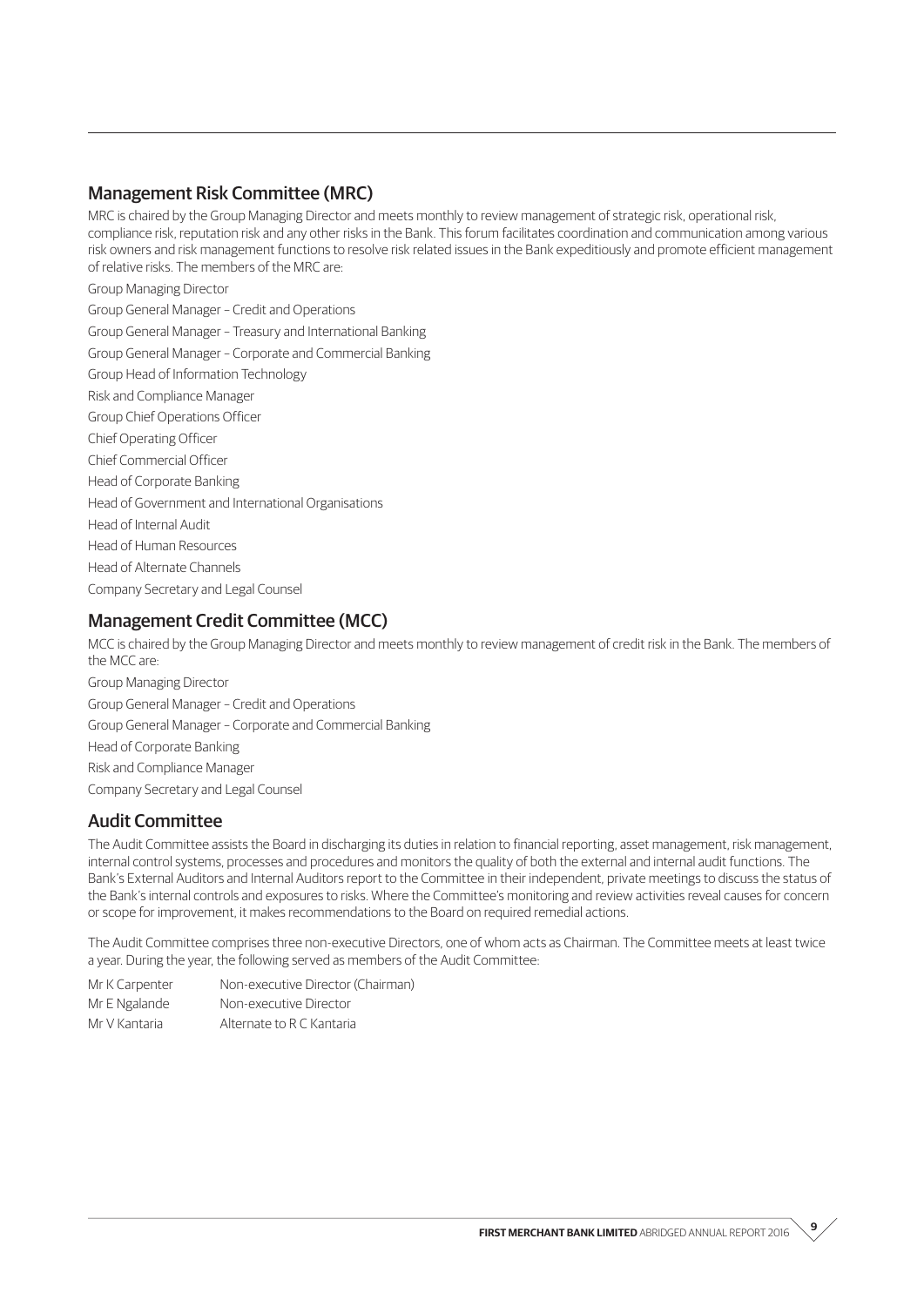## Management Risk Committee (MRC)

MRC is chaired by the Group Managing Director and meets monthly to review management of strategic risk, operational risk, compliance risk, reputation risk and any other risks in the Bank. This forum facilitates coordination and communication among various risk owners and risk management functions to resolve risk related issues in the Bank expeditiously and promote efficient management of relative risks. The members of the MRC are:

Group Managing Director

Group General Manager – Credit and Operations

Group General Manager – Treasury and International Banking

Group General Manager – Corporate and Commercial Banking

Group Head of Information Technology

Risk and Compliance Manager

Group Chief Operations Officer

Chief Operating Officer

Chief Commercial Officer

Head of Corporate Banking

Head of Government and International Organisations

Head of Internal Audit

Head of Human Resources

Head of Alternate Channels

Company Secretary and Legal Counsel

## Management Credit Committee (MCC)

MCC is chaired by the Group Managing Director and meets monthly to review management of credit risk in the Bank. The members of the MCC are:

Group Managing Director

Group General Manager – Credit and Operations

Group General Manager – Corporate and Commercial Banking

Head of Corporate Banking

Risk and Compliance Manager

Company Secretary and Legal Counsel

## Audit Committee

The Audit Committee assists the Board in discharging its duties in relation to financial reporting, asset management, risk management, internal control systems, processes and procedures and monitors the quality of both the external and internal audit functions. The Bank's External Auditors and Internal Auditors report to the Committee in their independent, private meetings to discuss the status of the Bank's internal controls and exposures to risks. Where the Committee's monitoring and review activities reveal causes for concern or scope for improvement, it makes recommendations to the Board on required remedial actions.

The Audit Committee comprises three non-executive Directors, one of whom acts as Chairman. The Committee meets at least twice a year. During the year, the following served as members of the Audit Committee:

| | |
|---|---|
| Mr K Carpenter | Non-executive Director (Chairman) |
| Mr E Ngalande | Non-executive Director |
| Mr V Kantaria | Alternate to R C Kantaria |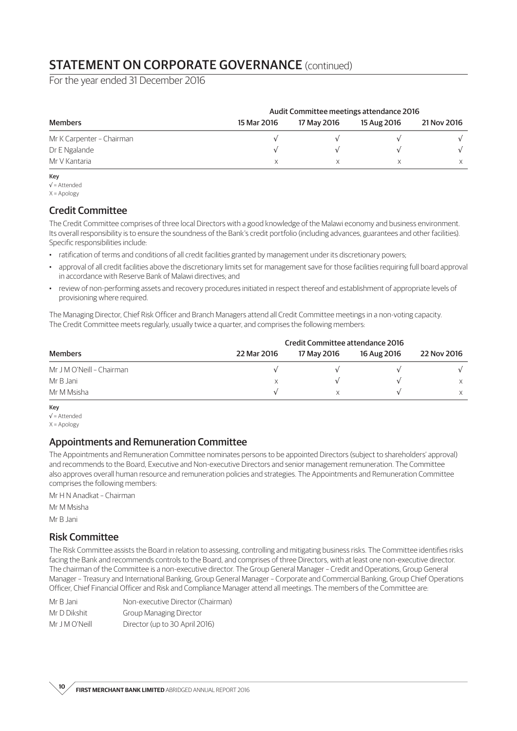# STATEMENT ON CORPORATE GOVERNANCE (continued)

For the year ended 31 December 2016

| Members | Audit Committee meetings attendance 2016 | | | |
|---|---|---|---|---|
| | 15 Mar 2016 | 17 May 2016 | 15 Aug 2016 | 21 Nov 2016 |
| Mr K Carpenter – Chairman | √ | √ | √ | √ |
| Dr E Ngalande | √ | √ | √ | √ |
| Mr V Kantaria | x | x | x | x |

**Key**
√ = Attended
X = Apology

## Credit Committee

The Credit Committee comprises of three local Directors with a good knowledge of the Malawi economy and business environment. Its overall responsibility is to ensure the soundness of the Bank's credit portfolio (including advances, guarantees and other facilities). Specific responsibilities include:

- ratification of terms and conditions of all credit facilities granted by management under its discretionary powers;
- approval of all credit facilities above the discretionary limits set for management save for those facilities requiring full board approval in accordance with Reserve Bank of Malawi directives; and
- review of non-performing assets and recovery procedures initiated in respect thereof and establishment of appropriate levels of provisioning where required.

The Managing Director, Chief Risk Officer and Branch Managers attend all Credit Committee meetings in a non-voting capacity. The Credit Committee meets regularly, usually twice a quarter, and comprises the following members:

| Members | Credit Committee attendance 2016 | | | |
|---|---|---|---|---|
| | 22 Mar 2016 | 17 May 2016 | 16 Aug 2016 | 22 Nov 2016 |
| Mr J M O'Neill – Chairman | √ | √ | √ | √ |
| Mr B Jani | x | √ | √ | x |
| Mr M Msisha | √ | x | √ | x |

**Key**
√ = Attended
X = Apology

## Appointments and Remuneration Committee

The Appointments and Remuneration Committee nominates persons to be appointed Directors (subject to shareholders' approval) and recommends to the Board, Executive and Non-executive Directors and senior management remuneration. The Committee also approves overall human resource and remuneration policies and strategies. The Appointments and Remuneration Committee comprises the following members:

Mr H N Anadkat – Chairman

Mr M Msisha

Mr B Jani

## Risk Committee

The Risk Committee assists the Board in relation to assessing, controlling and mitigating business risks. The Committee identifies risks facing the Bank and recommends controls to the Board, and comprises of three Directors, with at least one non-executive director. The chairman of the Committee is a non-executive director. The Group General Manager – Credit and Operations, Group General Manager – Treasury and International Banking, Group General Manager – Corporate and Commercial Banking, Group Chief Operations Officer, Chief Financial Officer and Risk and Compliance Manager attend all meetings. The members of the Committee are:

| | |
|---|---|
| Mr B Jani | Non-executive Director (Chairman) |
| Mr D Dikshit | Group Managing Director |
| Mr J M O'Neill | Director (up to 30 April 2016) |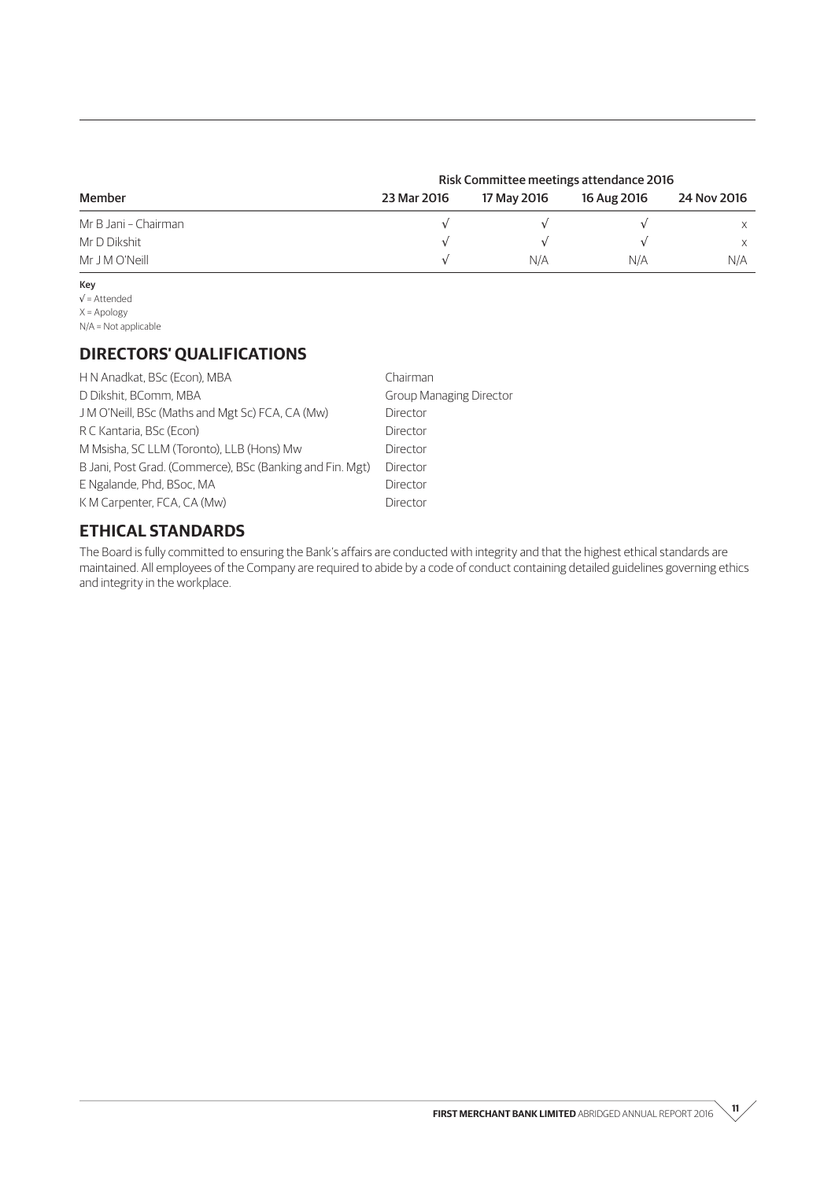| Member | Risk Committee meetings attendance 2016 | | | |
|---|---|---|---|---|
| | 23 Mar 2016 | 17 May 2016 | 16 Aug 2016 | 24 Nov 2016 |
| Mr B Jani – Chairman | √ | √ | √ | x |
| Mr D Dikshit | √ | √ | √ | x |
| Mr J M O'Neill | √ | N/A | N/A | N/A |

**Key**
√ = Attended
X = Apology
N/A = Not applicable

## DIRECTORS' QUALIFICATIONS

| | |
|---|---|
| H N Anadkat, BSc (Econ), MBA | Chairman |
| D Dikshit, BComm, MBA | Group Managing Director |
| J M O'Neill, BSc (Maths and Mgt Sc) FCA, CA (Mw) | Director |
| R C Kantaria, BSc (Econ) | Director |
| M Msisha, SC LLM (Toronto), LLB (Hons) Mw | Director |
| B Jani, Post Grad. (Commerce), BSc (Banking and Fin. Mgt) | Director |
| E Ngalande, Phd, BSoc, MA | Director |
| K M Carpenter, FCA, CA (Mw) | Director |

## ETHICAL STANDARDS

The Board is fully committed to ensuring the Bank's affairs are conducted with integrity and that the highest ethical standards are maintained. All employees of the Company are required to abide by a code of conduct containing detailed guidelines governing ethics and integrity in the workplace.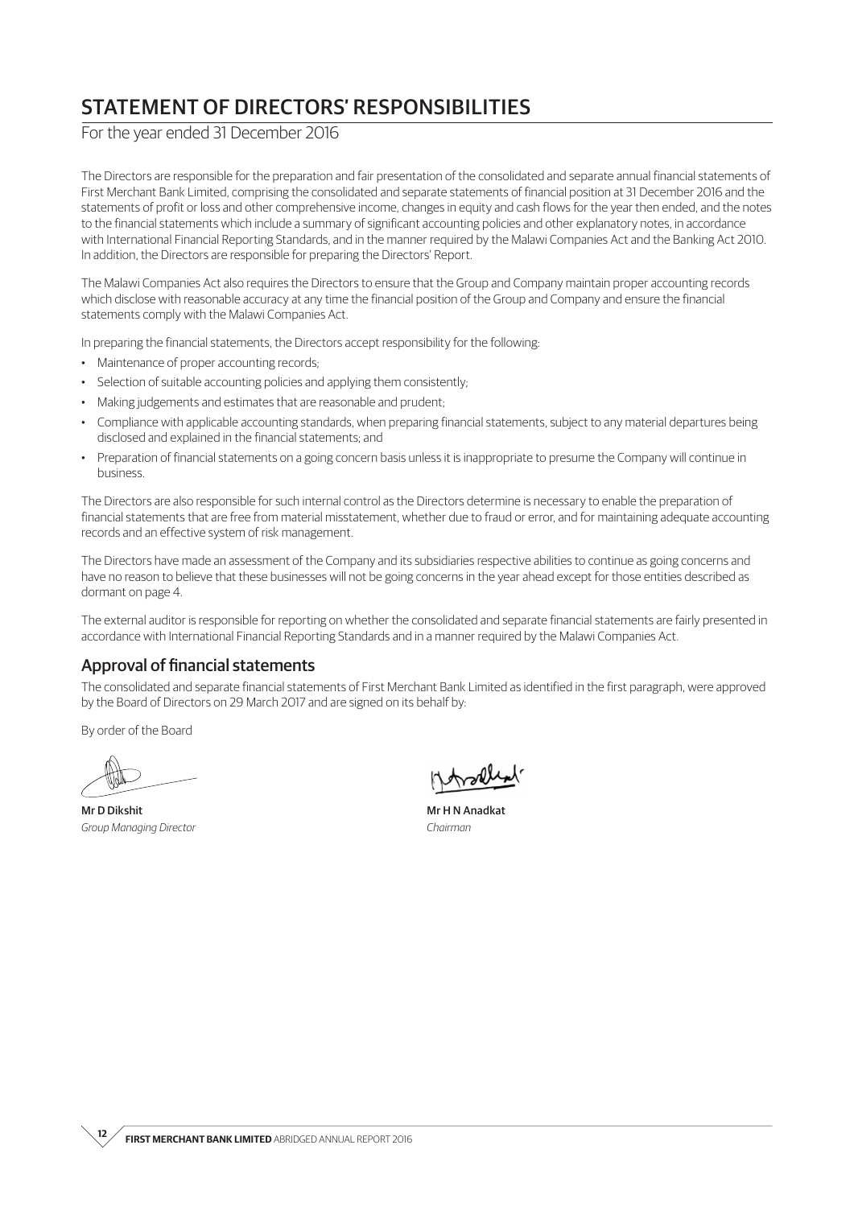# STATEMENT OF DIRECTORS' RESPONSIBILITIES

For the year ended 31 December 2016

The Directors are responsible for the preparation and fair presentation of the consolidated and separate annual financial statements of First Merchant Bank Limited, comprising the consolidated and separate statements of financial position at 31 December 2016 and the statements of profit or loss and other comprehensive income, changes in equity and cash flows for the year then ended, and the notes to the financial statements which include a summary of significant accounting policies and other explanatory notes, in accordance with International Financial Reporting Standards, and in the manner required by the Malawi Companies Act and the Banking Act 2010. In addition, the Directors are responsible for preparing the Directors' Report.

The Malawi Companies Act also requires the Directors to ensure that the Group and Company maintain proper accounting records which disclose with reasonable accuracy at any time the financial position of the Group and Company and ensure the financial statements comply with the Malawi Companies Act.

In preparing the financial statements, the Directors accept responsibility for the following:

- Maintenance of proper accounting records;
- Selection of suitable accounting policies and applying them consistently;
- Making judgements and estimates that are reasonable and prudent;
- Compliance with applicable accounting standards, when preparing financial statements, subject to any material departures being disclosed and explained in the financial statements; and
- Preparation of financial statements on a going concern basis unless it is inappropriate to presume the Company will continue in business.

The Directors are also responsible for such internal control as the Directors determine is necessary to enable the preparation of financial statements that are free from material misstatement, whether due to fraud or error, and for maintaining adequate accounting records and an effective system of risk management.

The Directors have made an assessment of the Company and its subsidiaries respective abilities to continue as going concerns and have no reason to believe that these businesses will not be going concerns in the year ahead except for those entities described as dormant on page 4.

The external auditor is responsible for reporting on whether the consolidated and separate financial statements are fairly presented in accordance with International Financial Reporting Standards and in a manner required by the Malawi Companies Act.

## Approval of financial statements

The consolidated and separate financial statements of First Merchant Bank Limited as identified in the first paragraph, were approved by the Board of Directors on 29 March 2017 and are signed on its behalf by:

By order of the Board

**Mr D Dikshit**
*Group Managing Director*

**Mr H N Anadkat**
*Chairman*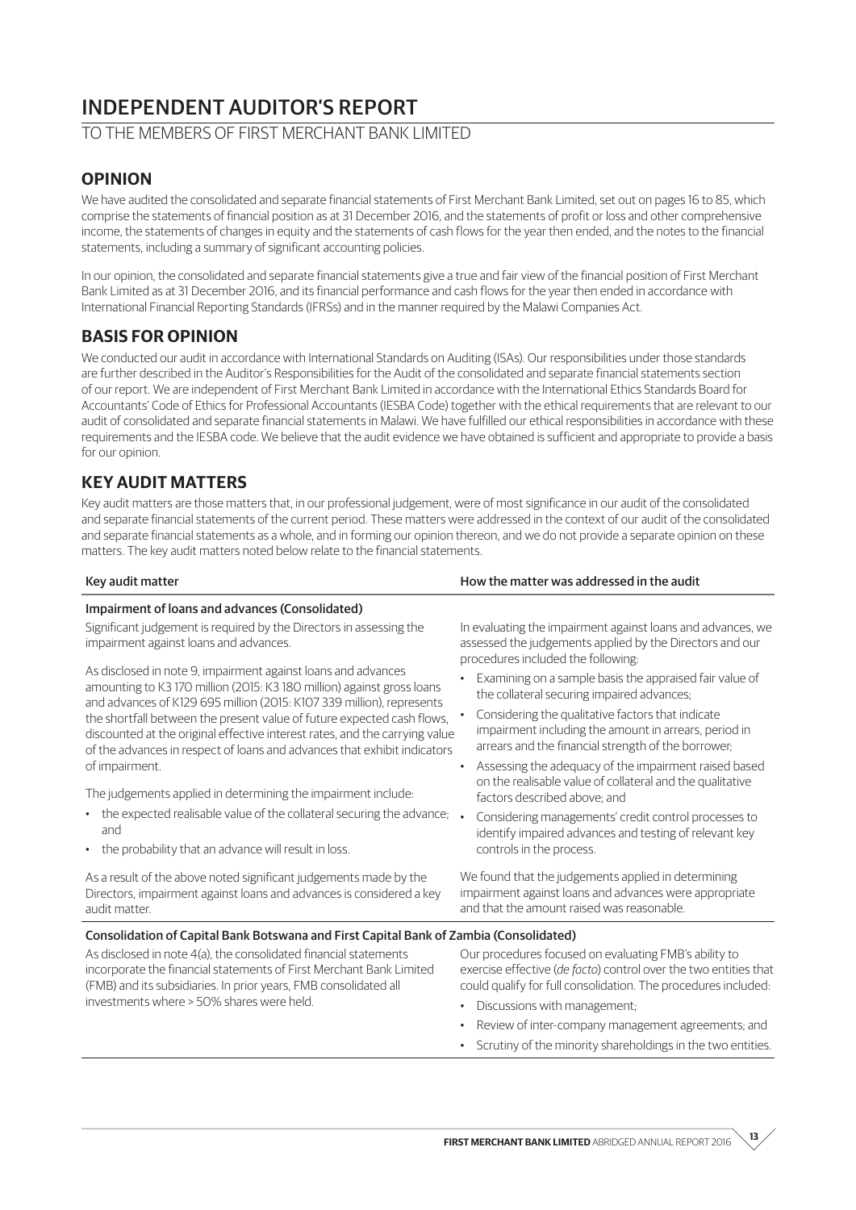# INDEPENDENT AUDITOR'S REPORT

## TO THE MEMBERS OF FIRST MERCHANT BANK LIMITED

## OPINION

We have audited the consolidated and separate financial statements of First Merchant Bank Limited, set out on pages 16 to 85, which comprise the statements of financial position as at 31 December 2016, and the statements of profit or loss and other comprehensive income, the statements of changes in equity and the statements of cash flows for the year then ended, and the notes to the financial statements, including a summary of significant accounting policies.

In our opinion, the consolidated and separate financial statements give a true and fair view of the financial position of First Merchant Bank Limited as at 31 December 2016, and its financial performance and cash flows for the year then ended in accordance with International Financial Reporting Standards (IFRSs) and in the manner required by the Malawi Companies Act.

## BASIS FOR OPINION

We conducted our audit in accordance with International Standards on Auditing (ISAs). Our responsibilities under those standards are further described in the Auditor's Responsibilities for the Audit of the consolidated and separate financial statements section of our report. We are independent of First Merchant Bank Limited in accordance with the International Ethics Standards Board for Accountants' Code of Ethics for Professional Accountants (IESBA Code) together with the ethical requirements that are relevant to our audit of consolidated and separate financial statements in Malawi. We have fulfilled our ethical responsibilities in accordance with these requirements and the IESBA code. We believe that the audit evidence we have obtained is sufficient and appropriate to provide a basis for our opinion.

## KEY AUDIT MATTERS

Key audit matters are those matters that, in our professional judgement, were of most significance in our audit of the consolidated and separate financial statements of the current period. These matters were addressed in the context of our audit of the consolidated and separate financial statements as a whole, and in forming our opinion thereon, and we do not provide a separate opinion on these matters. The key audit matters noted below relate to the financial statements.

| Key audit matter | How the matter was addressed in the audit |
|---|---|
| **Impairment of loans and advances (Consolidated)** | |
| Significant judgement is required by the Directors in assessing the impairment against loans and advances.<br><br>As disclosed in note 9, impairment against loans and advances amounting to K3 170 million (2015: K3 180 million) against gross loans and advances of K129 695 million (2015: K107 339 million), represents the shortfall between the present value of future expected cash flows, discounted at the original effective interest rates, and the carrying value of the advances in respect of loans and advances that exhibit indicators of impairment.<br><br>The judgements applied in determining the impairment include:<br>• the expected realisable value of the collateral securing the advance; and<br>• the probability that an advance will result in loss.<br><br>As a result of the above noted significant judgements made by the Directors, impairment against loans and advances is considered a key audit matter. | In evaluating the impairment against loans and advances, we assessed the judgements applied by the Directors and our procedures included the following:<br>• Examining on a sample basis the appraised fair value of the collateral securing impaired advances;<br>• Considering the qualitative factors that indicate impairment including the amount in arrears, period in arrears and the financial strength of the borrower;<br>• Assessing the adequacy of the impairment raised based on the realisable value of collateral and the qualitative factors described above; and<br>• Considering managements' credit control processes to identify impaired advances and testing of relevant key controls in the process.<br><br>We found that the judgements applied in determining impairment against loans and advances were appropriate and that the amount raised was reasonable. |
| **Consolidation of Capital Bank Botswana and First Capital Bank of Zambia (Consolidated)** | |
| As disclosed in note 4(a), the consolidated financial statements incorporate the financial statements of First Merchant Bank Limited (FMB) and its subsidiaries. In prior years, FMB consolidated all investments where > 50% shares were held. | Our procedures focused on evaluating FMB's ability to exercise effective (*de facto*) control over the two entities that could qualify for full consolidation. The procedures included:<br>• Discussions with management;<br>• Review of inter-company management agreements; and<br>• Scrutiny of the minority shareholdings in the two entities. |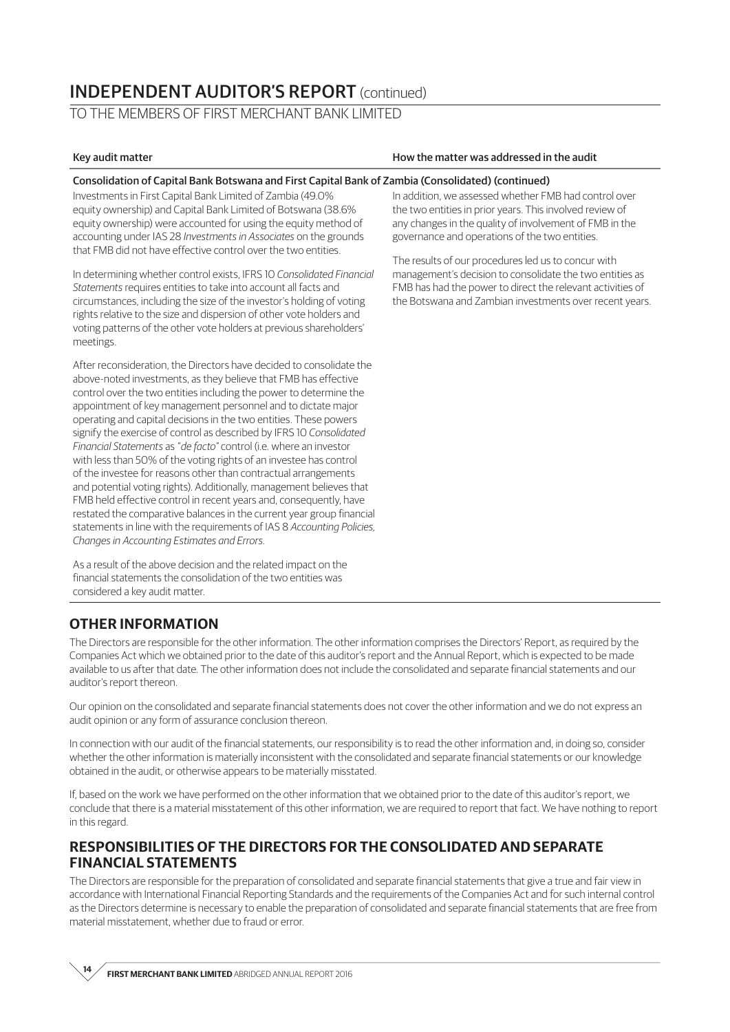# INDEPENDENT AUDITOR'S REPORT (continued)

## TO THE MEMBERS OF FIRST MERCHANT BANK LIMITED

| Key audit matter | How the matter was addressed in the audit |
| --- | --- |
| **Consolidation of Capital Bank Botswana and First Capital Bank of Zambia (Consolidated) (continued)** | |
| Investments in First Capital Bank Limited of Zambia (49.0% equity ownership) and Capital Bank Limited of Botswana (38.6% equity ownership) were accounted for using the equity method of accounting under IAS 28 *Investments in Associates* on the grounds that FMB did not have effective control over the two entities.<br><br>In determining whether control exists, IFRS 10 *Consolidated Financial Statements* requires entities to take into account all facts and circumstances, including the size of the investor's holding of voting rights relative to the size and dispersion of other vote holders and voting patterns of the other vote holders at previous shareholders' meetings.<br><br>After reconsideration, the Directors have decided to consolidate the above-noted investments, as they believe that FMB has effective control over the two entities including the power to determine the appointment of key management personnel and to dictate major operating and capital decisions in the two entities. These powers signify the exercise of control as described by IFRS 10 *Consolidated Financial Statements* as "*de facto*" control (i.e. where an investor with less than 50% of the voting rights of an investee has control of the investee for reasons other than contractual arrangements and potential voting rights). Additionally, management believes that FMB held effective control in recent years and, consequently, have restated the comparative balances in the current year group financial statements in line with the requirements of IAS 8 *Accounting Policies, Changes in Accounting Estimates and Errors*.<br><br>As a result of the above decision and the related impact on the financial statements the consolidation of the two entities was considered a key audit matter. | In addition, we assessed whether FMB had control over the two entities in prior years. This involved review of any changes in the quality of involvement of FMB in the governance and operations of the two entities.<br><br>The results of our procedures led us to concur with management's decision to consolidate the two entities as FMB has had the power to direct the relevant activities of the Botswana and Zambian investments over recent years. |

## OTHER INFORMATION

The Directors are responsible for the other information. The other information comprises the Directors' Report, as required by the Companies Act which we obtained prior to the date of this auditor's report and the Annual Report, which is expected to be made available to us after that date. The other information does not include the consolidated and separate financial statements and our auditor's report thereon.

Our opinion on the consolidated and separate financial statements does not cover the other information and we do not express an audit opinion or any form of assurance conclusion thereon.

In connection with our audit of the financial statements, our responsibility is to read the other information and, in doing so, consider whether the other information is materially inconsistent with the consolidated and separate financial statements or our knowledge obtained in the audit, or otherwise appears to be materially misstated.

If, based on the work we have performed on the other information that we obtained prior to the date of this auditor's report, we conclude that there is a material misstatement of this other information, we are required to report that fact. We have nothing to report in this regard.

## RESPONSIBILITIES OF THE DIRECTORS FOR THE CONSOLIDATED AND SEPARATE FINANCIAL STATEMENTS

The Directors are responsible for the preparation of consolidated and separate financial statements that give a true and fair view in accordance with International Financial Reporting Standards and the requirements of the Companies Act and for such internal control as the Directors determine is necessary to enable the preparation of consolidated and separate financial statements that are free from material misstatement, whether due to fraud or error.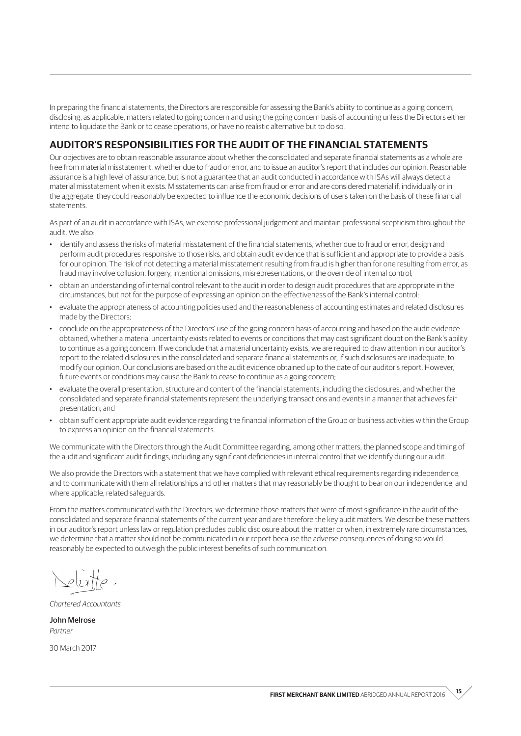In preparing the financial statements, the Directors are responsible for assessing the Bank's ability to continue as a going concern, disclosing, as applicable, matters related to going concern and using the going concern basis of accounting unless the Directors either intend to liquidate the Bank or to cease operations, or have no realistic alternative but to do so.

## AUDITOR'S RESPONSIBILITIES FOR THE AUDIT OF THE FINANCIAL STATEMENTS

Our objectives are to obtain reasonable assurance about whether the consolidated and separate financial statements as a whole are free from material misstatement, whether due to fraud or error, and to issue an auditor's report that includes our opinion. Reasonable assurance is a high level of assurance, but is not a guarantee that an audit conducted in accordance with ISAs will always detect a material misstatement when it exists. Misstatements can arise from fraud or error and are considered material if, individually or in the aggregate, they could reasonably be expected to influence the economic decisions of users taken on the basis of these financial statements.

As part of an audit in accordance with ISAs, we exercise professional judgement and maintain professional scepticism throughout the audit. We also:

- identify and assess the risks of material misstatement of the financial statements, whether due to fraud or error, design and perform audit procedures responsive to those risks, and obtain audit evidence that is sufficient and appropriate to provide a basis for our opinion. The risk of not detecting a material misstatement resulting from fraud is higher than for one resulting from error, as fraud may involve collusion, forgery, intentional omissions, misrepresentations, or the override of internal control;
- obtain an understanding of internal control relevant to the audit in order to design audit procedures that are appropriate in the circumstances, but not for the purpose of expressing an opinion on the effectiveness of the Bank's internal control;
- evaluate the appropriateness of accounting policies used and the reasonableness of accounting estimates and related disclosures made by the Directors;
- conclude on the appropriateness of the Directors' use of the going concern basis of accounting and based on the audit evidence obtained, whether a material uncertainty exists related to events or conditions that may cast significant doubt on the Bank's ability to continue as a going concern. If we conclude that a material uncertainty exists, we are required to draw attention in our auditor's report to the related disclosures in the consolidated and separate financial statements or, if such disclosures are inadequate, to modify our opinion. Our conclusions are based on the audit evidence obtained up to the date of our auditor's report. However, future events or conditions may cause the Bank to cease to continue as a going concern;
- evaluate the overall presentation, structure and content of the financial statements, including the disclosures, and whether the consolidated and separate financial statements represent the underlying transactions and events in a manner that achieves fair presentation; and
- obtain sufficient appropriate audit evidence regarding the financial information of the Group or business activities within the Group to express an opinion on the financial statements.

We communicate with the Directors through the Audit Committee regarding, among other matters, the planned scope and timing of the audit and significant audit findings, including any significant deficiencies in internal control that we identify during our audit.

We also provide the Directors with a statement that we have complied with relevant ethical requirements regarding independence, and to communicate with them all relationships and other matters that may reasonably be thought to bear on our independence, and where applicable, related safeguards.

From the matters communicated with the Directors, we determine those matters that were of most significance in the audit of the consolidated and separate financial statements of the current year and are therefore the key audit matters. We describe these matters in our auditor's report unless law or regulation precludes public disclosure about the matter or when, in extremely rare circumstances, we determine that a matter should not be communicated in our report because the adverse consequences of doing so would reasonably be expected to outweigh the public interest benefits of such communication.

Deloitte.

*Chartered Accountants*

**John Melrose**
*Partner*

30 March 2017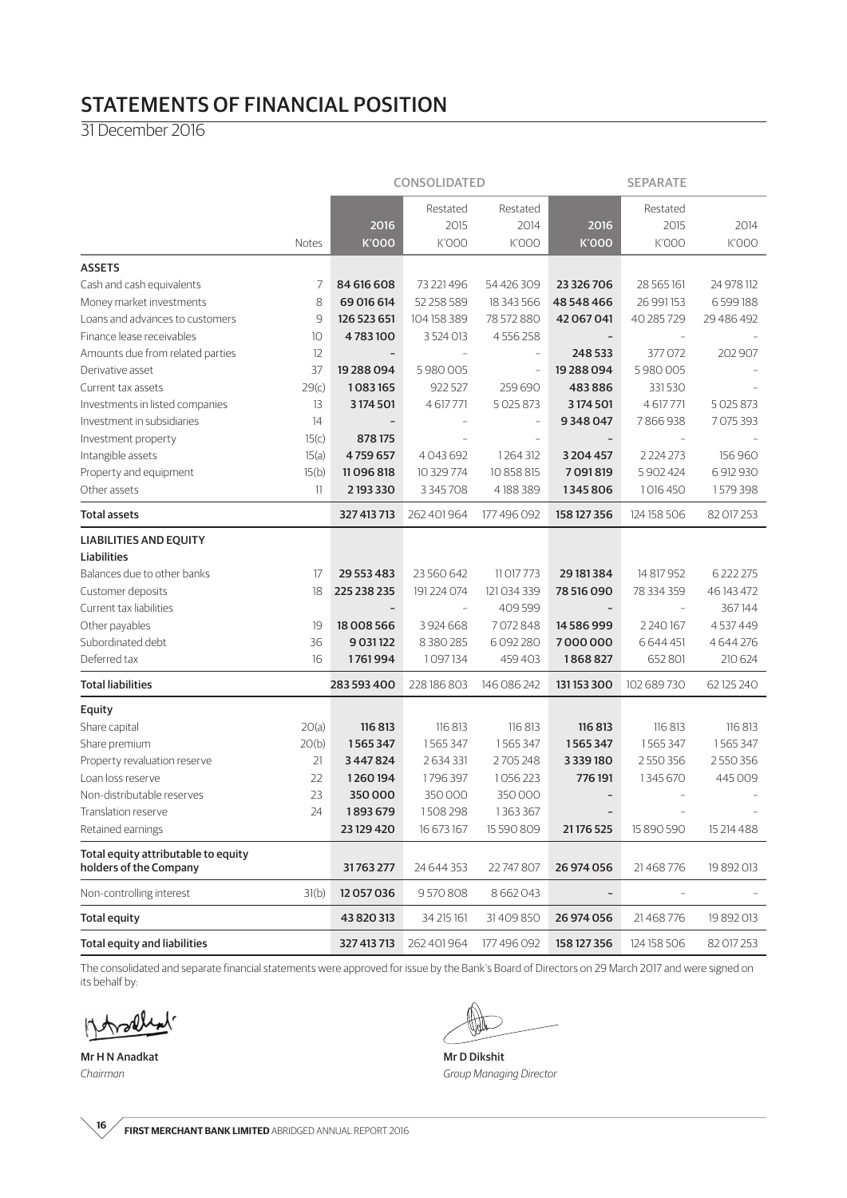# STATEMENTS OF FINANCIAL POSITION

31 December 2016

| | | CONSOLIDATED | | | SEPARATE | | |
|---|---|---|---|---|---|---|---|
| | | | Restated | Restated | | Restated | |
| | | 2016 | 2015 | 2014 | 2016 | 2015 | 2014 |
| | Notes | K'000 | K'000 | K'000 | K'000 | K'000 | K'000 |
| **ASSETS** | | | | | | | |
| Cash and cash equivalents | 7 | **84 616 608** | 73 221 496 | 54 426 309 | **23 326 706** | 28 565 161 | 24 978 112 |
| Money market investments | 8 | **69 016 614** | 52 258 589 | 18 343 566 | **48 548 466** | 26 991 153 | 6 599 188 |
| Loans and advances to customers | 9 | **126 523 651** | 104 158 389 | 78 572 880 | **42 067 041** | 40 285 729 | 29 486 492 |
| Finance lease receivables | 10 | **4 783 100** | 3 524 013 | 4 556 258 | **–** | – | – |
| Amounts due from related parties | 12 | **–** | – | – | **248 533** | 377 072 | 202 907 |
| Derivative asset | 37 | **19 288 094** | 5 980 005 | – | **19 288 094** | 5 980 005 | – |
| Current tax assets | 29(c) | **1 083 165** | 922 527 | 259 690 | **483 886** | 331 530 | – |
| Investments in listed companies | 13 | **3 174 501** | 4 617 771 | 5 025 873 | **3 174 501** | 4 617 771 | 5 025 873 |
| Investment in subsidiaries | 14 | **–** | – | – | **9 348 047** | 7 866 938 | 7 075 393 |
| Investment property | 15(c) | **878 175** | – | – | **–** | – | – |
| Intangible assets | 15(a) | **4 759 657** | 4 043 692 | 1 264 312 | **3 204 457** | 2 224 273 | 156 960 |
| Property and equipment | 15(b) | **11 096 818** | 10 329 774 | 10 858 815 | **7 091 819** | 5 902 424 | 6 912 930 |
| Other assets | 11 | **2 193 330** | 3 345 708 | 4 188 389 | **1 345 806** | 1 016 450 | 1 579 398 |
| **Total assets** | | **327 413 713** | 262 401 964 | 177 496 092 | **158 127 356** | 124 158 506 | 82 017 253 |
| **LIABILITIES AND EQUITY** | | | | | | | |
| **Liabilities** | | | | | | | |
| Balances due to other banks | 17 | **29 553 483** | 23 560 642 | 11 017 773 | **29 181 384** | 14 817 952 | 6 222 275 |
| Customer deposits | 18 | **225 238 235** | 191 224 074 | 121 034 339 | **78 516 090** | 78 334 359 | 46 143 472 |
| Current tax liabilities | | **–** | – | 409 599 | **–** | – | 367 144 |
| Other payables | 19 | **18 008 566** | 3 924 668 | 7 072 848 | **14 586 999** | 2 240 167 | 4 537 449 |
| Subordinated debt | 36 | **9 031 122** | 8 380 285 | 6 092 280 | **7 000 000** | 6 644 451 | 4 644 276 |
| Deferred tax | 16 | **1 761 994** | 1 097 134 | 459 403 | **1 868 827** | 652 801 | 210 624 |
| **Total liabilities** | | **283 593 400** | 228 186 803 | 146 086 242 | **131 153 300** | 102 689 730 | 62 125 240 |
| **Equity** | | | | | | | |
| Share capital | 20(a) | **116 813** | 116 813 | 116 813 | **116 813** | 116 813 | 116 813 |
| Share premium | 20(b) | **1 565 347** | 1 565 347 | 1 565 347 | **1 565 347** | 1 565 347 | 1 565 347 |
| Property revaluation reserve | 21 | **3 447 824** | 2 634 331 | 2 705 248 | **3 339 180** | 2 550 356 | 2 550 356 |
| Loan loss reserve | 22 | **1 260 194** | 1 796 397 | 1 056 223 | **776 191** | 1 345 670 | 445 009 |
| Non-distributable reserves | 23 | **350 000** | 350 000 | 350 000 | **–** | – | – |
| Translation reserve | 24 | **1 893 679** | 1 508 298 | 1 363 367 | **–** | – | – |
| Retained earnings | | **23 129 420** | 16 673 167 | 15 590 809 | **21 176 525** | 15 890 590 | 15 214 488 |
| **Total equity attributable to equity holders of the Company** | | **31 763 277** | 24 644 353 | 22 747 807 | **26 974 056** | 21 468 776 | 19 892 013 |
| Non-controlling interest | 31(b) | **12 057 036** | 9 570 808 | 8 662 043 | **–** | – | – |
| **Total equity** | | **43 820 313** | 34 215 161 | 31 409 850 | **26 974 056** | 21 468 776 | 19 892 013 |
| **Total equity and liabilities** | | **327 413 713** | 262 401 964 | 177 496 092 | **158 127 356** | 124 158 506 | 82 017 253 |

The consolidated and separate financial statements were approved for issue by the Bank's Board of Directors on 29 March 2017 and were signed on its behalf by:

**Mr H N Anadkat**
*Chairman*

**Mr D Dikshit**
*Group Managing Director*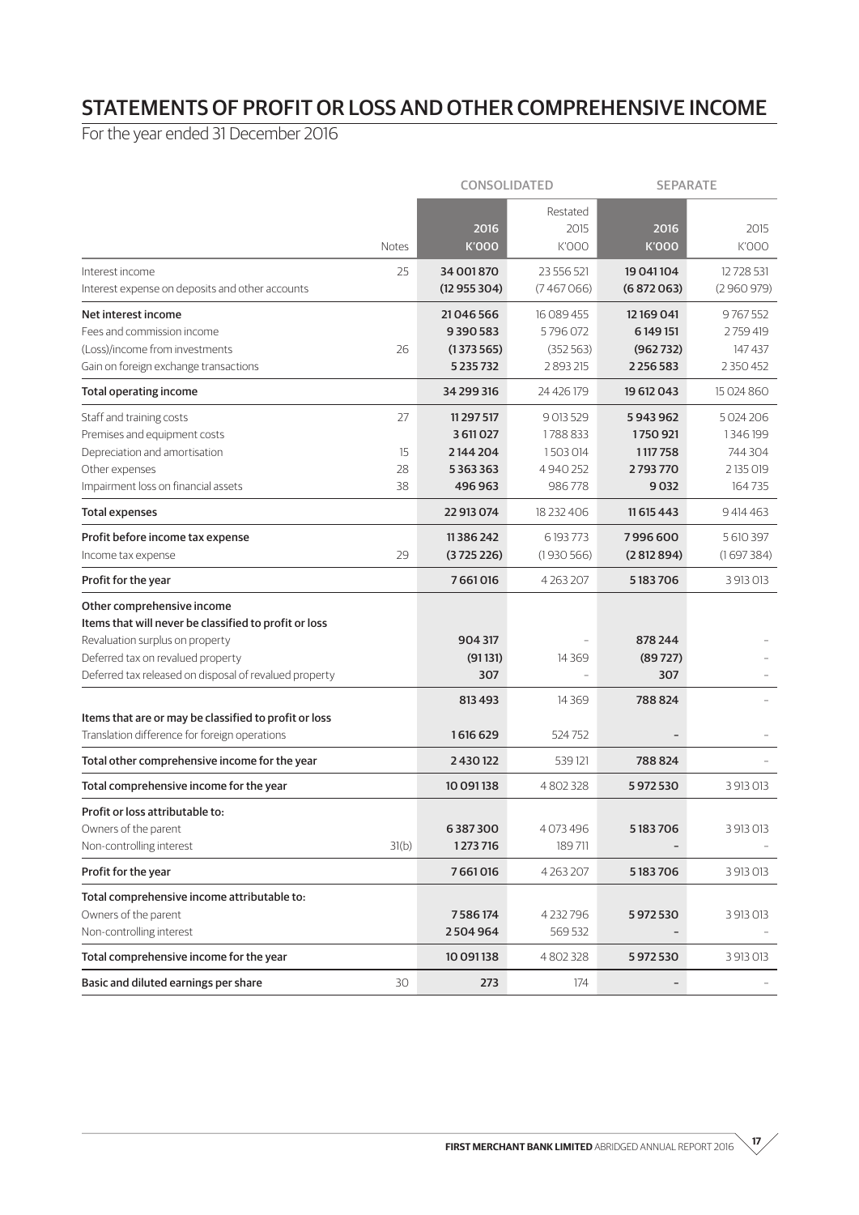# STATEMENTS OF PROFIT OR LOSS AND OTHER COMPREHENSIVE INCOME

For the year ended 31 December 2016

| | Notes | CONSOLIDATED 2016 K'000 | CONSOLIDATED Restated 2015 K'000 | SEPARATE 2016 K'000 | SEPARATE 2015 K'000 |
|---|---|---|---|---|---|
| Interest income | 25 | **34 001 870** | 23 556 521 | **19 041 104** | 12 728 531 |
| Interest expense on deposits and other accounts | | **(12 955 304)** | (7 467 066) | **(6 872 063)** | (2 960 979) |
| **Net interest income** | | **21 046 566** | 16 089 455 | **12 169 041** | 9 767 552 |
| Fees and commission income | | **9 390 583** | 5 796 072 | **6 149 151** | 2 759 419 |
| (Loss)/income from investments | 26 | **(1 373 565)** | (352 563) | **(962 732)** | 147 437 |
| Gain on foreign exchange transactions | | **5 235 732** | 2 893 215 | **2 256 583** | 2 350 452 |
| **Total operating income** | | **34 299 316** | 24 426 179 | **19 612 043** | 15 024 860 |
| Staff and training costs | 27 | **11 297 517** | 9 013 529 | **5 943 962** | 5 024 206 |
| Premises and equipment costs | | **3 611 027** | 1 788 833 | **1 750 921** | 1 346 199 |
| Depreciation and amortisation | 15 | **2 144 204** | 1 503 014 | **1 117 758** | 744 304 |
| Other expenses | 28 | **5 363 363** | 4 940 252 | **2 793 770** | 2 135 019 |
| Impairment loss on financial assets | 38 | **496 963** | 986 778 | **9 032** | 164 735 |
| **Total expenses** | | **22 913 074** | 18 232 406 | **11 615 443** | 9 414 463 |
| **Profit before income tax expense** | | **11 386 242** | 6 193 773 | **7 996 600** | 5 610 397 |
| Income tax expense | 29 | **(3 725 226)** | (1 930 566) | **(2 812 894)** | (1 697 384) |
| **Profit for the year** | | **7 661 016** | 4 263 207 | **5 183 706** | 3 913 013 |
| **Other comprehensive income** | | | | | |
| **Items that will never be classified to profit or loss** | | | | | |
| Revaluation surplus on property | | **904 317** | – | **878 244** | – |
| Deferred tax on revalued property | | **(91 131)** | 14 369 | **(89 727)** | – |
| Deferred tax released on disposal of revalued property | | **307** | – | **307** | – |
| | | **813 493** | 14 369 | **788 824** | – |
| **Items that are or may be classified to profit or loss** | | | | | |
| Translation difference for foreign operations | | **1 616 629** | 524 752 | **–** | – |
| **Total other comprehensive income for the year** | | **2 430 122** | 539 121 | **788 824** | – |
| **Total comprehensive income for the year** | | **10 091 138** | 4 802 328 | **5 972 530** | 3 913 013 |
| **Profit or loss attributable to:** | | | | | |
| Owners of the parent | | **6 387 300** | 4 073 496 | **5 183 706** | 3 913 013 |
| Non-controlling interest | 31(b) | **1 273 716** | 189 711 | **–** | – |
| **Profit for the year** | | **7 661 016** | 4 263 207 | **5 183 706** | 3 913 013 |
| **Total comprehensive income attributable to:** | | | | | |
| Owners of the parent | | **7 586 174** | 4 232 796 | **5 972 530** | 3 913 013 |
| Non-controlling interest | | **2 504 964** | 569 532 | **–** | – |
| **Total comprehensive income for the year** | | **10 091 138** | 4 802 328 | **5 972 530** | 3 913 013 |
| **Basic and diluted earnings per share** | 30 | **273** | 174 | **–** | – |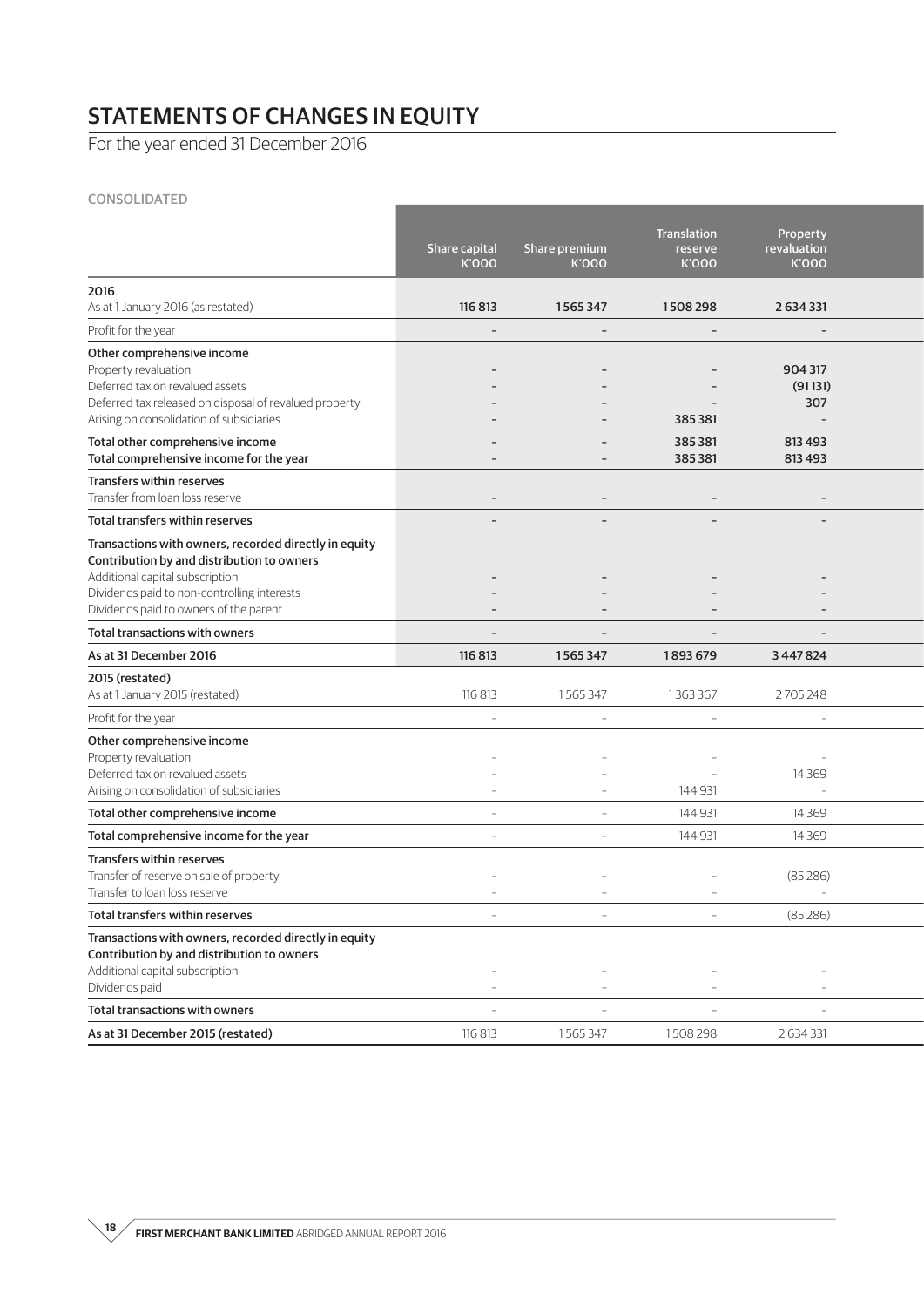# STATEMENTS OF CHANGES IN EQUITY

For the year ended 31 December 2016

CONSOLIDATED

| | Share capital K'000 | Share premium K'000 | Translation reserve K'000 | Property revaluation K'000 |
|---|---|---|---|---|
| **2016** | | | | |
| As at 1 January 2016 (as restated) | **116 813** | **1 565 347** | **1 508 298** | **2 634 331** |
| Profit for the year | – | – | – | – |
| **Other comprehensive income** | | | | |
| Property revaluation | – | – | – | 904 317 |
| Deferred tax on revalued assets | – | – | – | (91 131) |
| Deferred tax released on disposal of revalued property | – | – | – | 307 |
| Arising on consolidation of subsidiaries | – | – | 385 381 | – |
| **Total other comprehensive income** | – | – | 385 381 | 813 493 |
| **Total comprehensive income for the year** | – | – | 385 381 | 813 493 |
| **Transfers within reserves** | | | | |
| Transfer from loan loss reserve | – | – | – | – |
| **Total transfers within reserves** | – | – | – | – |
| **Transactions with owners, recorded directly in equity** | | | | |
| **Contribution by and distribution to owners** | | | | |
| Additional capital subscription | – | – | – | – |
| Dividends paid to non-controlling interests | – | – | – | – |
| Dividends paid to owners of the parent | – | – | – | – |
| **Total transactions with owners** | – | – | – | – |
| **As at 31 December 2016** | **116 813** | **1 565 347** | **1 893 679** | **3 447 824** |
| **2015 (restated)** | | | | |
| As at 1 January 2015 (restated) | 116 813 | 1 565 347 | 1 363 367 | 2 705 248 |
| Profit for the year | – | – | – | – |
| **Other comprehensive income** | | | | |
| Property revaluation | – | – | – | – |
| Deferred tax on revalued assets | – | – | – | 14 369 |
| Arising on consolidation of subsidiaries | – | – | 144 931 | – |
| **Total other comprehensive income** | – | – | 144 931 | 14 369 |
| **Total comprehensive income for the year** | – | – | 144 931 | 14 369 |
| **Transfers within reserves** | | | | |
| Transfer of reserve on sale of property | – | – | – | (85 286) |
| Transfer to loan loss reserve | – | – | – | – |
| **Total transfers within reserves** | – | – | – | (85 286) |
| **Transactions with owners, recorded directly in equity** | | | | |
| **Contribution by and distribution to owners** | | | | |
| Additional capital subscription | – | – | – | – |
| Dividends paid | – | – | – | – |
| **Total transactions with owners** | – | – | – | – |
| **As at 31 December 2015 (restated)** | 116 813 | 1 565 347 | 1 508 298 | 2 634 331 |

**FIRST MERCHANT BANK LIMITED** ABRIDGED ANNUAL REPORT 2016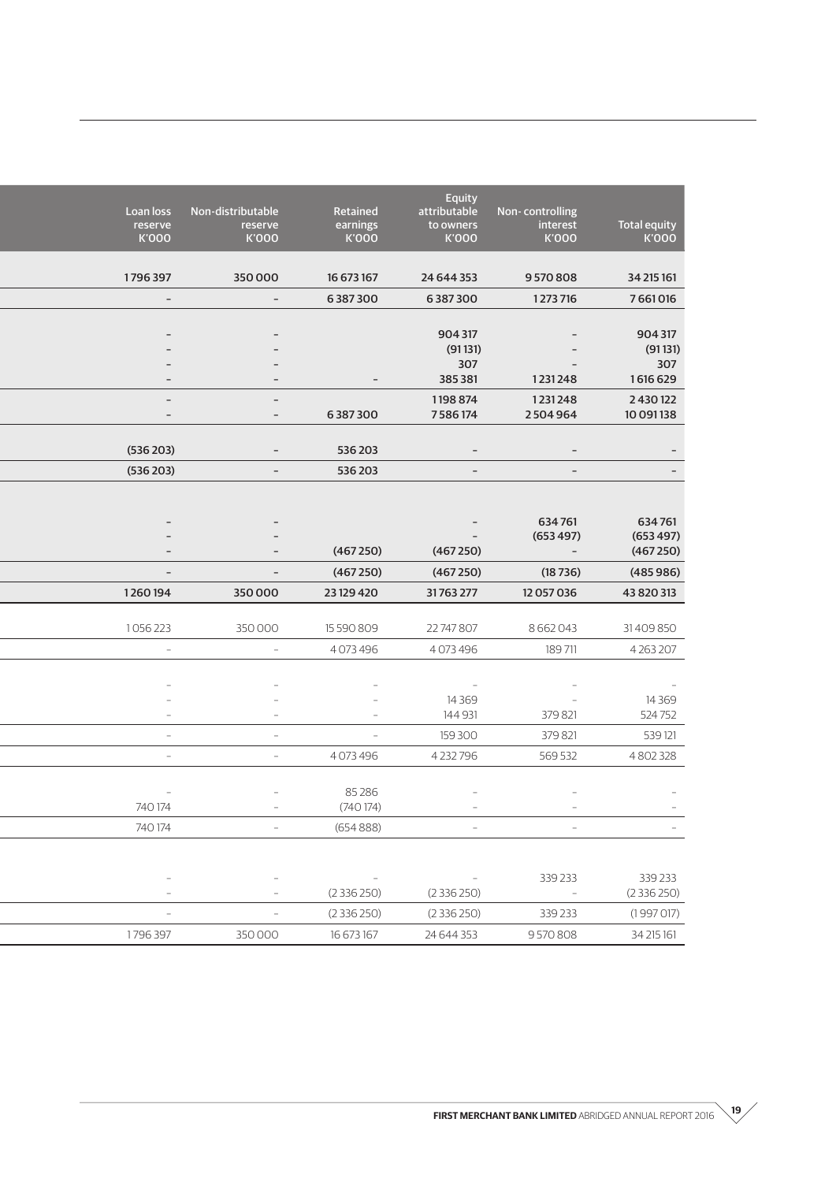| Loan loss reserve K'000 | Non-distributable reserve K'000 | Retained earnings K'000 | Equity attributable to owners K'000 | Non- controlling interest K'000 | Total equity K'000 |
|---|---|---|---|---|---|
| **1 796 397** | **350 000** | **16 673 167** | **24 644 353** | **9 570 808** | **34 215 161** |
| **–** | **–** | **6 387 300** | **6 387 300** | **1 273 716** | **7 661 016** |
| **–** | **–** | | **904 317** | **–** | **904 317** |
| **–** | **–** | | **(91 131)** | **–** | **(91 131)** |
| **–** | **–** | | **307** | **–** | **307** |
| **–** | **–** | **–** | **385 381** | **1 231 248** | **1 616 629** |
| **–** | **–** | | **1 198 874** | **1 231 248** | **2 430 122** |
| **–** | **–** | **6 387 300** | **7 586 174** | **2 504 964** | **10 091 138** |
| **(536 203)** | **–** | **536 203** | **–** | **–** | **–** |
| **(536 203)** | **–** | **536 203** | **–** | **–** | **–** |
| **–** | **–** | | **–** | **634 761** | **634 761** |
| **–** | **–** | | **–** | **(653 497)** | **(653 497)** |
| **–** | **–** | **(467 250)** | **(467 250)** | **–** | **(467 250)** |
| **–** | **–** | **(467 250)** | **(467 250)** | **(18 736)** | **(485 986)** |
| **1 260 194** | **350 000** | **23 129 420** | **31 763 277** | **12 057 036** | **43 820 313** |
| 1 056 223 | 350 000 | 15 590 809 | 22 747 807 | 8 662 043 | 31 409 850 |
| – | – | 4 073 496 | 4 073 496 | 189 711 | 4 263 207 |
| – | – | – | – | – | – |
| – | – | – | 14 369 | – | 14 369 |
| – | – | – | 144 931 | 379 821 | 524 752 |
| – | – | – | 159 300 | 379 821 | 539 121 |
| – | – | 4 073 496 | 4 232 796 | 569 532 | 4 802 328 |
| – | – | 85 286 | – | – | – |
| 740 174 | – | (740 174) | – | – | – |
| 740 174 | – | (654 888) | – | – | – |
| – | – | – | – | 339 233 | 339 233 |
| – | – | (2 336 250) | (2 336 250) | – | (2 336 250) |
| – | – | (2 336 250) | (2 336 250) | 339 233 | (1 997 017) |
| 1 796 397 | 350 000 | 16 673 167 | 24 644 353 | 9 570 808 | 34 215 161 |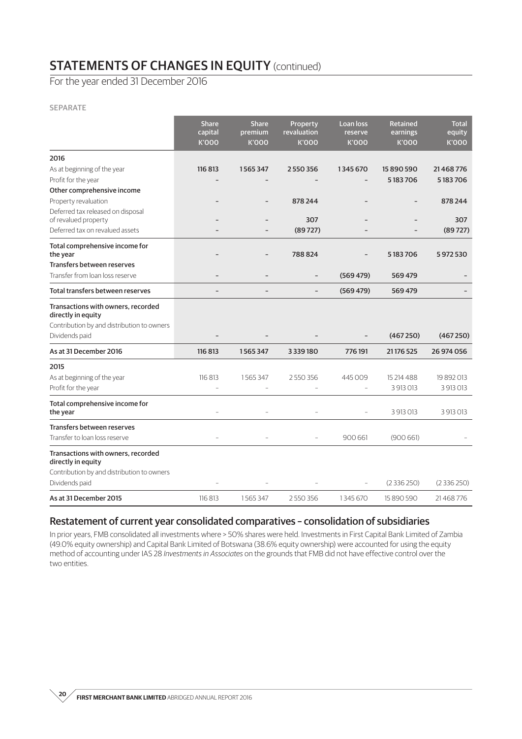# STATEMENTS OF CHANGES IN EQUITY (continued)

For the year ended 31 December 2016

SEPARATE

| | Share capital K'000 | Share premium K'000 | Property revaluation K'000 | Loan loss reserve K'000 | Retained earnings K'000 | Total equity K'000 |
|---|---|---|---|---|---|---|
| **2016** | | | | | | |
| As at beginning of the year | **116 813** | **1 565 347** | **2 550 356** | **1 345 670** | **15 890 590** | **21 468 776** |
| Profit for the year | **–** | **–** | **–** | **–** | **5 183 706** | **5 183 706** |
| **Other comprehensive income** | | | | | | |
| Property revaluation | **–** | **–** | **878 244** | **–** | **–** | **878 244** |
| Deferred tax released on disposal of revalued property | **–** | **–** | **307** | **–** | **–** | **307** |
| Deferred tax on revalued assets | **–** | **–** | **(89 727)** | **–** | **–** | **(89 727)** |
| **Total comprehensive income for the year** | **–** | **–** | **788 824** | **–** | **5 183 706** | **5 972 530** |
| **Transfers between reserves** | | | | | | |
| Transfer from loan loss reserve | **–** | **–** | **–** | **(569 479)** | **569 479** | **–** |
| **Total transfers between reserves** | **–** | **–** | **–** | **(569 479)** | **569 479** | **–** |
| **Transactions with owners, recorded directly in equity** | | | | | | |
| Contribution by and distribution to owners | | | | | | |
| Dividends paid | **–** | **–** | **–** | **–** | **(467 250)** | **(467 250)** |
| **As at 31 December 2016** | **116 813** | **1 565 347** | **3 339 180** | **776 191** | **21 176 525** | **26 974 056** |
| **2015** | | | | | | |
| As at beginning of the year | 116 813 | 1 565 347 | 2 550 356 | 445 009 | 15 214 488 | 19 892 013 |
| Profit for the year | – | – | – | – | 3 913 013 | 3 913 013 |
| **Total comprehensive income for the year** | – | – | – | – | 3 913 013 | 3 913 013 |
| **Transfers between reserves** | | | | | | |
| Transfer to loan loss reserve | – | – | – | 900 661 | (900 661) | – |
| **Transactions with owners, recorded directly in equity** | | | | | | |
| Contribution by and distribution to owners | | | | | | |
| Dividends paid | – | – | – | – | (2 336 250) | (2 336 250) |
| **As at 31 December 2015** | 116 813 | 1 565 347 | 2 550 356 | 1 345 670 | 15 890 590 | 21 468 776 |

## Restatement of current year consolidated comparatives – consolidation of subsidiaries

In prior years, FMB consolidated all investments where > 50% shares were held. Investments in First Capital Bank Limited of Zambia (49.0% equity ownership) and Capital Bank Limited of Botswana (38.6% equity ownership) were accounted for using the equity method of accounting under IAS 28 *Investments in Associates* on the grounds that FMB did not have effective control over the two entities.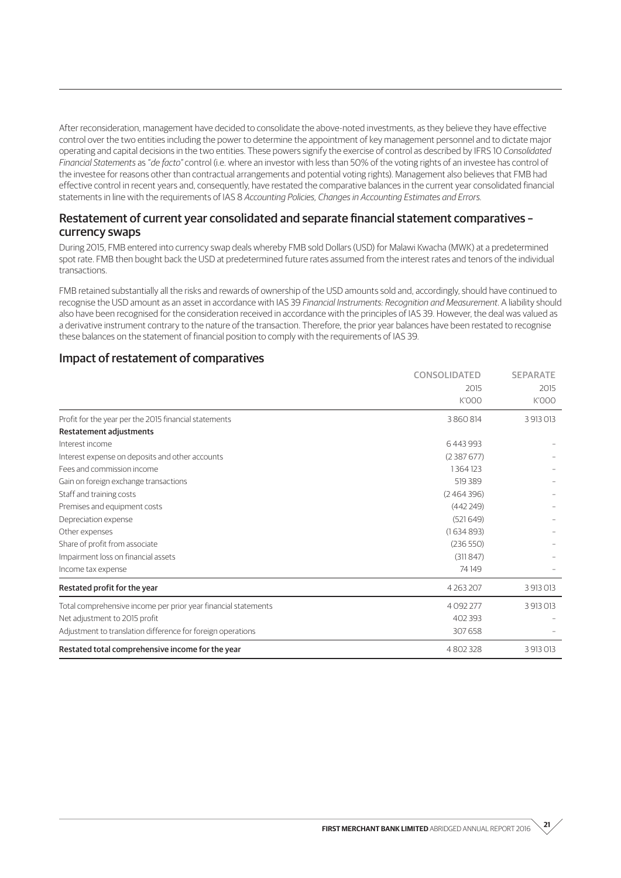After reconsideration, management have decided to consolidate the above-noted investments, as they believe they have effective control over the two entities including the power to determine the appointment of key management personnel and to dictate major operating and capital decisions in the two entities. These powers signify the exercise of control as described by IFRS 10 *Consolidated Financial Statements* as "*de facto*" control (i.e. where an investor with less than 50% of the voting rights of an investee has control of the investee for reasons other than contractual arrangements and potential voting rights). Management also believes that FMB had effective control in recent years and, consequently, have restated the comparative balances in the current year consolidated financial statements in line with the requirements of IAS 8 *Accounting Policies, Changes in Accounting Estimates and Errors.*

## Restatement of current year consolidated and separate financial statement comparatives – currency swaps

During 2015, FMB entered into currency swap deals whereby FMB sold Dollars (USD) for Malawi Kwacha (MWK) at a predetermined spot rate. FMB then bought back the USD at predetermined future rates assumed from the interest rates and tenors of the individual transactions.

FMB retained substantially all the risks and rewards of ownership of the USD amounts sold and, accordingly, should have continued to recognise the USD amount as an asset in accordance with IAS 39 *Financial Instruments: Recognition and Measurement*. A liability should also have been recognised for the consideration received in accordance with the principles of IAS 39. However, the deal was valued as a derivative instrument contrary to the nature of the transaction. Therefore, the prior year balances have been restated to recognise these balances on the statement of financial position to comply with the requirements of IAS 39.

## Impact of restatement of comparatives

| | CONSOLIDATED | SEPARATE |
|---|---|---|
| | 2015 | 2015 |
| | K'000 | K'000 |
| Profit for the year per the 2015 financial statements | 3 860 814 | 3 913 013 |
| **Restatement adjustments** | | |
| Interest income | 6 443 993 | – |
| Interest expense on deposits and other accounts | (2 387 677) | – |
| Fees and commission income | 1 364 123 | – |
| Gain on foreign exchange transactions | 519 389 | – |
| Staff and training costs | (2 464 396) | – |
| Premises and equipment costs | (442 249) | – |
| Depreciation expense | (521 649) | – |
| Other expenses | (1 634 893) | – |
| Share of profit from associate | (236 550) | – |
| Impairment loss on financial assets | (311 847) | – |
| Income tax expense | 74 149 | – |
| **Restated profit for the year** | 4 263 207 | 3 913 013 |
| Total comprehensive income per prior year financial statements | 4 092 277 | 3 913 013 |
| Net adjustment to 2015 profit | 402 393 | – |
| Adjustment to translation difference for foreign operations | 307 658 | – |
| **Restated total comprehensive income for the year** | 4 802 328 | 3 913 013 |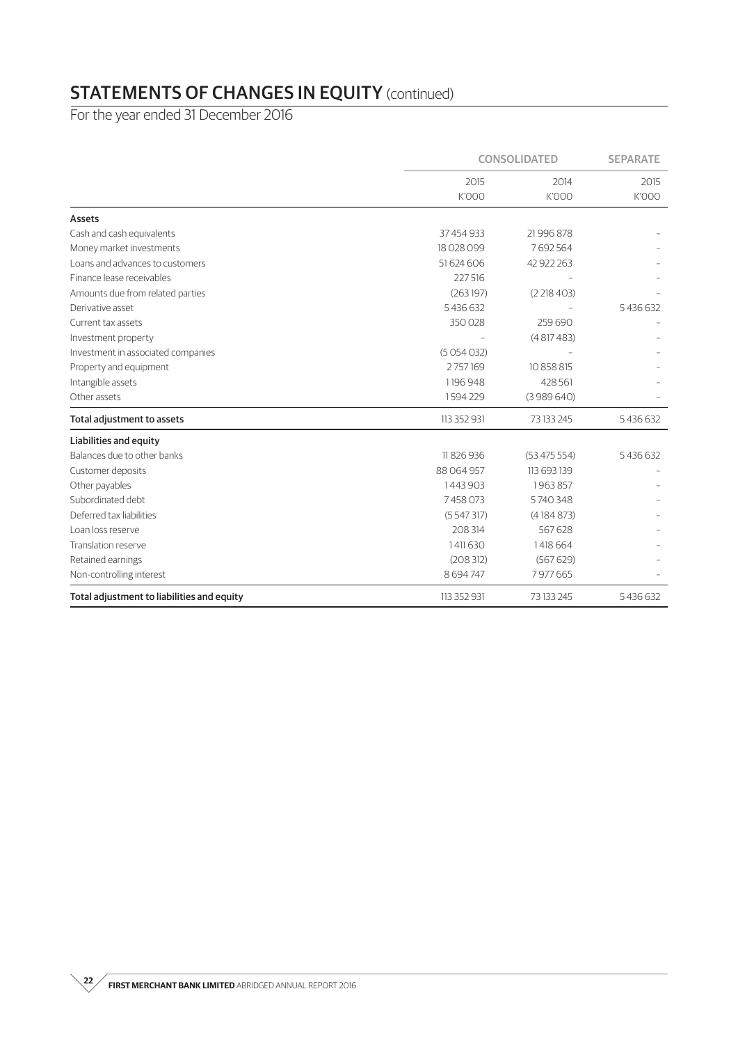# STATEMENTS OF CHANGES IN EQUITY (continued)

For the year ended 31 December 2016

| | CONSOLIDATED | | SEPARATE |
|---|---|---|---|
| | 2015 K'000 | 2014 K'000 | 2015 K'000 |
| **Assets** | | | |
| Cash and cash equivalents | 37 454 933 | 21 996 878 | – |
| Money market investments | 18 028 099 | 7 692 564 | – |
| Loans and advances to customers | 51 624 606 | 42 922 263 | – |
| Finance lease receivables | 227 516 | – | – |
| Amounts due from related parties | (263 197) | (2 218 403) | – |
| Derivative asset | 5 436 632 | – | 5 436 632 |
| Current tax assets | 350 028 | 259 690 | – |
| Investment property | – | (4 817 483) | – |
| Investment in associated companies | (5 054 032) | – | – |
| Property and equipment | 2 757 169 | 10 858 815 | – |
| Intangible assets | 1 196 948 | 428 561 | – |
| Other assets | 1 594 229 | (3 989 640) | – |
| **Total adjustment to assets** | 113 352 931 | 73 133 245 | 5 436 632 |
| **Liabilities and equity** | | | |
| Balances due to other banks | 11 826 936 | (53 475 554) | 5 436 632 |
| Customer deposits | 88 064 957 | 113 693 139 | – |
| Other payables | 1 443 903 | 1 963 857 | – |
| Subordinated debt | 7 458 073 | 5 740 348 | – |
| Deferred tax liabilities | (5 547 317) | (4 184 873) | – |
| Loan loss reserve | 208 314 | 567 628 | – |
| Translation reserve | 1 411 630 | 1 418 664 | – |
| Retained earnings | (208 312) | (567 629) | – |
| Non-controlling interest | 8 694 747 | 7 977 665 | – |
| **Total adjustment to liabilities and equity** | 113 352 931 | 73 133 245 | 5 436 632 |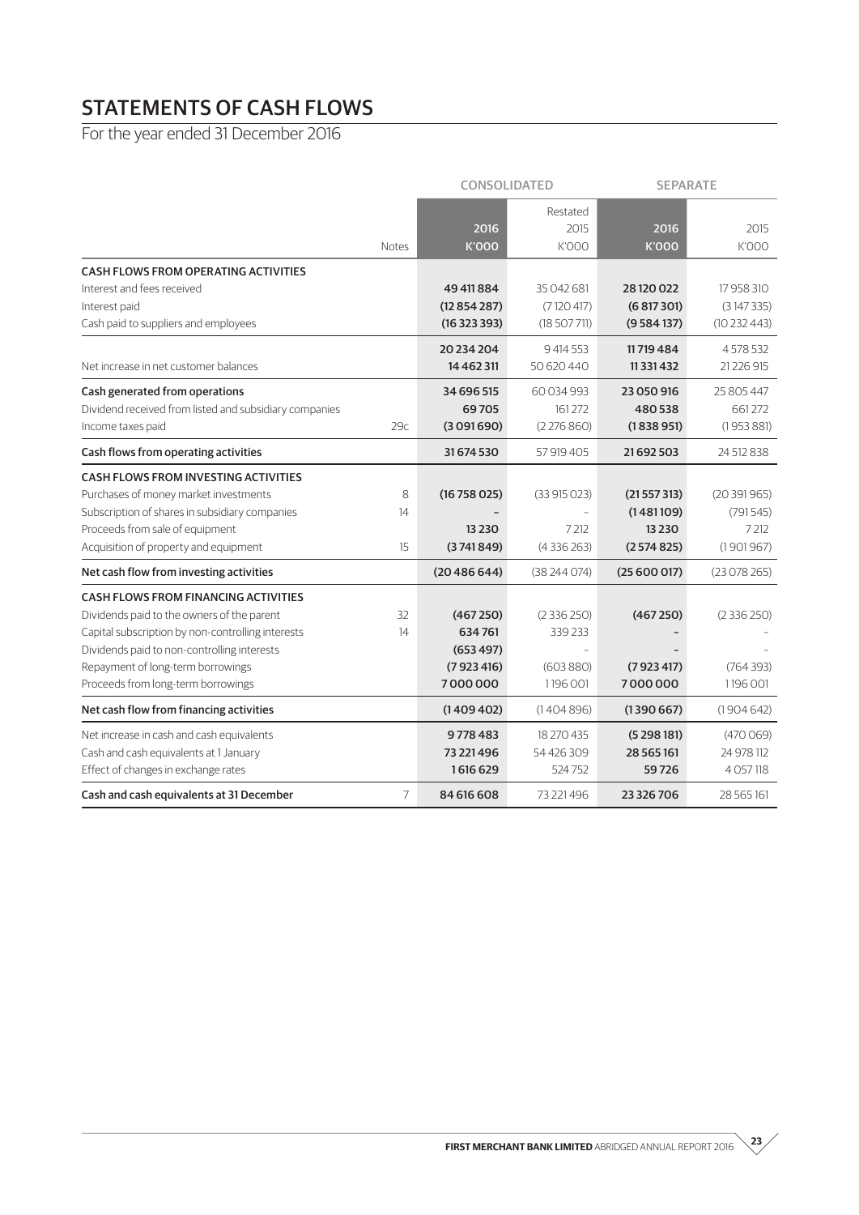# STATEMENTS OF CASH FLOWS

For the year ended 31 December 2016

| | Notes | CONSOLIDATED | | SEPARATE | |
|---|---|---|---|---|---|
| | | 2016 | Restated 2015 | 2016 | 2015 |
| | | K'000 | K'000 | K'000 | K'000 |
| **CASH FLOWS FROM OPERATING ACTIVITIES** | | | | | |
| Interest and fees received | | **49 411 884** | 35 042 681 | **28 120 022** | 17 958 310 |
| Interest paid | | **(12 854 287)** | (7 120 417) | **(6 817 301)** | (3 147 335) |
| Cash paid to suppliers and employees | | **(16 323 393)** | (18 507 711) | **(9 584 137)** | (10 232 443) |
| | | **20 234 204** | 9 414 553 | **11 719 484** | 4 578 532 |
| Net increase in net customer balances | | **14 462 311** | 50 620 440 | **11 331 432** | 21 226 915 |
| Cash generated from operations | | **34 696 515** | 60 034 993 | **23 050 916** | 25 805 447 |
| Dividend received from listed and subsidiary companies | | **69 705** | 161 272 | **480 538** | 661 272 |
| Income taxes paid | 29c | **(3 091 690)** | (2 276 860) | **(1 838 951)** | (1 953 881) |
| **Cash flows from operating activities** | | **31 674 530** | 57 919 405 | **21 692 503** | 24 512 838 |
| **CASH FLOWS FROM INVESTING ACTIVITIES** | | | | | |
| Purchases of money market investments | 8 | **(16 758 025)** | (33 915 023) | **(21 557 313)** | (20 391 965) |
| Subscription of shares in subsidiary companies | 14 | **-** | - | **(1 481 109)** | (791 545) |
| Proceeds from sale of equipment | | **13 230** | 7 212 | **13 230** | 7 212 |
| Acquisition of property and equipment | 15 | **(3 741 849)** | (4 336 263) | **(2 574 825)** | (1 901 967) |
| **Net cash flow from investing activities** | | **(20 486 644)** | (38 244 074) | **(25 600 017)** | (23 078 265) |
| **CASH FLOWS FROM FINANCING ACTIVITIES** | | | | | |
| Dividends paid to the owners of the parent | 32 | **(467 250)** | (2 336 250) | **(467 250)** | (2 336 250) |
| Capital subscription by non-controlling interests | 14 | **634 761** | 339 233 | **-** | - |
| Dividends paid to non-controlling interests | | **(653 497)** | - | **-** | - |
| Repayment of long-term borrowings | | **(7 923 416)** | (603 880) | **(7 923 417)** | (764 393) |
| Proceeds from long-term borrowings | | **7 000 000** | 1 196 001 | **7 000 000** | 1 196 001 |
| **Net cash flow from financing activities** | | **(1 409 402)** | (1 404 896) | **(1 390 667)** | (1 904 642) |
| Net increase in cash and cash equivalents | | **9 778 483** | 18 270 435 | **(5 298 181)** | (470 069) |
| Cash and cash equivalents at 1 January | | **73 221 496** | 54 426 309 | **28 565 161** | 24 978 112 |
| Effect of changes in exchange rates | | **1 616 629** | 524 752 | **59 726** | 4 057 118 |
| **Cash and cash equivalents at 31 December** | 7 | **84 616 608** | 73 221 496 | **23 326 706** | 28 565 161 |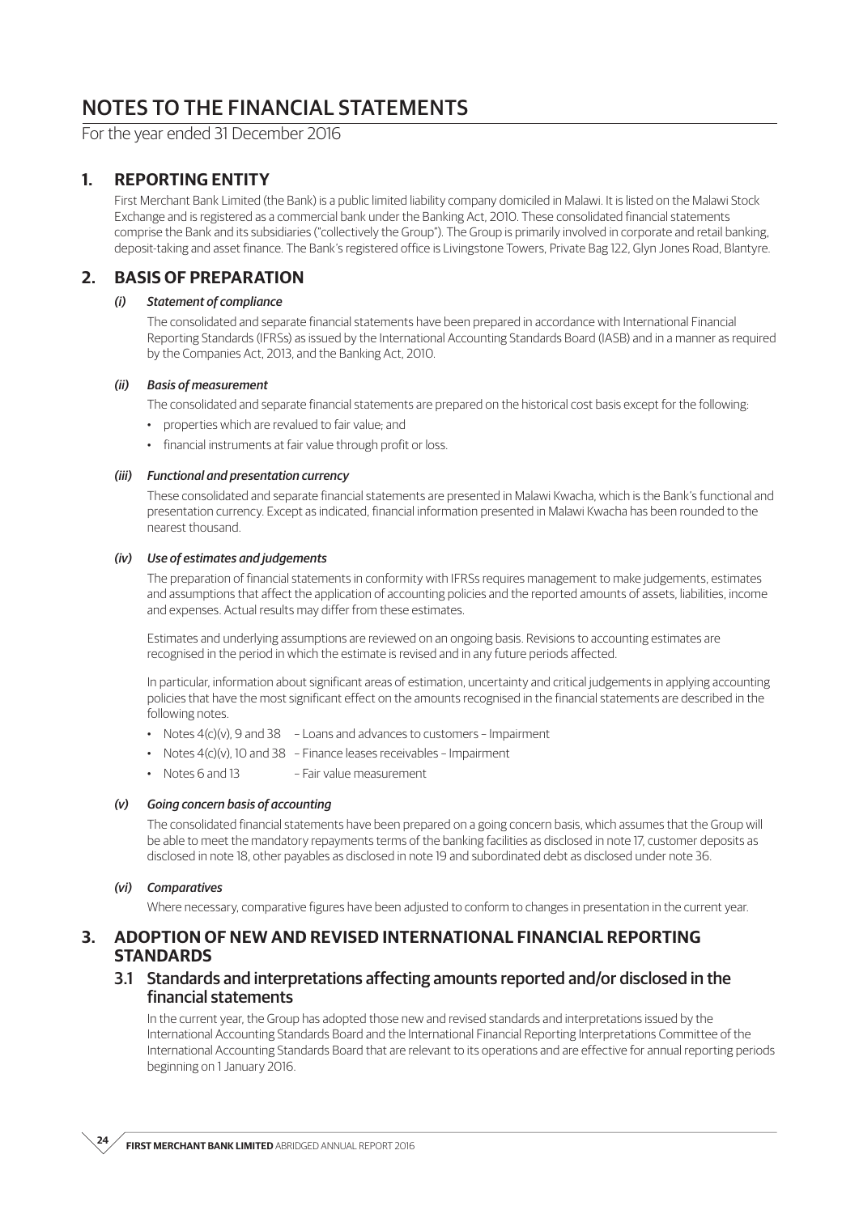# NOTES TO THE FINANCIAL STATEMENTS

For the year ended 31 December 2016

## 1. REPORTING ENTITY

First Merchant Bank Limited (the Bank) is a public limited liability company domiciled in Malawi. It is listed on the Malawi Stock Exchange and is registered as a commercial bank under the Banking Act, 2010. These consolidated financial statements comprise the Bank and its subsidiaries ("collectively the Group"). The Group is primarily involved in corporate and retail banking, deposit-taking and asset finance. The Bank's registered office is Livingstone Towers, Private Bag 122, Glyn Jones Road, Blantyre.

## 2. BASIS OF PREPARATION

### *(i) Statement of compliance*

The consolidated and separate financial statements have been prepared in accordance with International Financial Reporting Standards (IFRSs) as issued by the International Accounting Standards Board (IASB) and in a manner as required by the Companies Act, 2013, and the Banking Act, 2010.

### *(ii) Basis of measurement*

The consolidated and separate financial statements are prepared on the historical cost basis except for the following:

- properties which are revalued to fair value; and
- financial instruments at fair value through profit or loss.

### *(iii) Functional and presentation currency*

These consolidated and separate financial statements are presented in Malawi Kwacha, which is the Bank's functional and presentation currency. Except as indicated, financial information presented in Malawi Kwacha has been rounded to the nearest thousand.

### *(iv) Use of estimates and judgements*

The preparation of financial statements in conformity with IFRSs requires management to make judgements, estimates and assumptions that affect the application of accounting policies and the reported amounts of assets, liabilities, income and expenses. Actual results may differ from these estimates.

Estimates and underlying assumptions are reviewed on an ongoing basis. Revisions to accounting estimates are recognised in the period in which the estimate is revised and in any future periods affected.

In particular, information about significant areas of estimation, uncertainty and critical judgements in applying accounting policies that have the most significant effect on the amounts recognised in the financial statements are described in the following notes.

- Notes 4(c)(v), 9 and 38 – Loans and advances to customers – Impairment
- Notes 4(c)(v), 10 and 38 – Finance leases receivables – Impairment
- Notes 6 and 13 – Fair value measurement

### *(v) Going concern basis of accounting*

The consolidated financial statements have been prepared on a going concern basis, which assumes that the Group will be able to meet the mandatory repayments terms of the banking facilities as disclosed in note 17, customer deposits as disclosed in note 18, other payables as disclosed in note 19 and subordinated debt as disclosed under note 36.

### *(vi) Comparatives*

Where necessary, comparative figures have been adjusted to conform to changes in presentation in the current year.

## 3. ADOPTION OF NEW AND REVISED INTERNATIONAL FINANCIAL REPORTING STANDARDS

### 3.1 Standards and interpretations affecting amounts reported and/or disclosed in the financial statements

In the current year, the Group has adopted those new and revised standards and interpretations issued by the International Accounting Standards Board and the International Financial Reporting Interpretations Committee of the International Accounting Standards Board that are relevant to its operations and are effective for annual reporting periods beginning on 1 January 2016.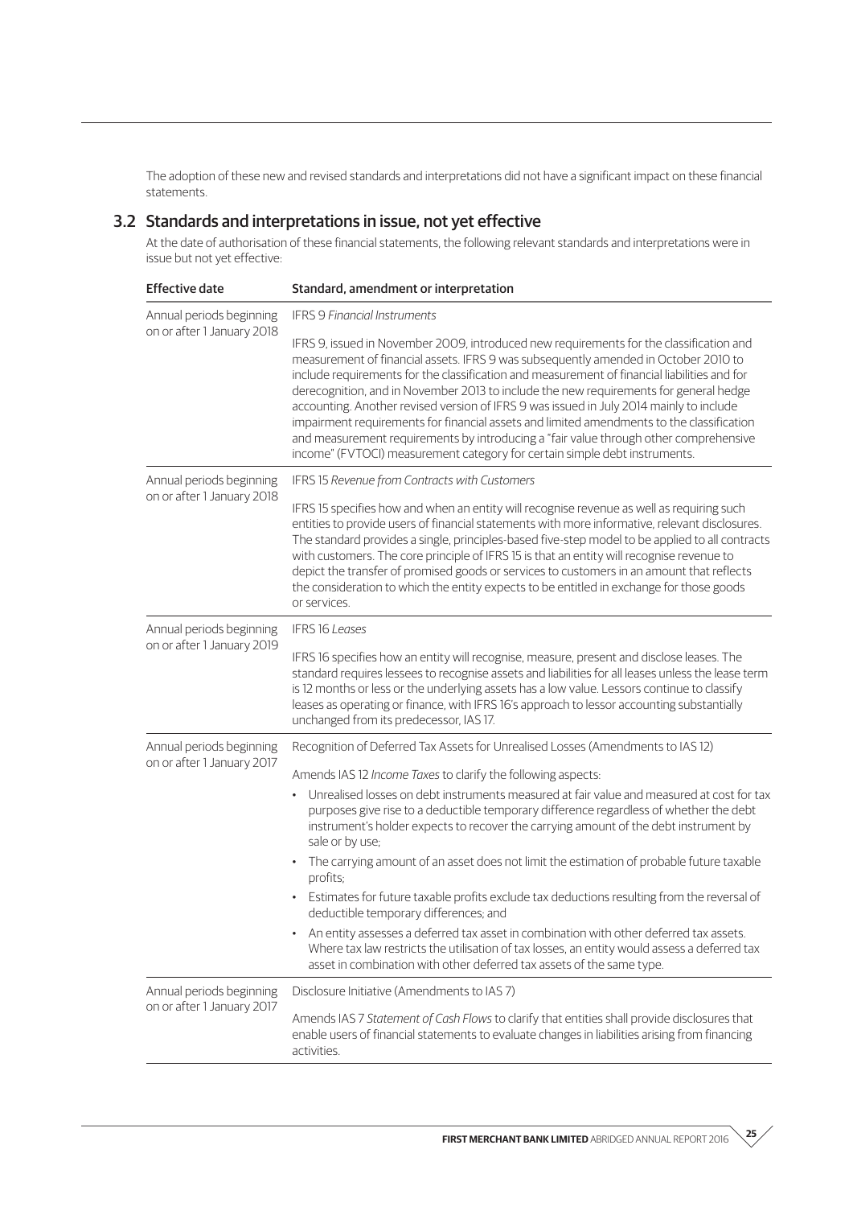The adoption of these new and revised standards and interpretations did not have a significant impact on these financial statements.

## 3.2 Standards and interpretations in issue, not yet effective

At the date of authorisation of these financial statements, the following relevant standards and interpretations were in issue but not yet effective:

| Effective date | Standard, amendment or interpretation |
|---|---|
| Annual periods beginning on or after 1 January 2018 | IFRS 9 *Financial Instruments*<br><br>IFRS 9, issued in November 2009, introduced new requirements for the classification and measurement of financial assets. IFRS 9 was subsequently amended in October 2010 to include requirements for the classification and measurement of financial liabilities and for derecognition, and in November 2013 to include the new requirements for general hedge accounting. Another revised version of IFRS 9 was issued in July 2014 mainly to include impairment requirements for financial assets and limited amendments to the classification and measurement requirements by introducing a "fair value through other comprehensive income" (FVTOCI) measurement category for certain simple debt instruments. |
| Annual periods beginning on or after 1 January 2018 | IFRS 15 *Revenue from Contracts with Customers*<br><br>IFRS 15 specifies how and when an entity will recognise revenue as well as requiring such entities to provide users of financial statements with more informative, relevant disclosures. The standard provides a single, principles-based five-step model to be applied to all contracts with customers. The core principle of IFRS 15 is that an entity will recognise revenue to depict the transfer of promised goods or services to customers in an amount that reflects the consideration to which the entity expects to be entitled in exchange for those goods or services. |
| Annual periods beginning on or after 1 January 2019 | IFRS 16 *Leases*<br><br>IFRS 16 specifies how an entity will recognise, measure, present and disclose leases. The standard requires lessees to recognise assets and liabilities for all leases unless the lease term is 12 months or less or the underlying assets has a low value. Lessors continue to classify leases as operating or finance, with IFRS 16's approach to lessor accounting substantially unchanged from its predecessor, IAS 17. |
| Annual periods beginning on or after 1 January 2017 | Recognition of Deferred Tax Assets for Unrealised Losses (Amendments to IAS 12)<br><br>Amends IAS 12 *Income Taxes* to clarify the following aspects:<br>• Unrealised losses on debt instruments measured at fair value and measured at cost for tax purposes give rise to a deductible temporary difference regardless of whether the debt instrument's holder expects to recover the carrying amount of the debt instrument by sale or by use;<br>• The carrying amount of an asset does not limit the estimation of probable future taxable profits;<br>• Estimates for future taxable profits exclude tax deductions resulting from the reversal of deductible temporary differences; and<br>• An entity assesses a deferred tax asset in combination with other deferred tax assets. Where tax law restricts the utilisation of tax losses, an entity would assess a deferred tax asset in combination with other deferred tax assets of the same type. |
| Annual periods beginning on or after 1 January 2017 | Disclosure Initiative (Amendments to IAS 7)<br><br>Amends IAS 7 *Statement of Cash Flows* to clarify that entities shall provide disclosures that enable users of financial statements to evaluate changes in liabilities arising from financing activities. |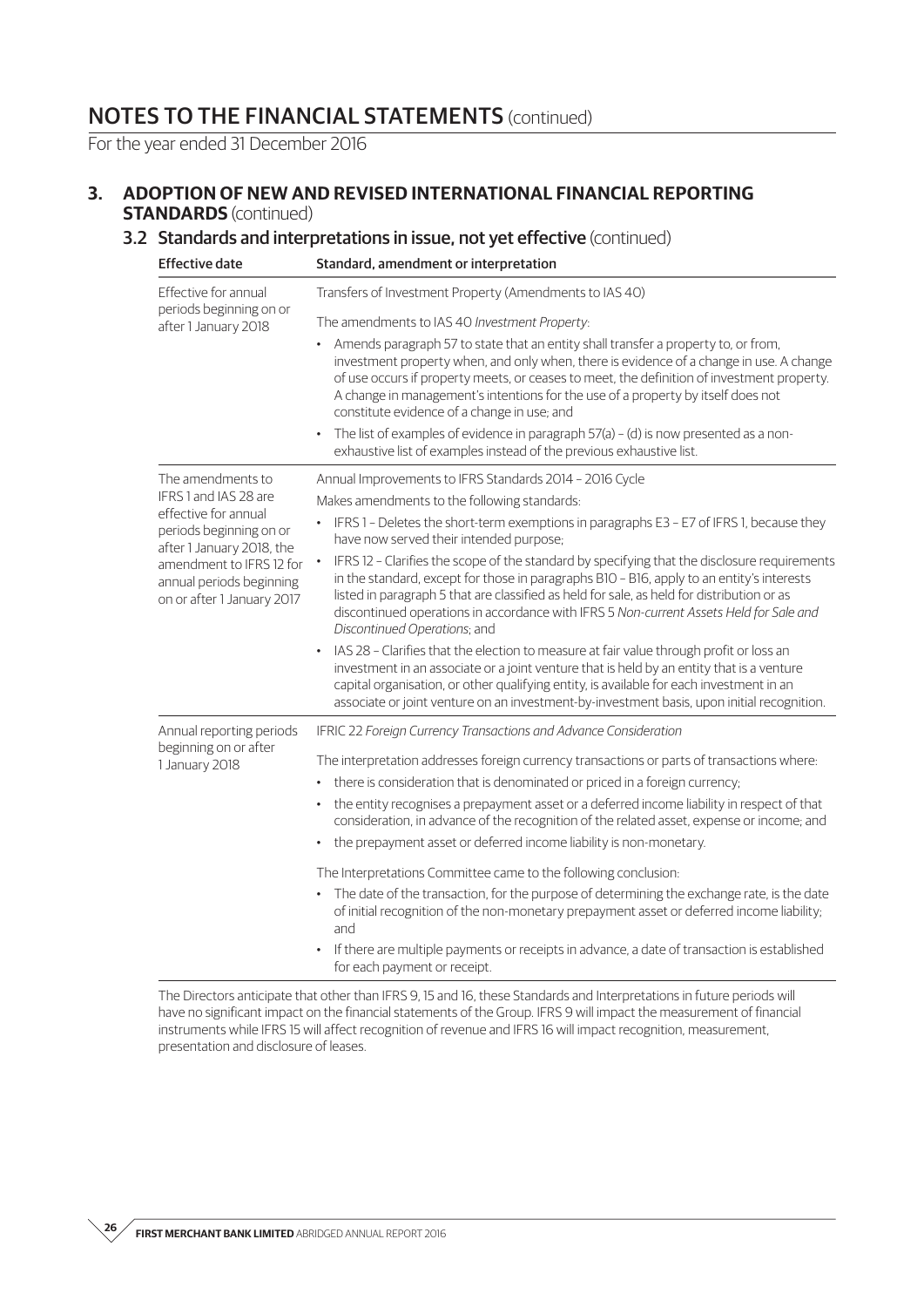# NOTES TO THE FINANCIAL STATEMENTS (continued)

For the year ended 31 December 2016

## 3. ADOPTION OF NEW AND REVISED INTERNATIONAL FINANCIAL REPORTING STANDARDS (continued)

### 3.2 Standards and interpretations in issue, not yet effective (continued)

| Effective date | Standard, amendment or interpretation |
|---|---|
| Effective for annual periods beginning on or after 1 January 2018 | Transfers of Investment Property (Amendments to IAS 40)<br><br>The amendments to IAS 40 *Investment Property*:<br>• Amends paragraph 57 to state that an entity shall transfer a property to, or from, investment property when, and only when, there is evidence of a change in use. A change of use occurs if property meets, or ceases to meet, the definition of investment property. A change in management's intentions for the use of a property by itself does not constitute evidence of a change in use; and<br>• The list of examples of evidence in paragraph 57(a) – (d) is now presented as a non-exhaustive list of examples instead of the previous exhaustive list. |
| The amendments to IFRS 1 and IAS 28 are effective for annual periods beginning on or after 1 January 2018, the amendment to IFRS 12 for annual periods beginning on or after 1 January 2017 | Annual Improvements to IFRS Standards 2014 – 2016 Cycle<br><br>Makes amendments to the following standards:<br>• IFRS 1 – Deletes the short-term exemptions in paragraphs E3 – E7 of IFRS 1, because they have now served their intended purpose;<br>• IFRS 12 – Clarifies the scope of the standard by specifying that the disclosure requirements in the standard, except for those in paragraphs B10 – B16, apply to an entity's interests listed in paragraph 5 that are classified as held for sale, as held for distribution or as discontinued operations in accordance with IFRS 5 *Non-current Assets Held for Sale and Discontinued Operations*; and<br>• IAS 28 – Clarifies that the election to measure at fair value through profit or loss an investment in an associate or a joint venture that is held by an entity that is a venture capital organisation, or other qualifying entity, is available for each investment in an associate or joint venture on an investment-by-investment basis, upon initial recognition. |
| Annual reporting periods beginning on or after 1 January 2018 | IFRIC 22 *Foreign Currency Transactions and Advance Consideration*<br><br>The interpretation addresses foreign currency transactions or parts of transactions where:<br>• there is consideration that is denominated or priced in a foreign currency;<br>• the entity recognises a prepayment asset or a deferred income liability in respect of that consideration, in advance of the recognition of the related asset, expense or income; and<br>• the prepayment asset or deferred income liability is non-monetary.<br><br>The Interpretations Committee came to the following conclusion:<br>• The date of the transaction, for the purpose of determining the exchange rate, is the date of initial recognition of the non-monetary prepayment asset or deferred income liability; and<br>• If there are multiple payments or receipts in advance, a date of transaction is established for each payment or receipt. |

The Directors anticipate that other than IFRS 9, 15 and 16, these Standards and Interpretations in future periods will have no significant impact on the financial statements of the Group. IFRS 9 will impact the measurement of financial instruments while IFRS 15 will affect recognition of revenue and IFRS 16 will impact recognition, measurement, presentation and disclosure of leases.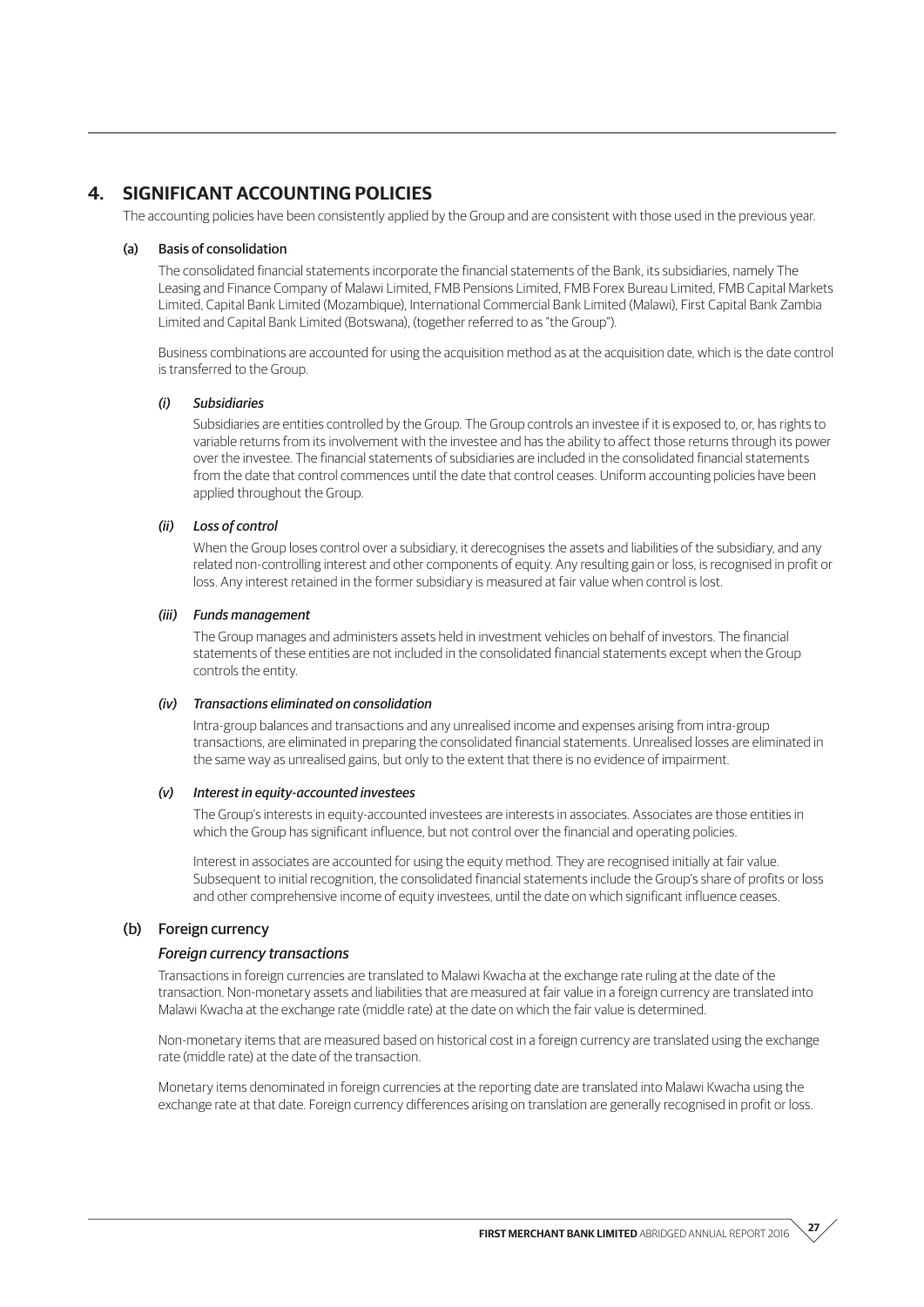# 4. SIGNIFICANT ACCOUNTING POLICIES

The accounting policies have been consistently applied by the Group and are consistent with those used in the previous year.

## (a) Basis of consolidation

The consolidated financial statements incorporate the financial statements of the Bank, its subsidiaries, namely The Leasing and Finance Company of Malawi Limited, FMB Pensions Limited, FMB Forex Bureau Limited, FMB Capital Markets Limited, Capital Bank Limited (Mozambique), International Commercial Bank Limited (Malawi), First Capital Bank Zambia Limited and Capital Bank Limited (Botswana), (together referred to as "the Group").

Business combinations are accounted for using the acquisition method as at the acquisition date, which is the date control is transferred to the Group.

### *(i) Subsidiaries*

Subsidiaries are entities controlled by the Group. The Group controls an investee if it is exposed to, or, has rights to variable returns from its involvement with the investee and has the ability to affect those returns through its power over the investee. The financial statements of subsidiaries are included in the consolidated financial statements from the date that control commences until the date that control ceases. Uniform accounting policies have been applied throughout the Group.

### *(ii) Loss of control*

When the Group loses control over a subsidiary, it derecognises the assets and liabilities of the subsidiary, and any related non-controlling interest and other components of equity. Any resulting gain or loss, is recognised in profit or loss. Any interest retained in the former subsidiary is measured at fair value when control is lost.

### *(iii) Funds management*

The Group manages and administers assets held in investment vehicles on behalf of investors. The financial statements of these entities are not included in the consolidated financial statements except when the Group controls the entity.

### *(iv) Transactions eliminated on consolidation*

Intra-group balances and transactions and any unrealised income and expenses arising from intra-group transactions, are eliminated in preparing the consolidated financial statements. Unrealised losses are eliminated in the same way as unrealised gains, but only to the extent that there is no evidence of impairment.

### *(v) Interest in equity-accounted investees*

The Group's interests in equity-accounted investees are interests in associates. Associates are those entities in which the Group has significant influence, but not control over the financial and operating policies.

Interest in associates are accounted for using the equity method. They are recognised initially at fair value. Subsequent to initial recognition, the consolidated financial statements include the Group's share of profits or loss and other comprehensive income of equity investees, until the date on which significant influence ceases.

## (b) Foreign currency

### *Foreign currency transactions*

Transactions in foreign currencies are translated to Malawi Kwacha at the exchange rate ruling at the date of the transaction. Non-monetary assets and liabilities that are measured at fair value in a foreign currency are translated into Malawi Kwacha at the exchange rate (middle rate) at the date on which the fair value is determined.

Non-monetary items that are measured based on historical cost in a foreign currency are translated using the exchange rate (middle rate) at the date of the transaction.

Monetary items denominated in foreign currencies at the reporting date are translated into Malawi Kwacha using the exchange rate at that date. Foreign currency differences arising on translation are generally recognised in profit or loss.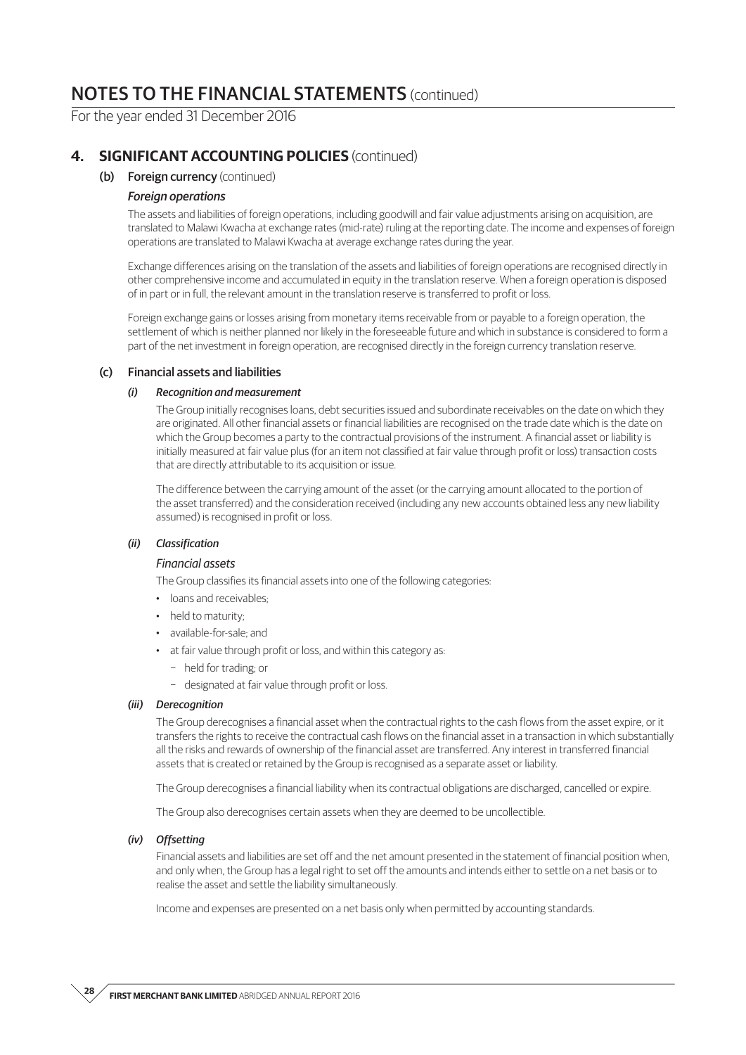# NOTES TO THE FINANCIAL STATEMENTS (continued)

For the year ended 31 December 2016

## 4. SIGNIFICANT ACCOUNTING POLICIES (continued)

### (b) Foreign currency (continued)

#### *Foreign operations*

The assets and liabilities of foreign operations, including goodwill and fair value adjustments arising on acquisition, are translated to Malawi Kwacha at exchange rates (mid-rate) ruling at the reporting date. The income and expenses of foreign operations are translated to Malawi Kwacha at average exchange rates during the year.

Exchange differences arising on the translation of the assets and liabilities of foreign operations are recognised directly in other comprehensive income and accumulated in equity in the translation reserve. When a foreign operation is disposed of in part or in full, the relevant amount in the translation reserve is transferred to profit or loss.

Foreign exchange gains or losses arising from monetary items receivable from or payable to a foreign operation, the settlement of which is neither planned nor likely in the foreseeable future and which in substance is considered to form a part of the net investment in foreign operation, are recognised directly in the foreign currency translation reserve.

### (c) Financial assets and liabilities

#### *(i) Recognition and measurement*

The Group initially recognises loans, debt securities issued and subordinate receivables on the date on which they are originated. All other financial assets or financial liabilities are recognised on the trade date which is the date on which the Group becomes a party to the contractual provisions of the instrument. A financial asset or liability is initially measured at fair value plus (for an item not classified at fair value through profit or loss) transaction costs that are directly attributable to its acquisition or issue.

The difference between the carrying amount of the asset (or the carrying amount allocated to the portion of the asset transferred) and the consideration received (including any new accounts obtained less any new liability assumed) is recognised in profit or loss.

#### *(ii) Classification*

*Financial assets*

The Group classifies its financial assets into one of the following categories:

- loans and receivables;
- held to maturity;
- available-for-sale; and
- at fair value through profit or loss, and within this category as:
  - held for trading; or
  - designated at fair value through profit or loss.

#### *(iii) Derecognition*

The Group derecognises a financial asset when the contractual rights to the cash flows from the asset expire, or it transfers the rights to receive the contractual cash flows on the financial asset in a transaction in which substantially all the risks and rewards of ownership of the financial asset are transferred. Any interest in transferred financial assets that is created or retained by the Group is recognised as a separate asset or liability.

The Group derecognises a financial liability when its contractual obligations are discharged, cancelled or expire.

The Group also derecognises certain assets when they are deemed to be uncollectible.

#### *(iv) Offsetting*

Financial assets and liabilities are set off and the net amount presented in the statement of financial position when, and only when, the Group has a legal right to set off the amounts and intends either to settle on a net basis or to realise the asset and settle the liability simultaneously.

Income and expenses are presented on a net basis only when permitted by accounting standards.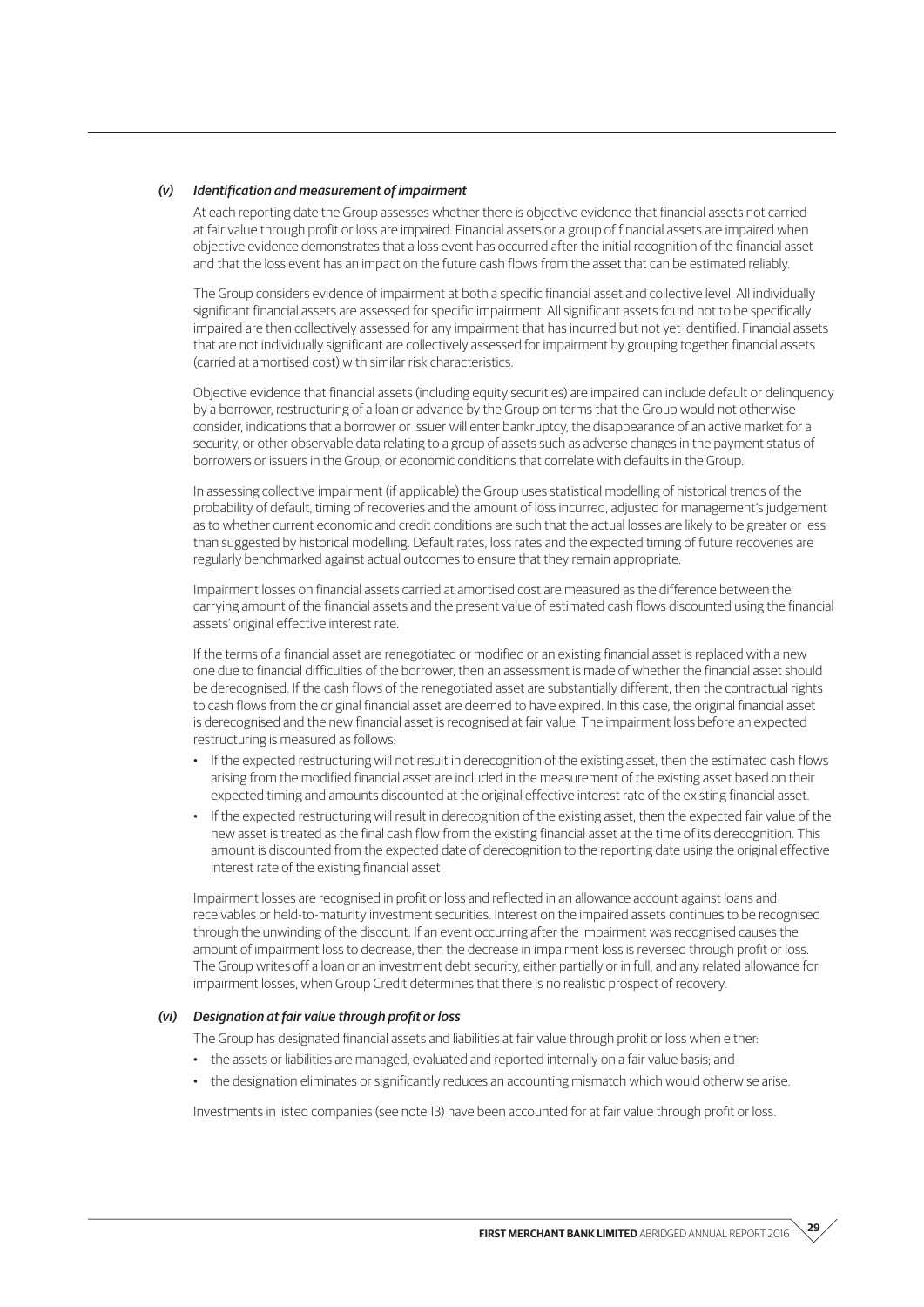#### *(v) Identification and measurement of impairment*

At each reporting date the Group assesses whether there is objective evidence that financial assets not carried at fair value through profit or loss are impaired. Financial assets or a group of financial assets are impaired when objective evidence demonstrates that a loss event has occurred after the initial recognition of the financial asset and that the loss event has an impact on the future cash flows from the asset that can be estimated reliably.

The Group considers evidence of impairment at both a specific financial asset and collective level. All individually significant financial assets are assessed for specific impairment. All significant assets found not to be specifically impaired are then collectively assessed for any impairment that has incurred but not yet identified. Financial assets that are not individually significant are collectively assessed for impairment by grouping together financial assets (carried at amortised cost) with similar risk characteristics.

Objective evidence that financial assets (including equity securities) are impaired can include default or delinquency by a borrower, restructuring of a loan or advance by the Group on terms that the Group would not otherwise consider, indications that a borrower or issuer will enter bankruptcy, the disappearance of an active market for a security, or other observable data relating to a group of assets such as adverse changes in the payment status of borrowers or issuers in the Group, or economic conditions that correlate with defaults in the Group.

In assessing collective impairment (if applicable) the Group uses statistical modelling of historical trends of the probability of default, timing of recoveries and the amount of loss incurred, adjusted for management's judgement as to whether current economic and credit conditions are such that the actual losses are likely to be greater or less than suggested by historical modelling. Default rates, loss rates and the expected timing of future recoveries are regularly benchmarked against actual outcomes to ensure that they remain appropriate.

Impairment losses on financial assets carried at amortised cost are measured as the difference between the carrying amount of the financial assets and the present value of estimated cash flows discounted using the financial assets' original effective interest rate.

If the terms of a financial asset are renegotiated or modified or an existing financial asset is replaced with a new one due to financial difficulties of the borrower, then an assessment is made of whether the financial asset should be derecognised. If the cash flows of the renegotiated asset are substantially different, then the contractual rights to cash flows from the original financial asset are deemed to have expired. In this case, the original financial asset is derecognised and the new financial asset is recognised at fair value. The impairment loss before an expected restructuring is measured as follows:

- If the expected restructuring will not result in derecognition of the existing asset, then the estimated cash flows arising from the modified financial asset are included in the measurement of the existing asset based on their expected timing and amounts discounted at the original effective interest rate of the existing financial asset.
- If the expected restructuring will result in derecognition of the existing asset, then the expected fair value of the new asset is treated as the final cash flow from the existing financial asset at the time of its derecognition. This amount is discounted from the expected date of derecognition to the reporting date using the original effective interest rate of the existing financial asset.

Impairment losses are recognised in profit or loss and reflected in an allowance account against loans and receivables or held-to-maturity investment securities. Interest on the impaired assets continues to be recognised through the unwinding of the discount. If an event occurring after the impairment was recognised causes the amount of impairment loss to decrease, then the decrease in impairment loss is reversed through profit or loss. The Group writes off a loan or an investment debt security, either partially or in full, and any related allowance for impairment losses, when Group Credit determines that there is no realistic prospect of recovery.

#### *(vi) Designation at fair value through profit or loss*

The Group has designated financial assets and liabilities at fair value through profit or loss when either:

- the assets or liabilities are managed, evaluated and reported internally on a fair value basis; and
- the designation eliminates or significantly reduces an accounting mismatch which would otherwise arise.

Investments in listed companies (see note 13) have been accounted for at fair value through profit or loss.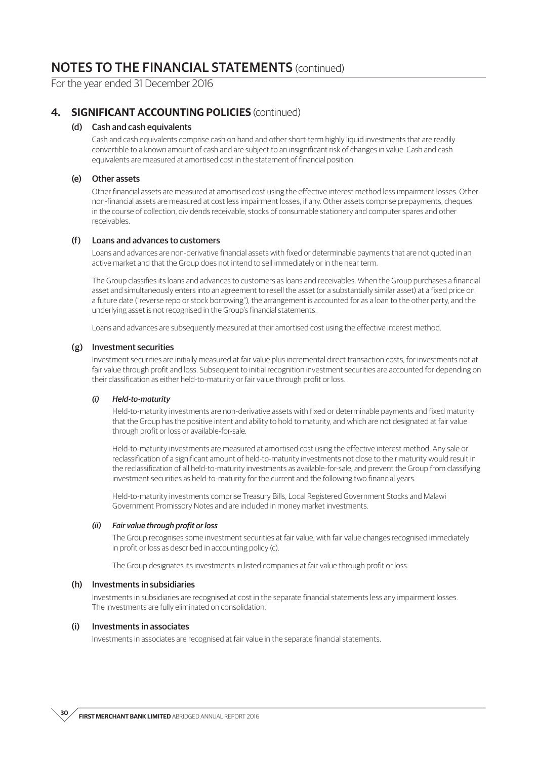# NOTES TO THE FINANCIAL STATEMENTS (continued)

For the year ended 31 December 2016

## 4. SIGNIFICANT ACCOUNTING POLICIES (continued)

### (d) Cash and cash equivalents

Cash and cash equivalents comprise cash on hand and other short-term highly liquid investments that are readily convertible to a known amount of cash and are subject to an insignificant risk of changes in value. Cash and cash equivalents are measured at amortised cost in the statement of financial position.

### (e) Other assets

Other financial assets are measured at amortised cost using the effective interest method less impairment losses. Other non-financial assets are measured at cost less impairment losses, if any. Other assets comprise prepayments, cheques in the course of collection, dividends receivable, stocks of consumable stationery and computer spares and other receivables.

### (f) Loans and advances to customers

Loans and advances are non-derivative financial assets with fixed or determinable payments that are not quoted in an active market and that the Group does not intend to sell immediately or in the near term.

The Group classifies its loans and advances to customers as loans and receivables. When the Group purchases a financial asset and simultaneously enters into an agreement to resell the asset (or a substantially similar asset) at a fixed price on a future date ("reverse repo or stock borrowing"), the arrangement is accounted for as a loan to the other party, and the underlying asset is not recognised in the Group's financial statements.

Loans and advances are subsequently measured at their amortised cost using the effective interest method.

### (g) Investment securities

Investment securities are initially measured at fair value plus incremental direct transaction costs, for investments not at fair value through profit and loss. Subsequent to initial recognition investment securities are accounted for depending on their classification as either held-to-maturity or fair value through profit or loss.

#### *(i) Held-to-maturity*

Held-to-maturity investments are non-derivative assets with fixed or determinable payments and fixed maturity that the Group has the positive intent and ability to hold to maturity, and which are not designated at fair value through profit or loss or available-for-sale.

Held-to-maturity investments are measured at amortised cost using the effective interest method. Any sale or reclassification of a significant amount of held-to-maturity investments not close to their maturity would result in the reclassification of all held-to-maturity investments as available-for-sale, and prevent the Group from classifying investment securities as held-to-maturity for the current and the following two financial years.

Held-to-maturity investments comprise Treasury Bills, Local Registered Government Stocks and Malawi Government Promissory Notes and are included in money market investments.

#### *(ii) Fair value through profit or loss*

The Group recognises some investment securities at fair value, with fair value changes recognised immediately in profit or loss as described in accounting policy (c).

The Group designates its investments in listed companies at fair value through profit or loss.

### (h) Investments in subsidiaries

Investments in subsidiaries are recognised at cost in the separate financial statements less any impairment losses. The investments are fully eliminated on consolidation.

### (i) Investments in associates

Investments in associates are recognised at fair value in the separate financial statements.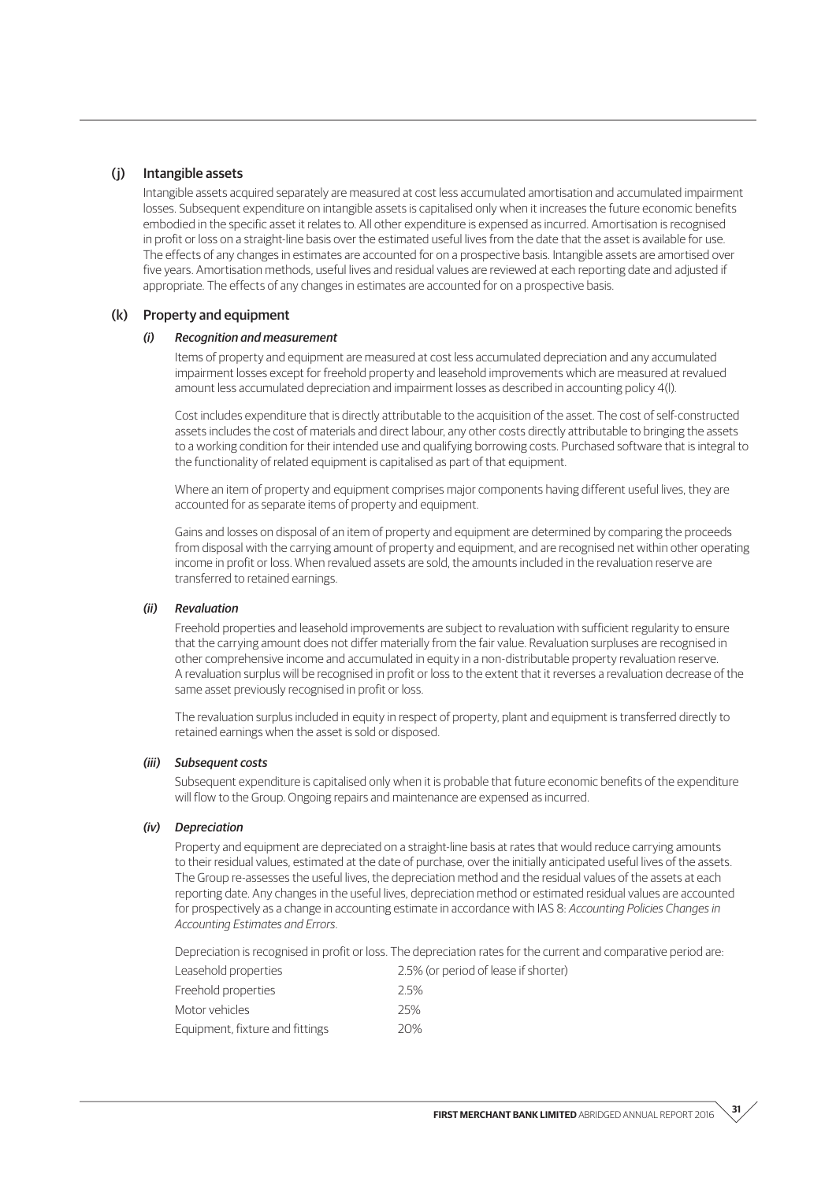## (j) Intangible assets

Intangible assets acquired separately are measured at cost less accumulated amortisation and accumulated impairment losses. Subsequent expenditure on intangible assets is capitalised only when it increases the future economic benefits embodied in the specific asset it relates to. All other expenditure is expensed as incurred. Amortisation is recognised in profit or loss on a straight-line basis over the estimated useful lives from the date that the asset is available for use. The effects of any changes in estimates are accounted for on a prospective basis. Intangible assets are amortised over five years. Amortisation methods, useful lives and residual values are reviewed at each reporting date and adjusted if appropriate. The effects of any changes in estimates are accounted for on a prospective basis.

## (k) Property and equipment

### *(i) Recognition and measurement*

Items of property and equipment are measured at cost less accumulated depreciation and any accumulated impairment losses except for freehold property and leasehold improvements which are measured at revalued amount less accumulated depreciation and impairment losses as described in accounting policy 4(l).

Cost includes expenditure that is directly attributable to the acquisition of the asset. The cost of self-constructed assets includes the cost of materials and direct labour, any other costs directly attributable to bringing the assets to a working condition for their intended use and qualifying borrowing costs. Purchased software that is integral to the functionality of related equipment is capitalised as part of that equipment.

Where an item of property and equipment comprises major components having different useful lives, they are accounted for as separate items of property and equipment.

Gains and losses on disposal of an item of property and equipment are determined by comparing the proceeds from disposal with the carrying amount of property and equipment, and are recognised net within other operating income in profit or loss. When revalued assets are sold, the amounts included in the revaluation reserve are transferred to retained earnings.

### *(ii) Revaluation*

Freehold properties and leasehold improvements are subject to revaluation with sufficient regularity to ensure that the carrying amount does not differ materially from the fair value. Revaluation surpluses are recognised in other comprehensive income and accumulated in equity in a non-distributable property revaluation reserve. A revaluation surplus will be recognised in profit or loss to the extent that it reverses a revaluation decrease of the same asset previously recognised in profit or loss.

The revaluation surplus included in equity in respect of property, plant and equipment is transferred directly to retained earnings when the asset is sold or disposed.

### *(iii) Subsequent costs*

Subsequent expenditure is capitalised only when it is probable that future economic benefits of the expenditure will flow to the Group. Ongoing repairs and maintenance are expensed as incurred.

### *(iv) Depreciation*

Property and equipment are depreciated on a straight-line basis at rates that would reduce carrying amounts to their residual values, estimated at the date of purchase, over the initially anticipated useful lives of the assets. The Group re-assesses the useful lives, the depreciation method and the residual values of the assets at each reporting date. Any changes in the useful lives, depreciation method or estimated residual values are accounted for prospectively as a change in accounting estimate in accordance with IAS 8: *Accounting Policies Changes in Accounting Estimates and Errors*.

Depreciation is recognised in profit or loss. The depreciation rates for the current and comparative period are:

| | |
|---|---|
| Leasehold properties | 2.5% (or period of lease if shorter) |
| Freehold properties | 2.5% |
| Motor vehicles | 25% |
| Equipment, fixture and fittings | 20% |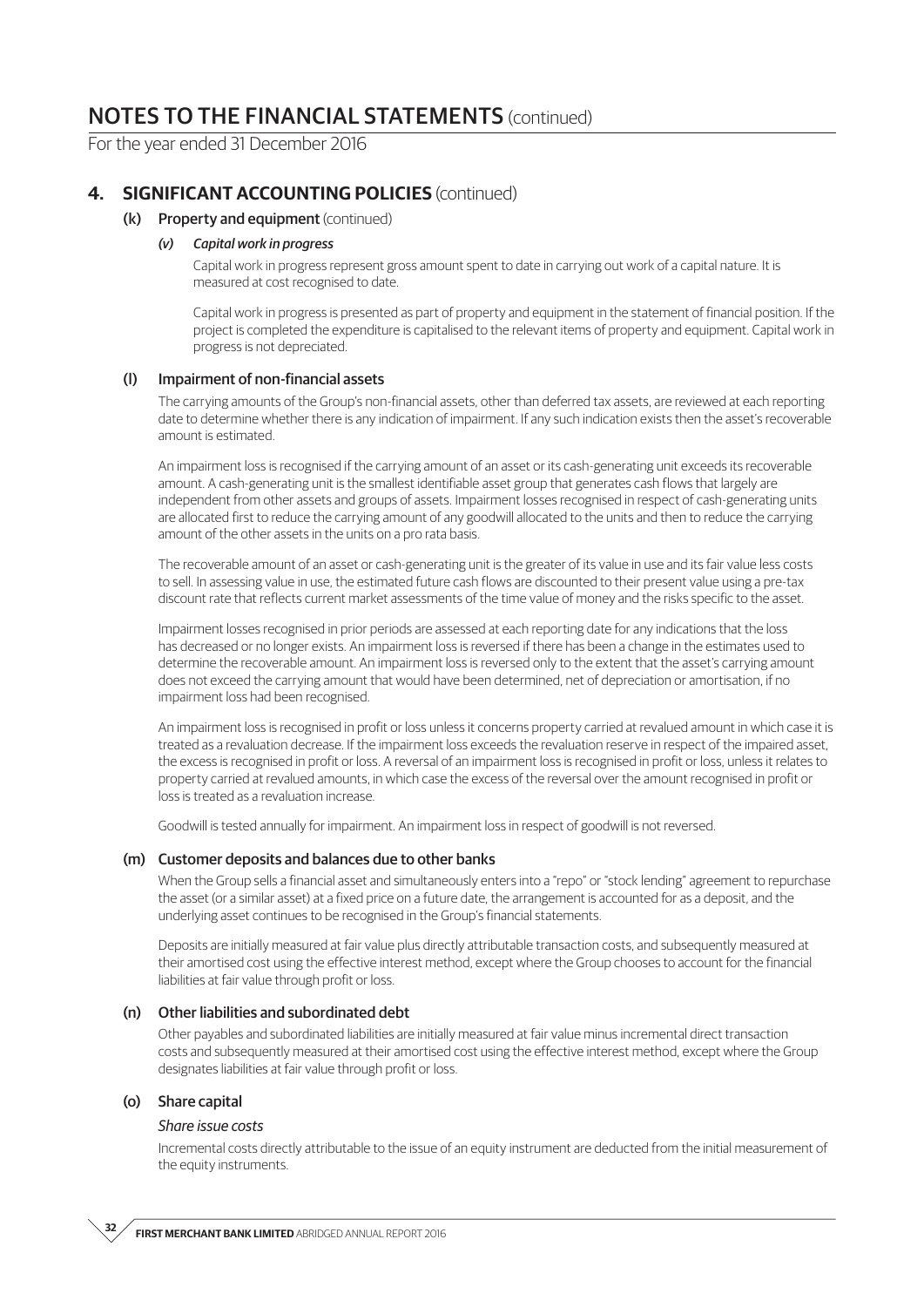## 4. SIGNIFICANT ACCOUNTING POLICIES (continued)

### (k) Property and equipment (continued)

#### *(v) Capital work in progress*

Capital work in progress represent gross amount spent to date in carrying out work of a capital nature. It is measured at cost recognised to date.

Capital work in progress is presented as part of property and equipment in the statement of financial position. If the project is completed the expenditure is capitalised to the relevant items of property and equipment. Capital work in progress is not depreciated.

### (l) Impairment of non-financial assets

The carrying amounts of the Group's non-financial assets, other than deferred tax assets, are reviewed at each reporting date to determine whether there is any indication of impairment. If any such indication exists then the asset's recoverable amount is estimated.

An impairment loss is recognised if the carrying amount of an asset or its cash-generating unit exceeds its recoverable amount. A cash-generating unit is the smallest identifiable asset group that generates cash flows that largely are independent from other assets and groups of assets. Impairment losses recognised in respect of cash-generating units are allocated first to reduce the carrying amount of any goodwill allocated to the units and then to reduce the carrying amount of the other assets in the units on a pro rata basis.

The recoverable amount of an asset or cash-generating unit is the greater of its value in use and its fair value less costs to sell. In assessing value in use, the estimated future cash flows are discounted to their present value using a pre-tax discount rate that reflects current market assessments of the time value of money and the risks specific to the asset.

Impairment losses recognised in prior periods are assessed at each reporting date for any indications that the loss has decreased or no longer exists. An impairment loss is reversed if there has been a change in the estimates used to determine the recoverable amount. An impairment loss is reversed only to the extent that the asset's carrying amount does not exceed the carrying amount that would have been determined, net of depreciation or amortisation, if no impairment loss had been recognised.

An impairment loss is recognised in profit or loss unless it concerns property carried at revalued amount in which case it is treated as a revaluation decrease. If the impairment loss exceeds the revaluation reserve in respect of the impaired asset, the excess is recognised in profit or loss. A reversal of an impairment loss is recognised in profit or loss, unless it relates to property carried at revalued amounts, in which case the excess of the reversal over the amount recognised in profit or loss is treated as a revaluation increase.

Goodwill is tested annually for impairment. An impairment loss in respect of goodwill is not reversed.

### (m) Customer deposits and balances due to other banks

When the Group sells a financial asset and simultaneously enters into a "repo" or "stock lending" agreement to repurchase the asset (or a similar asset) at a fixed price on a future date, the arrangement is accounted for as a deposit, and the underlying asset continues to be recognised in the Group's financial statements.

Deposits are initially measured at fair value plus directly attributable transaction costs, and subsequently measured at their amortised cost using the effective interest method, except where the Group chooses to account for the financial liabilities at fair value through profit or loss.

### (n) Other liabilities and subordinated debt

Other payables and subordinated liabilities are initially measured at fair value minus incremental direct transaction costs and subsequently measured at their amortised cost using the effective interest method, except where the Group designates liabilities at fair value through profit or loss.

### (o) Share capital

*Share issue costs*

Incremental costs directly attributable to the issue of an equity instrument are deducted from the initial measurement of the equity instruments.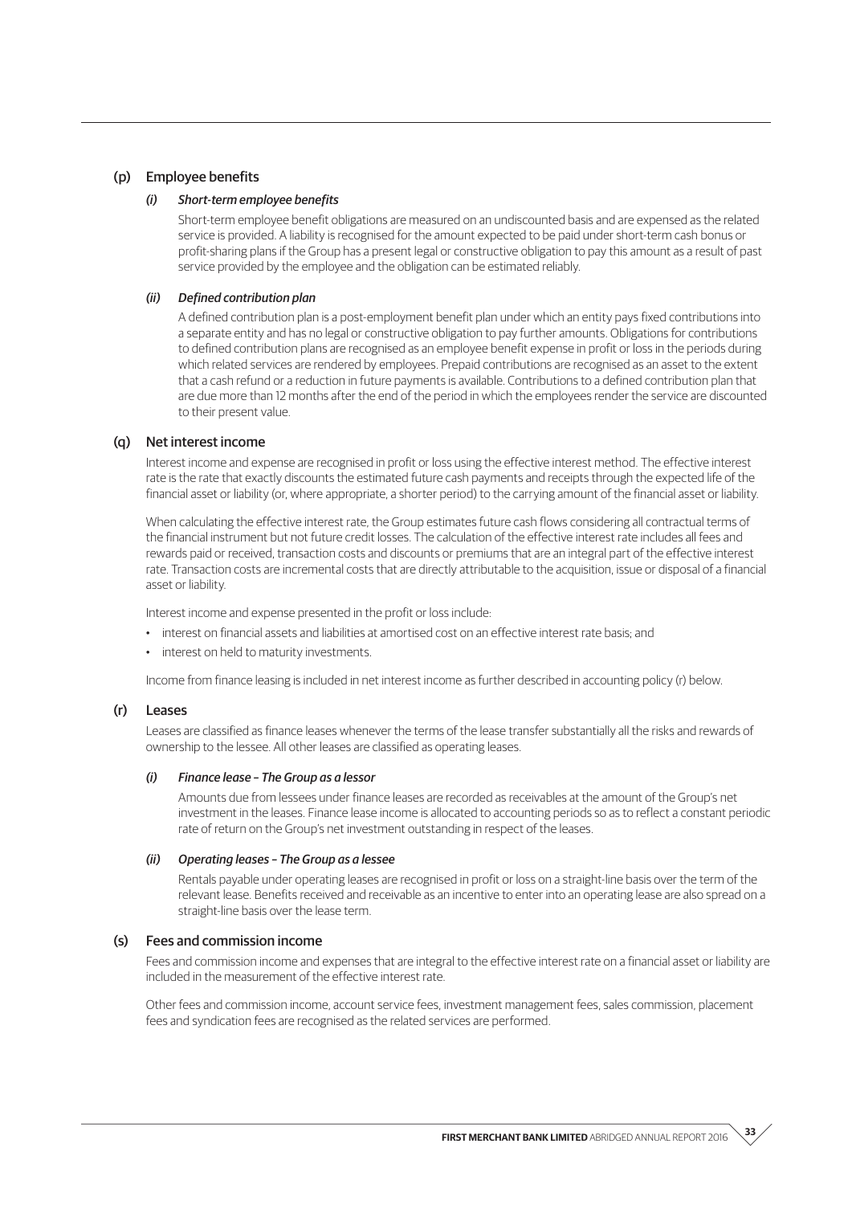### (p) Employee benefits

#### *(i) Short-term employee benefits*

Short-term employee benefit obligations are measured on an undiscounted basis and are expensed as the related service is provided. A liability is recognised for the amount expected to be paid under short-term cash bonus or profit-sharing plans if the Group has a present legal or constructive obligation to pay this amount as a result of past service provided by the employee and the obligation can be estimated reliably.

#### *(ii) Defined contribution plan*

A defined contribution plan is a post-employment benefit plan under which an entity pays fixed contributions into a separate entity and has no legal or constructive obligation to pay further amounts. Obligations for contributions to defined contribution plans are recognised as an employee benefit expense in profit or loss in the periods during which related services are rendered by employees. Prepaid contributions are recognised as an asset to the extent that a cash refund or a reduction in future payments is available. Contributions to a defined contribution plan that are due more than 12 months after the end of the period in which the employees render the service are discounted to their present value.

### (q) Net interest income

Interest income and expense are recognised in profit or loss using the effective interest method. The effective interest rate is the rate that exactly discounts the estimated future cash payments and receipts through the expected life of the financial asset or liability (or, where appropriate, a shorter period) to the carrying amount of the financial asset or liability.

When calculating the effective interest rate, the Group estimates future cash flows considering all contractual terms of the financial instrument but not future credit losses. The calculation of the effective interest rate includes all fees and rewards paid or received, transaction costs and discounts or premiums that are an integral part of the effective interest rate. Transaction costs are incremental costs that are directly attributable to the acquisition, issue or disposal of a financial asset or liability.

Interest income and expense presented in the profit or loss include:

- interest on financial assets and liabilities at amortised cost on an effective interest rate basis; and
- interest on held to maturity investments.

Income from finance leasing is included in net interest income as further described in accounting policy (r) below.

### (r) Leases

Leases are classified as finance leases whenever the terms of the lease transfer substantially all the risks and rewards of ownership to the lessee. All other leases are classified as operating leases.

#### *(i) Finance lease – The Group as a lessor*

Amounts due from lessees under finance leases are recorded as receivables at the amount of the Group's net investment in the leases. Finance lease income is allocated to accounting periods so as to reflect a constant periodic rate of return on the Group's net investment outstanding in respect of the leases.

#### *(ii) Operating leases – The Group as a lessee*

Rentals payable under operating leases are recognised in profit or loss on a straight-line basis over the term of the relevant lease. Benefits received and receivable as an incentive to enter into an operating lease are also spread on a straight-line basis over the lease term.

### (s) Fees and commission income

Fees and commission income and expenses that are integral to the effective interest rate on a financial asset or liability are included in the measurement of the effective interest rate.

Other fees and commission income, account service fees, investment management fees, sales commission, placement fees and syndication fees are recognised as the related services are performed.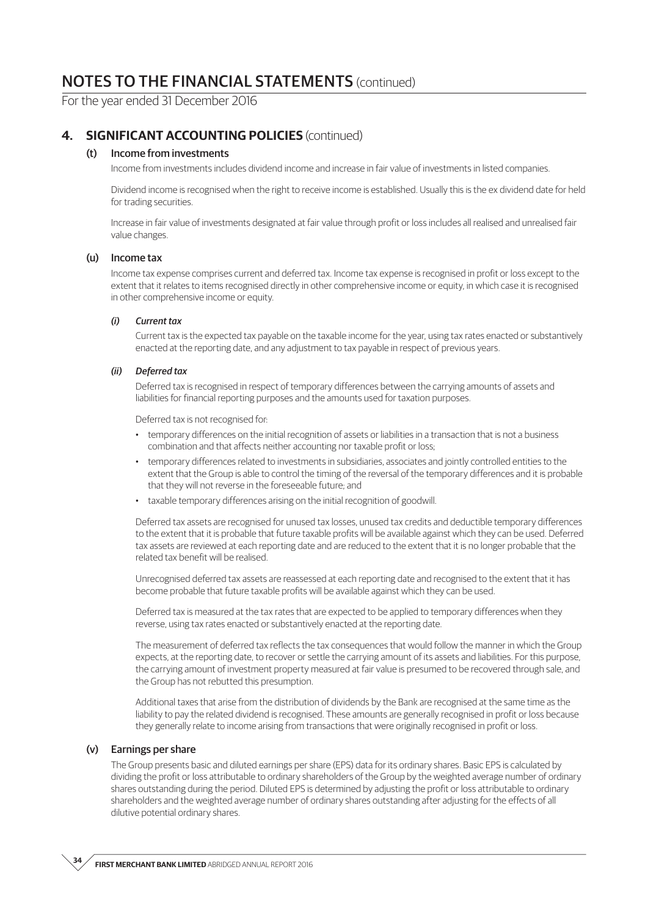# NOTES TO THE FINANCIAL STATEMENTS (continued)

For the year ended 31 December 2016

## 4. SIGNIFICANT ACCOUNTING POLICIES (continued)

### (t) Income from investments

Income from investments includes dividend income and increase in fair value of investments in listed companies.

Dividend income is recognised when the right to receive income is established. Usually this is the ex dividend date for held for trading securities.

Increase in fair value of investments designated at fair value through profit or loss includes all realised and unrealised fair value changes.

### (u) Income tax

Income tax expense comprises current and deferred tax. Income tax expense is recognised in profit or loss except to the extent that it relates to items recognised directly in other comprehensive income or equity, in which case it is recognised in other comprehensive income or equity.

#### *(i) Current tax*

Current tax is the expected tax payable on the taxable income for the year, using tax rates enacted or substantively enacted at the reporting date, and any adjustment to tax payable in respect of previous years.

#### *(ii) Deferred tax*

Deferred tax is recognised in respect of temporary differences between the carrying amounts of assets and liabilities for financial reporting purposes and the amounts used for taxation purposes.

Deferred tax is not recognised for:

- temporary differences on the initial recognition of assets or liabilities in a transaction that is not a business combination and that affects neither accounting nor taxable profit or loss;
- temporary differences related to investments in subsidiaries, associates and jointly controlled entities to the extent that the Group is able to control the timing of the reversal of the temporary differences and it is probable that they will not reverse in the foreseeable future; and
- taxable temporary differences arising on the initial recognition of goodwill.

Deferred tax assets are recognised for unused tax losses, unused tax credits and deductible temporary differences to the extent that it is probable that future taxable profits will be available against which they can be used. Deferred tax assets are reviewed at each reporting date and are reduced to the extent that it is no longer probable that the related tax benefit will be realised.

Unrecognised deferred tax assets are reassessed at each reporting date and recognised to the extent that it has become probable that future taxable profits will be available against which they can be used.

Deferred tax is measured at the tax rates that are expected to be applied to temporary differences when they reverse, using tax rates enacted or substantively enacted at the reporting date.

The measurement of deferred tax reflects the tax consequences that would follow the manner in which the Group expects, at the reporting date, to recover or settle the carrying amount of its assets and liabilities. For this purpose, the carrying amount of investment property measured at fair value is presumed to be recovered through sale, and the Group has not rebutted this presumption.

Additional taxes that arise from the distribution of dividends by the Bank are recognised at the same time as the liability to pay the related dividend is recognised. These amounts are generally recognised in profit or loss because they generally relate to income arising from transactions that were originally recognised in profit or loss.

### (v) Earnings per share

The Group presents basic and diluted earnings per share (EPS) data for its ordinary shares. Basic EPS is calculated by dividing the profit or loss attributable to ordinary shareholders of the Group by the weighted average number of ordinary shares outstanding during the period. Diluted EPS is determined by adjusting the profit or loss attributable to ordinary shareholders and the weighted average number of ordinary shares outstanding after adjusting for the effects of all dilutive potential ordinary shares.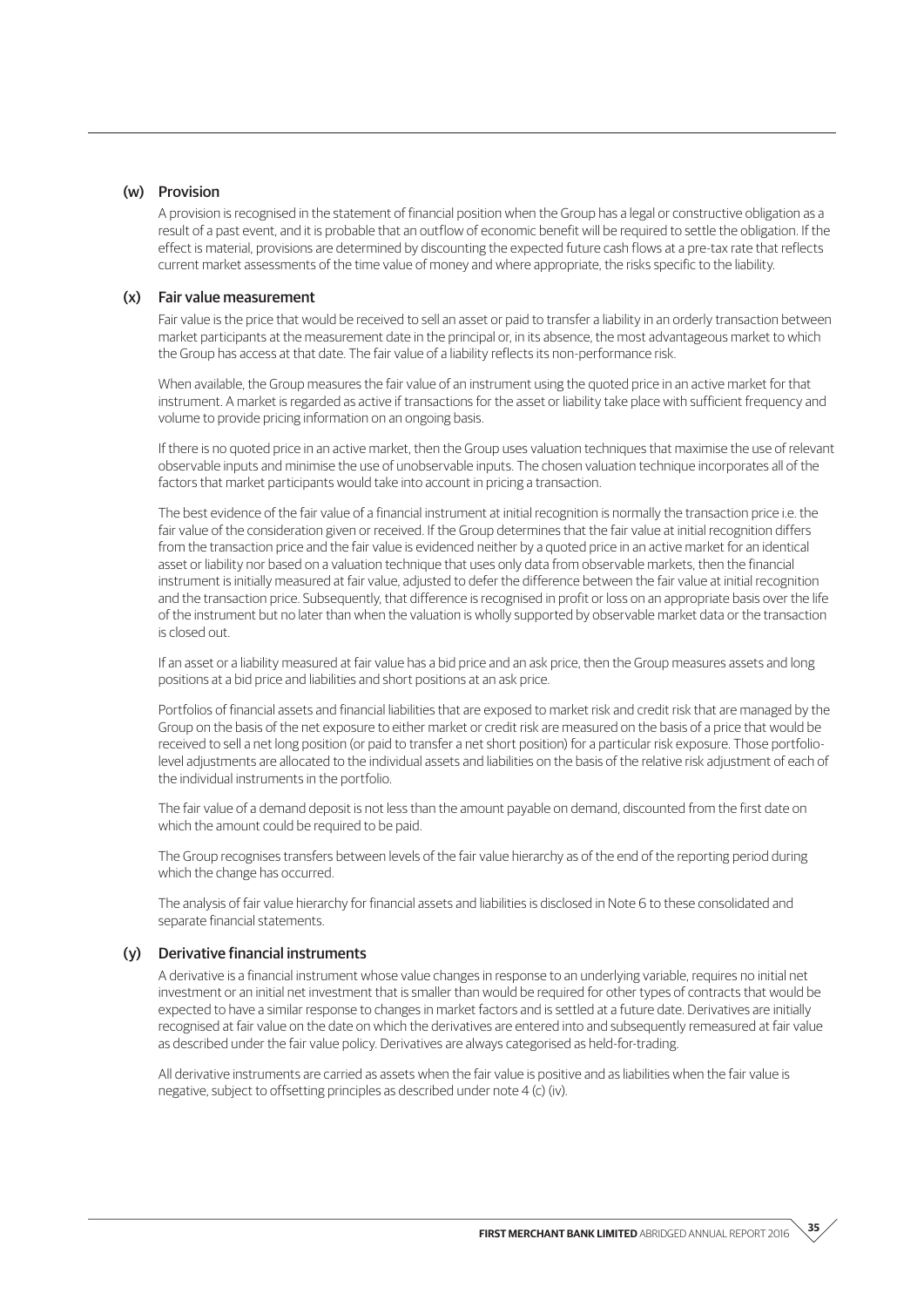### (w) Provision

A provision is recognised in the statement of financial position when the Group has a legal or constructive obligation as a result of a past event, and it is probable that an outflow of economic benefit will be required to settle the obligation. If the effect is material, provisions are determined by discounting the expected future cash flows at a pre-tax rate that reflects current market assessments of the time value of money and where appropriate, the risks specific to the liability.

### (x) Fair value measurement

Fair value is the price that would be received to sell an asset or paid to transfer a liability in an orderly transaction between market participants at the measurement date in the principal or, in its absence, the most advantageous market to which the Group has access at that date. The fair value of a liability reflects its non-performance risk.

When available, the Group measures the fair value of an instrument using the quoted price in an active market for that instrument. A market is regarded as active if transactions for the asset or liability take place with sufficient frequency and volume to provide pricing information on an ongoing basis.

If there is no quoted price in an active market, then the Group uses valuation techniques that maximise the use of relevant observable inputs and minimise the use of unobservable inputs. The chosen valuation technique incorporates all of the factors that market participants would take into account in pricing a transaction.

The best evidence of the fair value of a financial instrument at initial recognition is normally the transaction price i.e. the fair value of the consideration given or received. If the Group determines that the fair value at initial recognition differs from the transaction price and the fair value is evidenced neither by a quoted price in an active market for an identical asset or liability nor based on a valuation technique that uses only data from observable markets, then the financial instrument is initially measured at fair value, adjusted to defer the difference between the fair value at initial recognition and the transaction price. Subsequently, that difference is recognised in profit or loss on an appropriate basis over the life of the instrument but no later than when the valuation is wholly supported by observable market data or the transaction is closed out.

If an asset or a liability measured at fair value has a bid price and an ask price, then the Group measures assets and long positions at a bid price and liabilities and short positions at an ask price.

Portfolios of financial assets and financial liabilities that are exposed to market risk and credit risk that are managed by the Group on the basis of the net exposure to either market or credit risk are measured on the basis of a price that would be received to sell a net long position (or paid to transfer a net short position) for a particular risk exposure. Those portfolio-level adjustments are allocated to the individual assets and liabilities on the basis of the relative risk adjustment of each of the individual instruments in the portfolio.

The fair value of a demand deposit is not less than the amount payable on demand, discounted from the first date on which the amount could be required to be paid.

The Group recognises transfers between levels of the fair value hierarchy as of the end of the reporting period during which the change has occurred.

The analysis of fair value hierarchy for financial assets and liabilities is disclosed in Note 6 to these consolidated and separate financial statements.

### (y) Derivative financial instruments

A derivative is a financial instrument whose value changes in response to an underlying variable, requires no initial net investment or an initial net investment that is smaller than would be required for other types of contracts that would be expected to have a similar response to changes in market factors and is settled at a future date. Derivatives are initially recognised at fair value on the date on which the derivatives are entered into and subsequently remeasured at fair value as described under the fair value policy. Derivatives are always categorised as held-for-trading.

All derivative instruments are carried as assets when the fair value is positive and as liabilities when the fair value is negative, subject to offsetting principles as described under note 4 (c) (iv).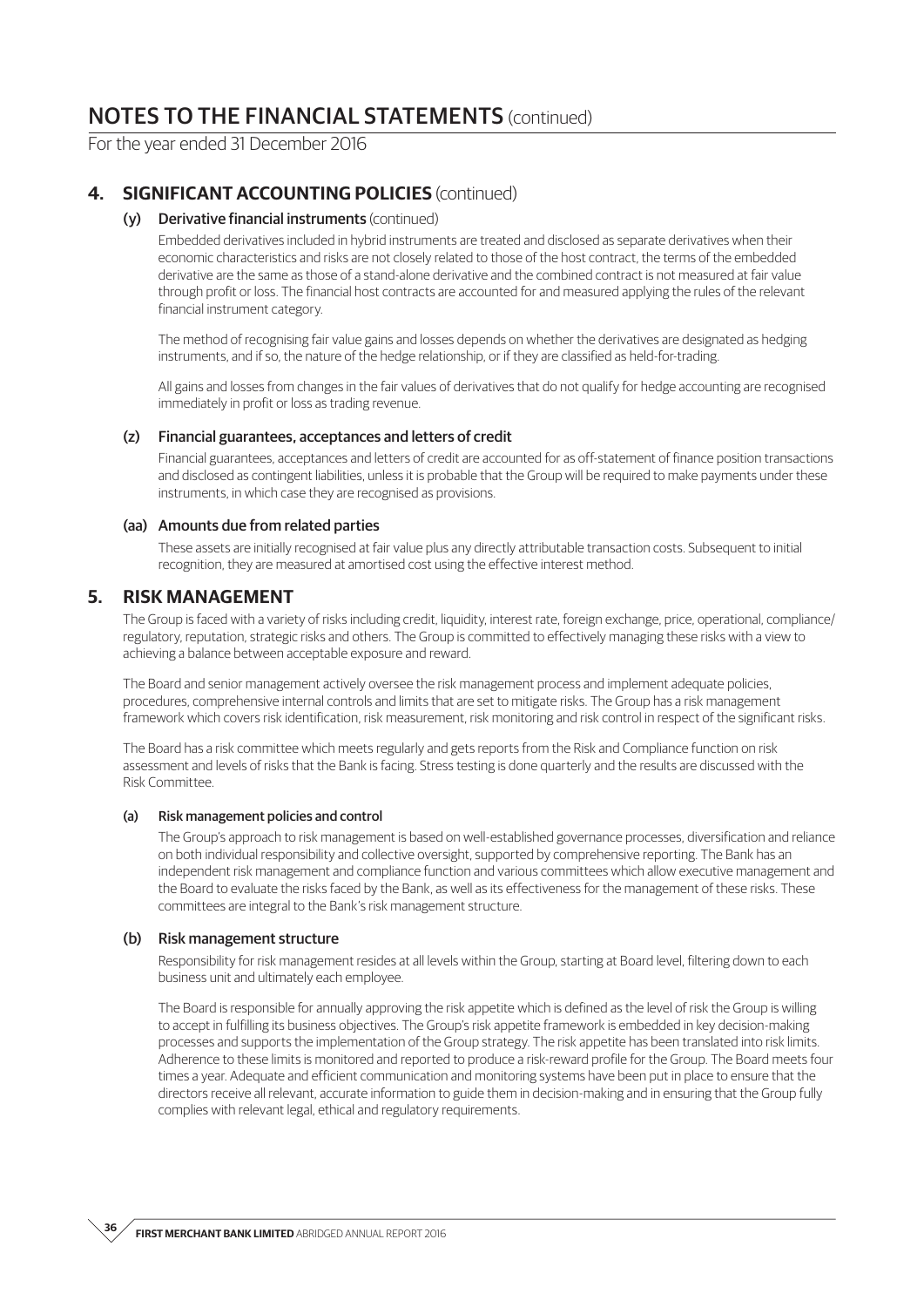# NOTES TO THE FINANCIAL STATEMENTS (continued)

For the year ended 31 December 2016

## 4. SIGNIFICANT ACCOUNTING POLICIES (continued)

### (y) Derivative financial instruments (continued)

Embedded derivatives included in hybrid instruments are treated and disclosed as separate derivatives when their economic characteristics and risks are not closely related to those of the host contract, the terms of the embedded derivative are the same as those of a stand-alone derivative and the combined contract is not measured at fair value through profit or loss. The financial host contracts are accounted for and measured applying the rules of the relevant financial instrument category.

The method of recognising fair value gains and losses depends on whether the derivatives are designated as hedging instruments, and if so, the nature of the hedge relationship, or if they are classified as held-for-trading.

All gains and losses from changes in the fair values of derivatives that do not qualify for hedge accounting are recognised immediately in profit or loss as trading revenue.

### (z) Financial guarantees, acceptances and letters of credit

Financial guarantees, acceptances and letters of credit are accounted for as off-statement of finance position transactions and disclosed as contingent liabilities, unless it is probable that the Group will be required to make payments under these instruments, in which case they are recognised as provisions.

### (aa) Amounts due from related parties

These assets are initially recognised at fair value plus any directly attributable transaction costs. Subsequent to initial recognition, they are measured at amortised cost using the effective interest method.

## 5. RISK MANAGEMENT

The Group is faced with a variety of risks including credit, liquidity, interest rate, foreign exchange, price, operational, compliance/regulatory, reputation, strategic risks and others. The Group is committed to effectively managing these risks with a view to achieving a balance between acceptable exposure and reward.

The Board and senior management actively oversee the risk management process and implement adequate policies, procedures, comprehensive internal controls and limits that are set to mitigate risks. The Group has a risk management framework which covers risk identification, risk measurement, risk monitoring and risk control in respect of the significant risks.

The Board has a risk committee which meets regularly and gets reports from the Risk and Compliance function on risk assessment and levels of risks that the Bank is facing. Stress testing is done quarterly and the results are discussed with the Risk Committee.

### (a) Risk management policies and control

The Group's approach to risk management is based on well-established governance processes, diversification and reliance on both individual responsibility and collective oversight, supported by comprehensive reporting. The Bank has an independent risk management and compliance function and various committees which allow executive management and the Board to evaluate the risks faced by the Bank, as well as its effectiveness for the management of these risks. These committees are integral to the Bank's risk management structure.

### (b) Risk management structure

Responsibility for risk management resides at all levels within the Group, starting at Board level, filtering down to each business unit and ultimately each employee.

The Board is responsible for annually approving the risk appetite which is defined as the level of risk the Group is willing to accept in fulfilling its business objectives. The Group's risk appetite framework is embedded in key decision-making processes and supports the implementation of the Group strategy. The risk appetite has been translated into risk limits. Adherence to these limits is monitored and reported to produce a risk-reward profile for the Group. The Board meets four times a year. Adequate and efficient communication and monitoring systems have been put in place to ensure that the directors receive all relevant, accurate information to guide them in decision-making and in ensuring that the Group fully complies with relevant legal, ethical and regulatory requirements.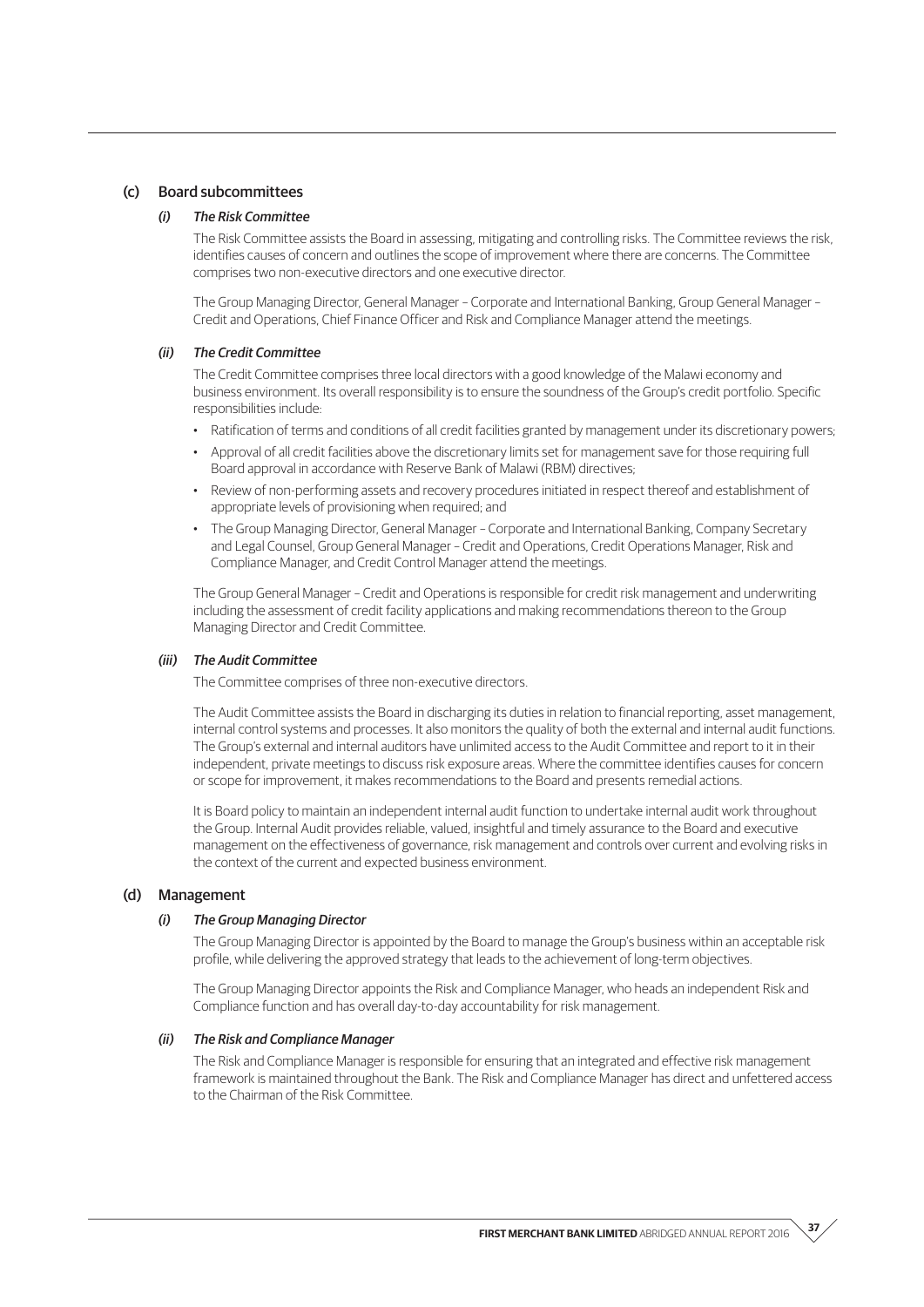## (c) Board subcommittees

### *(i) The Risk Committee*

The Risk Committee assists the Board in assessing, mitigating and controlling risks. The Committee reviews the risk, identifies causes of concern and outlines the scope of improvement where there are concerns. The Committee comprises two non-executive directors and one executive director.

The Group Managing Director, General Manager – Corporate and International Banking, Group General Manager – Credit and Operations, Chief Finance Officer and Risk and Compliance Manager attend the meetings.

### *(ii) The Credit Committee*

The Credit Committee comprises three local directors with a good knowledge of the Malawi economy and business environment. Its overall responsibility is to ensure the soundness of the Group's credit portfolio. Specific responsibilities include:

- Ratification of terms and conditions of all credit facilities granted by management under its discretionary powers;
- Approval of all credit facilities above the discretionary limits set for management save for those requiring full Board approval in accordance with Reserve Bank of Malawi (RBM) directives;
- Review of non-performing assets and recovery procedures initiated in respect thereof and establishment of appropriate levels of provisioning when required; and
- The Group Managing Director, General Manager – Corporate and International Banking, Company Secretary and Legal Counsel, Group General Manager – Credit and Operations, Credit Operations Manager, Risk and Compliance Manager, and Credit Control Manager attend the meetings.

The Group General Manager – Credit and Operations is responsible for credit risk management and underwriting including the assessment of credit facility applications and making recommendations thereon to the Group Managing Director and Credit Committee.

### *(iii) The Audit Committee*

The Committee comprises of three non-executive directors.

The Audit Committee assists the Board in discharging its duties in relation to financial reporting, asset management, internal control systems and processes. It also monitors the quality of both the external and internal audit functions. The Group's external and internal auditors have unlimited access to the Audit Committee and report to it in their independent, private meetings to discuss risk exposure areas. Where the committee identifies causes for concern or scope for improvement, it makes recommendations to the Board and presents remedial actions.

It is Board policy to maintain an independent internal audit function to undertake internal audit work throughout the Group. Internal Audit provides reliable, valued, insightful and timely assurance to the Board and executive management on the effectiveness of governance, risk management and controls over current and evolving risks in the context of the current and expected business environment.

## (d) Management

### *(i) The Group Managing Director*

The Group Managing Director is appointed by the Board to manage the Group's business within an acceptable risk profile, while delivering the approved strategy that leads to the achievement of long-term objectives.

The Group Managing Director appoints the Risk and Compliance Manager, who heads an independent Risk and Compliance function and has overall day-to-day accountability for risk management.

### *(ii) The Risk and Compliance Manager*

The Risk and Compliance Manager is responsible for ensuring that an integrated and effective risk management framework is maintained throughout the Bank. The Risk and Compliance Manager has direct and unfettered access to the Chairman of the Risk Committee.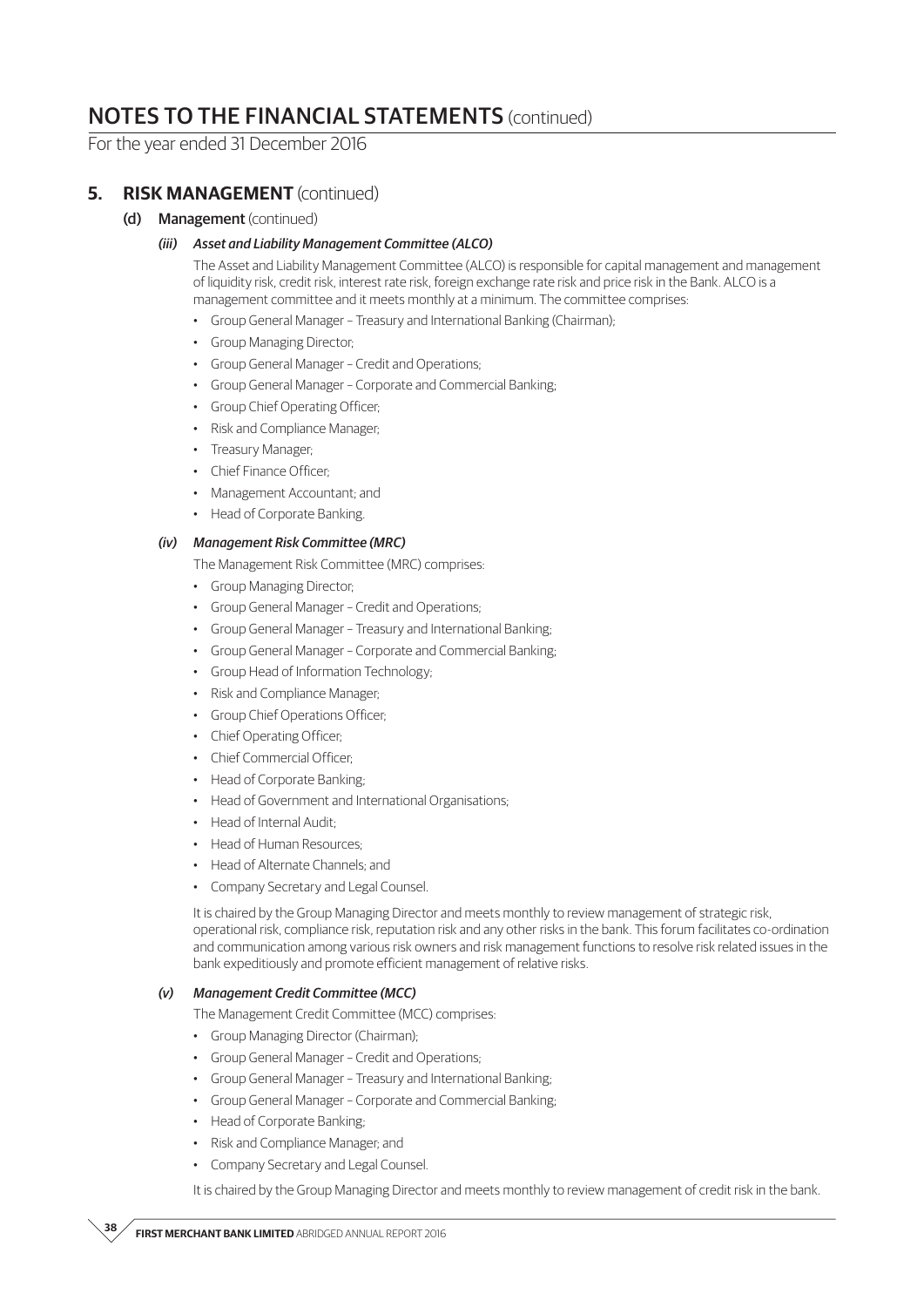# NOTES TO THE FINANCIAL STATEMENTS (continued)

For the year ended 31 December 2016

## 5. RISK MANAGEMENT (continued)

### (d) Management (continued)

#### *(iii) Asset and Liability Management Committee (ALCO)*

The Asset and Liability Management Committee (ALCO) is responsible for capital management and management of liquidity risk, credit risk, interest rate risk, foreign exchange rate risk and price risk in the Bank. ALCO is a management committee and it meets monthly at a minimum. The committee comprises:

- Group General Manager – Treasury and International Banking (Chairman);
- Group Managing Director;
- Group General Manager – Credit and Operations;
- Group General Manager – Corporate and Commercial Banking;
- Group Chief Operating Officer;
- Risk and Compliance Manager;
- Treasury Manager;
- Chief Finance Officer;
- Management Accountant; and
- Head of Corporate Banking.

#### *(iv) Management Risk Committee (MRC)*

The Management Risk Committee (MRC) comprises:

- Group Managing Director;
- Group General Manager – Credit and Operations;
- Group General Manager – Treasury and International Banking;
- Group General Manager – Corporate and Commercial Banking;
- Group Head of Information Technology;
- Risk and Compliance Manager;
- Group Chief Operations Officer;
- Chief Operating Officer;
- Chief Commercial Officer;
- Head of Corporate Banking;
- Head of Government and International Organisations;
- Head of Internal Audit;
- Head of Human Resources;
- Head of Alternate Channels; and
- Company Secretary and Legal Counsel.

It is chaired by the Group Managing Director and meets monthly to review management of strategic risk, operational risk, compliance risk, reputation risk and any other risks in the bank. This forum facilitates co-ordination and communication among various risk owners and risk management functions to resolve risk related issues in the bank expeditiously and promote efficient management of relative risks.

#### *(v) Management Credit Committee (MCC)*

The Management Credit Committee (MCC) comprises:

- Group Managing Director (Chairman);
- Group General Manager – Credit and Operations;
- Group General Manager – Treasury and International Banking;
- Group General Manager – Corporate and Commercial Banking;
- Head of Corporate Banking;
- Risk and Compliance Manager; and
- Company Secretary and Legal Counsel.

It is chaired by the Group Managing Director and meets monthly to review management of credit risk in the bank.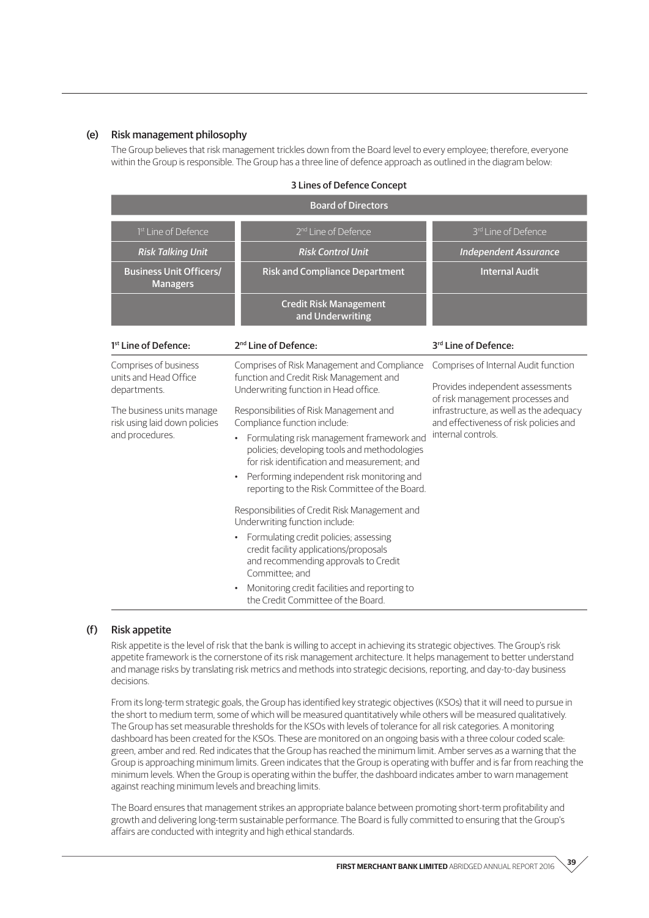## (e) Risk management philosophy

The Group believes that risk management trickles down from the Board level to every employee; therefore, everyone within the Group is responsible. The Group has a three line of defence approach as outlined in the diagram below:

**3 Lines of Defence Concept**

| Board of Directors | | |
|---|---|---|
| 1st Line of Defence | 2nd Line of Defence | 3rd Line of Defence |
| *Risk Talking Unit* | *Risk Control Unit* | *Independent Assurance* |
| **Business Unit Officers/ Managers** | **Risk and Compliance Department** | **Internal Audit** |
| | **Credit Risk Management and Underwriting** | |

| 1st Line of Defence: | 2nd Line of Defence: | 3rd Line of Defence: |
|---|---|---|
| Comprises of business units and Head Office departments.<br><br>The business units manage risk using laid down policies and procedures. | Comprises of Risk Management and Compliance function and Credit Risk Management and Underwriting function in Head office.<br><br>Responsibilities of Risk Management and Compliance function include:<br>• Formulating risk management framework and policies; developing tools and methodologies for risk identification and measurement; and<br>• Performing independent risk monitoring and reporting to the Risk Committee of the Board.<br><br>Responsibilities of Credit Risk Management and Underwriting function include:<br>• Formulating credit policies; assessing credit facility applications/proposals and recommending approvals to Credit Committee; and<br>• Monitoring credit facilities and reporting to the Credit Committee of the Board. | Comprises of Internal Audit function<br><br>Provides independent assessments of risk management processes and infrastructure, as well as the adequacy and effectiveness of risk policies and internal controls. |

## (f) Risk appetite

Risk appetite is the level of risk that the bank is willing to accept in achieving its strategic objectives. The Group's risk appetite framework is the cornerstone of its risk management architecture. It helps management to better understand and manage risks by translating risk metrics and methods into strategic decisions, reporting, and day-to-day business decisions.

From its long-term strategic goals, the Group has identified key strategic objectives (KSOs) that it will need to pursue in the short to medium term, some of which will be measured quantitatively while others will be measured qualitatively. The Group has set measurable thresholds for the KSOs with levels of tolerance for all risk categories. A monitoring dashboard has been created for the KSOs. These are monitored on an ongoing basis with a three colour coded scale: green, amber and red. Red indicates that the Group has reached the minimum limit. Amber serves as a warning that the Group is approaching minimum limits. Green indicates that the Group is operating with buffer and is far from reaching the minimum levels. When the Group is operating within the buffer, the dashboard indicates amber to warn management against reaching minimum levels and breaching limits.

The Board ensures that management strikes an appropriate balance between promoting short-term profitability and growth and delivering long-term sustainable performance. The Board is fully committed to ensuring that the Group's affairs are conducted with integrity and high ethical standards.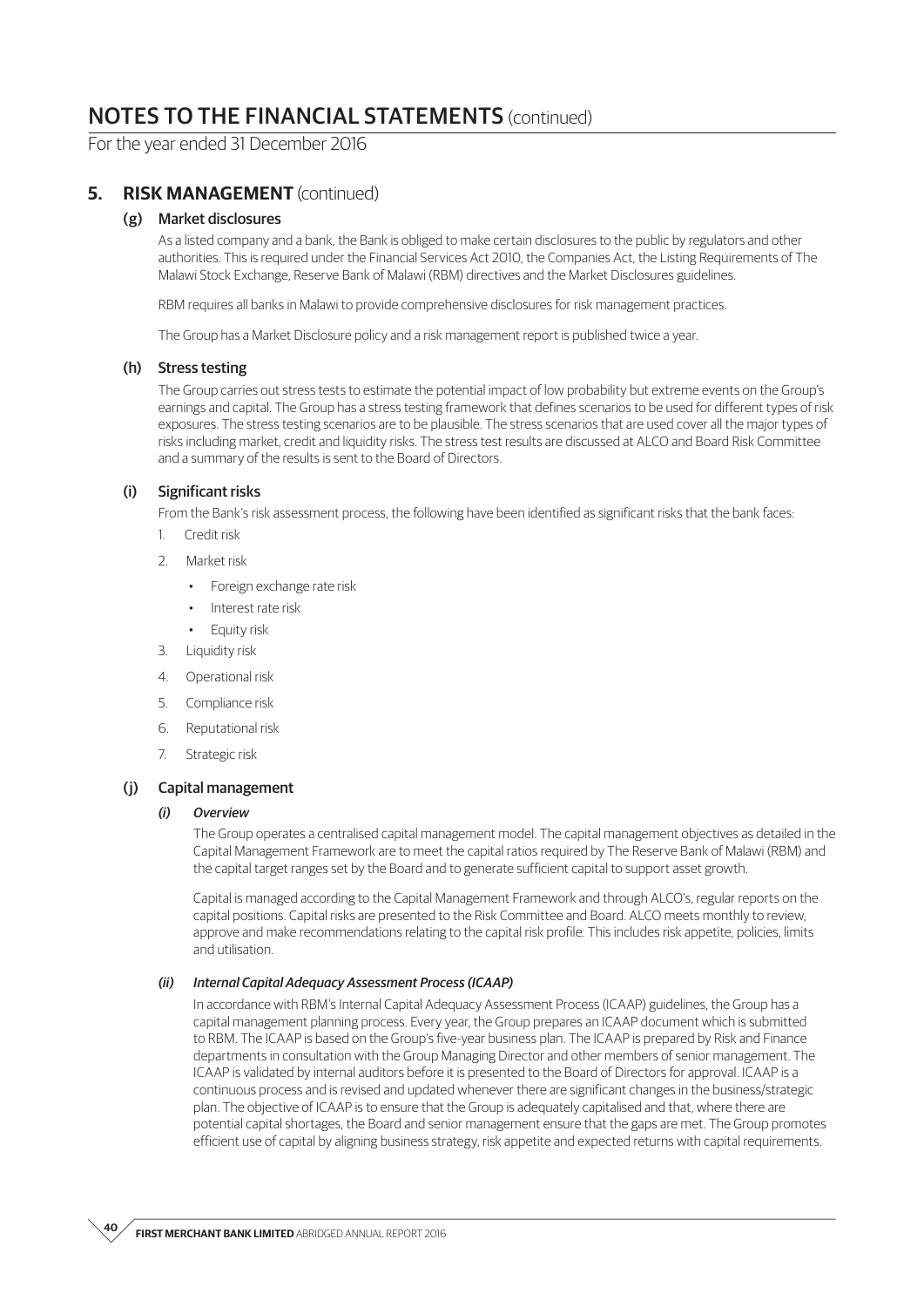# NOTES TO THE FINANCIAL STATEMENTS (continued)

For the year ended 31 December 2016

## 5. RISK MANAGEMENT (continued)

### (g) Market disclosures

As a listed company and a bank, the Bank is obliged to make certain disclosures to the public by regulators and other authorities. This is required under the Financial Services Act 2010, the Companies Act, the Listing Requirements of The Malawi Stock Exchange, Reserve Bank of Malawi (RBM) directives and the Market Disclosures guidelines.

RBM requires all banks in Malawi to provide comprehensive disclosures for risk management practices.

The Group has a Market Disclosure policy and a risk management report is published twice a year.

### (h) Stress testing

The Group carries out stress tests to estimate the potential impact of low probability but extreme events on the Group's earnings and capital. The Group has a stress testing framework that defines scenarios to be used for different types of risk exposures. The stress testing scenarios are to be plausible. The stress scenarios that are used cover all the major types of risks including market, credit and liquidity risks. The stress test results are discussed at ALCO and Board Risk Committee and a summary of the results is sent to the Board of Directors.

### (i) Significant risks

From the Bank's risk assessment process, the following have been identified as significant risks that the bank faces:

1. Credit risk
2. Market risk
   - Foreign exchange rate risk
   - Interest rate risk
   - Equity risk
3. Liquidity risk
4. Operational risk
5. Compliance risk
6. Reputational risk
7. Strategic risk

### (j) Capital management

#### *(i) Overview*

The Group operates a centralised capital management model. The capital management objectives as detailed in the Capital Management Framework are to meet the capital ratios required by The Reserve Bank of Malawi (RBM) and the capital target ranges set by the Board and to generate sufficient capital to support asset growth.

Capital is managed according to the Capital Management Framework and through ALCO's, regular reports on the capital positions. Capital risks are presented to the Risk Committee and Board. ALCO meets monthly to review, approve and make recommendations relating to the capital risk profile. This includes risk appetite, policies, limits and utilisation.

#### *(ii) Internal Capital Adequacy Assessment Process (ICAAP)*

In accordance with RBM's Internal Capital Adequacy Assessment Process (ICAAP) guidelines, the Group has a capital management planning process. Every year, the Group prepares an ICAAP document which is submitted to RBM. The ICAAP is based on the Group's five-year business plan. The ICAAP is prepared by Risk and Finance departments in consultation with the Group Managing Director and other members of senior management. The ICAAP is validated by internal auditors before it is presented to the Board of Directors for approval. ICAAP is a continuous process and is revised and updated whenever there are significant changes in the business/strategic plan. The objective of ICAAP is to ensure that the Group is adequately capitalised and that, where there are potential capital shortages, the Board and senior management ensure that the gaps are met. The Group promotes efficient use of capital by aligning business strategy, risk appetite and expected returns with capital requirements.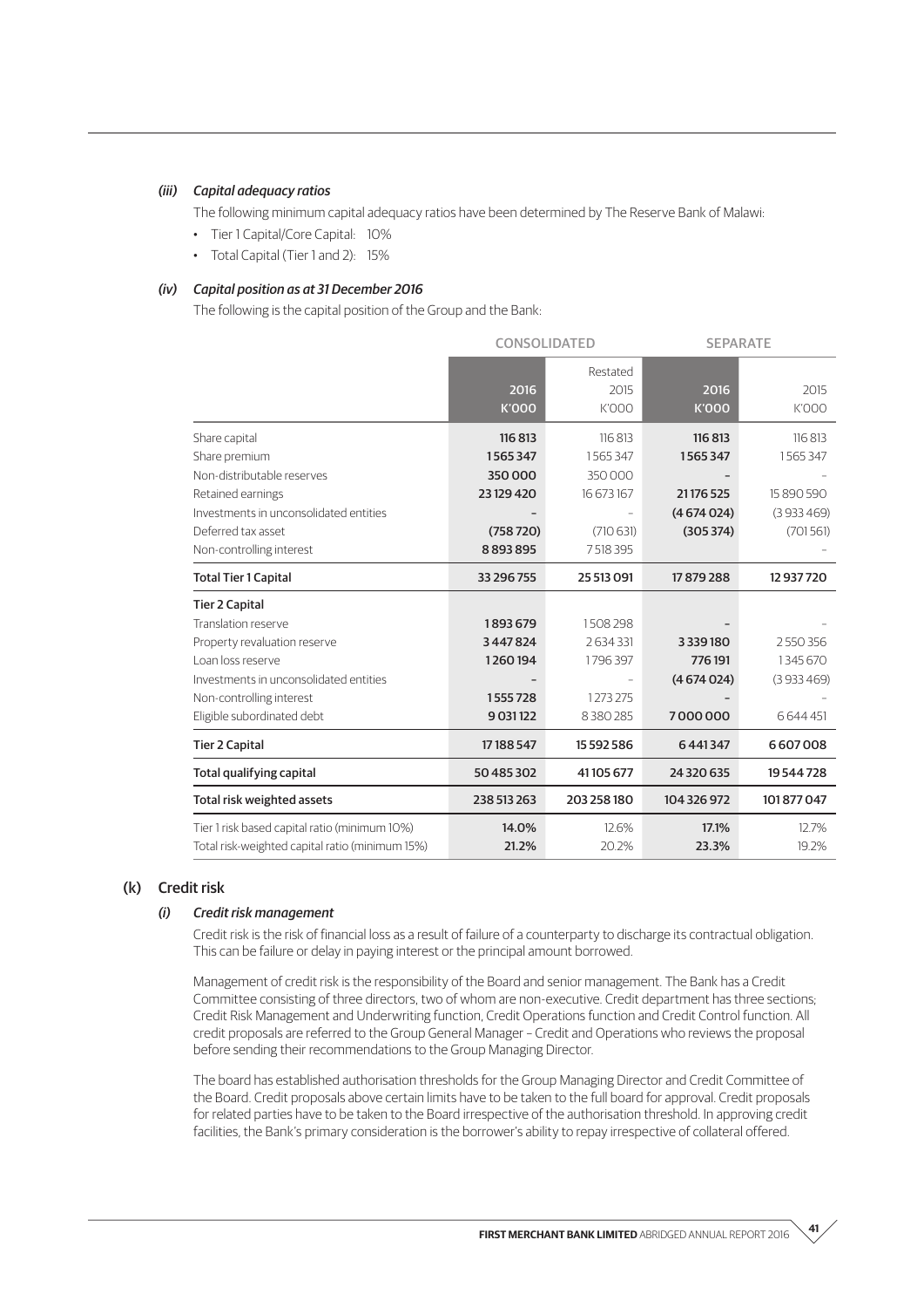#### *(iii) Capital adequacy ratios*

The following minimum capital adequacy ratios have been determined by The Reserve Bank of Malawi:

- Tier 1 Capital/Core Capital: 10%
- Total Capital (Tier 1 and 2): 15%

#### *(iv) Capital position as at 31 December 2016*

The following is the capital position of the Group and the Bank:

| | CONSOLIDATED | | SEPARATE | |
|---|---|---|---|---|
| | 2016 K'000 | Restated 2015 K'000 | 2016 K'000 | 2015 K'000 |
| Share capital | **116 813** | 116 813 | **116 813** | 116 813 |
| Share premium | **1 565 347** | 1 565 347 | **1 565 347** | 1 565 347 |
| Non-distributable reserves | **350 000** | 350 000 | **–** | – |
| Retained earnings | **23 129 420** | 16 673 167 | **21 176 525** | 15 890 590 |
| Investments in unconsolidated entities | **–** | – | **(4 674 024)** | (3 933 469) |
| Deferred tax asset | **(758 720)** | (710 631) | **(305 374)** | (701 561) |
| Non-controlling interest | **8 893 895** | 7 518 395 | | – |
| **Total Tier 1 Capital** | **33 296 755** | **25 513 091** | **17 879 288** | **12 937 720** |
| **Tier 2 Capital** | | | | |
| Translation reserve | **1 893 679** | 1 508 298 | **–** | – |
| Property revaluation reserve | **3 447 824** | 2 634 331 | **3 339 180** | 2 550 356 |
| Loan loss reserve | **1 260 194** | 1 796 397 | **776 191** | 1 345 670 |
| Investments in unconsolidated entities | **–** | – | **(4 674 024)** | (3 933 469) |
| Non-controlling interest | **1 555 728** | 1 273 275 | **–** | – |
| Eligible subordinated debt | **9 031 122** | 8 380 285 | **7 000 000** | 6 644 451 |
| **Tier 2 Capital** | **17 188 547** | **15 592 586** | **6 441 347** | **6 607 008** |
| **Total qualifying capital** | **50 485 302** | **41 105 677** | **24 320 635** | **19 544 728** |
| **Total risk weighted assets** | **238 513 263** | **203 258 180** | **104 326 972** | **101 877 047** |
| Tier 1 risk based capital ratio (minimum 10%) | **14.0%** | 12.6% | **17.1%** | 12.7% |
| Total risk-weighted capital ratio (minimum 15%) | **21.2%** | 20.2% | **23.3%** | 19.2% |

## (k) Credit risk

#### *(i) Credit risk management*

Credit risk is the risk of financial loss as a result of failure of a counterparty to discharge its contractual obligation. This can be failure or delay in paying interest or the principal amount borrowed.

Management of credit risk is the responsibility of the Board and senior management. The Bank has a Credit Committee consisting of three directors, two of whom are non-executive. Credit department has three sections; Credit Risk Management and Underwriting function, Credit Operations function and Credit Control function. All credit proposals are referred to the Group General Manager – Credit and Operations who reviews the proposal before sending their recommendations to the Group Managing Director.

The board has established authorisation thresholds for the Group Managing Director and Credit Committee of the Board. Credit proposals above certain limits have to be taken to the full board for approval. Credit proposals for related parties have to be taken to the Board irrespective of the authorisation threshold. In approving credit facilities, the Bank's primary consideration is the borrower's ability to repay irrespective of collateral offered.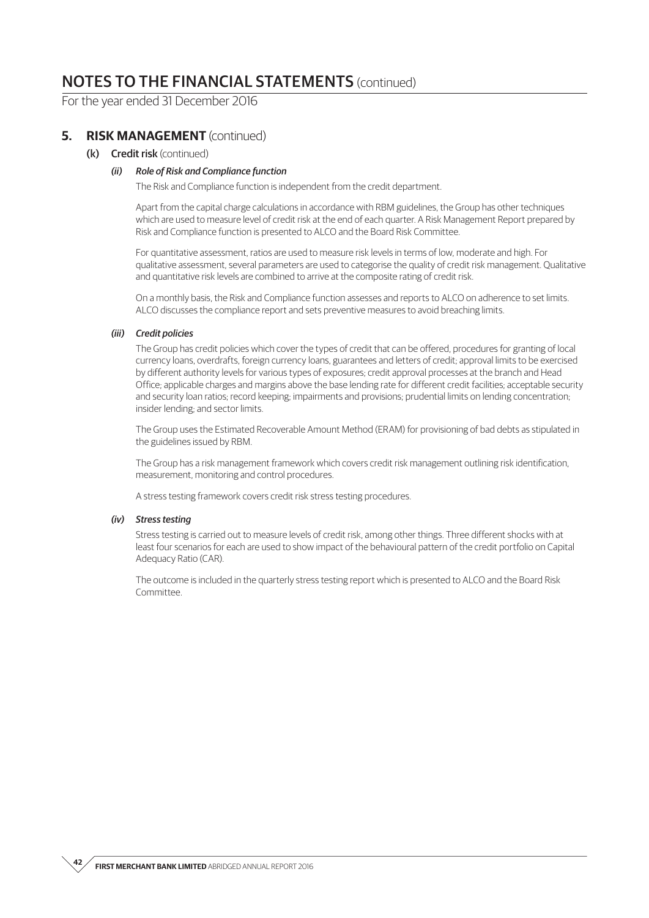# NOTES TO THE FINANCIAL STATEMENTS (continued)

For the year ended 31 December 2016

## 5. RISK MANAGEMENT (continued)

### (k) Credit risk (continued)

#### *(ii) Role of Risk and Compliance function*

The Risk and Compliance function is independent from the credit department.

Apart from the capital charge calculations in accordance with RBM guidelines, the Group has other techniques which are used to measure level of credit risk at the end of each quarter. A Risk Management Report prepared by Risk and Compliance function is presented to ALCO and the Board Risk Committee.

For quantitative assessment, ratios are used to measure risk levels in terms of low, moderate and high. For qualitative assessment, several parameters are used to categorise the quality of credit risk management. Qualitative and quantitative risk levels are combined to arrive at the composite rating of credit risk.

On a monthly basis, the Risk and Compliance function assesses and reports to ALCO on adherence to set limits. ALCO discusses the compliance report and sets preventive measures to avoid breaching limits.

#### *(iii) Credit policies*

The Group has credit policies which cover the types of credit that can be offered, procedures for granting of local currency loans, overdrafts, foreign currency loans, guarantees and letters of credit; approval limits to be exercised by different authority levels for various types of exposures; credit approval processes at the branch and Head Office; applicable charges and margins above the base lending rate for different credit facilities; acceptable security and security loan ratios; record keeping; impairments and provisions; prudential limits on lending concentration; insider lending; and sector limits.

The Group uses the Estimated Recoverable Amount Method (ERAM) for provisioning of bad debts as stipulated in the guidelines issued by RBM.

The Group has a risk management framework which covers credit risk management outlining risk identification, measurement, monitoring and control procedures.

A stress testing framework covers credit risk stress testing procedures.

#### *(iv) Stress testing*

Stress testing is carried out to measure levels of credit risk, among other things. Three different shocks with at least four scenarios for each are used to show impact of the behavioural pattern of the credit portfolio on Capital Adequacy Ratio (CAR).

The outcome is included in the quarterly stress testing report which is presented to ALCO and the Board Risk Committee.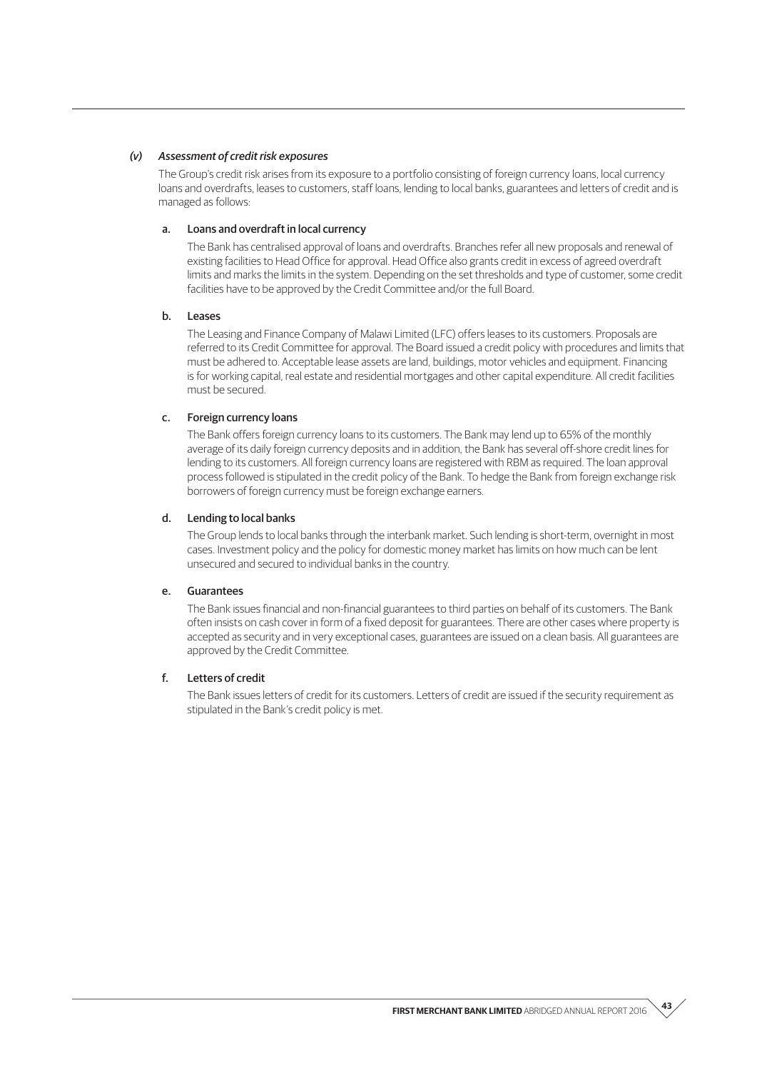### *(v) Assessment of credit risk exposures*

The Group's credit risk arises from its exposure to a portfolio consisting of foreign currency loans, local currency loans and overdrafts, leases to customers, staff loans, lending to local banks, guarantees and letters of credit and is managed as follows:

#### a. Loans and overdraft in local currency

The Bank has centralised approval of loans and overdrafts. Branches refer all new proposals and renewal of existing facilities to Head Office for approval. Head Office also grants credit in excess of agreed overdraft limits and marks the limits in the system. Depending on the set thresholds and type of customer, some credit facilities have to be approved by the Credit Committee and/or the full Board.

#### b. Leases

The Leasing and Finance Company of Malawi Limited (LFC) offers leases to its customers. Proposals are referred to its Credit Committee for approval. The Board issued a credit policy with procedures and limits that must be adhered to. Acceptable lease assets are land, buildings, motor vehicles and equipment. Financing is for working capital, real estate and residential mortgages and other capital expenditure. All credit facilities must be secured.

#### c. Foreign currency loans

The Bank offers foreign currency loans to its customers. The Bank may lend up to 65% of the monthly average of its daily foreign currency deposits and in addition, the Bank has several off-shore credit lines for lending to its customers. All foreign currency loans are registered with RBM as required. The loan approval process followed is stipulated in the credit policy of the Bank. To hedge the Bank from foreign exchange risk borrowers of foreign currency must be foreign exchange earners.

#### d. Lending to local banks

The Group lends to local banks through the interbank market. Such lending is short-term, overnight in most cases. Investment policy and the policy for domestic money market has limits on how much can be lent unsecured and secured to individual banks in the country.

#### e. Guarantees

The Bank issues financial and non-financial guarantees to third parties on behalf of its customers. The Bank often insists on cash cover in form of a fixed deposit for guarantees. There are other cases where property is accepted as security and in very exceptional cases, guarantees are issued on a clean basis. All guarantees are approved by the Credit Committee.

#### f. Letters of credit

The Bank issues letters of credit for its customers. Letters of credit are issued if the security requirement as stipulated in the Bank's credit policy is met.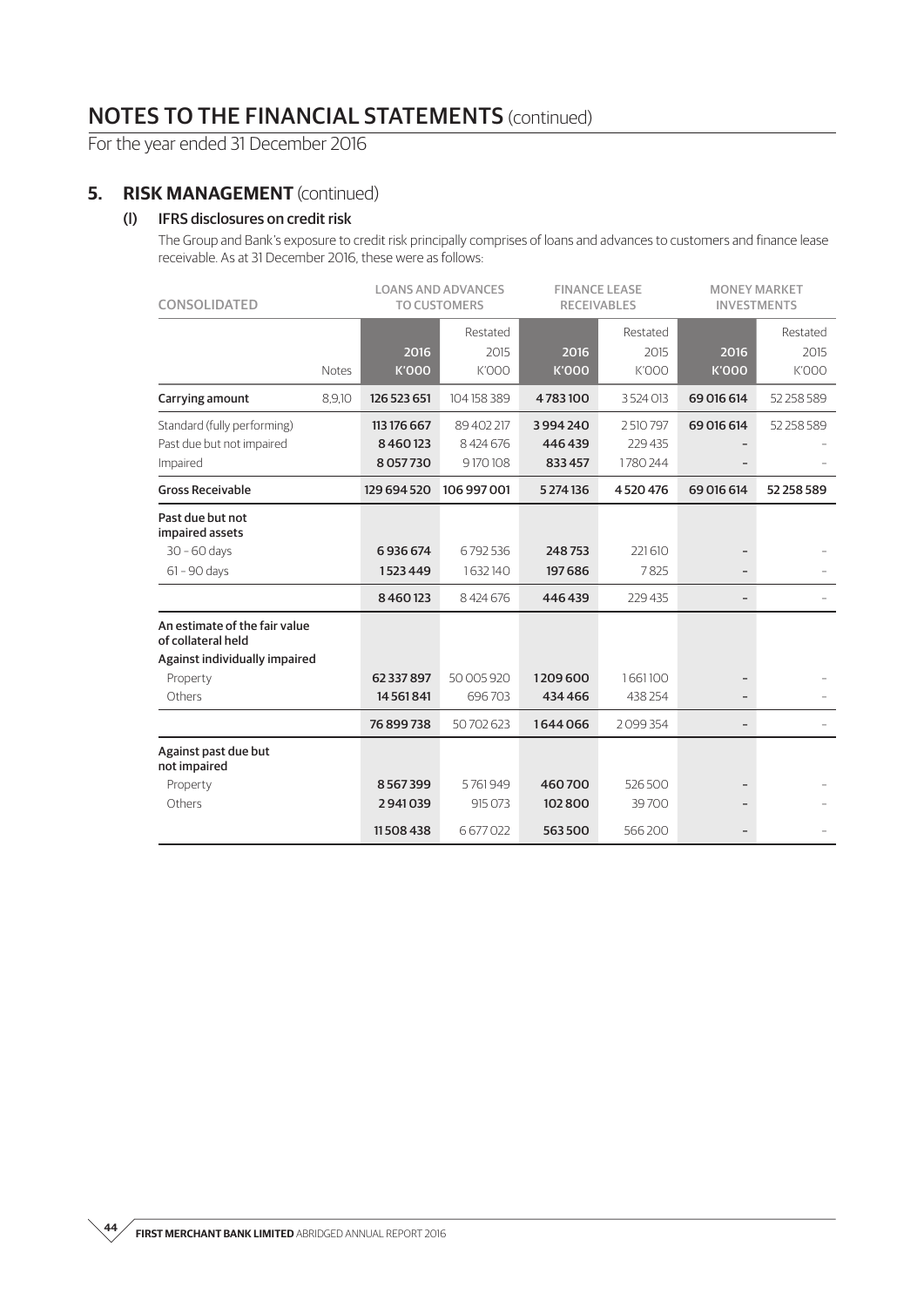# NOTES TO THE FINANCIAL STATEMENTS (continued)

For the year ended 31 December 2016

## 5. RISK MANAGEMENT (continued)

### (l) IFRS disclosures on credit risk

The Group and Bank's exposure to credit risk principally comprises of loans and advances to customers and finance lease receivable. As at 31 December 2016, these were as follows:

| CONSOLIDATED | | LOANS AND ADVANCES TO CUSTOMERS | | FINANCE LEASE RECEIVABLES | | MONEY MARKET INVESTMENTS | |
|---|---|---|---|---|---|---|---|
| | Notes | 2016 K'000 | Restated 2015 K'000 | 2016 K'000 | Restated 2015 K'000 | 2016 K'000 | Restated 2015 K'000 |
| Carrying amount | 8,9,10 | 126 523 651 | 104 158 389 | 4 783 100 | 3 524 013 | 69 016 614 | 52 258 589 |
| Standard (fully performing) | | 113 176 667 | 89 402 217 | 3 994 240 | 2 510 797 | 69 016 614 | 52 258 589 |
| Past due but not impaired | | 8 460 123 | 8 424 676 | 446 439 | 229 435 | – | – |
| Impaired | | 8 057 730 | 9 170 108 | 833 457 | 1 780 244 | – | – |
| **Gross Receivable** | | 129 694 520 | 106 997 001 | 5 274 136 | 4 520 476 | 69 016 614 | 52 258 589 |
| **Past due but not impaired assets** | | | | | | | |
| 30 – 60 days | | 6 936 674 | 6 792 536 | 248 753 | 221 610 | – | – |
| 61 – 90 days | | 1 523 449 | 1 632 140 | 197 686 | 7 825 | – | – |
| | | 8 460 123 | 8 424 676 | 446 439 | 229 435 | – | – |
| **An estimate of the fair value of collateral held** | | | | | | | |
| **Against individually impaired** | | | | | | | |
| Property | | 62 337 897 | 50 005 920 | 1 209 600 | 1 661 100 | – | – |
| Others | | 14 561 841 | 696 703 | 434 466 | 438 254 | – | – |
| | | 76 899 738 | 50 702 623 | 1 644 066 | 2 099 354 | – | – |
| **Against past due but not impaired** | | | | | | | |
| Property | | 8 567 399 | 5 761 949 | 460 700 | 526 500 | – | – |
| Others | | 2 941 039 | 915 073 | 102 800 | 39 700 | – | – |
| | | 11 508 438 | 6 677 022 | 563 500 | 566 200 | – | – |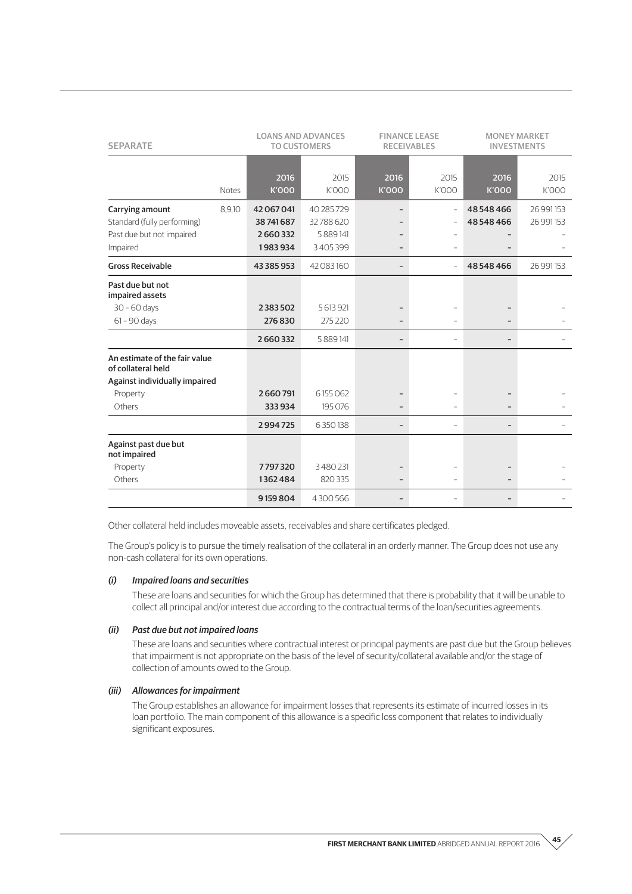| SEPARATE | | LOANS AND ADVANCES TO CUSTOMERS | | FINANCE LEASE RECEIVABLES | | MONEY MARKET INVESTMENTS | |
|---|---|---|---|---|---|---|---|
| | Notes | 2016 K'000 | 2015 K'000 | 2016 K'000 | 2015 K'000 | 2016 K'000 | 2015 K'000 |
| Carrying amount | 8,9,10 | 42 067 041 | 40 285 729 | – | – | 48 548 466 | 26 991 153 |
| Standard (fully performing) | | 38 741 687 | 32 788 620 | – | – | 48 548 466 | 26 991 153 |
| Past due but not impaired | | 2 660 332 | 5 889 141 | – | – | – | – |
| Impaired | | 1 983 934 | 3 405 399 | – | – | – | – |
| **Gross Receivable** | | 43 385 953 | 42 083 160 | – | – | 48 548 466 | 26 991 153 |
| **Past due but not impaired assets** | | | | | | | |
| 30 – 60 days | | 2 383 502 | 5 613 921 | – | – | – | – |
| 61 – 90 days | | 276 830 | 275 220 | – | – | – | – |
| | | 2 660 332 | 5 889 141 | – | – | – | – |
| **An estimate of the fair value of collateral held** | | | | | | | |
| **Against individually impaired** | | | | | | | |
| Property | | 2 660 791 | 6 155 062 | – | – | – | – |
| Others | | 333 934 | 195 076 | – | – | – | – |
| | | 2 994 725 | 6 350 138 | – | – | – | – |
| **Against past due but not impaired** | | | | | | | |
| Property | | 7 797 320 | 3 480 231 | – | – | – | – |
| Others | | 1 362 484 | 820 335 | – | – | – | – |
| | | 9 159 804 | 4 300 566 | – | – | – | – |

Other collateral held includes moveable assets, receivables and share certificates pledged.

The Group's policy is to pursue the timely realisation of the collateral in an orderly manner. The Group does not use any non-cash collateral for its own operations.

***(i) Impaired loans and securities***

These are loans and securities for which the Group has determined that there is probability that it will be unable to collect all principal and/or interest due according to the contractual terms of the loan/securities agreements.

***(ii) Past due but not impaired loans***

These are loans and securities where contractual interest or principal payments are past due but the Group believes that impairment is not appropriate on the basis of the level of security/collateral available and/or the stage of collection of amounts owed to the Group.

***(iii) Allowances for impairment***

The Group establishes an allowance for impairment losses that represents its estimate of incurred losses in its loan portfolio. The main component of this allowance is a specific loss component that relates to individually significant exposures.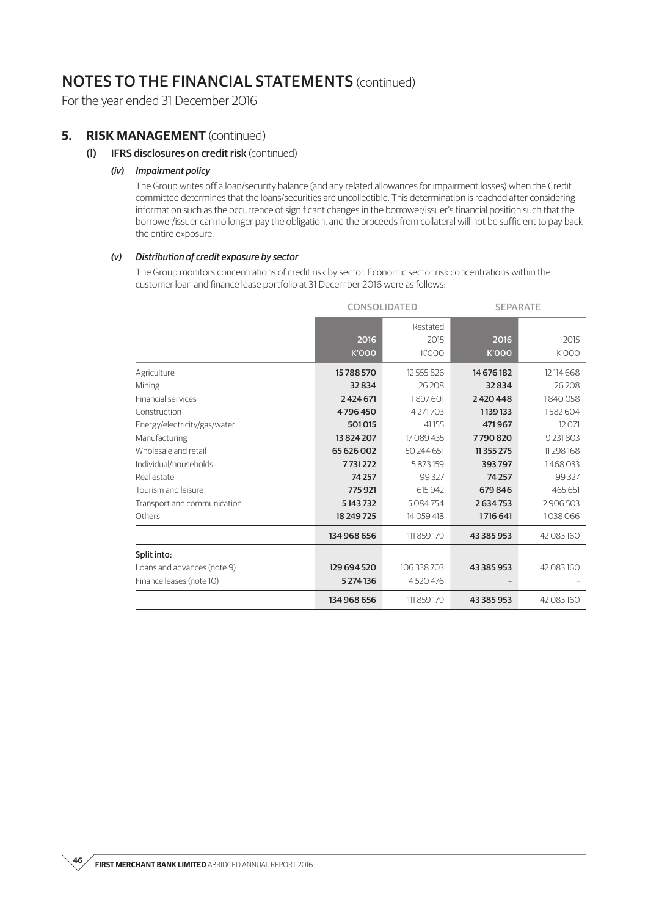# NOTES TO THE FINANCIAL STATEMENTS (continued)

For the year ended 31 December 2016

## 5. RISK MANAGEMENT (continued)

### (l) IFRS disclosures on credit risk (continued)

#### *(iv) Impairment policy*

The Group writes off a loan/security balance (and any related allowances for impairment losses) when the Credit committee determines that the loans/securities are uncollectible. This determination is reached after considering information such as the occurrence of significant changes in the borrower/issuer's financial position such that the borrower/issuer can no longer pay the obligation, and the proceeds from collateral will not be sufficient to pay back the entire exposure.

#### *(v) Distribution of credit exposure by sector*

The Group monitors concentrations of credit risk by sector. Economic sector risk concentrations within the customer loan and finance lease portfolio at 31 December 2016 were as follows:

| | CONSOLIDATED | | SEPARATE | |
|---|---|---|---|---|
| | 2016 K'000 | Restated 2015 K'000 | 2016 K'000 | 2015 K'000 |
| Agriculture | **15 788 570** | 12 555 826 | **14 676 182** | 12 114 668 |
| Mining | **32 834** | 26 208 | **32 834** | 26 208 |
| Financial services | **2 424 671** | 1 897 601 | **2 420 448** | 1 840 058 |
| Construction | **4 796 450** | 4 271 703 | **1 139 133** | 1 582 604 |
| Energy/electricity/gas/water | **501 015** | 41 155 | **471 967** | 12 071 |
| Manufacturing | **13 824 207** | 17 089 435 | **7 790 820** | 9 231 803 |
| Wholesale and retail | **65 626 002** | 50 244 651 | **11 355 275** | 11 298 168 |
| Individual/households | **7 731 272** | 5 873 159 | **393 797** | 1 468 033 |
| Real estate | **74 257** | 99 327 | **74 257** | 99 327 |
| Tourism and leisure | **775 921** | 615 942 | **679 846** | 465 651 |
| Transport and communication | **5 143 732** | 5 084 754 | **2 634 753** | 2 906 503 |
| Others | **18 249 725** | 14 059 418 | **1 716 641** | 1 038 066 |
| | **134 968 656** | 111 859 179 | **43 385 953** | 42 083 160 |
| **Split into:** | | | | |
| Loans and advances (note 9) | **129 694 520** | 106 338 703 | **43 385 953** | 42 083 160 |
| Finance leases (note 10) | **5 274 136** | 4 520 476 | **–** | – |
| | **134 968 656** | 111 859 179 | **43 385 953** | 42 083 160 |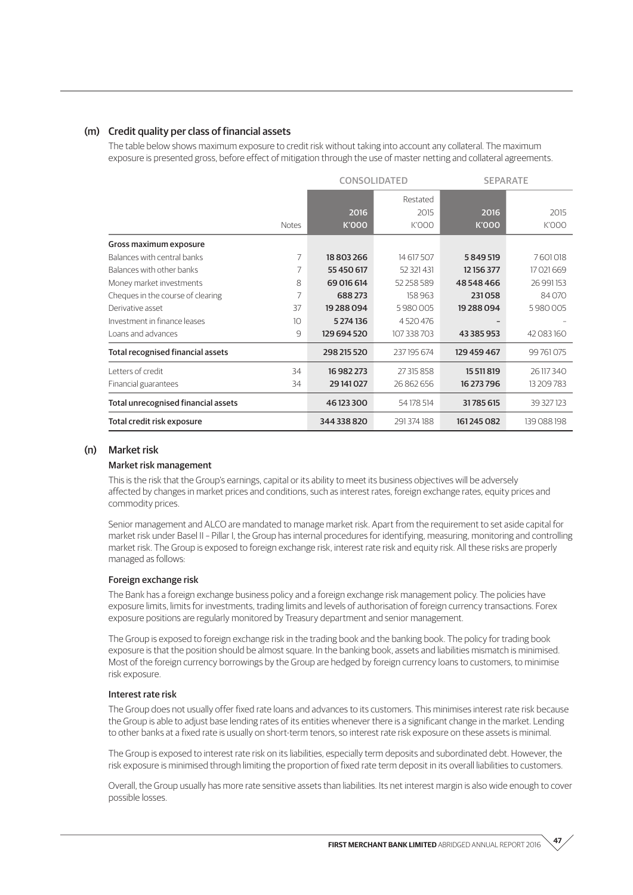## (m) Credit quality per class of financial assets

The table below shows maximum exposure to credit risk without taking into account any collateral. The maximum exposure is presented gross, before effect of mitigation through the use of master netting and collateral agreements.

| | | CONSOLIDATED | | SEPARATE | |
|---|---|---|---|---|---|
| | Notes | 2016 K'000 | Restated 2015 K'000 | 2016 K'000 | 2015 K'000 |
| **Gross maximum exposure** | | | | | |
| Balances with central banks | 7 | **18 803 266** | 14 617 507 | **5 849 519** | 7 601 018 |
| Balances with other banks | 7 | **55 450 617** | 52 321 431 | **12 156 377** | 17 021 669 |
| Money market investments | 8 | **69 016 614** | 52 258 589 | **48 548 466** | 26 991 153 |
| Cheques in the course of clearing | 7 | **688 273** | 158 963 | **231 058** | 84 070 |
| Derivative asset | 37 | **19 288 094** | 5 980 005 | **19 288 094** | 5 980 005 |
| Investment in finance leases | 10 | **5 274 136** | 4 520 476 | **–** | – |
| Loans and advances | 9 | **129 694 520** | 107 338 703 | **43 385 953** | 42 083 160 |
| **Total recognised financial assets** | | **298 215 520** | 237 195 674 | **129 459 467** | 99 761 075 |
| Letters of credit | 34 | **16 982 273** | 27 315 858 | **15 511 819** | 26 117 340 |
| Financial guarantees | 34 | **29 141 027** | 26 862 656 | **16 273 796** | 13 209 783 |
| **Total unrecognised financial assets** | | **46 123 300** | 54 178 514 | **31 785 615** | 39 327 123 |
| **Total credit risk exposure** | | **344 338 820** | 291 374 188 | **161 245 082** | 139 088 198 |

## (n) Market risk

### Market risk management

This is the risk that the Group's earnings, capital or its ability to meet its business objectives will be adversely affected by changes in market prices and conditions, such as interest rates, foreign exchange rates, equity prices and commodity prices.

Senior management and ALCO are mandated to manage market risk. Apart from the requirement to set aside capital for market risk under Basel II – Pillar I, the Group has internal procedures for identifying, measuring, monitoring and controlling market risk. The Group is exposed to foreign exchange risk, interest rate risk and equity risk. All these risks are properly managed as follows:

### Foreign exchange risk

The Bank has a foreign exchange business policy and a foreign exchange risk management policy. The policies have exposure limits, limits for investments, trading limits and levels of authorisation of foreign currency transactions. Forex exposure positions are regularly monitored by Treasury department and senior management.

The Group is exposed to foreign exchange risk in the trading book and the banking book. The policy for trading book exposure is that the position should be almost square. In the banking book, assets and liabilities mismatch is minimised. Most of the foreign currency borrowings by the Group are hedged by foreign currency loans to customers, to minimise risk exposure.

### Interest rate risk

The Group does not usually offer fixed rate loans and advances to its customers. This minimises interest rate risk because the Group is able to adjust base lending rates of its entities whenever there is a significant change in the market. Lending to other banks at a fixed rate is usually on short-term tenors, so interest rate risk exposure on these assets is minimal.

The Group is exposed to interest rate risk on its liabilities, especially term deposits and subordinated debt. However, the risk exposure is minimised through limiting the proportion of fixed rate term deposit in its overall liabilities to customers.

Overall, the Group usually has more rate sensitive assets than liabilities. Its net interest margin is also wide enough to cover possible losses.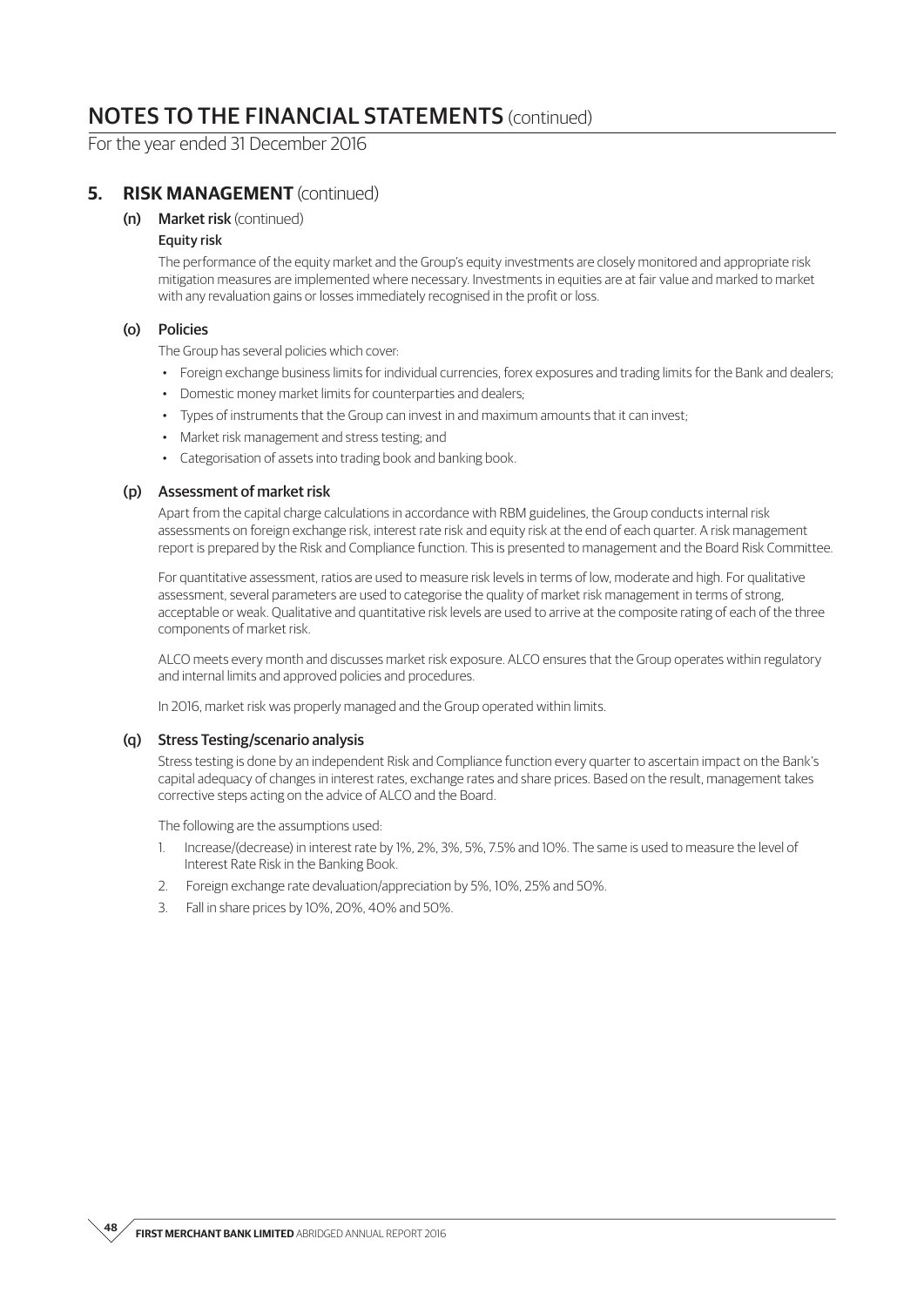## 5. RISK MANAGEMENT (continued)

### (n) Market risk (continued)

**Equity risk**

The performance of the equity market and the Group's equity investments are closely monitored and appropriate risk mitigation measures are implemented where necessary. Investments in equities are at fair value and marked to market with any revaluation gains or losses immediately recognised in the profit or loss.

### (o) Policies

The Group has several policies which cover:

- Foreign exchange business limits for individual currencies, forex exposures and trading limits for the Bank and dealers;
- Domestic money market limits for counterparties and dealers;
- Types of instruments that the Group can invest in and maximum amounts that it can invest;
- Market risk management and stress testing; and
- Categorisation of assets into trading book and banking book.

### (p) Assessment of market risk

Apart from the capital charge calculations in accordance with RBM guidelines, the Group conducts internal risk assessments on foreign exchange risk, interest rate risk and equity risk at the end of each quarter. A risk management report is prepared by the Risk and Compliance function. This is presented to management and the Board Risk Committee.

For quantitative assessment, ratios are used to measure risk levels in terms of low, moderate and high. For qualitative assessment, several parameters are used to categorise the quality of market risk management in terms of strong, acceptable or weak. Qualitative and quantitative risk levels are used to arrive at the composite rating of each of the three components of market risk.

ALCO meets every month and discusses market risk exposure. ALCO ensures that the Group operates within regulatory and internal limits and approved policies and procedures.

In 2016, market risk was properly managed and the Group operated within limits.

### (q) Stress Testing/scenario analysis

Stress testing is done by an independent Risk and Compliance function every quarter to ascertain impact on the Bank's capital adequacy of changes in interest rates, exchange rates and share prices. Based on the result, management takes corrective steps acting on the advice of ALCO and the Board.

The following are the assumptions used:

1. Increase/(decrease) in interest rate by 1%, 2%, 3%, 5%, 7.5% and 10%. The same is used to measure the level of Interest Rate Risk in the Banking Book.
2. Foreign exchange rate devaluation/appreciation by 5%, 10%, 25% and 50%.
3. Fall in share prices by 10%, 20%, 40% and 50%.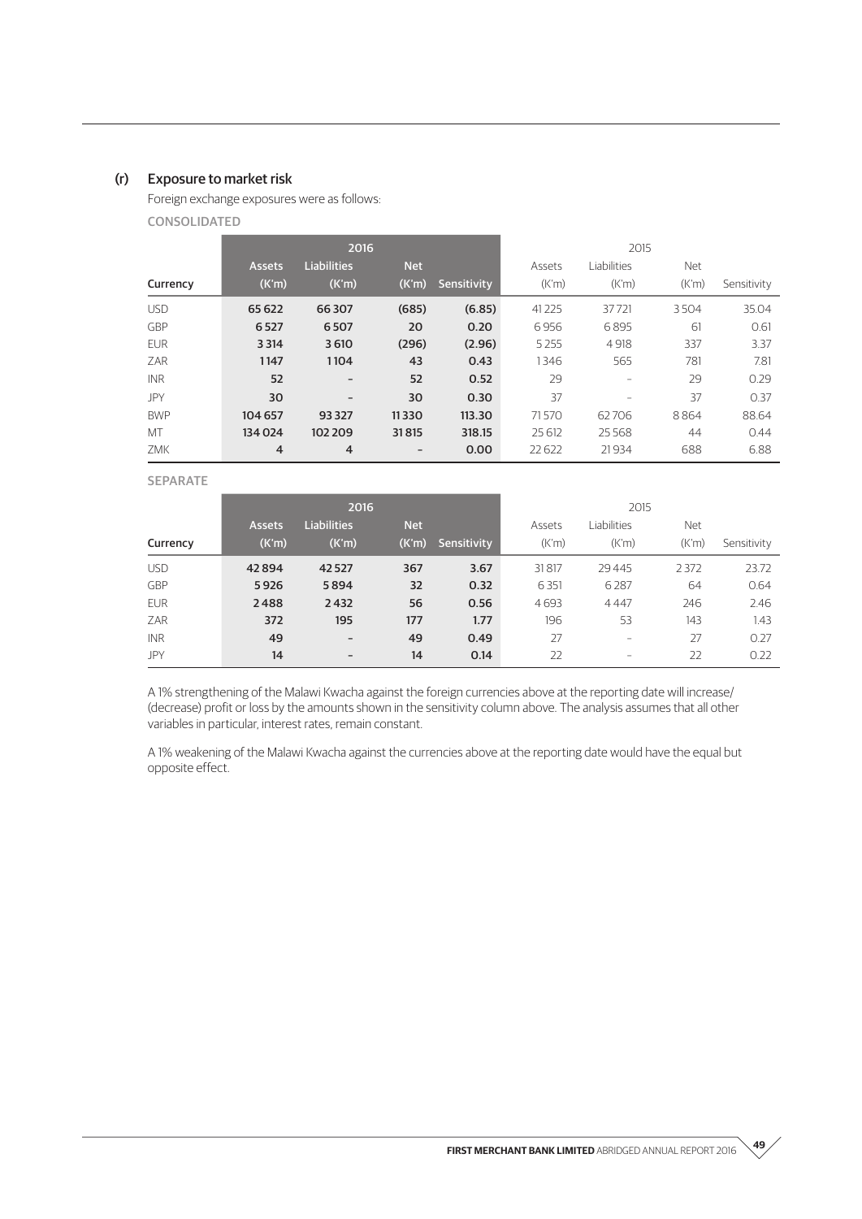### (r) Exposure to market risk

Foreign exchange exposures were as follows:

CONSOLIDATED

| | 2016 | | | | 2015 | | | |
|---|---|---|---|---|---|---|---|---|
| Currency | Assets (K'm) | Liabilities (K'm) | Net (K'm) | Sensitivity | Assets (K'm) | Liabilities (K'm) | Net (K'm) | Sensitivity |
| USD | **65 622** | **66 307** | **(685)** | **(6.85)** | 41 225 | 37 721 | 3 504 | 35.04 |
| GBP | **6 527** | **6 507** | **20** | **0.20** | 6 956 | 6 895 | 61 | 0.61 |
| EUR | **3 314** | **3 610** | **(296)** | **(2.96)** | 5 255 | 4 918 | 337 | 3.37 |
| ZAR | **1 147** | **1 104** | **43** | **0.43** | 1 346 | 565 | 781 | 7.81 |
| INR | **52** | **–** | **52** | **0.52** | 29 | – | 29 | 0.29 |
| JPY | **30** | **–** | **30** | **0.30** | 37 | – | 37 | 0.37 |
| BWP | **104 657** | **93 327** | **11 330** | **113.30** | 71 570 | 62 706 | 8 864 | 88.64 |
| MT | **134 024** | **102 209** | **31 815** | **318.15** | 25 612 | 25 568 | 44 | 0.44 |
| ZMK | **4** | **4** | **–** | **0.00** | 22 622 | 21 934 | 688 | 6.88 |

SEPARATE

| | 2016 | | | | 2015 | | | |
|---|---|---|---|---|---|---|---|---|
| Currency | Assets (K'm) | Liabilities (K'm) | Net (K'm) | Sensitivity | Assets (K'm) | Liabilities (K'm) | Net (K'm) | Sensitivity |
| USD | **42 894** | **42 527** | **367** | **3.67** | 31 817 | 29 445 | 2 372 | 23.72 |
| GBP | **5 926** | **5 894** | **32** | **0.32** | 6 351 | 6 287 | 64 | 0.64 |
| EUR | **2 488** | **2 432** | **56** | **0.56** | 4 693 | 4 447 | 246 | 2.46 |
| ZAR | **372** | **195** | **177** | **1.77** | 196 | 53 | 143 | 1.43 |
| INR | **49** | **–** | **49** | **0.49** | 27 | – | 27 | 0.27 |
| JPY | **14** | **–** | **14** | **0.14** | 22 | – | 22 | 0.22 |

A 1% strengthening of the Malawi Kwacha against the foreign currencies above at the reporting date will increase/(decrease) profit or loss by the amounts shown in the sensitivity column above. The analysis assumes that all other variables in particular, interest rates, remain constant.

A 1% weakening of the Malawi Kwacha against the currencies above at the reporting date would have the equal but opposite effect.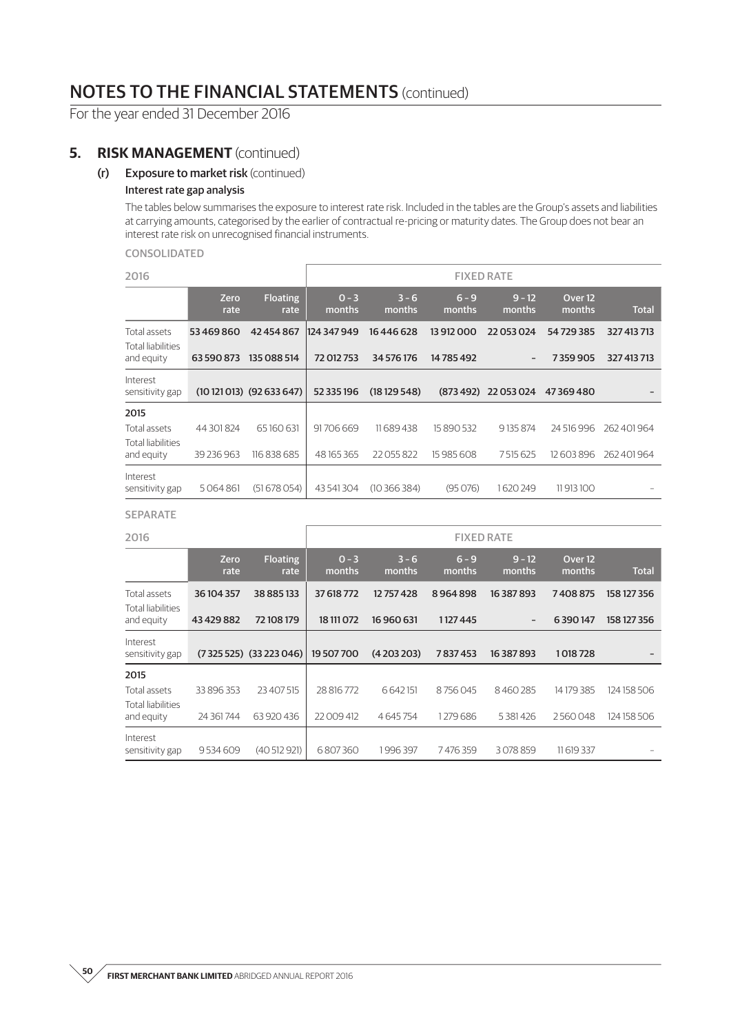# NOTES TO THE FINANCIAL STATEMENTS (continued)

For the year ended 31 December 2016

## 5. RISK MANAGEMENT (continued)

### (r) Exposure to market risk (continued)

#### Interest rate gap analysis

The tables below summarises the exposure to interest rate risk. Included in the tables are the Group's assets and liabilities at carrying amounts, categorised by the earlier of contractual re-pricing or maturity dates. The Group does not bear an interest rate risk on unrecognised financial instruments.

CONSOLIDATED

| 2016 | | | FIXED RATE | | | | | |
|---|---|---|---|---|---|---|---|---|
| | Zero rate | Floating rate | 0 - 3 months | 3 - 6 months | 6 - 9 months | 9 - 12 months | Over 12 months | Total |
| Total assets | **53 469 860** | **42 454 867** | **124 347 949** | **16 446 628** | **13 912 000** | **22 053 024** | **54 729 385** | **327 413 713** |
| Total liabilities and equity | **63 590 873** | **135 088 514** | **72 012 753** | **34 576 176** | **14 785 492** | **–** | **7 359 905** | **327 413 713** |
| Interest sensitivity gap | **(10 121 013)** | **(92 633 647)** | **52 335 196** | **(18 129 548)** | **(873 492)** | **22 053 024** | **47 369 480** | **–** |
| **2015** | | | | | | | | |
| Total assets | 44 301 824 | 65 160 631 | 91 706 669 | 11 689 438 | 15 890 532 | 9 135 874 | 24 516 996 | 262 401 964 |
| Total liabilities and equity | 39 236 963 | 116 838 685 | 48 165 365 | 22 055 822 | 15 985 608 | 7 515 625 | 12 603 896 | 262 401 964 |
| Interest sensitivity gap | 5 064 861 | (51 678 054) | 43 541 304 | (10 366 384) | (95 076) | 1 620 249 | 11 913 100 | – |

SEPARATE

| 2016 | | | FIXED RATE | | | | | |
|---|---|---|---|---|---|---|---|---|
| | Zero rate | Floating rate | 0 - 3 months | 3 - 6 months | 6 - 9 months | 9 - 12 months | Over 12 months | Total |
| Total assets | **36 104 357** | **38 885 133** | **37 618 772** | **12 757 428** | **8 964 898** | **16 387 893** | **7 408 875** | **158 127 356** |
| Total liabilities and equity | **43 429 882** | **72 108 179** | **18 111 072** | **16 960 631** | **1 127 445** | **–** | **6 390 147** | **158 127 356** |
| Interest sensitivity gap | **(7 325 525)** | **(33 223 046)** | **19 507 700** | **(4 203 203)** | **7 837 453** | **16 387 893** | **1 018 728** | **–** |
| **2015** | | | | | | | | |
| Total assets | 33 896 353 | 23 407 515 | 28 816 772 | 6 642 151 | 8 756 045 | 8 460 285 | 14 179 385 | 124 158 506 |
| Total liabilities and equity | 24 361 744 | 63 920 436 | 22 009 412 | 4 645 754 | 1 279 686 | 5 381 426 | 2 560 048 | 124 158 506 |
| Interest sensitivity gap | 9 534 609 | (40 512 921) | 6 807 360 | 1 996 397 | 7 476 359 | 3 078 859 | 11 619 337 | – |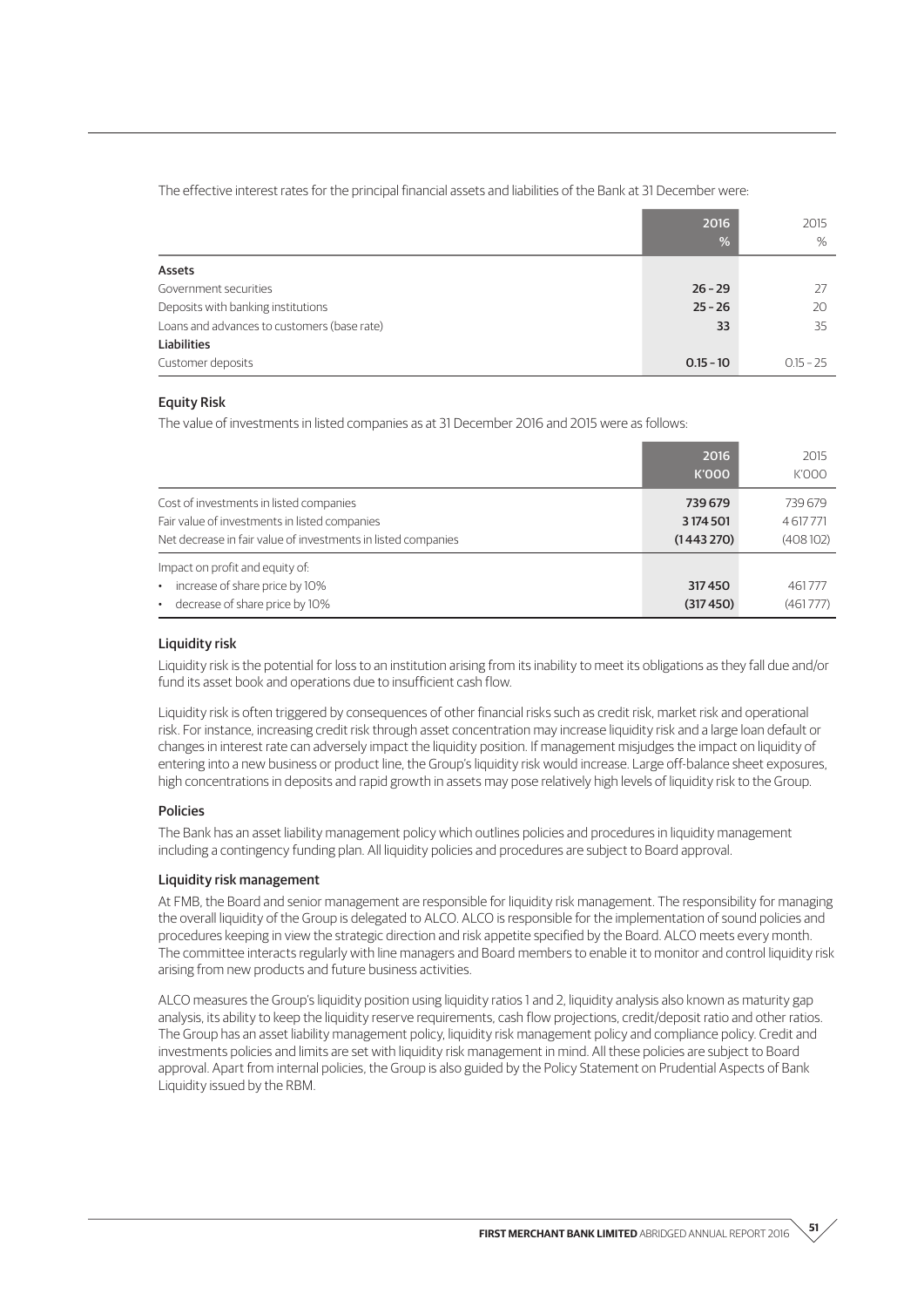The effective interest rates for the principal financial assets and liabilities of the Bank at 31 December were:

| | 2016 % | 2015 % |
|---|---|---|
| **Assets** | | |
| Government securities | **26 - 29** | 27 |
| Deposits with banking institutions | **25 - 26** | 20 |
| Loans and advances to customers (base rate) | **33** | 35 |
| **Liabilities** | | |
| Customer deposits | **0.15 - 10** | 0.15 - 25 |

### Equity Risk

The value of investments in listed companies as at 31 December 2016 and 2015 were as follows:

| | 2016 K'000 | 2015 K'000 |
|---|---|---|
| Cost of investments in listed companies | **739 679** | 739 679 |
| Fair value of investments in listed companies | **3 174 501** | 4 617 771 |
| Net decrease in fair value of investments in listed companies | **(1 443 270)** | (408 102) |
| Impact on profit and equity of: | | |
| • increase of share price by 10% | **317 450** | 461 777 |
| • decrease of share price by 10% | **(317 450)** | (461 777) |

### Liquidity risk

Liquidity risk is the potential for loss to an institution arising from its inability to meet its obligations as they fall due and/or fund its asset book and operations due to insufficient cash flow.

Liquidity risk is often triggered by consequences of other financial risks such as credit risk, market risk and operational risk. For instance, increasing credit risk through asset concentration may increase liquidity risk and a large loan default or changes in interest rate can adversely impact the liquidity position. If management misjudges the impact on liquidity of entering into a new business or product line, the Group's liquidity risk would increase. Large off-balance sheet exposures, high concentrations in deposits and rapid growth in assets may pose relatively high levels of liquidity risk to the Group.

### Policies

The Bank has an asset liability management policy which outlines policies and procedures in liquidity management including a contingency funding plan. All liquidity policies and procedures are subject to Board approval.

### Liquidity risk management

At FMB, the Board and senior management are responsible for liquidity risk management. The responsibility for managing the overall liquidity of the Group is delegated to ALCO. ALCO is responsible for the implementation of sound policies and procedures keeping in view the strategic direction and risk appetite specified by the Board. ALCO meets every month. The committee interacts regularly with line managers and Board members to enable it to monitor and control liquidity risk arising from new products and future business activities.

ALCO measures the Group's liquidity position using liquidity ratios 1 and 2, liquidity analysis also known as maturity gap analysis, its ability to keep the liquidity reserve requirements, cash flow projections, credit/deposit ratio and other ratios. The Group has an asset liability management policy, liquidity risk management policy and compliance policy. Credit and investments policies and limits are set with liquidity risk management in mind. All these policies are subject to Board approval. Apart from internal policies, the Group is also guided by the Policy Statement on Prudential Aspects of Bank Liquidity issued by the RBM.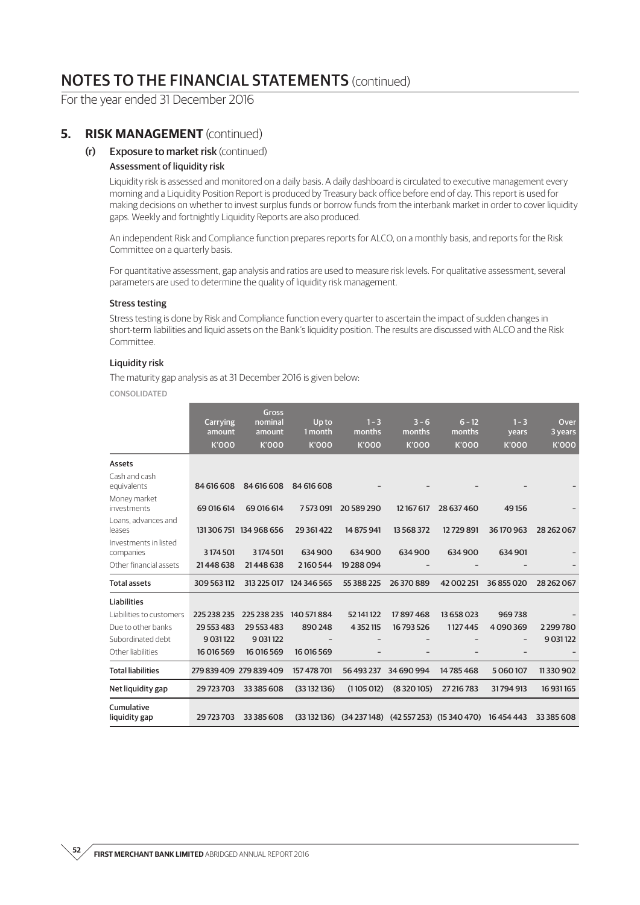# NOTES TO THE FINANCIAL STATEMENTS (continued)

For the year ended 31 December 2016

## 5. RISK MANAGEMENT (continued)

### (r) Exposure to market risk (continued)

#### Assessment of liquidity risk

Liquidity risk is assessed and monitored on a daily basis. A daily dashboard is circulated to executive management every morning and a Liquidity Position Report is produced by Treasury back office before end of day. This report is used for making decisions on whether to invest surplus funds or borrow funds from the interbank market in order to cover liquidity gaps. Weekly and fortnightly Liquidity Reports are also produced.

An independent Risk and Compliance function prepares reports for ALCO, on a monthly basis, and reports for the Risk Committee on a quarterly basis.

For quantitative assessment, gap analysis and ratios are used to measure risk levels. For qualitative assessment, several parameters are used to determine the quality of liquidity risk management.

#### Stress testing

Stress testing is done by Risk and Compliance function every quarter to ascertain the impact of sudden changes in short-term liabilities and liquid assets on the Bank's liquidity position. The results are discussed with ALCO and the Risk Committee.

#### Liquidity risk

The maturity gap analysis as at 31 December 2016 is given below:

CONSOLIDATED

| | Carrying amount K'000 | Gross nominal amount K'000 | Up to 1 month K'000 | 1 - 3 months K'000 | 3 - 6 months K'000 | 6 - 12 months K'000 | 1 - 3 years K'000 | Over 3 years K'000 |
|---|---|---|---|---|---|---|---|---|
| **Assets** | | | | | | | | |
| Cash and cash equivalents | 84 616 608 | 84 616 608 | 84 616 608 | – | – | – | – | – |
| Money market investments | 69 016 614 | 69 016 614 | 7 573 091 | 20 589 290 | 12 167 617 | 28 637 460 | 49 156 | – |
| Loans, advances and leases | 131 306 751 | 134 968 656 | 29 361 422 | 14 875 941 | 13 568 372 | 12 729 891 | 36 170 963 | 28 262 067 |
| Investments in listed companies | 3 174 501 | 3 174 501 | 634 900 | 634 900 | 634 900 | 634 900 | 634 901 | – |
| Other financial assets | 21 448 638 | 21 448 638 | 2 160 544 | 19 288 094 | – | – | – | – |
| **Total assets** | 309 563 112 | 313 225 017 | 124 346 565 | 55 388 225 | 26 370 889 | 42 002 251 | 36 855 020 | 28 262 067 |
| **Liabilities** | | | | | | | | |
| Liabilities to customers | 225 238 235 | 225 238 235 | 140 571 884 | 52 141 122 | 17 897 468 | 13 658 023 | 969 738 | – |
| Due to other banks | 29 553 483 | 29 553 483 | 890 248 | 4 352 115 | 16 793 526 | 1 127 445 | 4 090 369 | 2 299 780 |
| Subordinated debt | 9 031 122 | 9 031 122 | – | – | – | – | – | 9 031 122 |
| Other liabilities | 16 016 569 | 16 016 569 | 16 016 569 | – | – | – | – | – |
| **Total liabilities** | 279 839 409 | 279 839 409 | 157 478 701 | 56 493 237 | 34 690 994 | 14 785 468 | 5 060 107 | 11 330 902 |
| **Net liquidity gap** | 29 723 703 | 33 385 608 | (33 132 136) | (1 105 012) | (8 320 105) | 27 216 783 | 31 794 913 | 16 931 165 |
| **Cumulative liquidity gap** | 29 723 703 | 33 385 608 | (33 132 136) | (34 237 148) | (42 557 253) | (15 340 470) | 16 454 443 | 33 385 608 |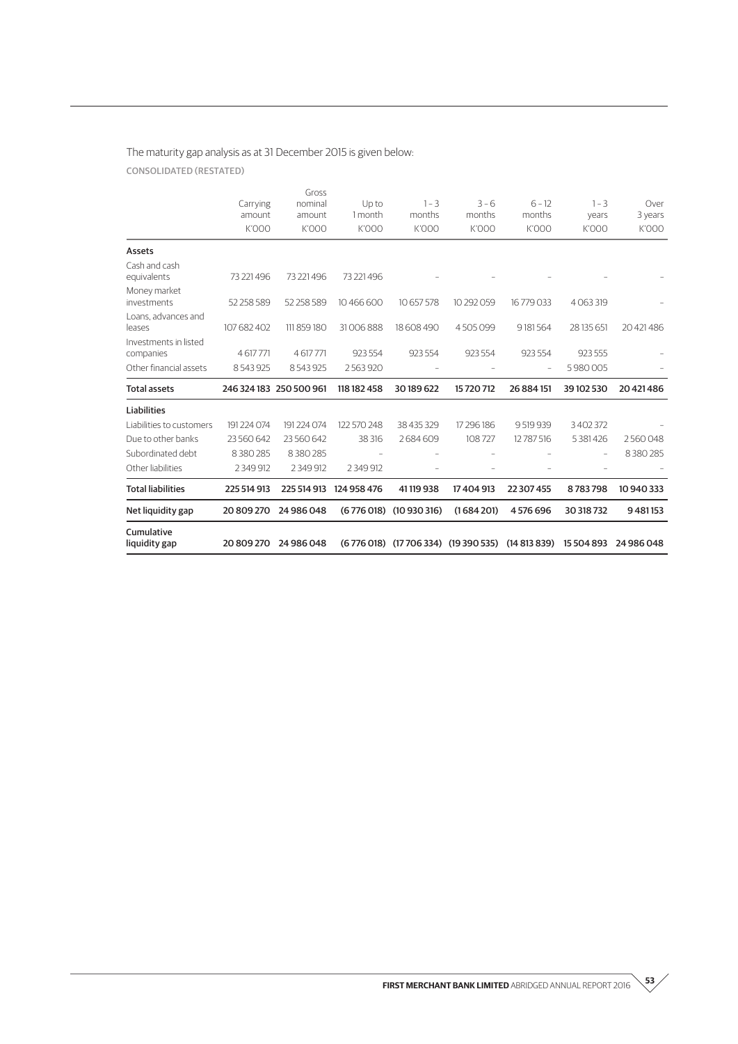The maturity gap analysis as at 31 December 2015 is given below:

CONSOLIDATED (RESTATED)

| | Carrying amount K'000 | Gross nominal amount K'000 | Up to 1 month K'000 | 1 – 3 months K'000 | 3 – 6 months K'000 | 6 – 12 months K'000 | 1 – 3 years K'000 | Over 3 years K'000 |
|---|---|---|---|---|---|---|---|---|
| **Assets** | | | | | | | | |
| Cash and cash equivalents | 73 221 496 | 73 221 496 | 73 221 496 | – | – | – | – | – |
| Money market investments | 52 258 589 | 52 258 589 | 10 466 600 | 10 657 578 | 10 292 059 | 16 779 033 | 4 063 319 | – |
| Loans, advances and leases | 107 682 402 | 111 859 180 | 31 006 888 | 18 608 490 | 4 505 099 | 9 181 564 | 28 135 651 | 20 421 486 |
| Investments in listed companies | 4 617 771 | 4 617 771 | 923 554 | 923 554 | 923 554 | 923 554 | 923 555 | – |
| Other financial assets | 8 543 925 | 8 543 925 | 2 563 920 | – | – | – | 5 980 005 | – |
| **Total assets** | **246 324 183** | **250 500 961** | **118 182 458** | **30 189 622** | **15 720 712** | **26 884 151** | **39 102 530** | **20 421 486** |
| **Liabilities** | | | | | | | | |
| Liabilities to customers | 191 224 074 | 191 224 074 | 122 570 248 | 38 435 329 | 17 296 186 | 9 519 939 | 3 402 372 | – |
| Due to other banks | 23 560 642 | 23 560 642 | 38 316 | 2 684 609 | 108 727 | 12 787 516 | 5 381 426 | 2 560 048 |
| Subordinated debt | 8 380 285 | 8 380 285 | – | – | – | – | – | 8 380 285 |
| Other liabilities | 2 349 912 | 2 349 912 | 2 349 912 | – | – | – | – | – |
| **Total liabilities** | **225 514 913** | **225 514 913** | **124 958 476** | **41 119 938** | **17 404 913** | **22 307 455** | **8 783 798** | **10 940 333** |
| **Net liquidity gap** | **20 809 270** | **24 986 048** | **(6 776 018)** | **(10 930 316)** | **(1 684 201)** | **4 576 696** | **30 318 732** | **9 481 153** |
| **Cumulative liquidity gap** | **20 809 270** | **24 986 048** | **(6 776 018)** | **(17 706 334)** | **(19 390 535)** | **(14 813 839)** | **15 504 893** | **24 986 048** |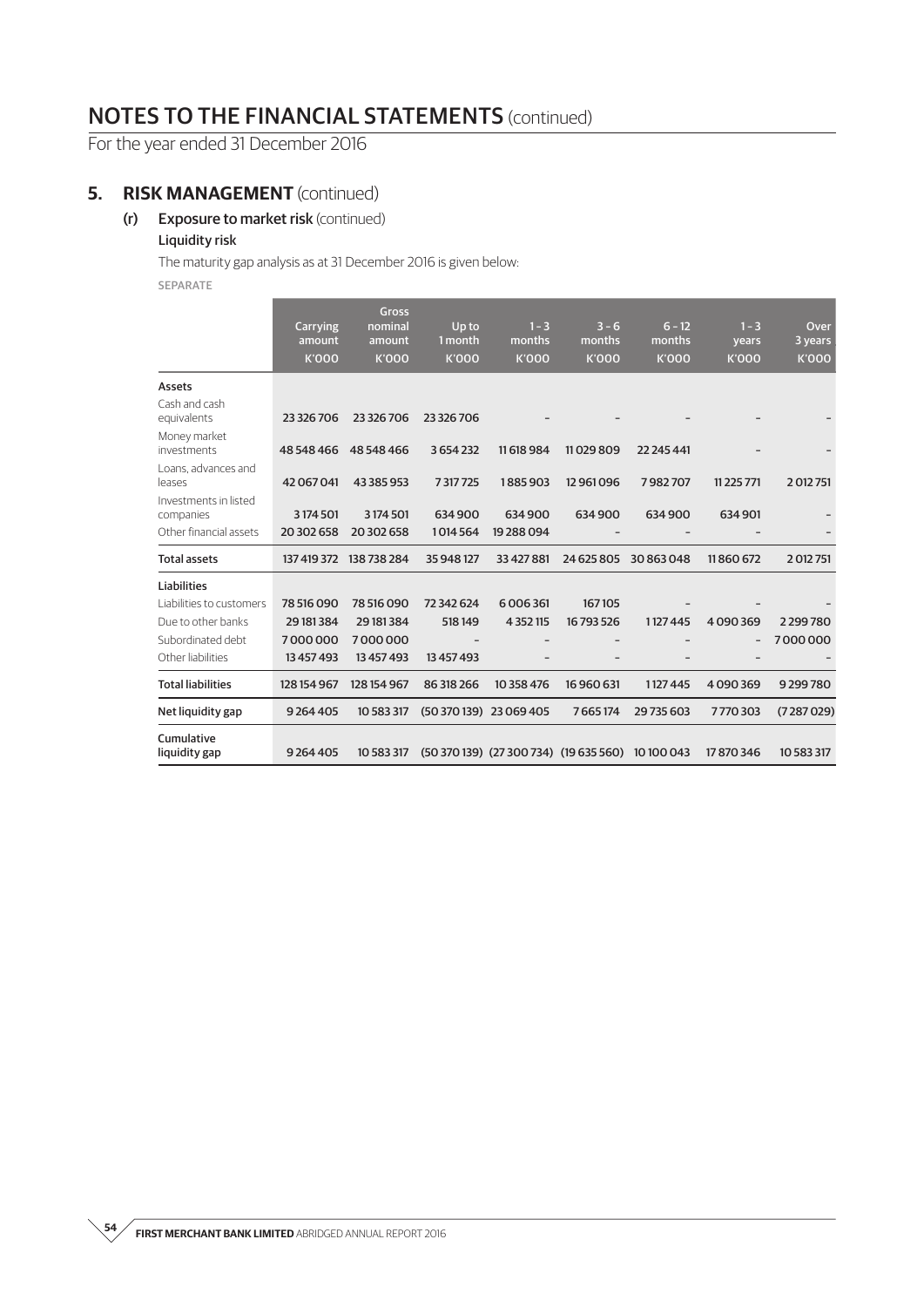# NOTES TO THE FINANCIAL STATEMENTS (continued)

For the year ended 31 December 2016

## 5. RISK MANAGEMENT (continued)

### (r) Exposure to market risk (continued)

#### Liquidity risk

The maturity gap analysis as at 31 December 2016 is given below:

SEPARATE

| | Carrying amount K'000 | Gross nominal amount K'000 | Up to 1 month K'000 | 1 - 3 months K'000 | 3 - 6 months K'000 | 6 - 12 months K'000 | 1 - 3 years K'000 | Over 3 years K'000 |
|---|---|---|---|---|---|---|---|---|
| **Assets** | | | | | | | | |
| Cash and cash equivalents | 23 326 706 | 23 326 706 | 23 326 706 | – | – | – | – | – |
| Money market investments | 48 548 466 | 48 548 466 | 3 654 232 | 11 618 984 | 11 029 809 | 22 245 441 | – | – |
| Loans, advances and leases | 42 067 041 | 43 385 953 | 7 317 725 | 1 885 903 | 12 961 096 | 7 982 707 | 11 225 771 | 2 012 751 |
| Investments in listed companies | 3 174 501 | 3 174 501 | 634 900 | 634 900 | 634 900 | 634 900 | 634 901 | – |
| Other financial assets | 20 302 658 | 20 302 658 | 1 014 564 | 19 288 094 | – | – | – | – |
| **Total assets** | 137 419 372 | 138 738 284 | 35 948 127 | 33 427 881 | 24 625 805 | 30 863 048 | 11 860 672 | 2 012 751 |
| **Liabilities** | | | | | | | | |
| Liabilities to customers | 78 516 090 | 78 516 090 | 72 342 624 | 6 006 361 | 167 105 | – | – | – |
| Due to other banks | 29 181 384 | 29 181 384 | 518 149 | 4 352 115 | 16 793 526 | 1 127 445 | 4 090 369 | 2 299 780 |
| Subordinated debt | 7 000 000 | 7 000 000 | – | – | – | – | – | 7 000 000 |
| Other liabilities | 13 457 493 | 13 457 493 | 13 457 493 | – | – | – | – | – |
| **Total liabilities** | 128 154 967 | 128 154 967 | 86 318 266 | 10 358 476 | 16 960 631 | 1 127 445 | 4 090 369 | 9 299 780 |
| **Net liquidity gap** | 9 264 405 | 10 583 317 | (50 370 139) | 23 069 405 | 7 665 174 | 29 735 603 | 7 770 303 | (7 287 029) |
| **Cumulative liquidity gap** | 9 264 405 | 10 583 317 | (50 370 139) | (27 300 734) | (19 635 560) | 10 100 043 | 17 870 346 | 10 583 317 |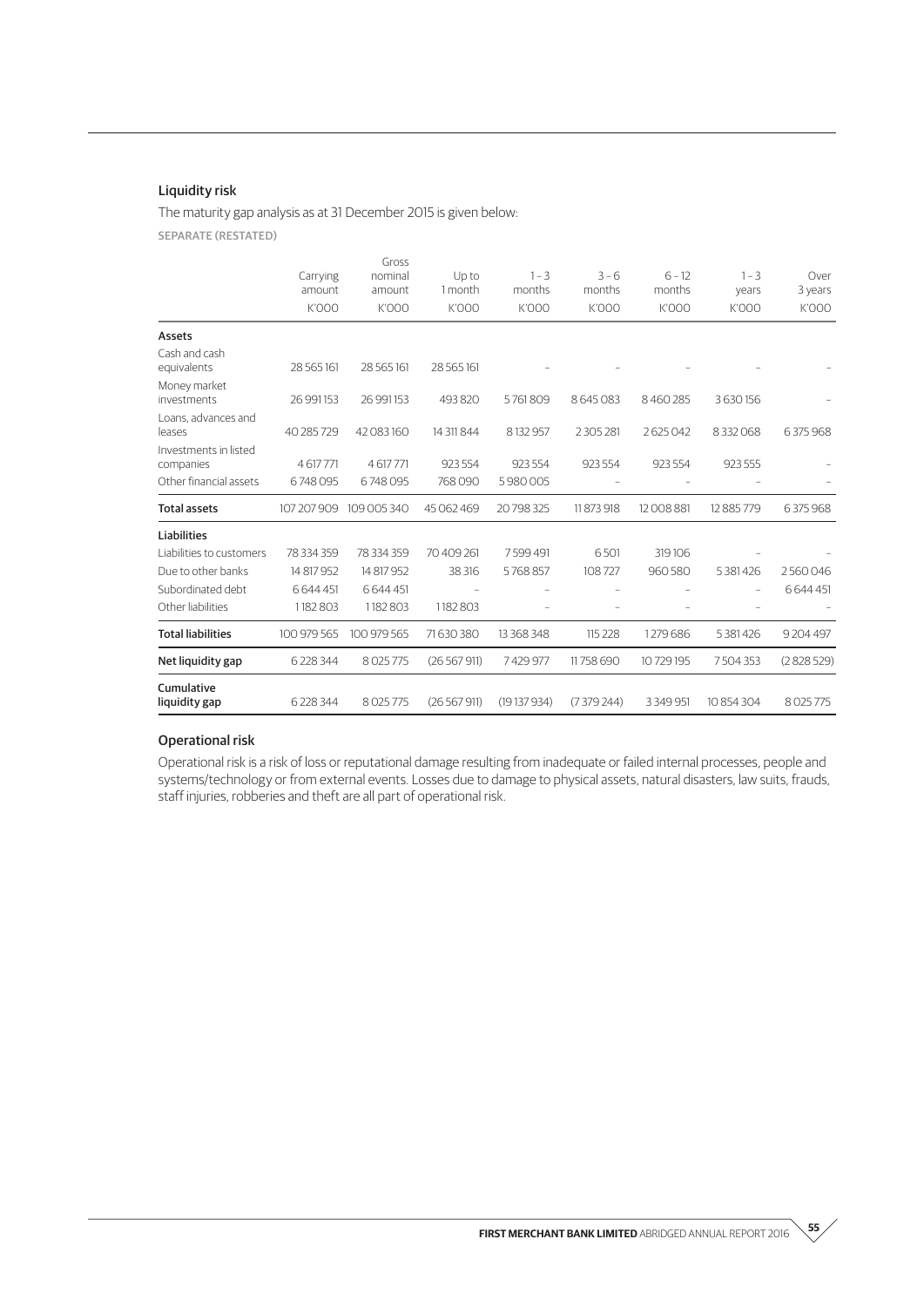## Liquidity risk

The maturity gap analysis as at 31 December 2015 is given below:

SEPARATE (RESTATED)

| | Carrying amount | Gross nominal amount | Up to 1 month | 1 – 3 months | 3 – 6 months | 6 – 12 months | 1 – 3 years | Over 3 years |
|---|---|---|---|---|---|---|---|---|
| | K'000 | K'000 | K'000 | K'000 | K'000 | K'000 | K'000 | K'000 |
| **Assets** | | | | | | | | |
| Cash and cash equivalents | 28 565 161 | 28 565 161 | 28 565 161 | – | – | – | – | – |
| Money market investments | 26 991 153 | 26 991 153 | 493 820 | 5 761 809 | 8 645 083 | 8 460 285 | 3 630 156 | – |
| Loans, advances and leases | 40 285 729 | 42 083 160 | 14 311 844 | 8 132 957 | 2 305 281 | 2 625 042 | 8 332 068 | 6 375 968 |
| Investments in listed companies | 4 617 771 | 4 617 771 | 923 554 | 923 554 | 923 554 | 923 554 | 923 555 | – |
| Other financial assets | 6 748 095 | 6 748 095 | 768 090 | 5 980 005 | – | – | – | – |
| **Total assets** | 107 207 909 | 109 005 340 | 45 062 469 | 20 798 325 | 11 873 918 | 12 008 881 | 12 885 779 | 6 375 968 |
| **Liabilities** | | | | | | | | |
| Liabilities to customers | 78 334 359 | 78 334 359 | 70 409 261 | 7 599 491 | 6 501 | 319 106 | – | – |
| Due to other banks | 14 817 952 | 14 817 952 | 38 316 | 5 768 857 | 108 727 | 960 580 | 5 381 426 | 2 560 046 |
| Subordinated debt | 6 644 451 | 6 644 451 | – | – | – | – | – | 6 644 451 |
| Other liabilities | 1 182 803 | 1 182 803 | 1 182 803 | – | – | – | – | – |
| **Total liabilities** | 100 979 565 | 100 979 565 | 71 630 380 | 13 368 348 | 115 228 | 1 279 686 | 5 381 426 | 9 204 497 |
| **Net liquidity gap** | 6 228 344 | 8 025 775 | (26 567 911) | 7 429 977 | 11 758 690 | 10 729 195 | 7 504 353 | (2 828 529) |
| **Cumulative liquidity gap** | 6 228 344 | 8 025 775 | (26 567 911) | (19 137 934) | (7 379 244) | 3 349 951 | 10 854 304 | 8 025 775 |

## Operational risk

Operational risk is a risk of loss or reputational damage resulting from inadequate or failed internal processes, people and systems/technology or from external events. Losses due to damage to physical assets, natural disasters, law suits, frauds, staff injuries, robberies and theft are all part of operational risk.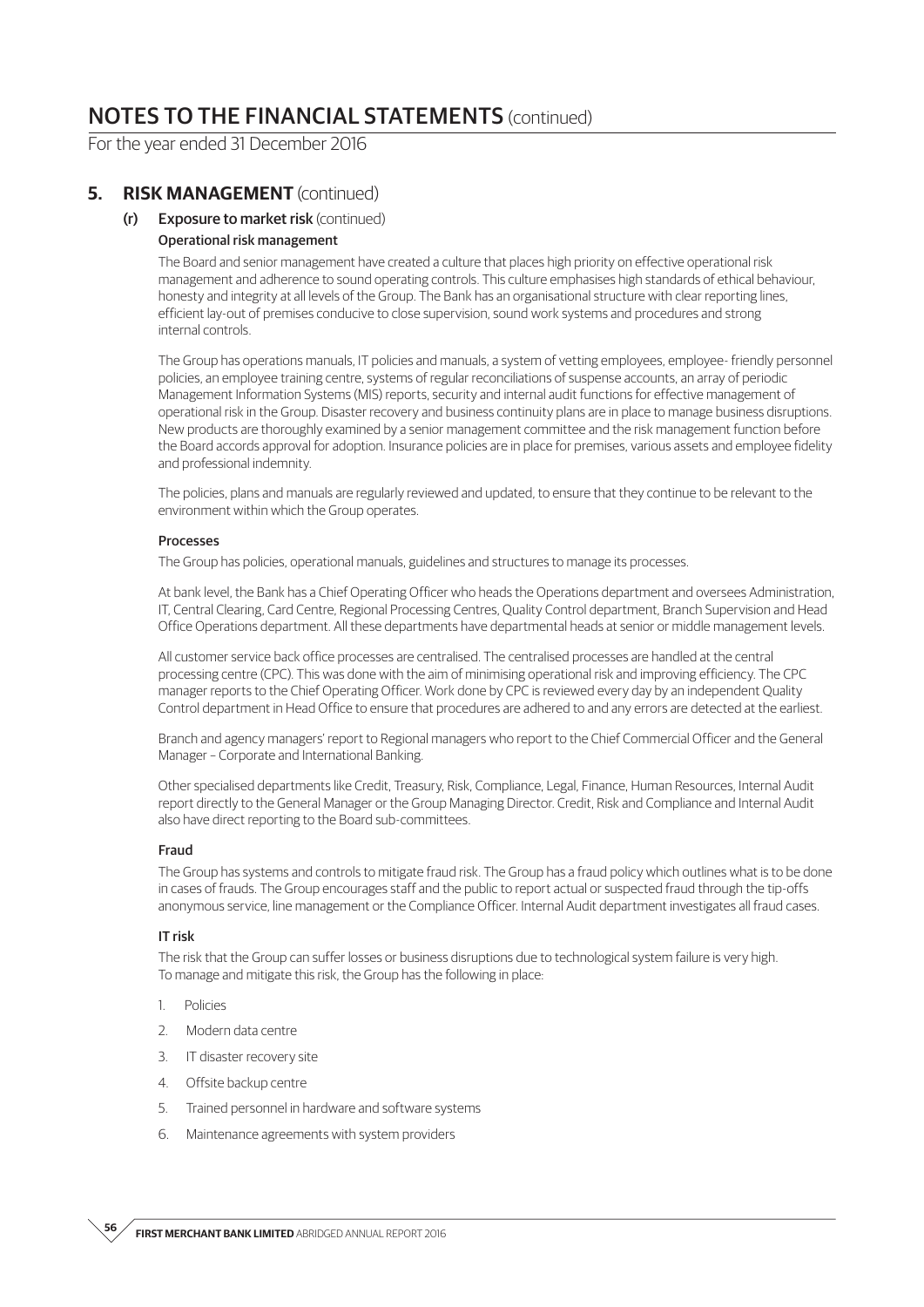# NOTES TO THE FINANCIAL STATEMENTS (continued)

For the year ended 31 December 2016

## 5. RISK MANAGEMENT (continued)

### (r) Exposure to market risk (continued)

#### Operational risk management

The Board and senior management have created a culture that places high priority on effective operational risk management and adherence to sound operating controls. This culture emphasises high standards of ethical behaviour, honesty and integrity at all levels of the Group. The Bank has an organisational structure with clear reporting lines, efficient lay-out of premises conducive to close supervision, sound work systems and procedures and strong internal controls.

The Group has operations manuals, IT policies and manuals, a system of vetting employees, employee- friendly personnel policies, an employee training centre, systems of regular reconciliations of suspense accounts, an array of periodic Management Information Systems (MIS) reports, security and internal audit functions for effective management of operational risk in the Group. Disaster recovery and business continuity plans are in place to manage business disruptions. New products are thoroughly examined by a senior management committee and the risk management function before the Board accords approval for adoption. Insurance policies are in place for premises, various assets and employee fidelity and professional indemnity.

The policies, plans and manuals are regularly reviewed and updated, to ensure that they continue to be relevant to the environment within which the Group operates.

#### Processes

The Group has policies, operational manuals, guidelines and structures to manage its processes.

At bank level, the Bank has a Chief Operating Officer who heads the Operations department and oversees Administration, IT, Central Clearing, Card Centre, Regional Processing Centres, Quality Control department, Branch Supervision and Head Office Operations department. All these departments have departmental heads at senior or middle management levels.

All customer service back office processes are centralised. The centralised processes are handled at the central processing centre (CPC). This was done with the aim of minimising operational risk and improving efficiency. The CPC manager reports to the Chief Operating Officer. Work done by CPC is reviewed every day by an independent Quality Control department in Head Office to ensure that procedures are adhered to and any errors are detected at the earliest.

Branch and agency managers' report to Regional managers who report to the Chief Commercial Officer and the General Manager – Corporate and International Banking.

Other specialised departments like Credit, Treasury, Risk, Compliance, Legal, Finance, Human Resources, Internal Audit report directly to the General Manager or the Group Managing Director. Credit, Risk and Compliance and Internal Audit also have direct reporting to the Board sub-committees.

#### Fraud

The Group has systems and controls to mitigate fraud risk. The Group has a fraud policy which outlines what is to be done in cases of frauds. The Group encourages staff and the public to report actual or suspected fraud through the tip-offs anonymous service, line management or the Compliance Officer. Internal Audit department investigates all fraud cases.

#### IT risk

The risk that the Group can suffer losses or business disruptions due to technological system failure is very high. To manage and mitigate this risk, the Group has the following in place:

1. Policies
2. Modern data centre
3. IT disaster recovery site
4. Offsite backup centre
5. Trained personnel in hardware and software systems
6. Maintenance agreements with system providers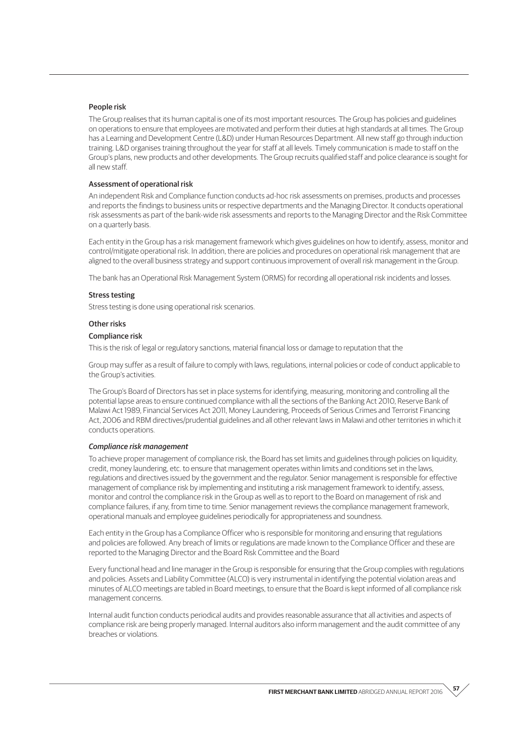### People risk

The Group realises that its human capital is one of its most important resources. The Group has policies and guidelines on operations to ensure that employees are motivated and perform their duties at high standards at all times. The Group has a Learning and Development Centre (L&D) under Human Resources Department. All new staff go through induction training. L&D organises training throughout the year for staff at all levels. Timely communication is made to staff on the Group's plans, new products and other developments. The Group recruits qualified staff and police clearance is sought for all new staff.

### Assessment of operational risk

An independent Risk and Compliance function conducts ad-hoc risk assessments on premises, products and processes and reports the findings to business units or respective departments and the Managing Director. It conducts operational risk assessments as part of the bank-wide risk assessments and reports to the Managing Director and the Risk Committee on a quarterly basis.

Each entity in the Group has a risk management framework which gives guidelines on how to identify, assess, monitor and control/mitigate operational risk. In addition, there are policies and procedures on operational risk management that are aligned to the overall business strategy and support continuous improvement of overall risk management in the Group.

The bank has an Operational Risk Management System (ORMS) for recording all operational risk incidents and losses.

### Stress testing

Stress testing is done using operational risk scenarios.

### Other risks

### Compliance risk

This is the risk of legal or regulatory sanctions, material financial loss or damage to reputation that the

Group may suffer as a result of failure to comply with laws, regulations, internal policies or code of conduct applicable to the Group's activities.

The Group's Board of Directors has set in place systems for identifying, measuring, monitoring and controlling all the potential lapse areas to ensure continued compliance with all the sections of the Banking Act 2010, Reserve Bank of Malawi Act 1989, Financial Services Act 2011, Money Laundering, Proceeds of Serious Crimes and Terrorist Financing Act, 2006 and RBM directives/prudential guidelines and all other relevant laws in Malawi and other territories in which it conducts operations.

#### *Compliance risk management*

To achieve proper management of compliance risk, the Board has set limits and guidelines through policies on liquidity, credit, money laundering, etc. to ensure that management operates within limits and conditions set in the laws, regulations and directives issued by the government and the regulator. Senior management is responsible for effective management of compliance risk by implementing and instituting a risk management framework to identify, assess, monitor and control the compliance risk in the Group as well as to report to the Board on management of risk and compliance failures, if any, from time to time. Senior management reviews the compliance management framework, operational manuals and employee guidelines periodically for appropriateness and soundness.

Each entity in the Group has a Compliance Officer who is responsible for monitoring and ensuring that regulations and policies are followed. Any breach of limits or regulations are made known to the Compliance Officer and these are reported to the Managing Director and the Board Risk Committee and the Board

Every functional head and line manager in the Group is responsible for ensuring that the Group complies with regulations and policies. Assets and Liability Committee (ALCO) is very instrumental in identifying the potential violation areas and minutes of ALCO meetings are tabled in Board meetings, to ensure that the Board is kept informed of all compliance risk management concerns.

Internal audit function conducts periodical audits and provides reasonable assurance that all activities and aspects of compliance risk are being properly managed. Internal auditors also inform management and the audit committee of any breaches or violations.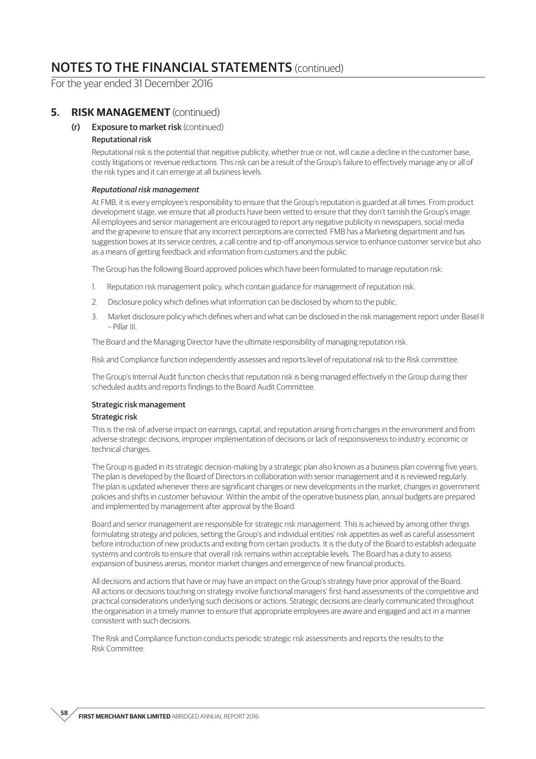# NOTES TO THE FINANCIAL STATEMENTS (continued)

For the year ended 31 December 2016

## 5. RISK MANAGEMENT (continued)

### (r) Exposure to market risk (continued)

#### Reputational risk

Reputational risk is the potential that negative publicity, whether true or not, will cause a decline in the customer base, costly litigations or revenue reductions. This risk can be a result of the Group's failure to effectively manage any or all of the risk types and it can emerge at all business levels.

***Reputational risk management***

At FMB, it is every employee's responsibility to ensure that the Group's reputation is guarded at all times. From product development stage, we ensure that all products have been vetted to ensure that they don't tarnish the Group's image. All employees and senior management are encouraged to report any negative publicity in newspapers, social media and the grapevine to ensure that any incorrect perceptions are corrected. FMB has a Marketing department and has suggestion boxes at its service centres, a call centre and tip-off anonymous service to enhance customer service but also as a means of getting feedback and information from customers and the public.

The Group has the following Board approved policies which have been formulated to manage reputation risk:

1. Reputation risk management policy, which contain guidance for management of reputation risk.
2. Disclosure policy which defines what information can be disclosed by whom to the public.
3. Market disclosure policy which defines when and what can be disclosed in the risk management report under Basel II – Pillar III.

The Board and the Managing Director have the ultimate responsibility of managing reputation risk.

Risk and Compliance function independently assesses and reports level of reputational risk to the Risk committee.

The Group's Internal Audit function checks that reputation risk is being managed effectively in the Group during their scheduled audits and reports findings to the Board Audit Committee.

#### Strategic risk management

#### Strategic risk

This is the risk of adverse impact on earnings, capital, and reputation arising from changes in the environment and from adverse strategic decisions, improper implementation of decisions or lack of responsiveness to industry, economic or technical changes.

The Group is guided in its strategic decision-making by a strategic plan also known as a business plan covering five years. The plan is developed by the Board of Directors in collaboration with senior management and it is reviewed regularly. The plan is updated whenever there are significant changes or new developments in the market, changes in government policies and shifts in customer behaviour. Within the ambit of the operative business plan, annual budgets are prepared and implemented by management after approval by the Board.

Board and senior management are responsible for strategic risk management. This is achieved by among other things formulating strategy and policies, setting the Group's and individual entities' risk appetites as well as careful assessment before introduction of new products and exiting from certain products. It is the duty of the Board to establish adequate systems and controls to ensure that overall risk remains within acceptable levels. The Board has a duty to assess expansion of business arenas, monitor market changes and emergence of new financial products.

All decisions and actions that have or may have an impact on the Group's strategy have prior approval of the Board. All actions or decisions touching on strategy involve functional managers' first-hand assessments of the competitive and practical considerations underlying such decisions or actions. Strategic decisions are clearly communicated throughout the organisation in a timely manner to ensure that appropriate employees are aware and engaged and act in a manner consistent with such decisions.

The Risk and Compliance function conducts periodic strategic risk assessments and reports the results to the Risk Committee.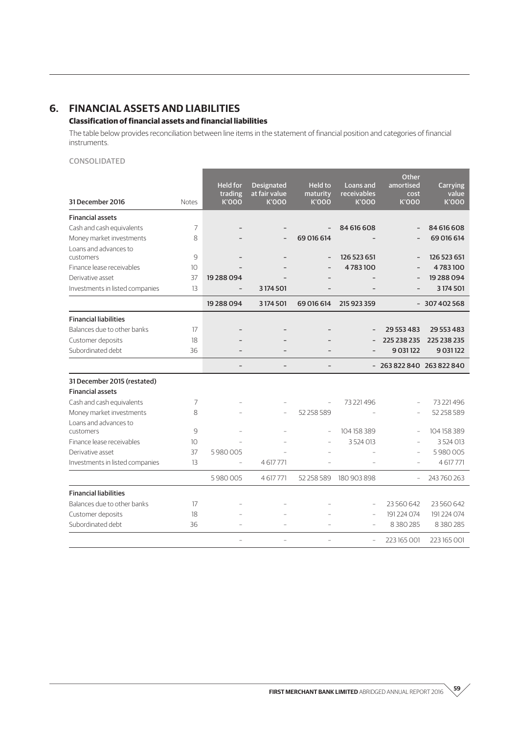# 6. FINANCIAL ASSETS AND LIABILITIES

### Classification of financial assets and financial liabilities

The table below provides reconciliation between line items in the statement of financial position and categories of financial instruments.

CONSOLIDATED

| 31 December 2016 | Notes | Held for trading K'000 | Designated at fair value K'000 | Held to maturity K'000 | Loans and receivables K'000 | Other amortised cost K'000 | Carrying value K'000 |
|---|---|---|---|---|---|---|---|
| **Financial assets** | | | | | | | |
| Cash and cash equivalents | 7 | – | – | – | 84 616 608 | – | 84 616 608 |
| Money market investments | 8 | – | – | 69 016 614 | – | – | 69 016 614 |
| Loans and advances to customers | 9 | – | – | – | 126 523 651 | – | 126 523 651 |
| Finance lease receivables | 10 | – | – | – | 4 783 100 | – | 4 783 100 |
| Derivative asset | 37 | 19 288 094 | – | – | – | – | 19 288 094 |
| Investments in listed companies | 13 | – | 3 174 501 | – | – | – | 3 174 501 |
| | | 19 288 094 | 3 174 501 | 69 016 614 | 215 923 359 | – | 307 402 568 |
| **Financial liabilities** | | | | | | | |
| Balances due to other banks | 17 | – | – | – | – | 29 553 483 | 29 553 483 |
| Customer deposits | 18 | – | – | – | – | 225 238 235 | 225 238 235 |
| Subordinated debt | 36 | – | – | – | – | 9 031 122 | 9 031 122 |
| | | – | – | – | – | 263 822 840 | 263 822 840 |
| **31 December 2015 (restated)** | | | | | | | |
| **Financial assets** | | | | | | | |
| Cash and cash equivalents | 7 | – | – | – | 73 221 496 | – | 73 221 496 |
| Money market investments | 8 | – | – | 52 258 589 | – | – | 52 258 589 |
| Loans and advances to customers | 9 | – | – | – | 104 158 389 | – | 104 158 389 |
| Finance lease receivables | 10 | – | – | – | 3 524 013 | – | 3 524 013 |
| Derivative asset | 37 | 5 980 005 | – | – | – | – | 5 980 005 |
| Investments in listed companies | 13 | – | 4 617 771 | – | – | – | 4 617 771 |
| | | 5 980 005 | 4 617 771 | 52 258 589 | 180 903 898 | – | 243 760 263 |
| **Financial liabilities** | | | | | | | |
| Balances due to other banks | 17 | – | – | – | – | 23 560 642 | 23 560 642 |
| Customer deposits | 18 | – | – | – | – | 191 224 074 | 191 224 074 |
| Subordinated debt | 36 | – | – | – | – | 8 380 285 | 8 380 285 |
| | | – | – | – | – | 223 165 001 | 223 165 001 |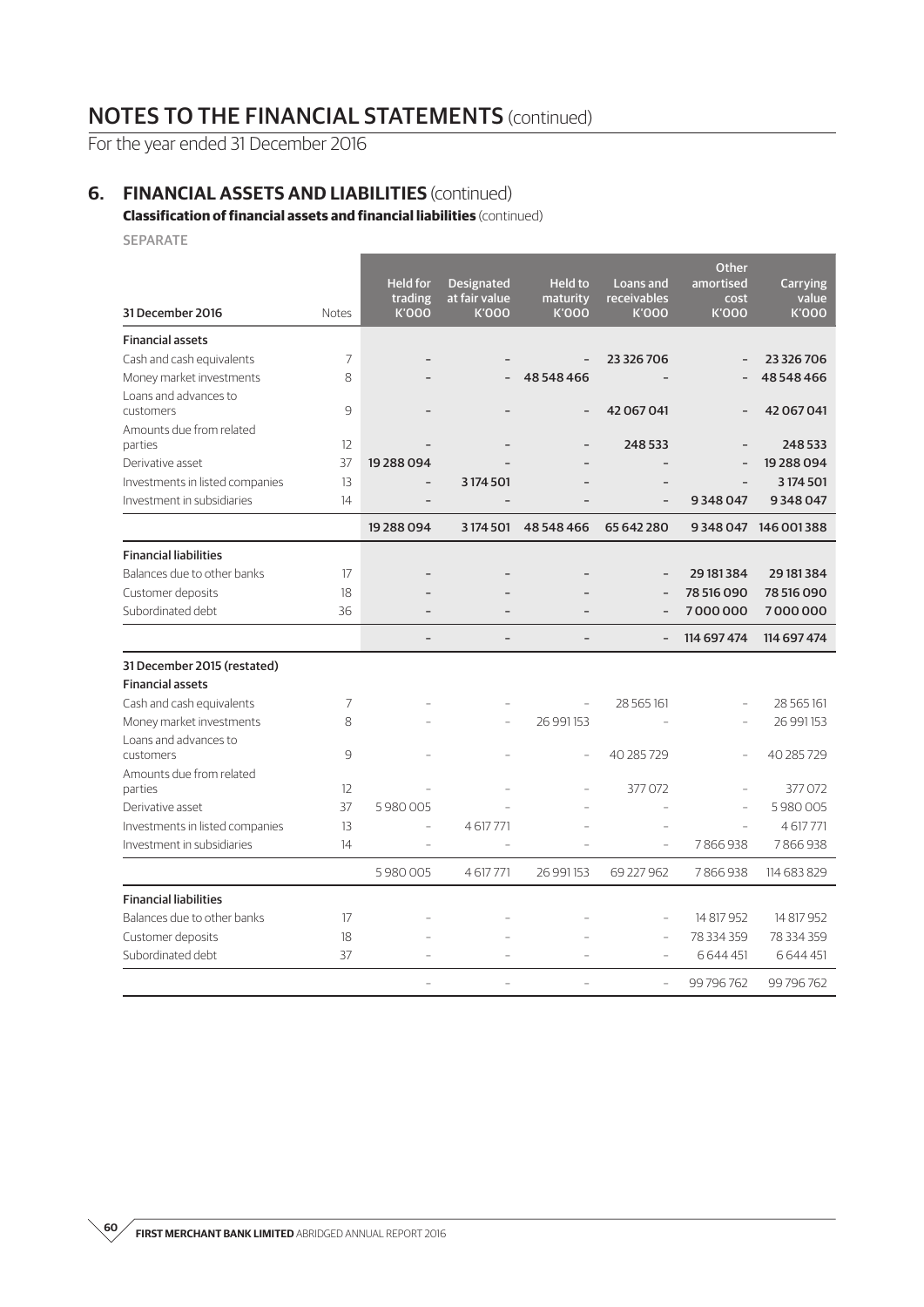# NOTES TO THE FINANCIAL STATEMENTS (continued)

For the year ended 31 December 2016

## 6. FINANCIAL ASSETS AND LIABILITIES (continued)

**Classification of financial assets and financial liabilities** (continued)

SEPARATE

| 31 December 2016 | Notes | Held for trading K'000 | Designated at fair value K'000 | Held to maturity K'000 | Loans and receivables K'000 | Other amortised cost K'000 | Carrying value K'000 |
|---|---|---|---|---|---|---|---|
| **Financial assets** | | | | | | | |
| Cash and cash equivalents | 7 | – | – | – | 23 326 706 | – | 23 326 706 |
| Money market investments | 8 | – | – | 48 548 466 | – | – | 48 548 466 |
| Loans and advances to customers | 9 | – | – | – | 42 067 041 | – | 42 067 041 |
| Amounts due from related parties | 12 | – | – | – | 248 533 | – | 248 533 |
| Derivative asset | 37 | 19 288 094 | – | – | – | – | 19 288 094 |
| Investments in listed companies | 13 | – | 3 174 501 | – | – | – | 3 174 501 |
| Investment in subsidiaries | 14 | – | – | – | – | 9 348 047 | 9 348 047 |
| | | 19 288 094 | 3 174 501 | 48 548 466 | 65 642 280 | 9 348 047 | 146 001 388 |
| **Financial liabilities** | | | | | | | |
| Balances due to other banks | 17 | – | – | – | – | 29 181 384 | 29 181 384 |
| Customer deposits | 18 | – | – | – | – | 78 516 090 | 78 516 090 |
| Subordinated debt | 36 | – | – | – | – | 7 000 000 | 7 000 000 |
| | | – | – | – | – | 114 697 474 | 114 697 474 |
| **31 December 2015 (restated)** | | | | | | | |
| **Financial assets** | | | | | | | |
| Cash and cash equivalents | 7 | – | – | – | 28 565 161 | – | 28 565 161 |
| Money market investments | 8 | – | – | 26 991 153 | – | – | 26 991 153 |
| Loans and advances to customers | 9 | – | – | – | 40 285 729 | – | 40 285 729 |
| Amounts due from related parties | 12 | – | – | – | 377 072 | – | 377 072 |
| Derivative asset | 37 | 5 980 005 | – | – | – | – | 5 980 005 |
| Investments in listed companies | 13 | – | 4 617 771 | – | – | – | 4 617 771 |
| Investment in subsidiaries | 14 | – | – | – | – | 7 866 938 | 7 866 938 |
| | | 5 980 005 | 4 617 771 | 26 991 153 | 69 227 962 | 7 866 938 | 114 683 829 |
| **Financial liabilities** | | | | | | | |
| Balances due to other banks | 17 | – | – | – | – | 14 817 952 | 14 817 952 |
| Customer deposits | 18 | – | – | – | – | 78 334 359 | 78 334 359 |
| Subordinated debt | 37 | – | – | – | – | 6 644 451 | 6 644 451 |
| | | – | – | – | – | 99 796 762 | 99 796 762 |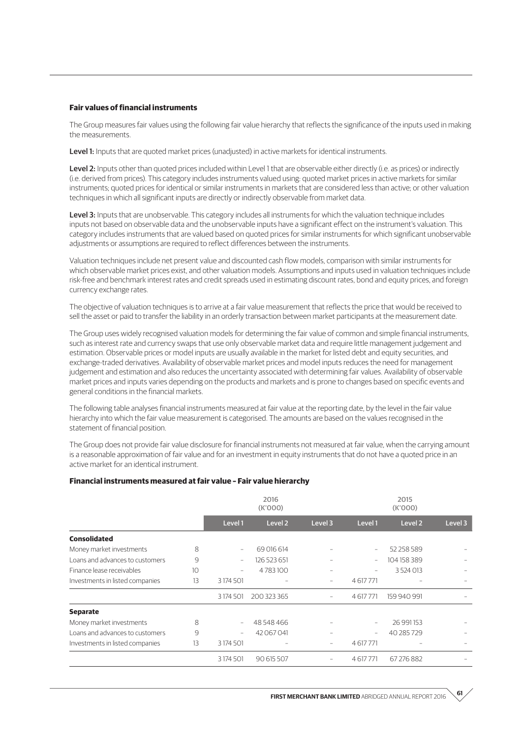### Fair values of financial instruments

The Group measures fair values using the following fair value hierarchy that reflects the significance of the inputs used in making the measurements.

**Level 1:** Inputs that are quoted market prices (unadjusted) in active markets for identical instruments.

**Level 2:** Inputs other than quoted prices included within Level 1 that are observable either directly (i.e. as prices) or indirectly (i.e. derived from prices). This category includes instruments valued using: quoted market prices in active markets for similar instruments; quoted prices for identical or similar instruments in markets that are considered less than active; or other valuation techniques in which all significant inputs are directly or indirectly observable from market data.

**Level 3:** Inputs that are unobservable. This category includes all instruments for which the valuation technique includes inputs not based on observable data and the unobservable inputs have a significant effect on the instrument's valuation. This category includes instruments that are valued based on quoted prices for similar instruments for which significant unobservable adjustments or assumptions are required to reflect differences between the instruments.

Valuation techniques include net present value and discounted cash flow models, comparison with similar instruments for which observable market prices exist, and other valuation models. Assumptions and inputs used in valuation techniques include risk-free and benchmark interest rates and credit spreads used in estimating discount rates, bond and equity prices, and foreign currency exchange rates.

The objective of valuation techniques is to arrive at a fair value measurement that reflects the price that would be received to sell the asset or paid to transfer the liability in an orderly transaction between market participants at the measurement date.

The Group uses widely recognised valuation models for determining the fair value of common and simple financial instruments, such as interest rate and currency swaps that use only observable market data and require little management judgement and estimation. Observable prices or model inputs are usually available in the market for listed debt and equity securities, and exchange-traded derivatives. Availability of observable market prices and model inputs reduces the need for management judgement and estimation and also reduces the uncertainty associated with determining fair values. Availability of observable market prices and inputs varies depending on the products and markets and is prone to changes based on specific events and general conditions in the financial markets.

The following table analyses financial instruments measured at fair value at the reporting date, by the level in the fair value hierarchy into which the fair value measurement is categorised. The amounts are based on the values recognised in the statement of financial position.

The Group does not provide fair value disclosure for financial instruments not measured at fair value, when the carrying amount is a reasonable approximation of fair value and for an investment in equity instruments that do not have a quoted price in an active market for an identical instrument.

### Financial instruments measured at fair value – Fair value hierarchy

| | | 2016 (K'000) | | | 2015 (K'000) | | |
|---|---|---|---|---|---|---|---|
| | | Level 1 | Level 2 | Level 3 | Level 1 | Level 2 | Level 3 |
| **Consolidated** | | | | | | | |
| Money market investments | 8 | – | 69 016 614 | – | – | 52 258 589 | – |
| Loans and advances to customers | 9 | – | 126 523 651 | – | – | 104 158 389 | – |
| Finance lease receivables | 10 | – | 4 783 100 | – | – | 3 524 013 | – |
| Investments in listed companies | 13 | 3 174 501 | – | – | 4 617 771 | – | – |
| | | 3 174 501 | 200 323 365 | – | 4 617 771 | 159 940 991 | – |
| **Separate** | | | | | | | |
| Money market investments | 8 | – | 48 548 466 | – | – | 26 991 153 | – |
| Loans and advances to customers | 9 | – | 42 067 041 | – | – | 40 285 729 | – |
| Investments in listed companies | 13 | 3 174 501 | – | – | 4 617 771 | – | – |
| | | 3 174 501 | 90 615 507 | – | 4 617 771 | 67 276 882 | – |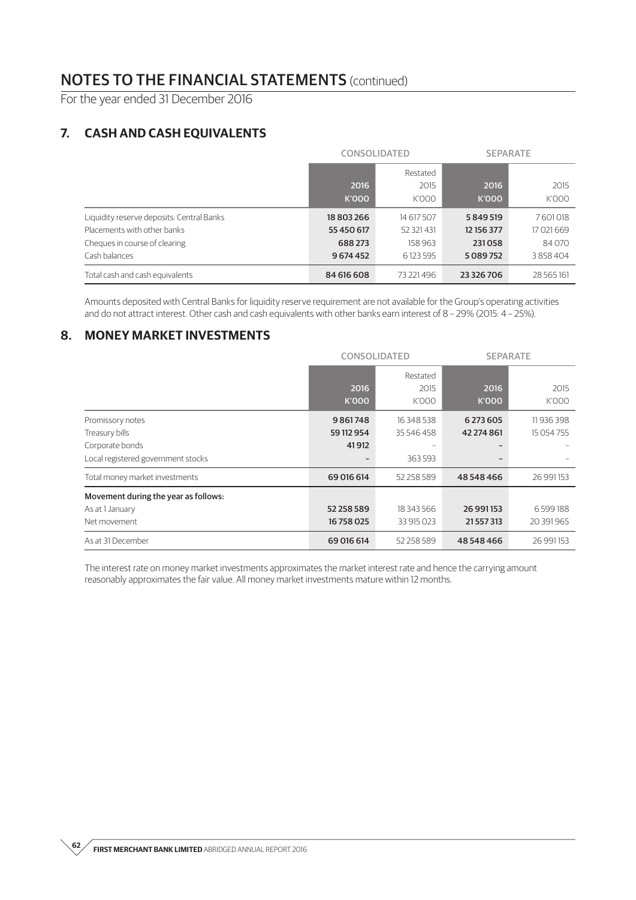# NOTES TO THE FINANCIAL STATEMENTS (continued)

For the year ended 31 December 2016

## 7. CASH AND CASH EQUIVALENTS

| | CONSOLIDATED | | SEPARATE | |
|---|---|---|---|---|
| | 2016<br>K'000 | Restated<br>2015<br>K'000 | 2016<br>K'000 | 2015<br>K'000 |
| Liquidity reserve deposits: Central Banks | **18 803 266** | 14 617 507 | **5 849 519** | 7 601 018 |
| Placements with other banks | **55 450 617** | 52 321 431 | **12 156 377** | 17 021 669 |
| Cheques in course of clearing | **688 273** | 158 963 | **231 058** | 84 070 |
| Cash balances | **9 674 452** | 6 123 595 | **5 089 752** | 3 858 404 |
| Total cash and cash equivalents | **84 616 608** | 73 221 496 | **23 326 706** | 28 565 161 |

Amounts deposited with Central Banks for liquidity reserve requirement are not available for the Group's operating activities and do not attract interest. Other cash and cash equivalents with other banks earn interest of 8 – 29% (2015: 4 – 25%).

## 8. MONEY MARKET INVESTMENTS

| | CONSOLIDATED | | SEPARATE | |
|---|---|---|---|---|
| | 2016<br>K'000 | Restated<br>2015<br>K'000 | 2016<br>K'000 | 2015<br>K'000 |
| Promissory notes | **9 861 748** | 16 348 538 | **6 273 605** | 11 936 398 |
| Treasury bills | **59 112 954** | 35 546 458 | **42 274 861** | 15 054 755 |
| Corporate bonds | **41 912** | – | **–** | – |
| Local registered government stocks | **–** | 363 593 | **–** | – |
| Total money market investments | **69 016 614** | 52 258 589 | **48 548 466** | 26 991 153 |
| **Movement during the year as follows:** | | | | |
| As at 1 January | **52 258 589** | 18 343 566 | **26 991 153** | 6 599 188 |
| Net movement | **16 758 025** | 33 915 023 | **21 557 313** | 20 391 965 |
| As at 31 December | **69 016 614** | 52 258 589 | **48 548 466** | 26 991 153 |

The interest rate on money market investments approximates the market interest rate and hence the carrying amount reasonably approximates the fair value. All money market investments mature within 12 months.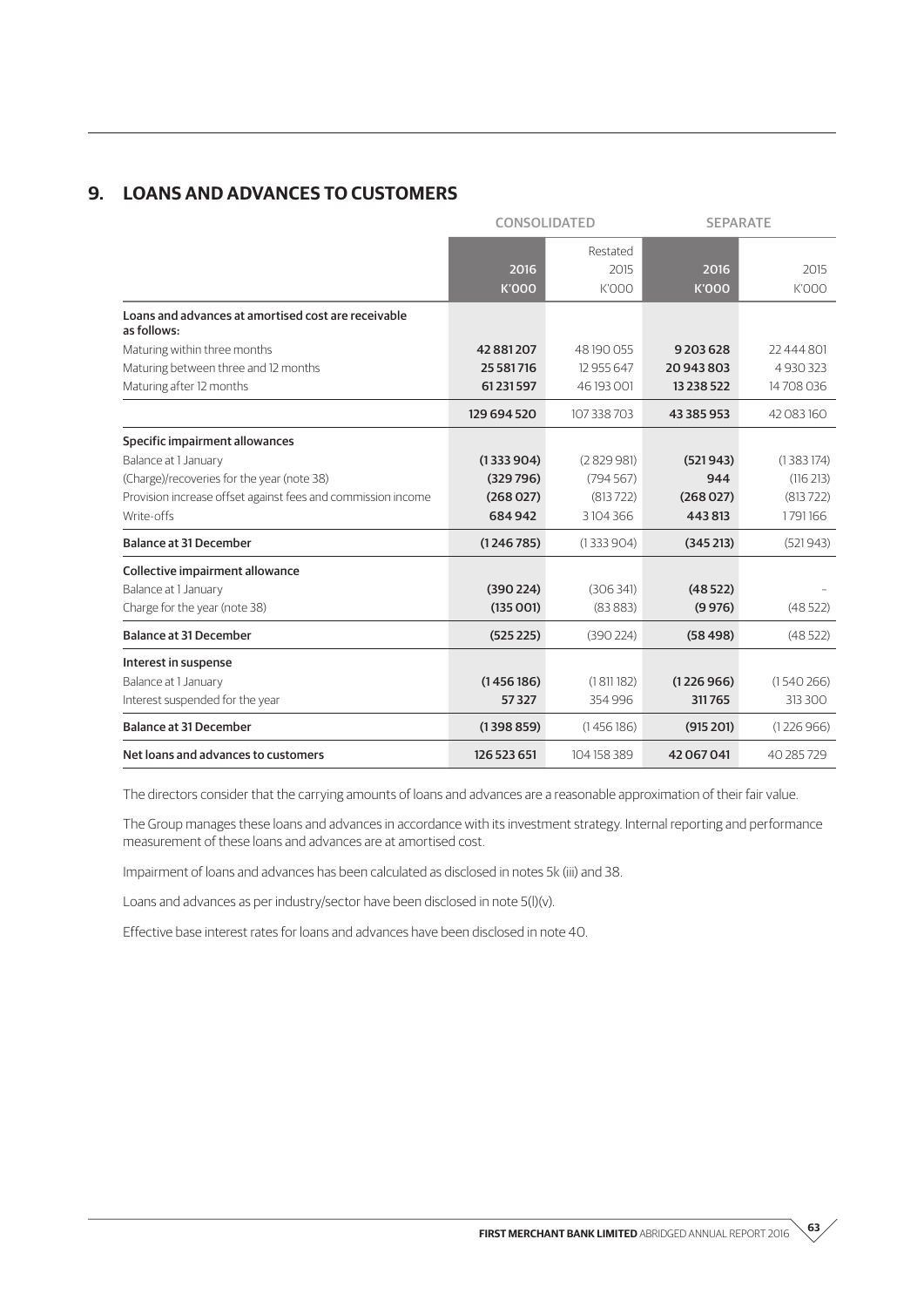## 9. LOANS AND ADVANCES TO CUSTOMERS

| | CONSOLIDATED | | SEPARATE | |
|---|---|---|---|---|
| | 2016 | Restated 2015 | 2016 | 2015 |
| | K'000 | K'000 | K'000 | K'000 |
| Loans and advances at amortised cost are receivable as follows: | | | | |
| Maturing within three months | **42 881 207** | 48 190 055 | **9 203 628** | 22 444 801 |
| Maturing between three and 12 months | **25 581 716** | 12 955 647 | **20 943 803** | 4 930 323 |
| Maturing after 12 months | **61 231 597** | 46 193 001 | **13 238 522** | 14 708 036 |
| | **129 694 520** | 107 338 703 | **43 385 953** | 42 083 160 |
| Specific impairment allowances | | | | |
| Balance at 1 January | **(1 333 904)** | (2 829 981) | **(521 943)** | (1 383 174) |
| (Charge)/recoveries for the year (note 38) | **(329 796)** | (794 567) | **944** | (116 213) |
| Provision increase offset against fees and commission income | **(268 027)** | (813 722) | **(268 027)** | (813 722) |
| Write-offs | **684 942** | 3 104 366 | **443 813** | 1 791 166 |
| Balance at 31 December | **(1 246 785)** | (1 333 904) | **(345 213)** | (521 943) |
| Collective impairment allowance | | | | |
| Balance at 1 January | **(390 224)** | (306 341) | **(48 522)** | - |
| Charge for the year (note 38) | **(135 001)** | (83 883) | **(9 976)** | (48 522) |
| Balance at 31 December | **(525 225)** | (390 224) | **(58 498)** | (48 522) |
| Interest in suspense | | | | |
| Balance at 1 January | **(1 456 186)** | (1 811 182) | **(1 226 966)** | (1 540 266) |
| Interest suspended for the year | **57 327** | 354 996 | **311 765** | 313 300 |
| Balance at 31 December | **(1 398 859)** | (1 456 186) | **(915 201)** | (1 226 966) |
| Net loans and advances to customers | **126 523 651** | 104 158 389 | **42 067 041** | 40 285 729 |

The directors consider that the carrying amounts of loans and advances are a reasonable approximation of their fair value.

The Group manages these loans and advances in accordance with its investment strategy. Internal reporting and performance measurement of these loans and advances are at amortised cost.

Impairment of loans and advances has been calculated as disclosed in notes 5k (iii) and 38.

Loans and advances as per industry/sector have been disclosed in note 5(l)(v).

Effective base interest rates for loans and advances have been disclosed in note 40.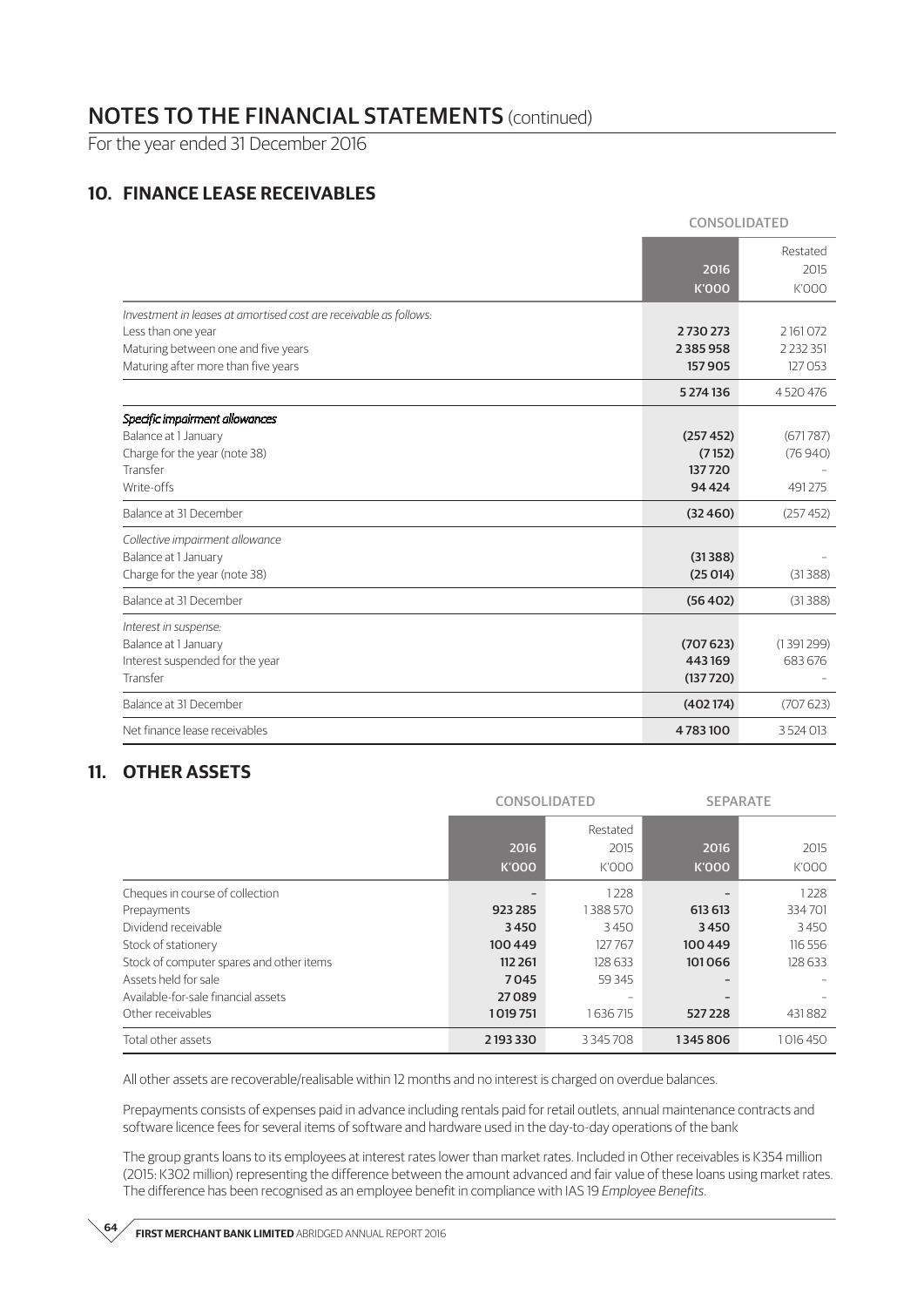# NOTES TO THE FINANCIAL STATEMENTS (continued)

For the year ended 31 December 2016

## 10. FINANCE LEASE RECEIVABLES

| | CONSOLIDATED | |
|---|---|---|
| | 2016<br>K'000 | Restated<br>2015<br>K'000 |
| *Investment in leases at amortised cost are receivable as follows:* | | |
| Less than one year | **2 730 273** | 2 161 072 |
| Maturing between one and five years | **2 385 958** | 2 232 351 |
| Maturing after more than five years | **157 905** | 127 053 |
| | **5 274 136** | 4 520 476 |
| *Specific impairment allowances* | | |
| Balance at 1 January | **(257 452)** | (671 787) |
| Charge for the year (note 38) | **(7 152)** | (76 940) |
| Transfer | **137 720** | – |
| Write-offs | **94 424** | 491 275 |
| Balance at 31 December | **(32 460)** | (257 452) |
| *Collective impairment allowance* | | |
| Balance at 1 January | **(31 388)** | – |
| Charge for the year (note 38) | **(25 014)** | (31 388) |
| Balance at 31 December | **(56 402)** | (31 388) |
| *Interest in suspense:* | | |
| Balance at 1 January | **(707 623)** | (1 391 299) |
| Interest suspended for the year | **443 169** | 683 676 |
| Transfer | **(137 720)** | – |
| Balance at 31 December | **(402 174)** | (707 623) |
| Net finance lease receivables | **4 783 100** | 3 524 013 |

## 11. OTHER ASSETS

| | CONSOLIDATED | | SEPARATE | |
|---|---|---|---|---|
| | 2016<br>K'000 | Restated<br>2015<br>K'000 | 2016<br>K'000 | 2015<br>K'000 |
| Cheques in course of collection | **–** | 1 228 | **–** | 1 228 |
| Prepayments | **923 285** | 1 388 570 | **613 613** | 334 701 |
| Dividend receivable | **3 450** | 3 450 | **3 450** | 3 450 |
| Stock of stationery | **100 449** | 127 767 | **100 449** | 116 556 |
| Stock of computer spares and other items | **112 261** | 128 633 | **101 066** | 128 633 |
| Assets held for sale | **7 045** | 59 345 | **–** | – |
| Available-for-sale financial assets | **27 089** | – | **–** | – |
| Other receivables | **1 019 751** | 1 636 715 | **527 228** | 431 882 |
| Total other assets | **2 193 330** | 3 345 708 | **1 345 806** | 1 016 450 |

All other assets are recoverable/realisable within 12 months and no interest is charged on overdue balances.

Prepayments consists of expenses paid in advance including rentals paid for retail outlets, annual maintenance contracts and software licence fees for several items of software and hardware used in the day-to-day operations of the bank

The group grants loans to its employees at interest rates lower than market rates. Included in Other receivables is K354 million (2015: K302 million) representing the difference between the amount advanced and fair value of these loans using market rates. The difference has been recognised as an employee benefit in compliance with IAS 19 *Employee Benefits*.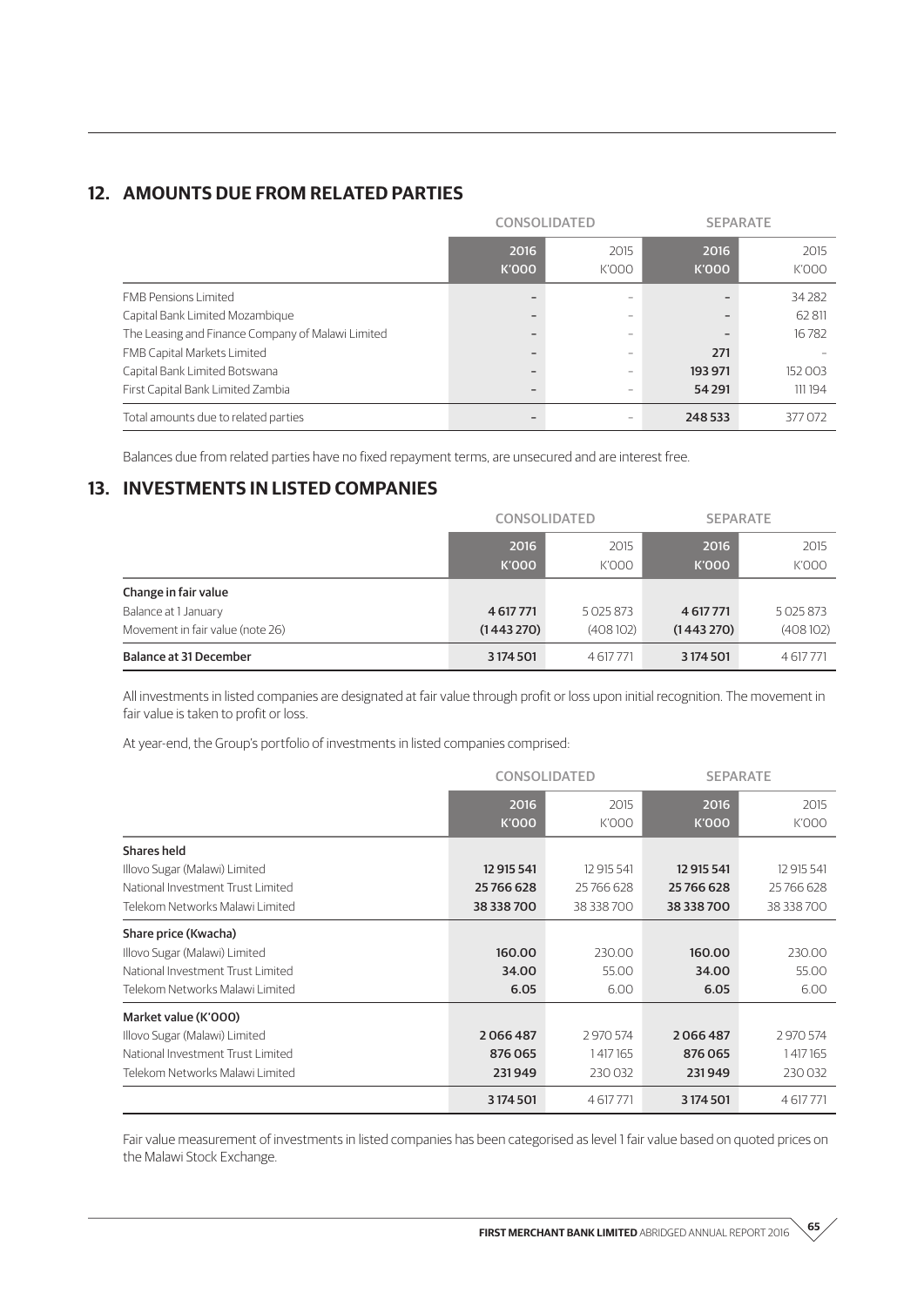## 12. AMOUNTS DUE FROM RELATED PARTIES

| | CONSOLIDATED | | SEPARATE | |
|---|---|---|---|---|
| | 2016 K'000 | 2015 K'000 | 2016 K'000 | 2015 K'000 |
| FMB Pensions Limited | – | – | – | 34 282 |
| Capital Bank Limited Mozambique | – | – | – | 62 811 |
| The Leasing and Finance Company of Malawi Limited | – | – | – | 16 782 |
| FMB Capital Markets Limited | – | – | 271 | – |
| Capital Bank Limited Botswana | – | – | 193 971 | 152 003 |
| First Capital Bank Limited Zambia | – | – | 54 291 | 111 194 |
| Total amounts due to related parties | – | – | 248 533 | 377 072 |

Balances due from related parties have no fixed repayment terms, are unsecured and are interest free.

## 13. INVESTMENTS IN LISTED COMPANIES

| | CONSOLIDATED | | SEPARATE | |
|---|---|---|---|---|
| | 2016 K'000 | 2015 K'000 | 2016 K'000 | 2015 K'000 |
| **Change in fair value** | | | | |
| Balance at 1 January | 4 617 771 | 5 025 873 | 4 617 771 | 5 025 873 |
| Movement in fair value (note 26) | (1 443 270) | (408 102) | (1 443 270) | (408 102) |
| **Balance at 31 December** | 3 174 501 | 4 617 771 | 3 174 501 | 4 617 771 |

All investments in listed companies are designated at fair value through profit or loss upon initial recognition. The movement in fair value is taken to profit or loss.

At year-end, the Group's portfolio of investments in listed companies comprised:

| | CONSOLIDATED | | SEPARATE | |
|---|---|---|---|---|
| | 2016 K'000 | 2015 K'000 | 2016 K'000 | 2015 K'000 |
| **Shares held** | | | | |
| Illovo Sugar (Malawi) Limited | 12 915 541 | 12 915 541 | 12 915 541 | 12 915 541 |
| National Investment Trust Limited | 25 766 628 | 25 766 628 | 25 766 628 | 25 766 628 |
| Telekom Networks Malawi Limited | 38 338 700 | 38 338 700 | 38 338 700 | 38 338 700 |
| **Share price (Kwacha)** | | | | |
| Illovo Sugar (Malawi) Limited | 160.00 | 230.00 | 160.00 | 230.00 |
| National Investment Trust Limited | 34.00 | 55.00 | 34.00 | 55.00 |
| Telekom Networks Malawi Limited | 6.05 | 6.00 | 6.05 | 6.00 |
| **Market value (K'000)** | | | | |
| Illovo Sugar (Malawi) Limited | 2 066 487 | 2 970 574 | 2 066 487 | 2 970 574 |
| National Investment Trust Limited | 876 065 | 1 417 165 | 876 065 | 1 417 165 |
| Telekom Networks Malawi Limited | 231 949 | 230 032 | 231 949 | 230 032 |
| | 3 174 501 | 4 617 771 | 3 174 501 | 4 617 771 |

Fair value measurement of investments in listed companies has been categorised as level 1 fair value based on quoted prices on the Malawi Stock Exchange.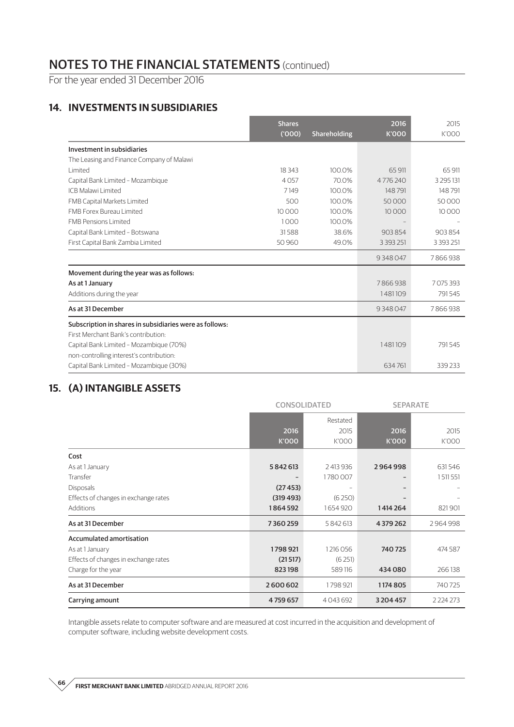# NOTES TO THE FINANCIAL STATEMENTS (continued)

For the year ended 31 December 2016

## 14. INVESTMENTS IN SUBSIDIARIES

| | Shares ('000) | Shareholding | 2016 K'000 | 2015 K'000 |
|---|---|---|---|---|
| **Investment in subsidiaries** | | | | |
| The Leasing and Finance Company of Malawi Limited | 18 343 | 100.0% | 65 911 | 65 911 |
| Capital Bank Limited – Mozambique | 4 057 | 70.0% | 4 776 240 | 3 295 131 |
| ICB Malawi Limited | 7 149 | 100.0% | 148 791 | 148 791 |
| FMB Capital Markets Limited | 500 | 100.0% | 50 000 | 50 000 |
| FMB Forex Bureau Limited | 10 000 | 100.0% | 10 000 | 10 000 |
| FMB Pensions Limited | 1 000 | 100.0% | – | – |
| Capital Bank Limited – Botswana | 31 588 | 38.6% | 903 854 | 903 854 |
| First Capital Bank Zambia Limited | 50 960 | 49.0% | 3 393 251 | 3 393 251 |
| | | | 9 348 047 | 7 866 938 |
| **Movement during the year was as follows:** | | | | |
| **As at 1 January** | | | 7 866 938 | 7 075 393 |
| Additions during the year | | | 1 481 109 | 791 545 |
| **As at 31 December** | | | 9 348 047 | 7 866 938 |
| **Subscription in shares in subsidiaries were as follows:** | | | | |
| First Merchant Bank's contribution: | | | | |
| Capital Bank Limited – Mozambique (70%) | | | 1 481 109 | 791 545 |
| non-controlling interest's contribution: | | | | |
| Capital Bank Limited – Mozambique (30%) | | | 634 761 | 339 233 |

## 15. (A) INTANGIBLE ASSETS

| | CONSOLIDATED | | SEPARATE | |
|---|---|---|---|---|
| | 2016 K'000 | Restated 2015 K'000 | 2016 K'000 | 2015 K'000 |
| **Cost** | | | | |
| As at 1 January | **5 842 613** | 2 413 936 | **2 964 998** | 631 546 |
| Transfer | – | 1 780 007 | – | 1 511 551 |
| Disposals | **(27 453)** | – | – | – |
| Effects of changes in exchange rates | **(319 493)** | (6 250) | – | – |
| Additions | **1 864 592** | 1 654 920 | **1 414 264** | 821 901 |
| **As at 31 December** | **7 360 259** | 5 842 613 | **4 379 262** | 2 964 998 |
| **Accumulated amortisation** | | | | |
| As at 1 January | **1 798 921** | 1 216 056 | **740 725** | 474 587 |
| Effects of changes in exchange rates | **(21 517)** | (6 251) | | |
| Charge for the year | **823 198** | 589 116 | **434 080** | 266 138 |
| **As at 31 December** | **2 600 602** | 1 798 921 | **1 174 805** | 740 725 |
| **Carrying amount** | **4 759 657** | 4 043 692 | **3 204 457** | 2 224 273 |

Intangible assets relate to computer software and are measured at cost incurred in the acquisition and development of computer software, including website development costs.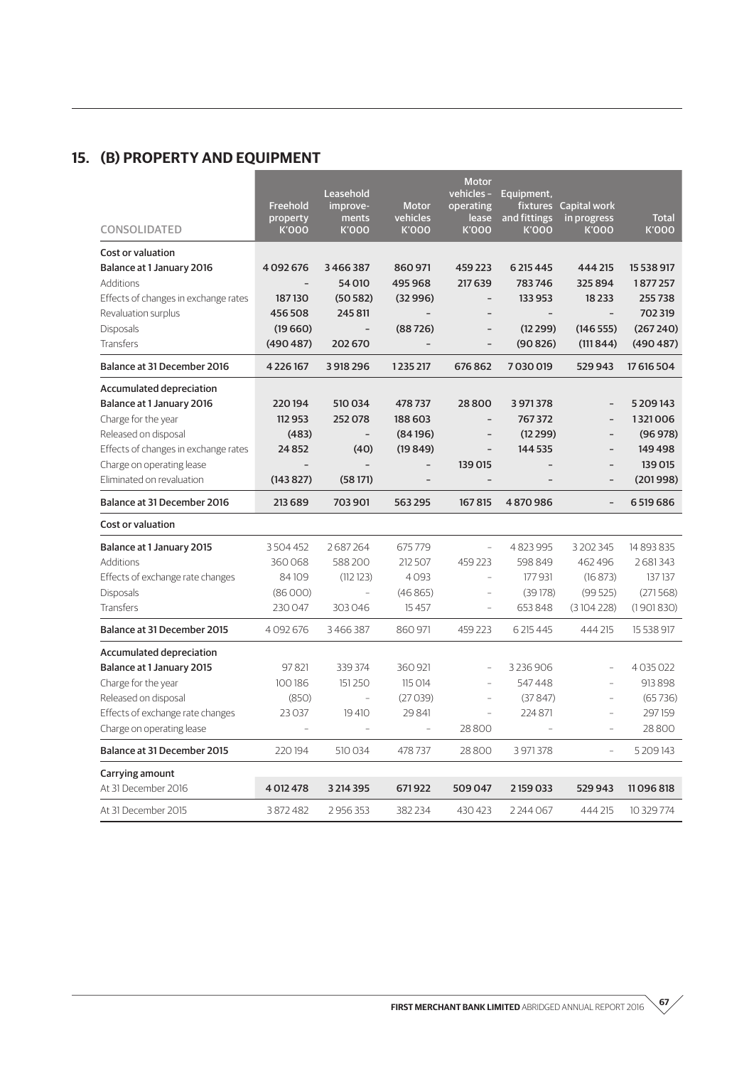## 15. (B) PROPERTY AND EQUIPMENT

| CONSOLIDATED | Freehold property K'000 | Leasehold improvements K'000 | Motor vehicles K'000 | Motor vehicles – operating lease K'000 | Equipment, fixtures and fittings K'000 | Capital work in progress K'000 | Total K'000 |
|---|---|---|---|---|---|---|---|
| **Cost or valuation** | | | | | | | |
| **Balance at 1 January 2016** | **4 092 676** | **3 466 387** | **860 971** | **459 223** | **6 215 445** | **444 215** | **15 538 917** |
| Additions | **–** | **54 010** | **495 968** | **217 639** | **783 746** | **325 894** | **1 877 257** |
| Effects of changes in exchange rates | **187 130** | **(50 582)** | **(32 996)** | **–** | **133 953** | **18 233** | **255 738** |
| Revaluation surplus | **456 508** | **245 811** | **–** | **–** | **–** | **–** | **702 319** |
| Disposals | **(19 660)** | **–** | **(88 726)** | **–** | **(12 299)** | **(146 555)** | **(267 240)** |
| Transfers | **(490 487)** | **202 670** | **–** | **–** | **(90 826)** | **(111 844)** | **(490 487)** |
| **Balance at 31 December 2016** | **4 226 167** | **3 918 296** | **1 235 217** | **676 862** | **7 030 019** | **529 943** | **17 616 504** |
| **Accumulated depreciation** | | | | | | | |
| **Balance at 1 January 2016** | **220 194** | **510 034** | **478 737** | **28 800** | **3 971 378** | **–** | **5 209 143** |
| Charge for the year | **112 953** | **252 078** | **188 603** | **–** | **767 372** | **–** | **1 321 006** |
| Released on disposal | **(483)** | **–** | **(84 196)** | **–** | **(12 299)** | **–** | **(96 978)** |
| Effects of changes in exchange rates | **24 852** | **(40)** | **(19 849)** | **–** | **144 535** | **–** | **149 498** |
| Charge on operating lease | **–** | **–** | **–** | **139 015** | **–** | **–** | **139 015** |
| Eliminated on revaluation | **(143 827)** | **(58 171)** | **–** | **–** | **–** | **–** | **(201 998)** |
| **Balance at 31 December 2016** | **213 689** | **703 901** | **563 295** | **167 815** | **4 870 986** | **–** | **6 519 686** |
| **Cost or valuation** | | | | | | | |
| **Balance at 1 January 2015** | 3 504 452 | 2 687 264 | 675 779 | – | 4 823 995 | 3 202 345 | 14 893 835 |
| Additions | 360 068 | 588 200 | 212 507 | 459 223 | 598 849 | 462 496 | 2 681 343 |
| Effects of exchange rate changes | 84 109 | (112 123) | 4 093 | – | 177 931 | (16 873) | 137 137 |
| Disposals | (86 000) | – | (46 865) | – | (39 178) | (99 525) | (271 568) |
| Transfers | 230 047 | 303 046 | 15 457 | – | 653 848 | (3 104 228) | (1 901 830) |
| **Balance at 31 December 2015** | 4 092 676 | 3 466 387 | 860 971 | 459 223 | 6 215 445 | 444 215 | 15 538 917 |
| **Accumulated depreciation** | | | | | | | |
| **Balance at 1 January 2015** | 97 821 | 339 374 | 360 921 | – | 3 236 906 | – | 4 035 022 |
| Charge for the year | 100 186 | 151 250 | 115 014 | – | 547 448 | – | 913 898 |
| Released on disposal | (850) | – | (27 039) | – | (37 847) | – | (65 736) |
| Effects of exchange rate changes | 23 037 | 19 410 | 29 841 | – | 224 871 | – | 297 159 |
| Charge on operating lease | – | – | – | 28 800 | – | – | 28 800 |
| **Balance at 31 December 2015** | 220 194 | 510 034 | 478 737 | 28 800 | 3 971 378 | – | 5 209 143 |
| **Carrying amount** | | | | | | | |
| At 31 December 2016 | **4 012 478** | **3 214 395** | **671 922** | **509 047** | **2 159 033** | **529 943** | **11 096 818** |
| At 31 December 2015 | 3 872 482 | 2 956 353 | 382 234 | 430 423 | 2 244 067 | 444 215 | 10 329 774 |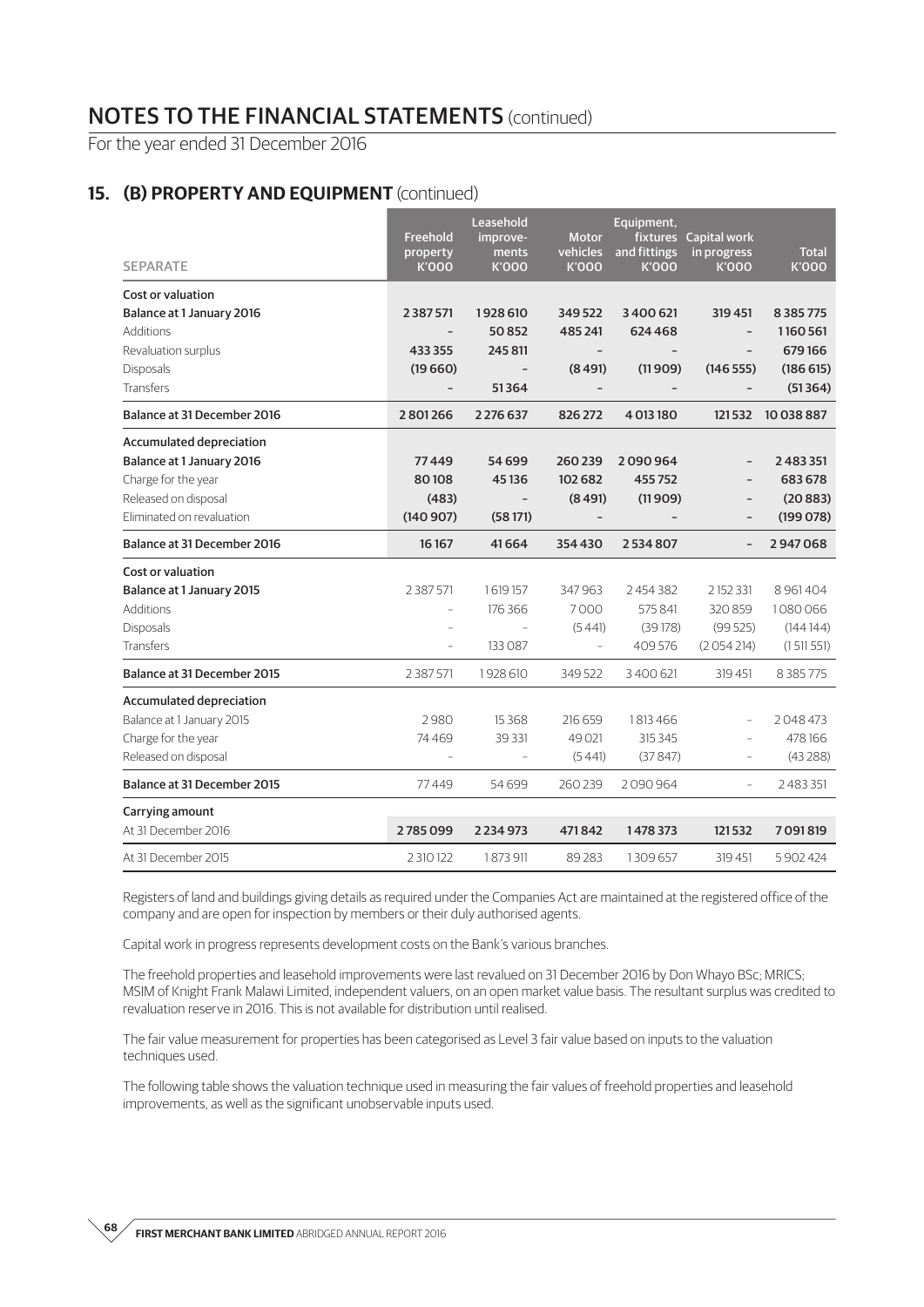# NOTES TO THE FINANCIAL STATEMENTS (continued)

For the year ended 31 December 2016

## 15. (B) PROPERTY AND EQUIPMENT (continued)

| SEPARATE | Freehold property K'000 | Leasehold improve-ments K'000 | Motor vehicles K'000 | Equipment, fixtures and fittings K'000 | Capital work in progress K'000 | Total K'000 |
|---|---|---|---|---|---|---|
| **Cost or valuation** | | | | | | |
| **Balance at 1 January 2016** | **2 387 571** | **1 928 610** | **349 522** | **3 400 621** | **319 451** | **8 385 775** |
| Additions | **–** | **50 852** | **485 241** | **624 468** | **–** | **1 160 561** |
| Revaluation surplus | **433 355** | **245 811** | **–** | **–** | **–** | **679 166** |
| Disposals | **(19 660)** | **–** | **(8 491)** | **(11 909)** | **(146 555)** | **(186 615)** |
| Transfers | **–** | **51 364** | **–** | **–** | **–** | **(51 364)** |
| **Balance at 31 December 2016** | **2 801 266** | **2 276 637** | **826 272** | **4 013 180** | **121 532** | **10 038 887** |
| **Accumulated depreciation** | | | | | | |
| **Balance at 1 January 2016** | **77 449** | **54 699** | **260 239** | **2 090 964** | **–** | **2 483 351** |
| Charge for the year | **80 108** | **45 136** | **102 682** | **455 752** | **–** | **683 678** |
| Released on disposal | **(483)** | **–** | **(8 491)** | **(11 909)** | **–** | **(20 883)** |
| Eliminated on revaluation | **(140 907)** | **(58 171)** | **–** | **–** | **–** | **(199 078)** |
| **Balance at 31 December 2016** | **16 167** | **41 664** | **354 430** | **2 534 807** | **–** | **2 947 068** |
| **Cost or valuation** | | | | | | |
| **Balance at 1 January 2015** | 2 387 571 | 1 619 157 | 347 963 | 2 454 382 | 2 152 331 | 8 961 404 |
| Additions | – | 176 366 | 7 000 | 575 841 | 320 859 | 1 080 066 |
| Disposals | – | – | (5 441) | (39 178) | (99 525) | (144 144) |
| Transfers | – | 133 087 | – | 409 576 | (2 054 214) | (1 511 551) |
| **Balance at 31 December 2015** | 2 387 571 | 1 928 610 | 349 522 | 3 400 621 | 319 451 | 8 385 775 |
| **Accumulated depreciation** | | | | | | |
| Balance at 1 January 2015 | 2 980 | 15 368 | 216 659 | 1 813 466 | – | 2 048 473 |
| Charge for the year | 74 469 | 39 331 | 49 021 | 315 345 | – | 478 166 |
| Released on disposal | – | – | (5 441) | (37 847) | – | (43 288) |
| **Balance at 31 December 2015** | 77 449 | 54 699 | 260 239 | 2 090 964 | – | 2 483 351 |
| **Carrying amount** | | | | | | |
| At 31 December 2016 | **2 785 099** | **2 234 973** | **471 842** | **1 478 373** | **121 532** | **7 091 819** |
| At 31 December 2015 | 2 310 122 | 1 873 911 | 89 283 | 1 309 657 | 319 451 | 5 902 424 |

Registers of land and buildings giving details as required under the Companies Act are maintained at the registered office of the company and are open for inspection by members or their duly authorised agents.

Capital work in progress represents development costs on the Bank's various branches.

The freehold properties and leasehold improvements were last revalued on 31 December 2016 by Don Whayo BSc; MRICS; MSIM of Knight Frank Malawi Limited, independent valuers, on an open market value basis. The resultant surplus was credited to revaluation reserve in 2016. This is not available for distribution until realised.

The fair value measurement for properties has been categorised as Level 3 fair value based on inputs to the valuation techniques used.

The following table shows the valuation technique used in measuring the fair values of freehold properties and leasehold improvements, as well as the significant unobservable inputs used.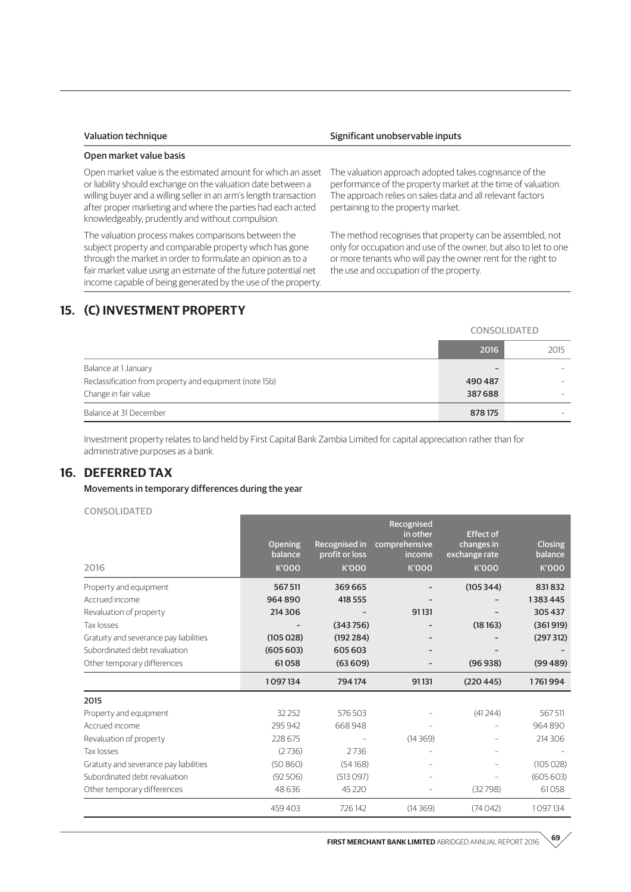| Valuation technique | Significant unobservable inputs |
|---|---|
| **Open market value basis** | |
| Open market value is the estimated amount for which an asset or liability should exchange on the valuation date between a willing buyer and a willing seller in an arm's length transaction after proper marketing and where the parties had each acted knowledgeably, prudently and without compulsion. | The valuation approach adopted takes cognisance of the performance of the property market at the time of valuation. The approach relies on sales data and all relevant factors pertaining to the property market. |
| The valuation process makes comparisons between the subject property and comparable property which has gone through the market in order to formulate an opinion as to a fair market value using an estimate of the future potential net income capable of being generated by the use of the property. | The method recognises that property can be assembled, not only for occupation and use of the owner, but also to let to one or more tenants who will pay the owner rent for the right to the use and occupation of the property. |

## 15. (C) INVESTMENT PROPERTY

| | CONSOLIDATED | |
|---|---|---|
| | 2016 | 2015 |
| Balance at 1 January | – | – |
| Reclassification from property and equipment (note 15b) | 490 487 | – |
| Change in fair value | 387 688 | – |
| Balance at 31 December | 878 175 | – |

Investment property relates to land held by First Capital Bank Zambia Limited for capital appreciation rather than for administrative purposes as a bank.

## 16. DEFERRED TAX

### Movements in temporary differences during the year

CONSOLIDATED

| 2016 | Opening balance K'000 | Recognised in profit or loss K'000 | Recognised in other comprehensive income K'000 | Effect of changes in exchange rate K'000 | Closing balance K'000 |
|---|---|---|---|---|---|
| Property and equipment | 567 511 | 369 665 | – | (105 344) | 831 832 |
| Accrued income | 964 890 | 418 555 | – | – | 1 383 445 |
| Revaluation of property | 214 306 | – | 91 131 | – | 305 437 |
| Tax losses | – | (343 756) | – | (18 163) | (361 919) |
| Gratuity and severance pay liabilities | (105 028) | (192 284) | – | – | (297 312) |
| Subordinated debt revaluation | (605 603) | 605 603 | – | – | – |
| Other temporary differences | 61 058 | (63 609) | – | (96 938) | (99 489) |
| | 1 097 134 | 794 174 | 91 131 | (220 445) | 1 761 994 |
| **2015** | | | | | |
| Property and equipment | 32 252 | 576 503 | – | (41 244) | 567 511 |
| Accrued income | 295 942 | 668 948 | – | – | 964 890 |
| Revaluation of property | 228 675 | – | (14 369) | – | 214 306 |
| Tax losses | (2 736) | 2 736 | – | – | – |
| Gratuity and severance pay liabilities | (50 860) | (54 168) | – | – | (105 028) |
| Subordinated debt revaluation | (92 506) | (513 097) | – | – | (605 603) |
| Other temporary differences | 48 636 | 45 220 | – | (32 798) | 61 058 |
| | 459 403 | 726 142 | (14 369) | (74 042) | 1 097 134 |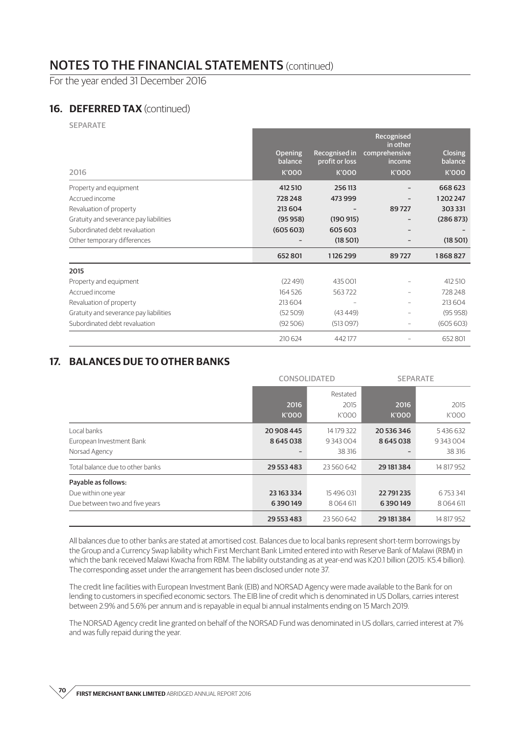# NOTES TO THE FINANCIAL STATEMENTS (continued)

For the year ended 31 December 2016

## 16. DEFERRED TAX (continued)

SEPARATE

| 2016 | Opening balance K'000 | Recognised in profit or loss K'000 | Recognised in other comprehensive income K'000 | Closing balance K'000 |
|---|---|---|---|---|
| Property and equipment | **412 510** | **256 113** | – | **668 623** |
| Accrued income | **728 248** | **473 999** | – | **1 202 247** |
| Revaluation of property | **213 604** | – | **89 727** | **303 331** |
| Gratuity and severance pay liabilities | **(95 958)** | **(190 915)** | – | **(286 873)** |
| Subordinated debt revaluation | **(605 603)** | **605 603** | – | – |
| Other temporary differences | – | **(18 501)** | – | **(18 501)** |
| | **652 801** | **1 126 299** | **89 727** | **1 868 827** |
| **2015** | | | | |
| Property and equipment | (22 491) | 435 001 | – | 412 510 |
| Accrued income | 164 526 | 563 722 | – | 728 248 |
| Revaluation of property | 213 604 | – | – | 213 604 |
| Gratuity and severance pay liabilities | (52 509) | (43 449) | – | (95 958) |
| Subordinated debt revaluation | (92 506) | (513 097) | – | (605 603) |
| | 210 624 | 442 177 | – | 652 801 |

## 17. BALANCES DUE TO OTHER BANKS

| | CONSOLIDATED | | SEPARATE | |
|---|---|---|---|---|
| | 2016 K'000 | Restated 2015 K'000 | 2016 K'000 | 2015 K'000 |
| Local banks | **20 908 445** | 14 179 322 | **20 536 346** | 5 436 632 |
| European Investment Bank | **8 645 038** | 9 343 004 | **8 645 038** | 9 343 004 |
| Norsad Agency | – | 38 316 | – | 38 316 |
| Total balance due to other banks | **29 553 483** | 23 560 642 | **29 181 384** | 14 817 952 |
| **Payable as follows:** | | | | |
| Due within one year | **23 163 334** | 15 496 031 | **22 791 235** | 6 753 341 |
| Due between two and five years | **6 390 149** | 8 064 611 | **6 390 149** | 8 064 611 |
| | **29 553 483** | 23 560 642 | **29 181 384** | 14 817 952 |

All balances due to other banks are stated at amortised cost. Balances due to local banks represent short-term borrowings by the Group and a Currency Swap liability which First Merchant Bank Limited entered into with Reserve Bank of Malawi (RBM) in which the bank received Malawi Kwacha from RBM. The liability outstanding as at year-end was K20.1 billion (2015: K5.4 billion). The corresponding asset under the arrangement has been disclosed under note 37.

The credit line facilities with European Investment Bank (EIB) and NORSAD Agency were made available to the Bank for on lending to customers in specified economic sectors. The EIB line of credit which is denominated in US Dollars, carries interest between 2.9% and 5.6% per annum and is repayable in equal bi annual instalments ending on 15 March 2019.

The NORSAD Agency credit line granted on behalf of the NORSAD Fund was denominated in US dollars, carried interest at 7% and was fully repaid during the year.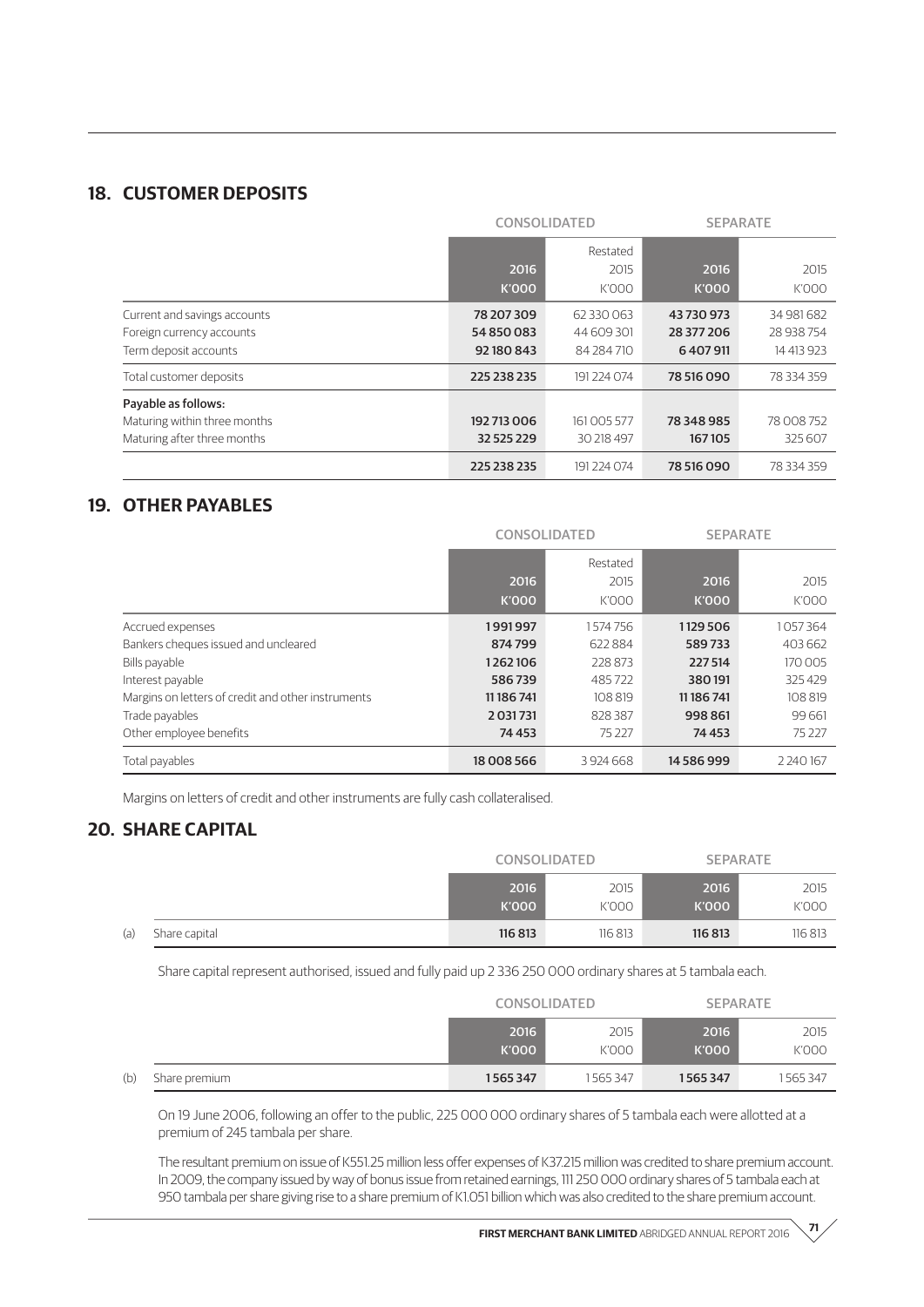## 18. CUSTOMER DEPOSITS

| | CONSOLIDATED | | SEPARATE | |
|---|---|---|---|---|
| | 2016 K'000 | Restated 2015 K'000 | 2016 K'000 | 2015 K'000 |
| Current and savings accounts | **78 207 309** | 62 330 063 | **43 730 973** | 34 981 682 |
| Foreign currency accounts | **54 850 083** | 44 609 301 | **28 377 206** | 28 938 754 |
| Term deposit accounts | **92 180 843** | 84 284 710 | **6 407 911** | 14 413 923 |
| Total customer deposits | **225 238 235** | 191 224 074 | **78 516 090** | 78 334 359 |
| **Payable as follows:** | | | | |
| Maturing within three months | **192 713 006** | 161 005 577 | **78 348 985** | 78 008 752 |
| Maturing after three months | **32 525 229** | 30 218 497 | **167 105** | 325 607 |
| | **225 238 235** | 191 224 074 | **78 516 090** | 78 334 359 |

## 19. OTHER PAYABLES

| | CONSOLIDATED | | SEPARATE | |
|---|---|---|---|---|
| | 2016 K'000 | Restated 2015 K'000 | 2016 K'000 | 2015 K'000 |
| Accrued expenses | **1 991 997** | 1 574 756 | **1 129 506** | 1 057 364 |
| Bankers cheques issued and uncleared | **874 799** | 622 884 | **589 733** | 403 662 |
| Bills payable | **1 262 106** | 228 873 | **227 514** | 170 005 |
| Interest payable | **586 739** | 485 722 | **380 191** | 325 429 |
| Margins on letters of credit and other instruments | **11 186 741** | 108 819 | **11 186 741** | 108 819 |
| Trade payables | **2 031 731** | 828 387 | **998 861** | 99 661 |
| Other employee benefits | **74 453** | 75 227 | **74 453** | 75 227 |
| Total payables | **18 008 566** | 3 924 668 | **14 586 999** | 2 240 167 |

Margins on letters of credit and other instruments are fully cash collateralised.

## 20. SHARE CAPITAL

| | CONSOLIDATED | | SEPARATE | |
|---|---|---|---|---|
| | 2016 K'000 | 2015 K'000 | 2016 K'000 | 2015 K'000 |
| (a) Share capital | **116 813** | 116 813 | **116 813** | 116 813 |

Share capital represent authorised, issued and fully paid up 2 336 250 000 ordinary shares at 5 tambala each.

| | CONSOLIDATED | | SEPARATE | |
|---|---|---|---|---|
| | 2016 K'000 | 2015 K'000 | 2016 K'000 | 2015 K'000 |
| (b) Share premium | **1 565 347** | 1 565 347 | **1 565 347** | 1 565 347 |

On 19 June 2006, following an offer to the public, 225 000 000 ordinary shares of 5 tambala each were allotted at a premium of 245 tambala per share.

The resultant premium on issue of K551.25 million less offer expenses of K37.215 million was credited to share premium account. In 2009, the company issued by way of bonus issue from retained earnings, 111 250 000 ordinary shares of 5 tambala each at 950 tambala per share giving rise to a share premium of K1.051 billion which was also credited to the share premium account.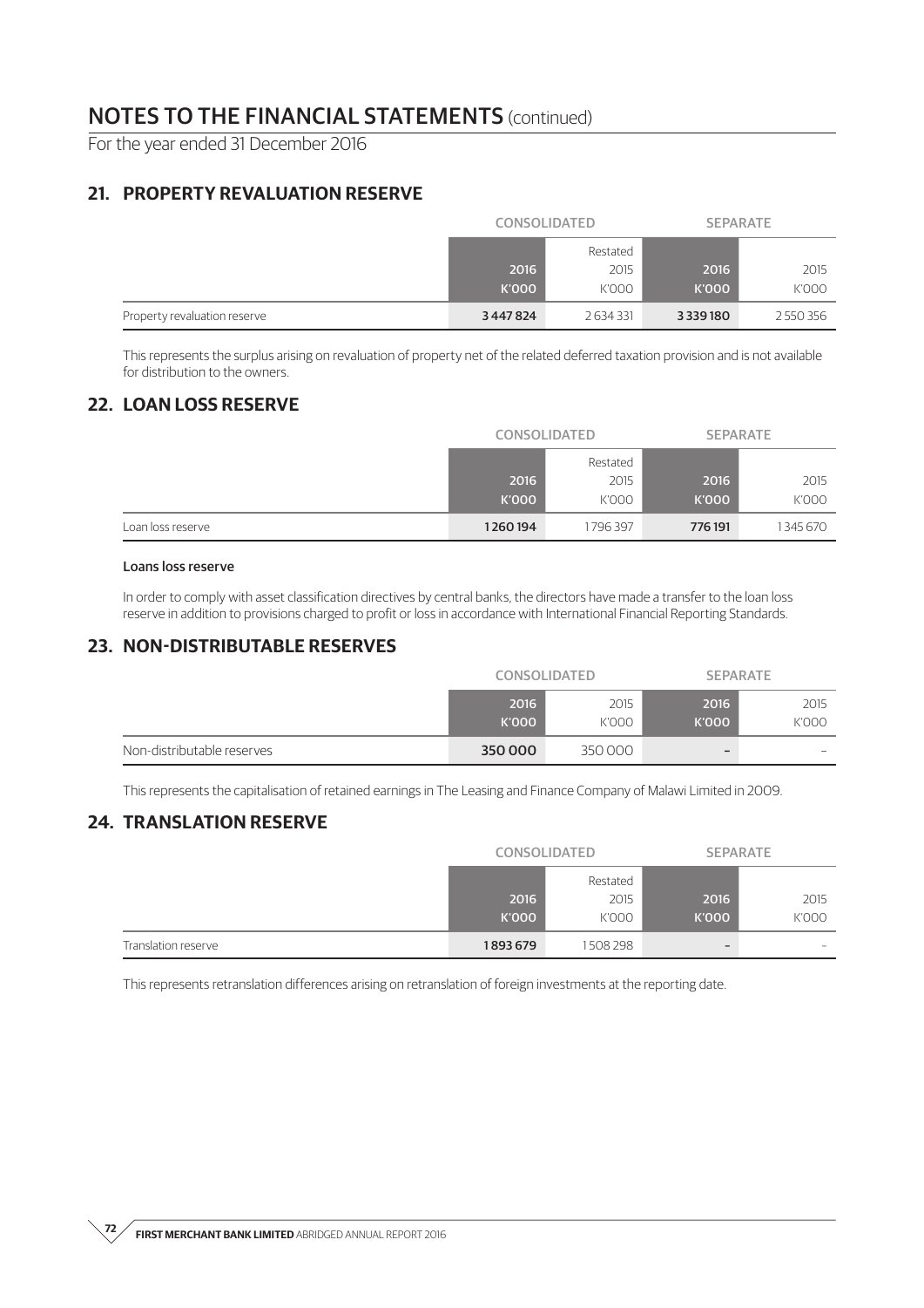# NOTES TO THE FINANCIAL STATEMENTS (continued)

For the year ended 31 December 2016

## 21. PROPERTY REVALUATION RESERVE

| | CONSOLIDATED | | SEPARATE | |
|---|---|---|---|---|
| | 2016 K'000 | Restated 2015 K'000 | 2016 K'000 | 2015 K'000 |
| Property revaluation reserve | **3 447 824** | 2 634 331 | **3 339 180** | 2 550 356 |

This represents the surplus arising on revaluation of property net of the related deferred taxation provision and is not available for distribution to the owners.

## 22. LOAN LOSS RESERVE

| | CONSOLIDATED | | SEPARATE | |
|---|---|---|---|---|
| | 2016 K'000 | Restated 2015 K'000 | 2016 K'000 | 2015 K'000 |
| Loan loss reserve | **1 260 194** | 1 796 397 | **776 191** | 1 345 670 |

**Loans loss reserve**

In order to comply with asset classification directives by central banks, the directors have made a transfer to the loan loss reserve in addition to provisions charged to profit or loss in accordance with International Financial Reporting Standards.

## 23. NON-DISTRIBUTABLE RESERVES

| | CONSOLIDATED | | SEPARATE | |
|---|---|---|---|---|
| | 2016 K'000 | 2015 K'000 | 2016 K'000 | 2015 K'000 |
| Non-distributable reserves | **350 000** | 350 000 | **–** | – |

This represents the capitalisation of retained earnings in The Leasing and Finance Company of Malawi Limited in 2009.

## 24. TRANSLATION RESERVE

| | CONSOLIDATED | | SEPARATE | |
|---|---|---|---|---|
| | 2016 K'000 | Restated 2015 K'000 | 2016 K'000 | 2015 K'000 |
| Translation reserve | **1 893 679** | 1 508 298 | **–** | – |

This represents retranslation differences arising on retranslation of foreign investments at the reporting date.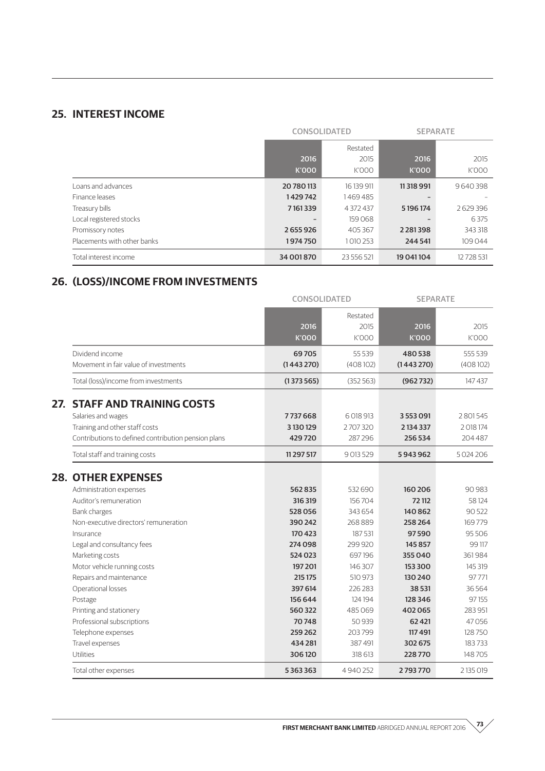## 25. INTEREST INCOME

| | CONSOLIDATED | | SEPARATE | |
|---|---|---|---|---|
| | 2016 K'000 | Restated 2015 K'000 | 2016 K'000 | 2015 K'000 |
| Loans and advances | **20 780 113** | 16 139 911 | **11 318 991** | 9 640 398 |
| Finance leases | **1 429 742** | 1 469 485 | **–** | – |
| Treasury bills | **7 161 339** | 4 372 437 | **5 196 174** | 2 629 396 |
| Local registered stocks | **–** | 159 068 | **–** | 6 375 |
| Promissory notes | **2 655 926** | 405 367 | **2 281 398** | 343 318 |
| Placements with other banks | **1 974 750** | 1 010 253 | **244 541** | 109 044 |
| Total interest income | **34 001 870** | 23 556 521 | **19 041 104** | 12 728 531 |

## 26. (LOSS)/INCOME FROM INVESTMENTS

| | CONSOLIDATED | | SEPARATE | |
|---|---|---|---|---|
| | 2016 K'000 | Restated 2015 K'000 | 2016 K'000 | 2015 K'000 |
| Dividend income | **69 705** | 55 539 | **480 538** | 555 539 |
| Movement in fair value of investments | **(1 443 270)** | (408 102) | **(1 443 270)** | (408 102) |
| Total (loss)/income from investments | **(1 373 565)** | (352 563) | **(962 732)** | 147 437 |

## 27. STAFF AND TRAINING COSTS

| | CONSOLIDATED | | SEPARATE | |
|---|---|---|---|---|
| | 2016 K'000 | Restated 2015 K'000 | 2016 K'000 | 2015 K'000 |
| Salaries and wages | **7 737 668** | 6 018 913 | **3 553 091** | 2 801 545 |
| Training and other staff costs | **3 130 129** | 2 707 320 | **2 134 337** | 2 018 174 |
| Contributions to defined contribution pension plans | **429 720** | 287 296 | **256 534** | 204 487 |
| Total staff and training costs | **11 297 517** | 9 013 529 | **5 943 962** | 5 024 206 |

## 28. OTHER EXPENSES

| | CONSOLIDATED | | SEPARATE | |
|---|---|---|---|---|
| | 2016 K'000 | Restated 2015 K'000 | 2016 K'000 | 2015 K'000 |
| Administration expenses | **562 835** | 532 690 | **160 206** | 90 983 |
| Auditor's remuneration | **316 319** | 156 704 | **72 112** | 58 124 |
| Bank charges | **528 056** | 343 654 | **140 862** | 90 522 |
| Non-executive directors' remuneration | **390 242** | 268 889 | **258 264** | 169 779 |
| Insurance | **170 423** | 187 531 | **97 590** | 95 506 |
| Legal and consultancy fees | **274 098** | 299 920 | **145 857** | 99 117 |
| Marketing costs | **524 023** | 697 196 | **355 040** | 361 984 |
| Motor vehicle running costs | **197 201** | 146 307 | **153 300** | 145 319 |
| Repairs and maintenance | **215 175** | 510 973 | **130 240** | 97 771 |
| Operational losses | **397 614** | 226 283 | **38 531** | 36 564 |
| Postage | **156 644** | 124 194 | **128 346** | 97 155 |
| Printing and stationery | **560 322** | 485 069 | **402 065** | 283 951 |
| Professional subscriptions | **70 748** | 50 939 | **62 421** | 47 056 |
| Telephone expenses | **259 262** | 203 799 | **117 491** | 128 750 |
| Travel expenses | **434 281** | 387 491 | **302 675** | 183 733 |
| Utilities | **306 120** | 318 613 | **228 770** | 148 705 |
| Total other expenses | **5 363 363** | 4 940 252 | **2 793 770** | 2 135 019 |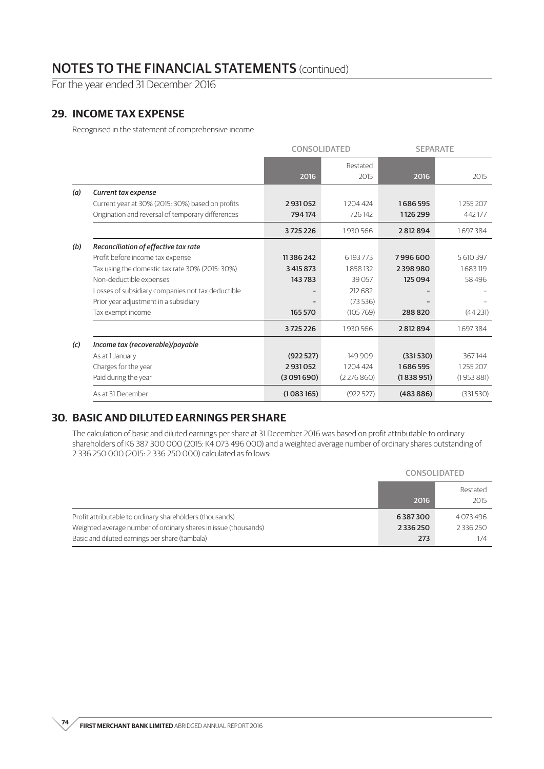# NOTES TO THE FINANCIAL STATEMENTS (continued)

For the year ended 31 December 2016

## 29. INCOME TAX EXPENSE

Recognised in the statement of comprehensive income

| | | CONSOLIDATED | | SEPARATE | |
|---|---|---|---|---|---|
| | | 2016 | Restated 2015 | 2016 | 2015 |
| *(a)* | ***Current tax expense*** | | | | |
| | Current year at 30% (2015: 30%) based on profits | **2 931 052** | 1 204 424 | **1 686 595** | 1 255 207 |
| | Origination and reversal of temporary differences | **794 174** | 726 142 | **1 126 299** | 442 177 |
| | | **3 725 226** | 1 930 566 | **2 812 894** | 1 697 384 |
| *(b)* | ***Reconciliation of effective tax rate*** | | | | |
| | Profit before income tax expense | **11 386 242** | 6 193 773 | **7 996 600** | 5 610 397 |
| | Tax using the domestic tax rate 30% (2015: 30%) | **3 415 873** | 1 858 132 | **2 398 980** | 1 683 119 |
| | Non-deductible expenses | **143 783** | 39 057 | **125 094** | 58 496 |
| | Losses of subsidiary companies not tax deductible | **–** | 212 682 | **–** | – |
| | Prior year adjustment in a subsidiary | **–** | (73 536) | **–** | – |
| | Tax exempt income | **165 570** | (105 769) | **288 820** | (44 231) |
| | | **3 725 226** | 1 930 566 | **2 812 894** | 1 697 384 |
| *(c)* | ***Income tax (recoverable)/payable*** | | | | |
| | As at 1 January | **(922 527)** | 149 909 | **(331 530)** | 367 144 |
| | Charges for the year | **2 931 052** | 1 204 424 | **1 686 595** | 1 255 207 |
| | Paid during the year | **(3 091 690)** | (2 276 860) | **(1 838 951)** | (1 953 881) |
| | As at 31 December | **(1 083 165)** | (922 527) | **(483 886)** | (331 530) |

## 30. BASIC AND DILUTED EARNINGS PER SHARE

The calculation of basic and diluted earnings per share at 31 December 2016 was based on profit attributable to ordinary shareholders of K6 387 300 000 (2015: K4 073 496 000) and a weighted average number of ordinary shares outstanding of 2 336 250 000 (2015: 2 336 250 000) calculated as follows:

| | CONSOLIDATED | |
|---|---|---|
| | 2016 | Restated 2015 |
| Profit attributable to ordinary shareholders (thousands) | **6 387 300** | 4 073 496 |
| Weighted average number of ordinary shares in issue (thousands) | **2 336 250** | 2 336 250 |
| Basic and diluted earnings per share (tambala) | **273** | 174 |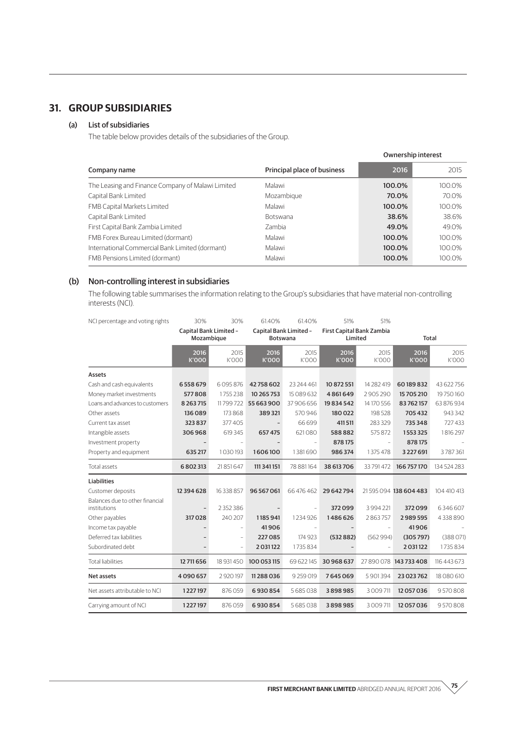## 31. GROUP SUBSIDIARIES

### (a) List of subsidiaries

The table below provides details of the subsidiaries of the Group.

| | | Ownership interest | |
|---|---|---|---|
| Company name | Principal place of business | 2016 | 2015 |
| The Leasing and Finance Company of Malawi Limited | Malawi | 100.0% | 100.0% |
| Capital Bank Limited | Mozambique | 70.0% | 70.0% |
| FMB Capital Markets Limited | Malawi | 100.0% | 100.0% |
| Capital Bank Limited | Botswana | 38.6% | 38.6% |
| First Capital Bank Zambia Limited | Zambia | 49.0% | 49.0% |
| FMB Forex Bureau Limited (dormant) | Malawi | 100.0% | 100.0% |
| International Commercial Bank Limited (dormant) | Malawi | 100.0% | 100.0% |
| FMB Pensions Limited (dormant) | Malawi | 100.0% | 100.0% |

### (b) Non-controlling interest in subsidiaries

The following table summarises the information relating to the Group's subsidiaries that have material non-controlling interests (NCI).

| NCI percentage and voting rights | 30% | 30% | 61.40% | 61.40% | 51% | 51% | | |
|---|---|---|---|---|---|---|---|---|
| | Capital Bank Limited – Mozambique | | Capital Bank Limited – Botswana | | First Capital Bank Zambia Limited | | Total | |
| | 2016 K'000 | 2015 K'000 | 2016 K'000 | 2015 K'000 | 2016 K'000 | 2015 K'000 | 2016 K'000 | 2015 K'000 |
| **Assets** | | | | | | | | |
| Cash and cash equivalents | 6 558 679 | 6 095 876 | 42 758 602 | 23 244 461 | 10 872 551 | 14 282 419 | 60 189 832 | 43 622 756 |
| Money market investments | 577 808 | 1 755 238 | 10 265 753 | 15 089 632 | 4 861 649 | 2 905 290 | 15 705 210 | 19 750 160 |
| Loans and advances to customers | 8 263 715 | 11 799 722 | 55 663 900 | 37 906 656 | 19 834 542 | 14 170 556 | 83 762 157 | 63 876 934 |
| Other assets | 136 089 | 173 868 | 389 321 | 570 946 | 180 022 | 198 528 | 705 432 | 943 342 |
| Current tax asset | 323 837 | 377 405 | – | 66 699 | 411 511 | 283 329 | 735 348 | 727 433 |
| Intangible assets | 306 968 | 619 345 | 657 475 | 621 080 | 588 882 | 575 872 | 1 553 325 | 1 816 297 |
| Investment property | – | – | – | – | 878 175 | – | 878 175 | – |
| Property and equipment | 635 217 | 1 030 193 | 1 606 100 | 1 381 690 | 986 374 | 1 375 478 | 3 227 691 | 3 787 361 |
| Total assets | 6 802 313 | 21 851 647 | 111 341 151 | 78 881 164 | 38 613 706 | 33 791 472 | 166 757 170 | 134 524 283 |
| **Liabilities** | | | | | | | | |
| Customer deposits | 12 394 628 | 16 338 857 | 96 567 061 | 66 476 462 | 29 642 794 | 21 595 094 | 138 604 483 | 104 410 413 |
| Balances due to other financial institutions | – | 2 352 386 | – | – | 372 099 | 3 994 221 | 372 099 | 6 346 607 |
| Other payables | 317 028 | 240 207 | 1 185 941 | 1 234 926 | 1 486 626 | 2 863 757 | 2 989 595 | 4 338 890 |
| Income tax payable | – | – | 41 906 | – | – | – | 41 906 | – |
| Deferred tax liabilities | – | – | 227 085 | 174 923 | (532 882) | (562 994) | (305 797) | (388 071) |
| Subordinated debt | – | – | 2 031 122 | 1 735 834 | – | – | 2 031 122 | 1 735 834 |
| Total liabilities | 12 711 656 | 18 931 450 | 100 053 115 | 69 622 145 | 30 968 637 | 27 890 078 | 143 733 408 | 116 443 673 |
| **Net assets** | 4 090 657 | 2 920 197 | 11 288 036 | 9 259 019 | 7 645 069 | 5 901 394 | 23 023 762 | 18 080 610 |
| Net assets attributable to NCI | 1 227 197 | 876 059 | 6 930 854 | 5 685 038 | 3 898 985 | 3 009 711 | 12 057 036 | 9 570 808 |
| Carrying amount of NCI | 1 227 197 | 876 059 | 6 930 854 | 5 685 038 | 3 898 985 | 3 009 711 | 12 057 036 | 9 570 808 |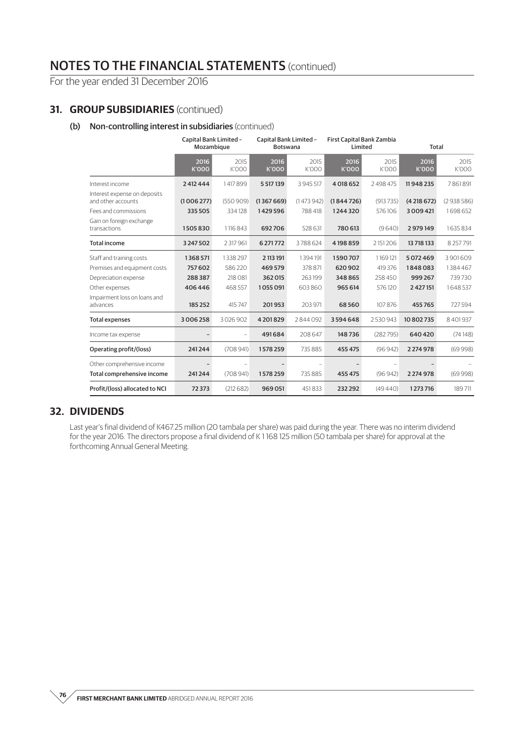# NOTES TO THE FINANCIAL STATEMENTS (continued)

For the year ended 31 December 2016

## 31. GROUP SUBSIDIARIES (continued)

### (b) Non-controlling interest in subsidiaries (continued)

| | Capital Bank Limited – Mozambique | | Capital Bank Limited – Botswana | | First Capital Bank Zambia Limited | | Total | |
|---|---|---|---|---|---|---|---|---|
| | **2016 K'000** | 2015 K'000 | **2016 K'000** | 2015 K'000 | **2016 K'000** | 2015 K'000 | **2016 K'000** | 2015 K'000 |
| Interest income | **2 412 444** | 1 417 899 | **5 517 139** | 3 945 517 | **4 018 652** | 2 498 475 | **11 948 235** | 7 861 891 |
| Interest expense on deposits and other accounts | **(1 006 277)** | (550 909) | **(1 367 669)** | (1 473 942) | **(1 844 726)** | (913 735) | **(4 218 672)** | (2 938 586) |
| Fees and commissions | **335 505** | 334 128 | **1 429 596** | 788 418 | **1 244 320** | 576 106 | **3 009 421** | 1 698 652 |
| Gain on foreign exchange transactions | **1 505 830** | 1 116 843 | **692 706** | 528 631 | **780 613** | (9 640) | **2 979 149** | 1 635 834 |
| **Total income** | **3 247 502** | 2 317 961 | **6 271 772** | 3 788 624 | **4 198 859** | 2 151 206 | **13 718 133** | 8 257 791 |
| Staff and training costs | **1 368 571** | 1 338 297 | **2 113 191** | 1 394 191 | **1 590 707** | 1 169 121 | **5 072 469** | 3 901 609 |
| Premises and equipment costs | **757 602** | 586 220 | **469 579** | 378 871 | **620 902** | 419 376 | **1 848 083** | 1 384 467 |
| Depreciation expense | **288 387** | 218 081 | **362 015** | 263 199 | **348 865** | 258 450 | **999 267** | 739 730 |
| Other expenses | **406 446** | 468 557 | **1 055 091** | 603 860 | **965 614** | 576 120 | **2 427 151** | 1 648 537 |
| Impairment loss on loans and advances | **185 252** | 415 747 | **201 953** | 203 971 | **68 560** | 107 876 | **455 765** | 727 594 |
| **Total expenses** | **3 006 258** | 3 026 902 | **4 201 829** | 2 844 092 | **3 594 648** | 2 530 943 | **10 802 735** | 8 401 937 |
| Income tax expense | **–** | – | **491 684** | 208 647 | **148 736** | (282 795) | **640 420** | (74 148) |
| **Operating profit/(loss)** | **241 244** | (708 941) | **1 578 259** | 735 885 | **455 475** | (96 942) | **2 274 978** | (69 998) |
| Other comprehensive income | **–** | – | **–** | – | **–** | – | **–** | – |
| **Total comprehensive income** | **241 244** | (708 941) | **1 578 259** | 735 885 | **455 475** | (96 942) | **2 274 978** | (69 998) |
| **Profit/(loss) allocated to NCI** | **72 373** | (212 682) | **969 051** | 451 833 | **232 292** | (49 440) | **1 273 716** | 189 711 |

## 32. DIVIDENDS

Last year's final dividend of K467.25 million (20 tambala per share) was paid during the year. There was no interim dividend for the year 2016. The directors propose a final dividend of K 1 168 125 million (50 tambala per share) for approval at the forthcoming Annual General Meeting.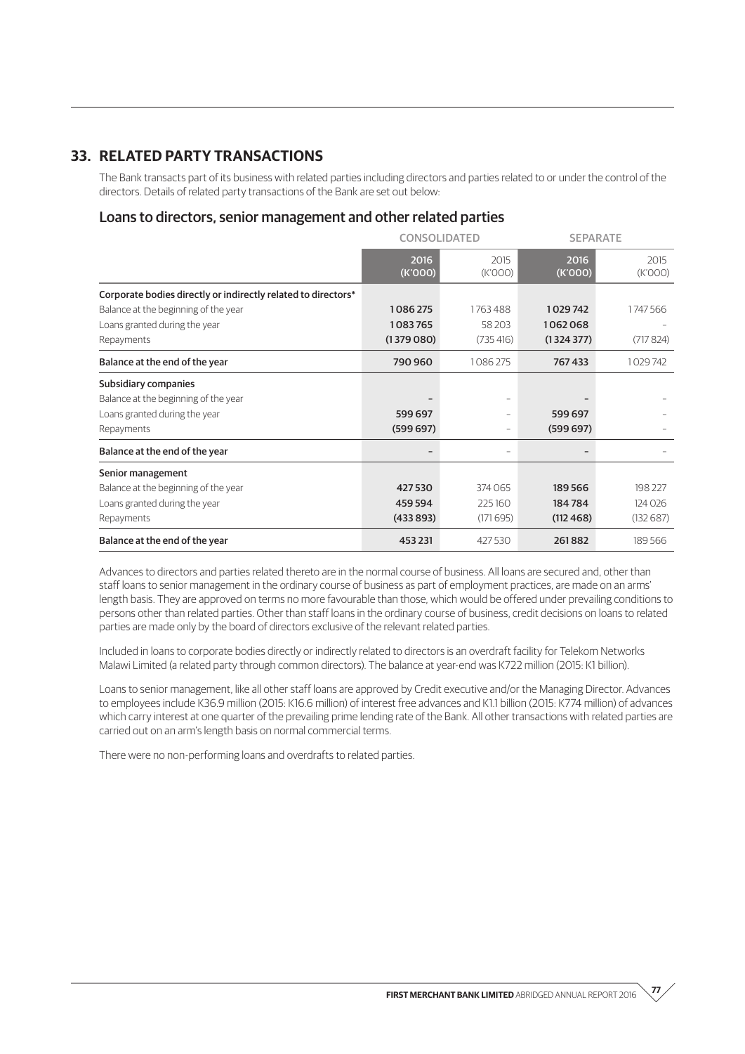## 33. RELATED PARTY TRANSACTIONS

The Bank transacts part of its business with related parties including directors and parties related to or under the control of the directors. Details of related party transactions of the Bank are set out below:

### Loans to directors, senior management and other related parties

| | CONSOLIDATED | | SEPARATE | |
|---|---|---|---|---|
| | 2016 (K'000) | 2015 (K'000) | 2016 (K'000) | 2015 (K'000) |
| **Corporate bodies directly or indirectly related to directors*** | | | | |
| Balance at the beginning of the year | 1 086 275 | 1 763 488 | 1 029 742 | 1 747 566 |
| Loans granted during the year | 1 083 765 | 58 203 | 1 062 068 | – |
| Repayments | (1 379 080) | (735 416) | (1 324 377) | (717 824) |
| **Balance at the end of the year** | 790 960 | 1 086 275 | 767 433 | 1 029 742 |
| **Subsidiary companies** | | | | |
| Balance at the beginning of the year | – | – | – | – |
| Loans granted during the year | 599 697 | – | 599 697 | – |
| Repayments | (599 697) | – | (599 697) | – |
| **Balance at the end of the year** | – | – | – | – |
| **Senior management** | | | | |
| Balance at the beginning of the year | 427 530 | 374 065 | 189 566 | 198 227 |
| Loans granted during the year | 459 594 | 225 160 | 184 784 | 124 026 |
| Repayments | (433 893) | (171 695) | (112 468) | (132 687) |
| **Balance at the end of the year** | 453 231 | 427 530 | 261 882 | 189 566 |

Advances to directors and parties related thereto are in the normal course of business. All loans are secured and, other than staff loans to senior management in the ordinary course of business as part of employment practices, are made on an arms' length basis. They are approved on terms no more favourable than those, which would be offered under prevailing conditions to persons other than related parties. Other than staff loans in the ordinary course of business, credit decisions on loans to related parties are made only by the board of directors exclusive of the relevant related parties.

Included in loans to corporate bodies directly or indirectly related to directors is an overdraft facility for Telekom Networks Malawi Limited (a related party through common directors). The balance at year-end was K722 million (2015: K1 billion).

Loans to senior management, like all other staff loans are approved by Credit executive and/or the Managing Director. Advances to employees include K36.9 million (2015: K16.6 million) of interest free advances and K1.1 billion (2015: K774 million) of advances which carry interest at one quarter of the prevailing prime lending rate of the Bank. All other transactions with related parties are carried out on an arm's length basis on normal commercial terms.

There were no non-performing loans and overdrafts to related parties.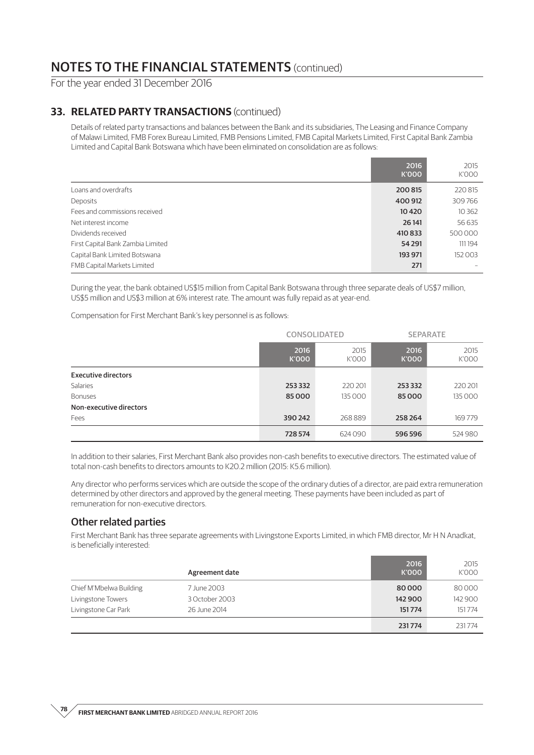# NOTES TO THE FINANCIAL STATEMENTS (continued)

For the year ended 31 December 2016

## 33. RELATED PARTY TRANSACTIONS (continued)

Details of related party transactions and balances between the Bank and its subsidiaries, The Leasing and Finance Company of Malawi Limited, FMB Forex Bureau Limited, FMB Pensions Limited, FMB Capital Markets Limited, First Capital Bank Zambia Limited and Capital Bank Botswana which have been eliminated on consolidation are as follows:

| | 2016 K'000 | 2015 K'000 |
|---|---|---|
| Loans and overdrafts | 200 815 | 220 815 |
| Deposits | 400 912 | 309 766 |
| Fees and commissions received | 10 420 | 10 362 |
| Net interest income | 26 141 | 56 635 |
| Dividends received | 410 833 | 500 000 |
| First Capital Bank Zambia Limited | 54 291 | 111 194 |
| Capital Bank Limited Botswana | 193 971 | 152 003 |
| FMB Capital Markets Limited | 271 | – |

During the year, the bank obtained US$15 million from Capital Bank Botswana through three separate deals of US$7 million, US$5 million and US$3 million at 6% interest rate. The amount was fully repaid as at year-end.

Compensation for First Merchant Bank's key personnel is as follows:

| | CONSOLIDATED | | SEPARATE | |
|---|---|---|---|---|
| | 2016 K'000 | 2015 K'000 | 2016 K'000 | 2015 K'000 |
| **Executive directors** | | | | |
| Salaries | 253 332 | 220 201 | 253 332 | 220 201 |
| Bonuses | 85 000 | 135 000 | 85 000 | 135 000 |
| **Non-executive directors** | | | | |
| Fees | 390 242 | 268 889 | 258 264 | 169 779 |
| | 728 574 | 624 090 | 596 596 | 524 980 |

In addition to their salaries, First Merchant Bank also provides non-cash benefits to executive directors. The estimated value of total non-cash benefits to directors amounts to K20.2 million (2015: K5.6 million).

Any director who performs services which are outside the scope of the ordinary duties of a director, are paid extra remuneration determined by other directors and approved by the general meeting. These payments have been included as part of remuneration for non-executive directors.

### Other related parties

First Merchant Bank has three separate agreements with Livingstone Exports Limited, in which FMB director, Mr H N Anadkat, is beneficially interested:

| | Agreement date | 2016 K'000 | 2015 K'000 |
|---|---|---|---|
| Chief M'Mbelwa Building | 7 June 2003 | 80 000 | 80 000 |
| Livingstone Towers | 3 October 2003 | 142 900 | 142 900 |
| Livingstone Car Park | 26 June 2014 | 151 774 | 151 774 |
| | | 231 774 | 231 774 |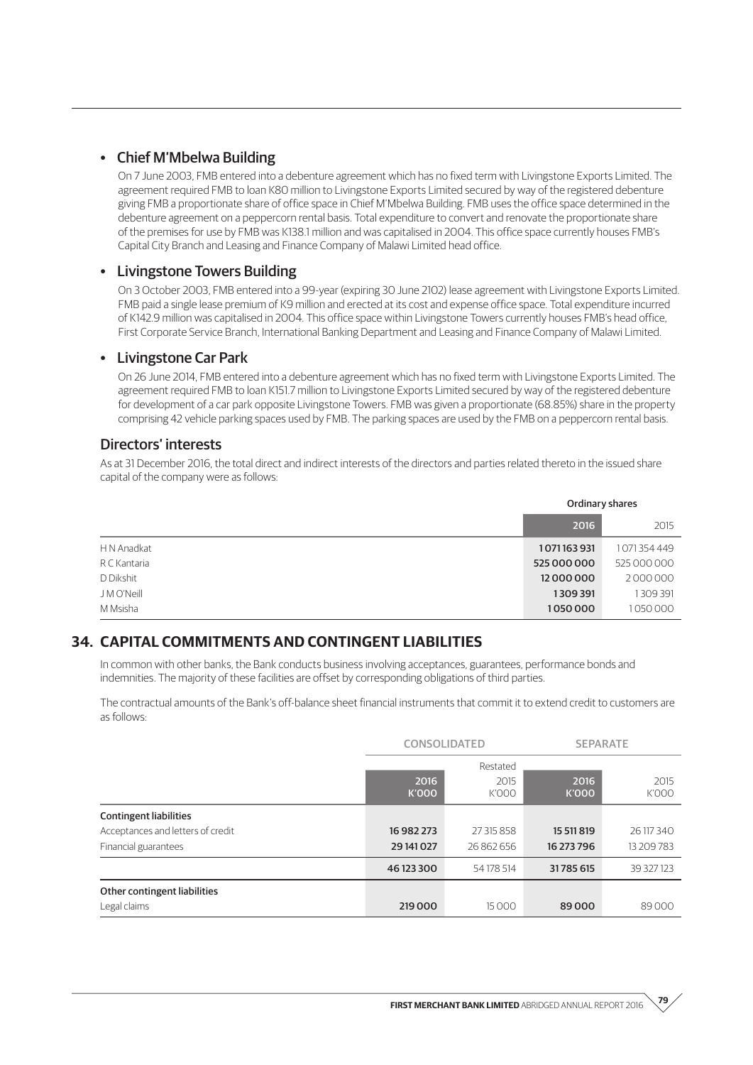- **Chief M'Mbelwa Building**

  On 7 June 2003, FMB entered into a debenture agreement which has no fixed term with Livingstone Exports Limited. The agreement required FMB to loan K80 million to Livingstone Exports Limited secured by way of the registered debenture giving FMB a proportionate share of office space in Chief M'Mbelwa Building. FMB uses the office space determined in the debenture agreement on a peppercorn rental basis. Total expenditure to convert and renovate the proportionate share of the premises for use by FMB was K138.1 million and was capitalised in 2004. This office space currently houses FMB's Capital City Branch and Leasing and Finance Company of Malawi Limited head office.

- **Livingstone Towers Building**

  On 3 October 2003, FMB entered into a 99-year (expiring 30 June 2102) lease agreement with Livingstone Exports Limited. FMB paid a single lease premium of K9 million and erected at its cost and expense office space. Total expenditure incurred of K142.9 million was capitalised in 2004. This office space within Livingstone Towers currently houses FMB's head office, First Corporate Service Branch, International Banking Department and Leasing and Finance Company of Malawi Limited.

- **Livingstone Car Park**

  On 26 June 2014, FMB entered into a debenture agreement which has no fixed term with Livingstone Exports Limited. The agreement required FMB to loan K151.7 million to Livingstone Exports Limited secured by way of the registered debenture for development of a car park opposite Livingstone Towers. FMB was given a proportionate (68.85%) share in the property comprising 42 vehicle parking spaces used by FMB. The parking spaces are used by the FMB on a peppercorn rental basis.

### Directors' interests

As at 31 December 2016, the total direct and indirect interests of the directors and parties related thereto in the issued share capital of the company were as follows:

| | Ordinary shares | |
|---|---|---|
| | **2016** | 2015 |
| H N Anadkat | **1 071 163 931** | 1 071 354 449 |
| R C Kantaria | **525 000 000** | 525 000 000 |
| D Dikshit | **12 000 000** | 2 000 000 |
| J M O'Neill | **1 309 391** | 1 309 391 |
| M Msisha | **1 050 000** | 1 050 000 |

## 34. CAPITAL COMMITMENTS AND CONTINGENT LIABILITIES

In common with other banks, the Bank conducts business involving acceptances, guarantees, performance bonds and indemnities. The majority of these facilities are offset by corresponding obligations of third parties.

The contractual amounts of the Bank's off-balance sheet financial instruments that commit it to extend credit to customers are as follows:

| | CONSOLIDATED | | SEPARATE | |
|---|---|---|---|---|
| | | Restated | | |
| | **2016 K'000** | 2015 K'000 | **2016 K'000** | 2015 K'000 |
| **Contingent liabilities** | | | | |
| Acceptances and letters of credit | **16 982 273** | 27 315 858 | **15 511 819** | 26 117 340 |
| Financial guarantees | **29 141 027** | 26 862 656 | **16 273 796** | 13 209 783 |
| | **46 123 300** | 54 178 514 | **31 785 615** | 39 327 123 |
| **Other contingent liabilities** | | | | |
| Legal claims | **219 000** | 15 000 | **89 000** | 89 000 |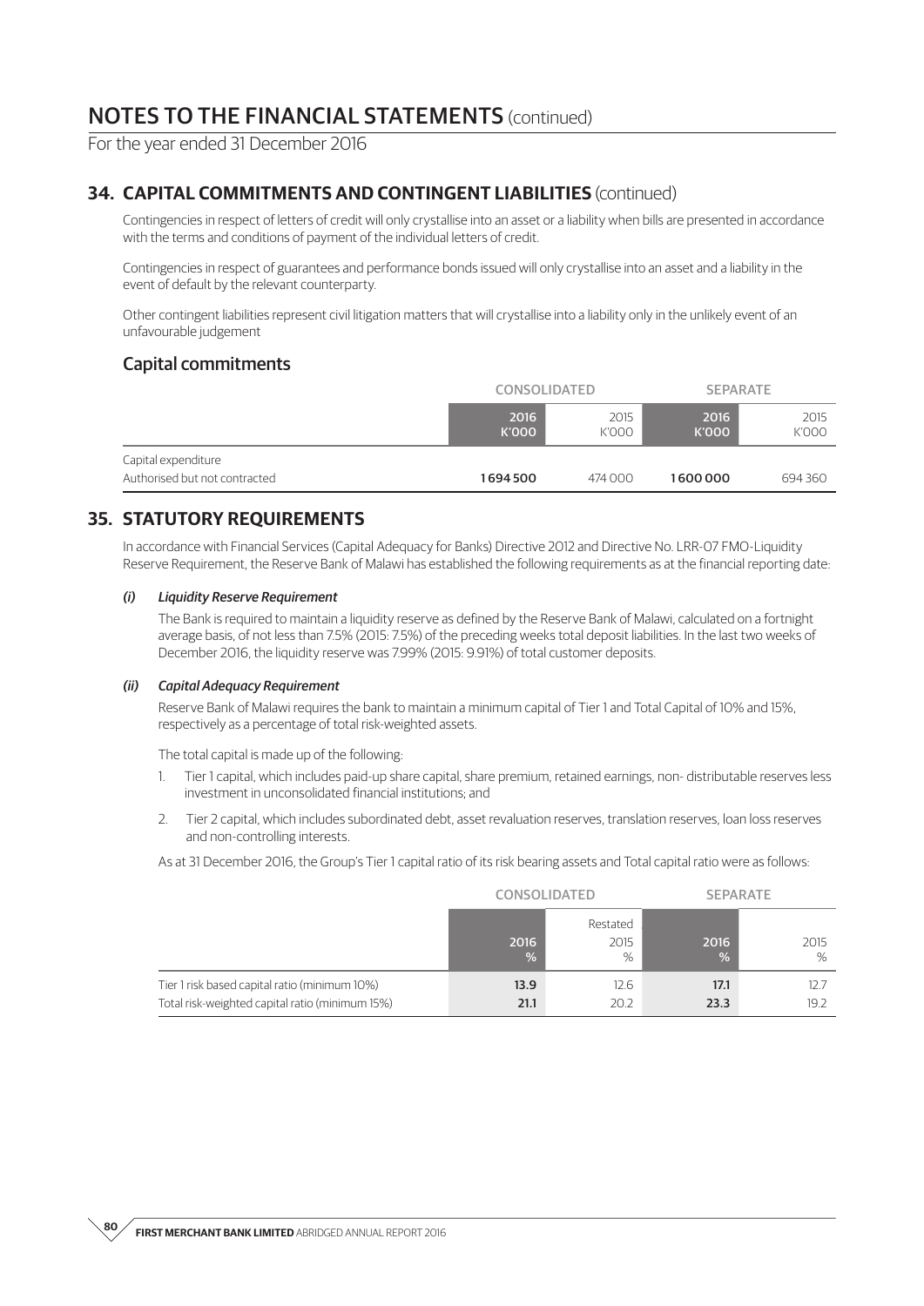# NOTES TO THE FINANCIAL STATEMENTS (continued)

For the year ended 31 December 2016

## 34. CAPITAL COMMITMENTS AND CONTINGENT LIABILITIES (continued)

Contingencies in respect of letters of credit will only crystallise into an asset or a liability when bills are presented in accordance with the terms and conditions of payment of the individual letters of credit.

Contingencies in respect of guarantees and performance bonds issued will only crystallise into an asset and a liability in the event of default by the relevant counterparty.

Other contingent liabilities represent civil litigation matters that will crystallise into a liability only in the unlikely event of an unfavourable judgement

### Capital commitments

| | CONSOLIDATED | | SEPARATE | |
|---|---|---|---|---|
| | 2016 K'000 | 2015 K'000 | 2016 K'000 | 2015 K'000 |
| Capital expenditure | | | | |
| Authorised but not contracted | **1 694 500** | 474 000 | **1 600 000** | 694 360 |

## 35. STATUTORY REQUIREMENTS

In accordance with Financial Services (Capital Adequacy for Banks) Directive 2012 and Directive No. LRR-07 FMO-Liquidity Reserve Requirement, the Reserve Bank of Malawi has established the following requirements as at the financial reporting date:

#### *(i) Liquidity Reserve Requirement*

The Bank is required to maintain a liquidity reserve as defined by the Reserve Bank of Malawi, calculated on a fortnight average basis, of not less than 7.5% (2015: 7.5%) of the preceding weeks total deposit liabilities. In the last two weeks of December 2016, the liquidity reserve was 7.99% (2015: 9.91%) of total customer deposits.

#### *(ii) Capital Adequacy Requirement*

Reserve Bank of Malawi requires the bank to maintain a minimum capital of Tier 1 and Total Capital of 10% and 15%, respectively as a percentage of total risk-weighted assets.

The total capital is made up of the following:

1. Tier 1 capital, which includes paid-up share capital, share premium, retained earnings, non- distributable reserves less investment in unconsolidated financial institutions; and
2. Tier 2 capital, which includes subordinated debt, asset revaluation reserves, translation reserves, loan loss reserves and non-controlling interests.

As at 31 December 2016, the Group's Tier 1 capital ratio of its risk bearing assets and Total capital ratio were as follows:

| | CONSOLIDATED | | SEPARATE | |
|---|---|---|---|---|
| | 2016 % | Restated 2015 % | 2016 % | 2015 % |
| Tier 1 risk based capital ratio (minimum 10%) | **13.9** | 12.6 | **17.1** | 12.7 |
| Total risk-weighted capital ratio (minimum 15%) | **21.1** | 20.2 | **23.3** | 19.2 |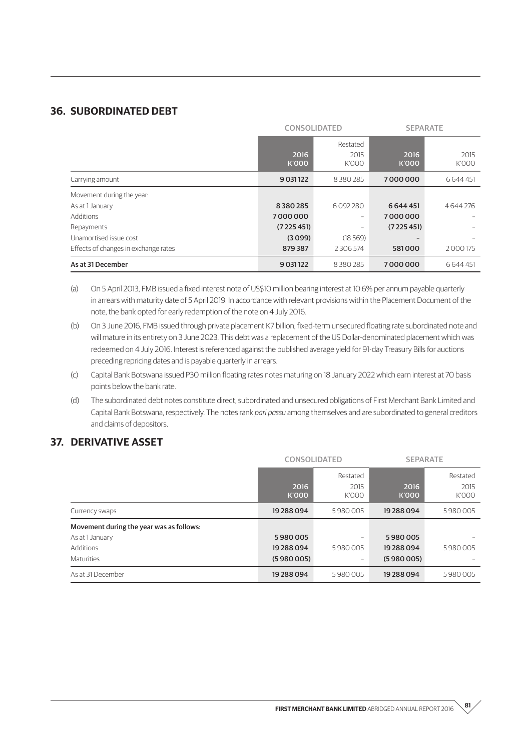## 36. SUBORDINATED DEBT

| | CONSOLIDATED | | SEPARATE | |
|---|---|---|---|---|
| | 2016 K'000 | Restated 2015 K'000 | 2016 K'000 | 2015 K'000 |
| Carrying amount | **9 031 122** | 8 380 285 | **7 000 000** | 6 644 451 |
| Movement during the year: | | | | |
| As at 1 January | **8 380 285** | 6 092 280 | **6 644 451** | 4 644 276 |
| Additions | **7 000 000** | – | **7 000 000** | – |
| Repayments | **(7 225 451)** | – | **(7 225 451)** | – |
| Unamortised issue cost | **(3 099)** | (18 569) | **–** | – |
| Effects of changes in exchange rates | **879 387** | 2 306 574 | **581 000** | 2 000 175 |
| **As at 31 December** | **9 031 122** | 8 380 285 | **7 000 000** | 6 644 451 |

(a) On 5 April 2013, FMB issued a fixed interest note of US$10 million bearing interest at 10.6% per annum payable quarterly in arrears with maturity date of 5 April 2019. In accordance with relevant provisions within the Placement Document of the note, the bank opted for early redemption of the note on 4 July 2016.

(b) On 3 June 2016, FMB issued through private placement K7 billion, fixed-term unsecured floating rate subordinated note and will mature in its entirety on 3 June 2023. This debt was a replacement of the US Dollar-denominated placement which was redeemed on 4 July 2016. Interest is referenced against the published average yield for 91-day Treasury Bills for auctions preceding repricing dates and is payable quarterly in arrears.

(c) Capital Bank Botswana issued P30 million floating rates notes maturing on 18 January 2022 which earn interest at 70 basis points below the bank rate.

(d) The subordinated debt notes constitute direct, subordinated and unsecured obligations of First Merchant Bank Limited and Capital Bank Botswana, respectively. The notes rank *pari passu* among themselves and are subordinated to general creditors and claims of depositors.

## 37. DERIVATIVE ASSET

| | CONSOLIDATED | | SEPARATE | |
|---|---|---|---|---|
| | 2016 K'000 | Restated 2015 K'000 | 2016 K'000 | Restated 2015 K'000 |
| Currency swaps | **19 288 094** | 5 980 005 | **19 288 094** | 5 980 005 |
| **Movement during the year was as follows:** | | | | |
| As at 1 January | **5 980 005** | – | **5 980 005** | – |
| Additions | **19 288 094** | 5 980 005 | **19 288 094** | 5 980 005 |
| Maturities | **(5 980 005)** | – | **(5 980 005)** | – |
| As at 31 December | **19 288 094** | 5 980 005 | **19 288 094** | 5 980 005 |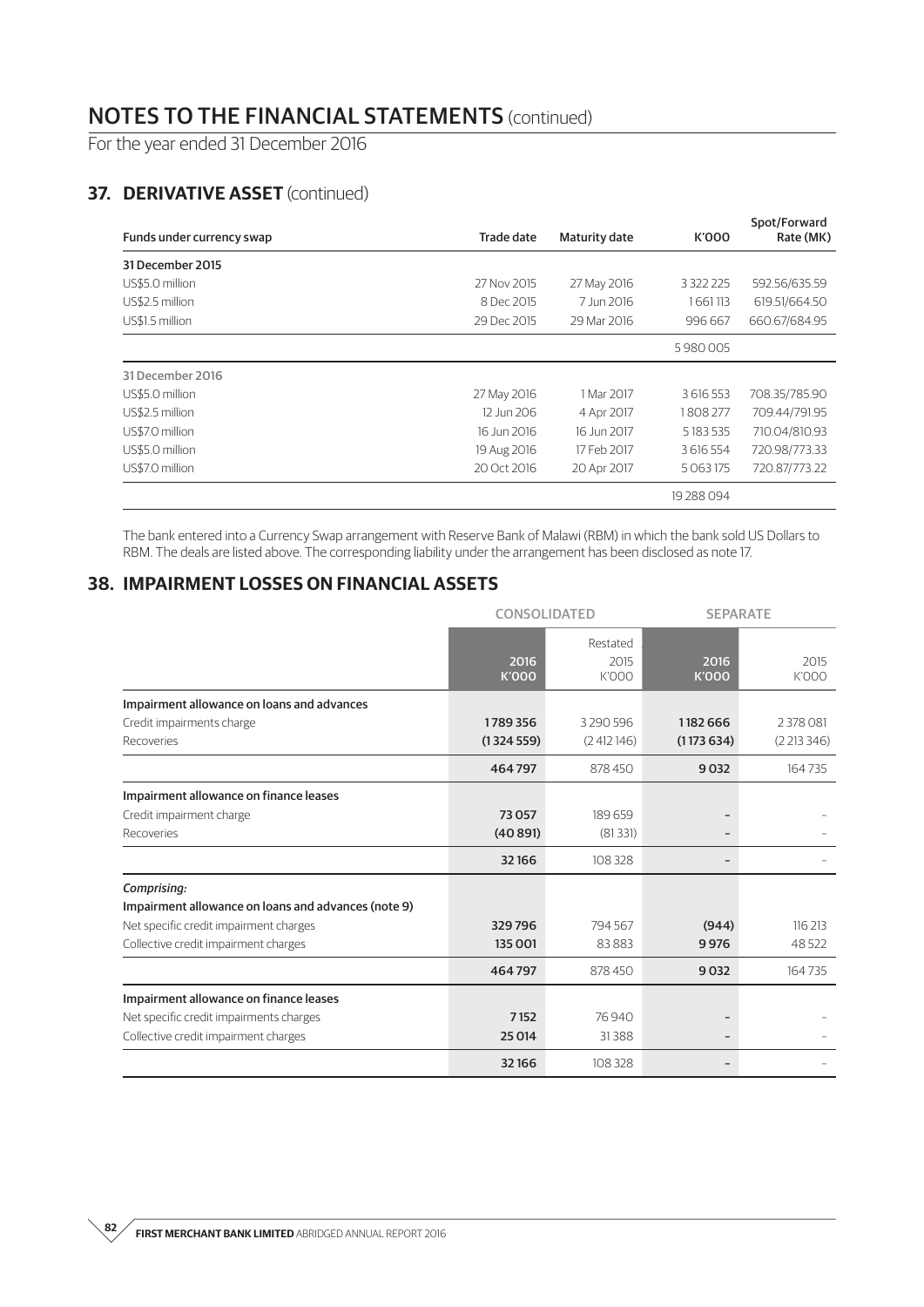# NOTES TO THE FINANCIAL STATEMENTS (continued)

For the year ended 31 December 2016

## 37. DERIVATIVE ASSET (continued)

| Funds under currency swap | Trade date | Maturity date | K'000 | Spot/Forward Rate (MK) |
|---|---|---|---|---|
| **31 December 2015** | | | | |
| US$5.0 million | 27 Nov 2015 | 27 May 2016 | 3 322 225 | 592.56/635.59 |
| US$2.5 million | 8 Dec 2015 | 7 Jun 2016 | 1 661 113 | 619.51/664.50 |
| US$1.5 million | 29 Dec 2015 | 29 Mar 2016 | 996 667 | 660.67/684.95 |
| | | | 5 980 005 | |
| **31 December 2016** | | | | |
| US$5.0 million | 27 May 2016 | 1 Mar 2017 | 3 616 553 | 708.35/785.90 |
| US$2.5 million | 12 Jun 206 | 4 Apr 2017 | 1 808 277 | 709.44/791.95 |
| US$7.0 million | 16 Jun 2016 | 16 Jun 2017 | 5 183 535 | 710.04/810.93 |
| US$5.0 million | 19 Aug 2016 | 17 Feb 2017 | 3 616 554 | 720.98/773.33 |
| US$7.0 million | 20 Oct 2016 | 20 Apr 2017 | 5 063 175 | 720.87/773.22 |
| | | | 19 288 094 | |

The bank entered into a Currency Swap arrangement with Reserve Bank of Malawi (RBM) in which the bank sold US Dollars to RBM. The deals are listed above. The corresponding liability under the arrangement has been disclosed as note 17.

## 38. IMPAIRMENT LOSSES ON FINANCIAL ASSETS

| | CONSOLIDATED | | SEPARATE | |
|---|---|---|---|---|
| | 2016 K'000 | Restated 2015 K'000 | 2016 K'000 | 2015 K'000 |
| **Impairment allowance on loans and advances** | | | | |
| Credit impairments charge | **1 789 356** | 3 290 596 | **1 182 666** | 2 378 081 |
| Recoveries | **(1 324 559)** | (2 412 146) | **(1 173 634)** | (2 213 346) |
| | **464 797** | 878 450 | **9 032** | 164 735 |
| **Impairment allowance on finance leases** | | | | |
| Credit impairment charge | **73 057** | 189 659 | **–** | – |
| Recoveries | **(40 891)** | (81 331) | **–** | – |
| | **32 166** | 108 328 | **–** | – |
| *Comprising:* | | | | |
| **Impairment allowance on loans and advances (note 9)** | | | | |
| Net specific credit impairment charges | **329 796** | 794 567 | **(944)** | 116 213 |
| Collective credit impairment charges | **135 001** | 83 883 | **9 976** | 48 522 |
| | **464 797** | 878 450 | **9 032** | 164 735 |
| **Impairment allowance on finance leases** | | | | |
| Net specific credit impairments charges | **7 152** | 76 940 | **–** | – |
| Collective credit impairment charges | **25 014** | 31 388 | **–** | – |
| | **32 166** | 108 328 | **–** | – |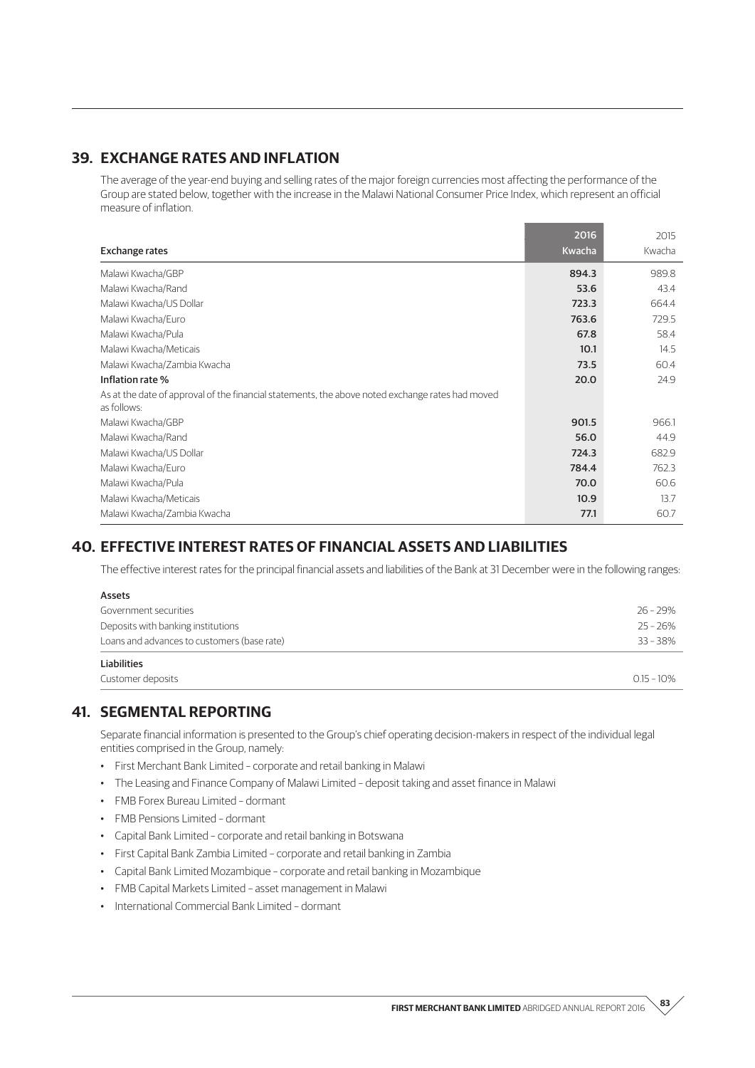## 39. EXCHANGE RATES AND INFLATION

The average of the year-end buying and selling rates of the major foreign currencies most affecting the performance of the Group are stated below, together with the increase in the Malawi National Consumer Price Index, which represent an official measure of inflation.

| Exchange rates | 2016<br>Kwacha | 2015<br>Kwacha |
|---|---|---|
| Malawi Kwacha/GBP | 894.3 | 989.8 |
| Malawi Kwacha/Rand | 53.6 | 43.4 |
| Malawi Kwacha/US Dollar | 723.3 | 664.4 |
| Malawi Kwacha/Euro | 763.6 | 729.5 |
| Malawi Kwacha/Pula | 67.8 | 58.4 |
| Malawi Kwacha/Meticais | 10.1 | 14.5 |
| Malawi Kwacha/Zambia Kwacha | 73.5 | 60.4 |
| **Inflation rate %** | 20.0 | 24.9 |
| As at the date of approval of the financial statements, the above noted exchange rates had moved as follows: | | |
| Malawi Kwacha/GBP | 901.5 | 966.1 |
| Malawi Kwacha/Rand | 56.0 | 44.9 |
| Malawi Kwacha/US Dollar | 724.3 | 682.9 |
| Malawi Kwacha/Euro | 784.4 | 762.3 |
| Malawi Kwacha/Pula | 70.0 | 60.6 |
| Malawi Kwacha/Meticais | 10.9 | 13.7 |
| Malawi Kwacha/Zambia Kwacha | 77.1 | 60.7 |

## 40. EFFECTIVE INTEREST RATES OF FINANCIAL ASSETS AND LIABILITIES

The effective interest rates for the principal financial assets and liabilities of the Bank at 31 December were in the following ranges:

| | |
|---|---|
| **Assets** | |
| Government securities | 26 – 29% |
| Deposits with banking institutions | 25 – 26% |
| Loans and advances to customers (base rate) | 33 – 38% |
| **Liabilities** | |
| Customer deposits | 0.15 – 10% |

## 41. SEGMENTAL REPORTING

Separate financial information is presented to the Group's chief operating decision-makers in respect of the individual legal entities comprised in the Group, namely:

- First Merchant Bank Limited – corporate and retail banking in Malawi
- The Leasing and Finance Company of Malawi Limited – deposit taking and asset finance in Malawi
- FMB Forex Bureau Limited – dormant
- FMB Pensions Limited – dormant
- Capital Bank Limited – corporate and retail banking in Botswana
- First Capital Bank Zambia Limited – corporate and retail banking in Zambia
- Capital Bank Limited Mozambique – corporate and retail banking in Mozambique
- FMB Capital Markets Limited – asset management in Malawi
- International Commercial Bank Limited – dormant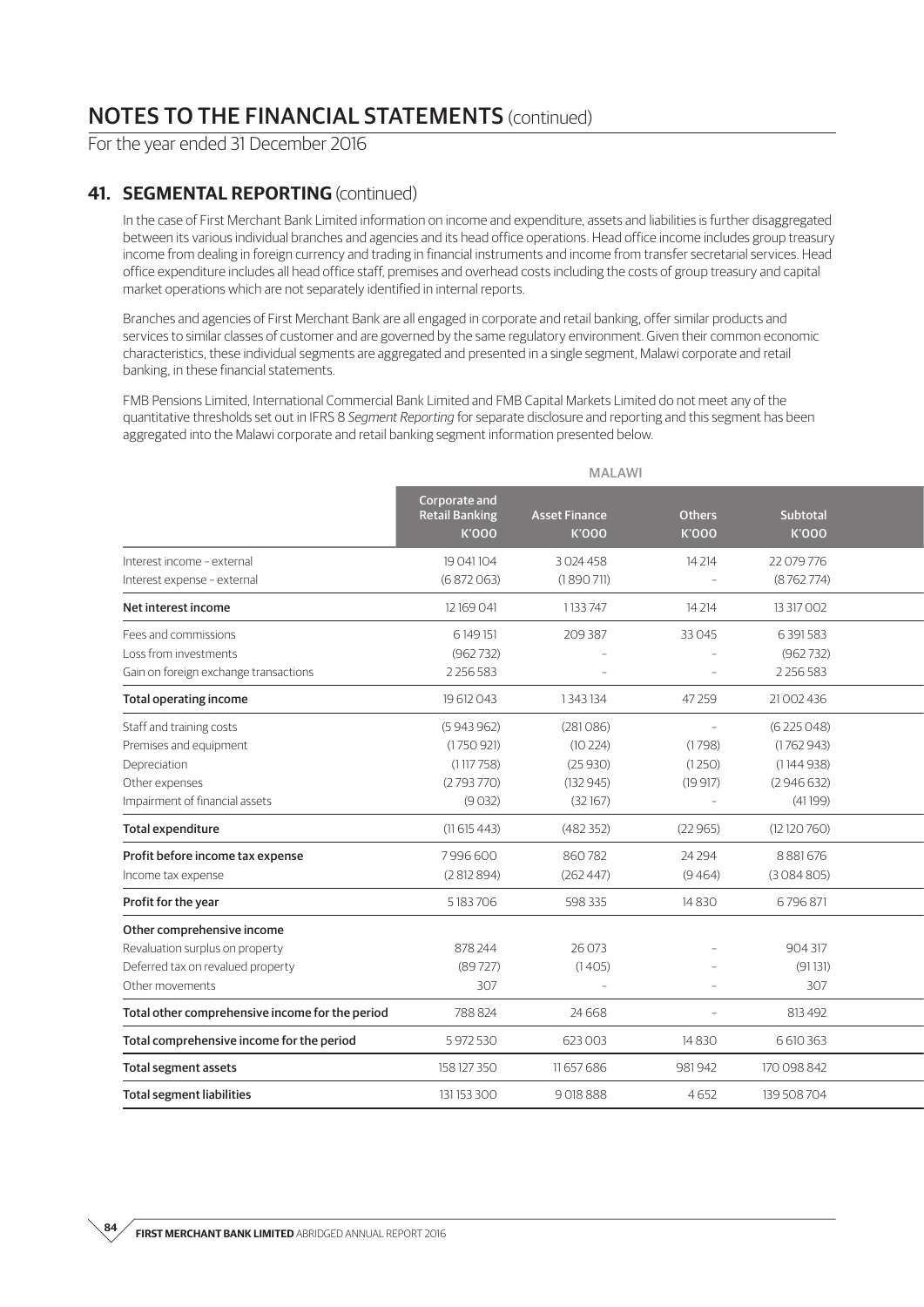# NOTES TO THE FINANCIAL STATEMENTS (continued)

For the year ended 31 December 2016

## 41. SEGMENTAL REPORTING (continued)

In the case of First Merchant Bank Limited information on income and expenditure, assets and liabilities is further disaggregated between its various individual branches and agencies and its head office operations. Head office income includes group treasury income from dealing in foreign currency and trading in financial instruments and income from transfer secretarial services. Head office expenditure includes all head office staff, premises and overhead costs including the costs of group treasury and capital market operations which are not separately identified in internal reports.

Branches and agencies of First Merchant Bank are all engaged in corporate and retail banking, offer similar products and services to similar classes of customer and are governed by the same regulatory environment. Given their common economic characteristics, these individual segments are aggregated and presented in a single segment, Malawi corporate and retail banking, in these financial statements.

FMB Pensions Limited, International Commercial Bank Limited and FMB Capital Markets Limited do not meet any of the quantitative thresholds set out in IFRS 8 *Segment Reporting* for separate disclosure and reporting and this segment has been aggregated into the Malawi corporate and retail banking segment information presented below.

| | MALAWI | | | |
|---|---|---|---|---|
| | Corporate and Retail Banking K'000 | Asset Finance K'000 | Others K'000 | Subtotal K'000 |
| Interest income – external | 19 041 104 | 3 024 458 | 14 214 | 22 079 776 |
| Interest expense – external | (6 872 063) | (1 890 711) | – | (8 762 774) |
| **Net interest income** | 12 169 041 | 1 133 747 | 14 214 | 13 317 002 |
| Fees and commissions | 6 149 151 | 209 387 | 33 045 | 6 391 583 |
| Loss from investments | (962 732) | – | – | (962 732) |
| Gain on foreign exchange transactions | 2 256 583 | – | – | 2 256 583 |
| **Total operating income** | 19 612 043 | 1 343 134 | 47 259 | 21 002 436 |
| Staff and training costs | (5 943 962) | (281 086) | – | (6 225 048) |
| Premises and equipment | (1 750 921) | (10 224) | (1 798) | (1 762 943) |
| Depreciation | (1 117 758) | (25 930) | (1 250) | (1 144 938) |
| Other expenses | (2 793 770) | (132 945) | (19 917) | (2 946 632) |
| Impairment of financial assets | (9 032) | (32 167) | – | (41 199) |
| **Total expenditure** | (11 615 443) | (482 352) | (22 965) | (12 120 760) |
| **Profit before income tax expense** | 7 996 600 | 860 782 | 24 294 | 8 881 676 |
| Income tax expense | (2 812 894) | (262 447) | (9 464) | (3 084 805) |
| **Profit for the year** | 5 183 706 | 598 335 | 14 830 | 6 796 871 |
| **Other comprehensive income** | | | | |
| Revaluation surplus on property | 878 244 | 26 073 | – | 904 317 |
| Deferred tax on revalued property | (89 727) | (1 405) | – | (91 131) |
| Other movements | 307 | – | – | 307 |
| **Total other comprehensive income for the period** | 788 824 | 24 668 | – | 813 492 |
| **Total comprehensive income for the period** | 5 972 530 | 623 003 | 14 830 | 6 610 363 |
| **Total segment assets** | 158 127 350 | 11 657 686 | 981 942 | 170 098 842 |
| **Total segment liabilities** | 131 153 300 | 9 018 888 | 4 652 | 139 508 704 |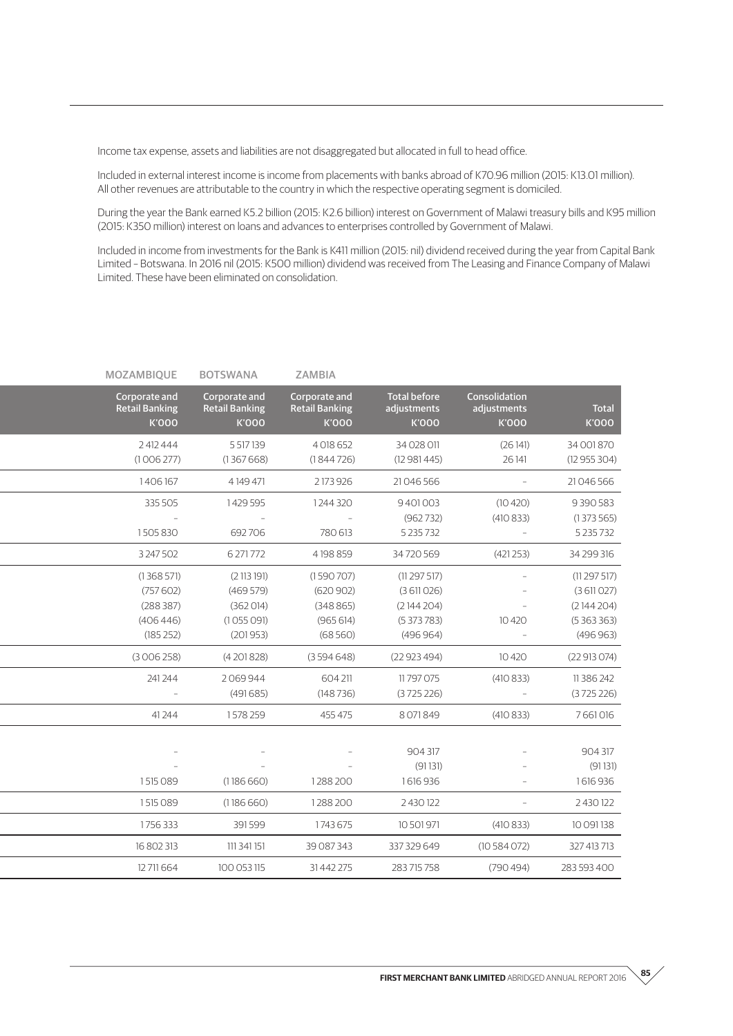Income tax expense, assets and liabilities are not disaggregated but allocated in full to head office.

Included in external interest income is income from placements with banks abroad of K70.96 million (2015: K13.01 million). All other revenues are attributable to the country in which the respective operating segment is domiciled.

During the year the Bank earned K5.2 billion (2015: K2.6 billion) interest on Government of Malawi treasury bills and K95 million (2015: K350 million) interest on loans and advances to enterprises controlled by Government of Malawi.

Included in income from investments for the Bank is K411 million (2015: nil) dividend received during the year from Capital Bank Limited – Botswana. In 2016 nil (2015: K500 million) dividend was received from The Leasing and Finance Company of Malawi Limited. These have been eliminated on consolidation.

| MOZAMBIQUE | BOTSWANA | ZAMBIA | | | |
|---|---|---|---|---|---|
| Corporate and Retail Banking K'000 | Corporate and Retail Banking K'000 | Corporate and Retail Banking K'000 | Total before adjustments K'000 | Consolidation adjustments K'000 | Total K'000 |
| 2 412 444 | 5 517 139 | 4 018 652 | 34 028 011 | (26 141) | 34 001 870 |
| (1 006 277) | (1 367 668) | (1 844 726) | (12 981 445) | 26 141 | (12 955 304) |
| 1 406 167 | 4 149 471 | 2 173 926 | 21 046 566 | – | 21 046 566 |
| 335 505 | 1 429 595 | 1 244 320 | 9 401 003 | (10 420) | 9 390 583 |
| – | – | – | (962 732) | (410 833) | (1 373 565) |
| 1 505 830 | 692 706 | 780 613 | 5 235 732 | – | 5 235 732 |
| 3 247 502 | 6 271 772 | 4 198 859 | 34 720 569 | (421 253) | 34 299 316 |
| (1 368 571) | (2 113 191) | (1 590 707) | (11 297 517) | – | (11 297 517) |
| (757 602) | (469 579) | (620 902) | (3 611 026) | – | (3 611 027) |
| (288 387) | (362 014) | (348 865) | (2 144 204) | – | (2 144 204) |
| (406 446) | (1 055 091) | (965 614) | (5 373 783) | 10 420 | (5 363 363) |
| (185 252) | (201 953) | (68 560) | (496 964) | – | (496 963) |
| (3 006 258) | (4 201 828) | (3 594 648) | (22 923 494) | 10 420 | (22 913 074) |
| 241 244 | 2 069 944 | 604 211 | 11 797 075 | (410 833) | 11 386 242 |
| – | (491 685) | (148 736) | (3 725 226) | – | (3 725 226) |
| 41 244 | 1 578 259 | 455 475 | 8 071 849 | (410 833) | 7 661 016 |
| – | – | – | 904 317 | – | 904 317 |
| – | – | – | (91 131) | – | (91 131) |
| 1 515 089 | (1 186 660) | 1 288 200 | 1 616 936 | – | 1 616 936 |
| 1 515 089 | (1 186 660) | 1 288 200 | 2 430 122 | – | 2 430 122 |
| 1 756 333 | 391 599 | 1 743 675 | 10 501 971 | (410 833) | 10 091 138 |
| 16 802 313 | 111 341 151 | 39 087 343 | 337 329 649 | (10 584 072) | 327 413 713 |
| 12 711 664 | 100 053 115 | 31 442 275 | 283 715 758 | (790 494) | 283 593 400 |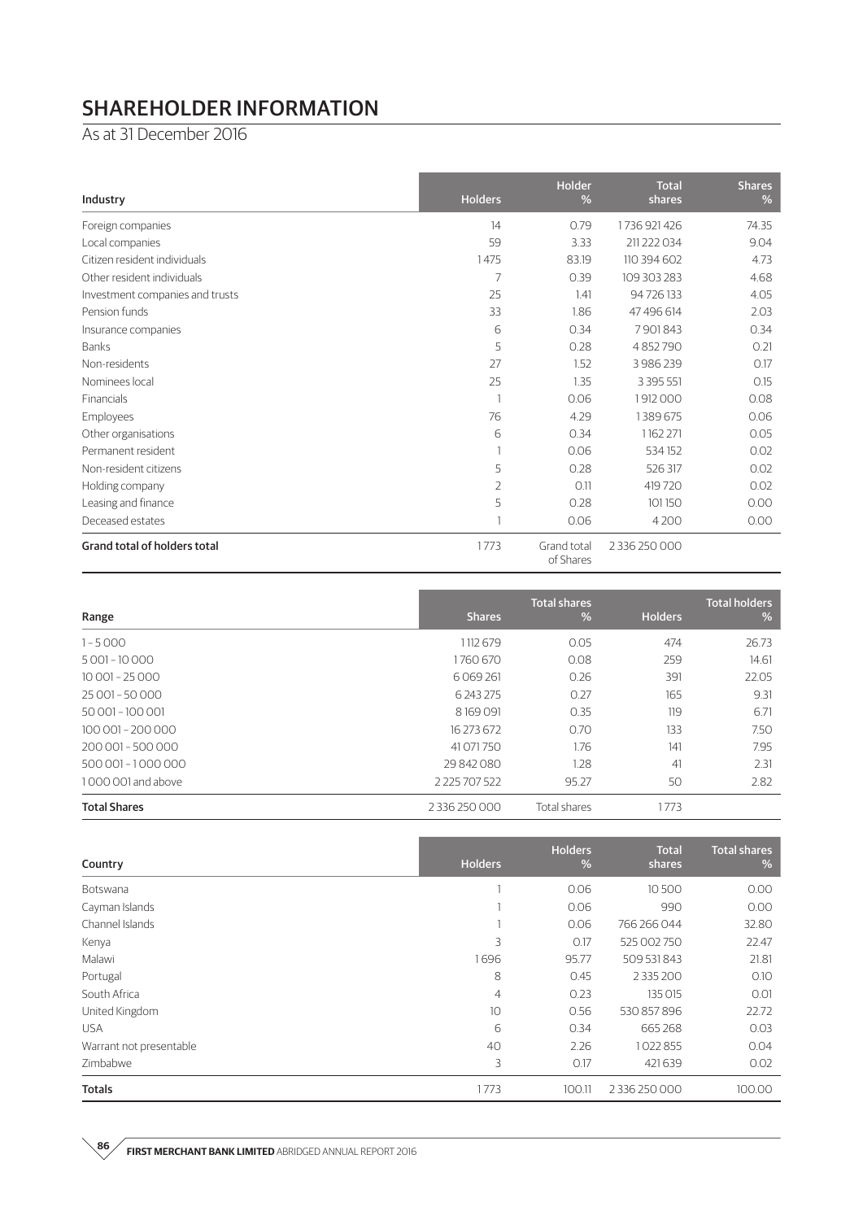# SHAREHOLDER INFORMATION

As at 31 December 2016

| Industry | Holders | Holder % | Total shares | Shares % |
|---|---|---|---|---|
| Foreign companies | 14 | 0.79 | 1 736 921 426 | 74.35 |
| Local companies | 59 | 3.33 | 211 222 034 | 9.04 |
| Citizen resident individuals | 1 475 | 83.19 | 110 394 602 | 4.73 |
| Other resident individuals | 7 | 0.39 | 109 303 283 | 4.68 |
| Investment companies and trusts | 25 | 1.41 | 94 726 133 | 4.05 |
| Pension funds | 33 | 1.86 | 47 496 614 | 2.03 |
| Insurance companies | 6 | 0.34 | 7 901 843 | 0.34 |
| Banks | 5 | 0.28 | 4 852 790 | 0.21 |
| Non-residents | 27 | 1.52 | 3 986 239 | 0.17 |
| Nominees local | 25 | 1.35 | 3 395 551 | 0.15 |
| Financials | 1 | 0.06 | 1 912 000 | 0.08 |
| Employees | 76 | 4.29 | 1 389 675 | 0.06 |
| Other organisations | 6 | 0.34 | 1 162 271 | 0.05 |
| Permanent resident | 1 | 0.06 | 534 152 | 0.02 |
| Non-resident citizens | 5 | 0.28 | 526 317 | 0.02 |
| Holding company | 2 | 0.11 | 419 720 | 0.02 |
| Leasing and finance | 5 | 0.28 | 101 150 | 0.00 |
| Deceased estates | 1 | 0.06 | 4 200 | 0.00 |
| **Grand total of holders total** | 1 773 | Grand total of Shares | 2 336 250 000 | |

| Range | Shares | Total shares % | Holders | Total holders % |
|---|---|---|---|---|
| 1 – 5 000 | 1 112 679 | 0.05 | 474 | 26.73 |
| 5 001 – 10 000 | 1 760 670 | 0.08 | 259 | 14.61 |
| 10 001 – 25 000 | 6 069 261 | 0.26 | 391 | 22.05 |
| 25 001 – 50 000 | 6 243 275 | 0.27 | 165 | 9.31 |
| 50 001 – 100 001 | 8 169 091 | 0.35 | 119 | 6.71 |
| 100 001 – 200 000 | 16 273 672 | 0.70 | 133 | 7.50 |
| 200 001 – 500 000 | 41 071 750 | 1.76 | 141 | 7.95 |
| 500 001 – 1 000 000 | 29 842 080 | 1.28 | 41 | 2.31 |
| 1 000 001 and above | 2 225 707 522 | 95.27 | 50 | 2.82 |
| **Total Shares** | 2 336 250 000 | Total shares | 1 773 | |

| Country | Holders | Holders % | Total shares | Total shares % |
|---|---|---|---|---|
| Botswana | 1 | 0.06 | 10 500 | 0.00 |
| Cayman Islands | 1 | 0.06 | 990 | 0.00 |
| Channel Islands | 1 | 0.06 | 766 266 044 | 32.80 |
| Kenya | 3 | 0.17 | 525 002 750 | 22.47 |
| Malawi | 1 696 | 95.77 | 509 531 843 | 21.81 |
| Portugal | 8 | 0.45 | 2 335 200 | 0.10 |
| South Africa | 4 | 0.23 | 135 015 | 0.01 |
| United Kingdom | 10 | 0.56 | 530 857 896 | 22.72 |
| USA | 6 | 0.34 | 665 268 | 0.03 |
| Warrant not presentable | 40 | 2.26 | 1 022 855 | 0.04 |
| Zimbabwe | 3 | 0.17 | 421 639 | 0.02 |
| **Totals** | 1 773 | 100.11 | 2 336 250 000 | 100.00 |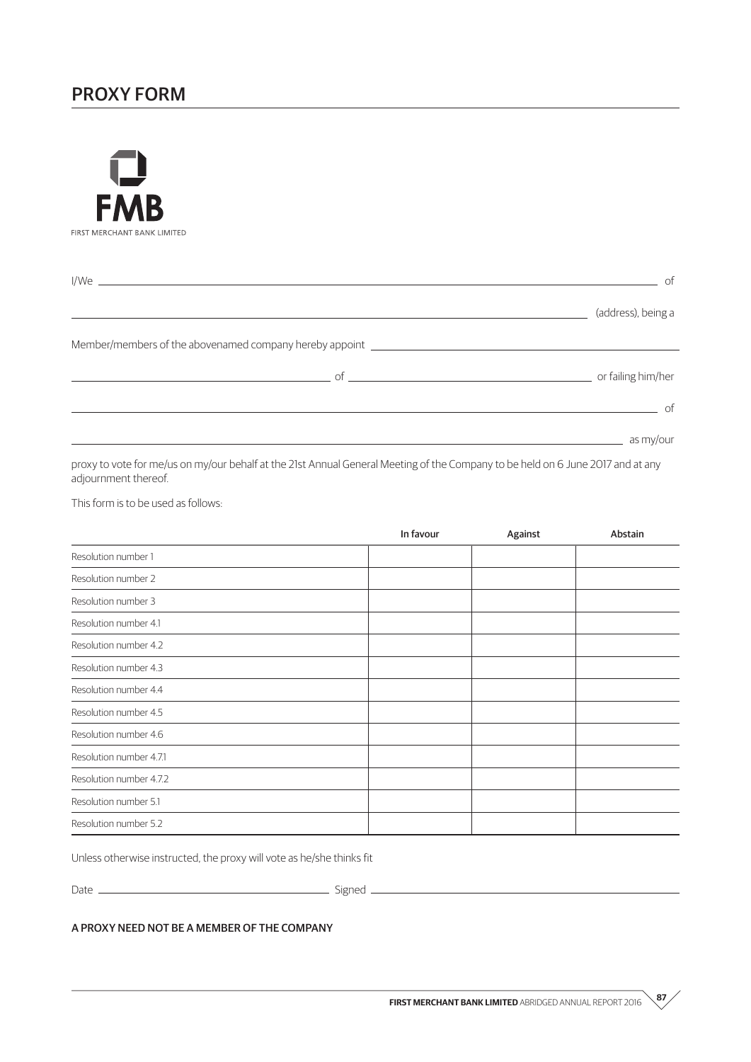# PROXY FORM

FMB

FIRST MERCHANT BANK LIMITED

I/We \_\_\_\_\_\_\_\_\_\_\_\_\_\_\_\_\_\_\_\_\_\_\_\_\_\_\_\_\_\_\_\_\_\_\_\_\_\_\_\_\_\_\_\_\_\_\_\_\_\_\_\_\_\_\_\_ of

\_\_\_\_\_\_\_\_\_\_\_\_\_\_\_\_\_\_\_\_\_\_\_\_\_\_\_\_\_\_\_\_\_\_\_\_\_\_\_\_\_\_\_\_\_\_\_\_\_\_\_\_\_\_\_\_ (address), being a

Member/members of the abovenamed company hereby appoint \_\_\_\_\_\_\_\_\_\_\_\_\_\_\_\_\_\_\_\_\_\_\_\_\_\_\_\_\_\_

\_\_\_\_\_\_\_\_\_\_\_\_\_\_\_\_\_\_\_\_\_\_\_\_\_\_ of \_\_\_\_\_\_\_\_\_\_\_\_\_\_\_\_\_\_\_\_\_\_\_\_\_\_ or failing him/her

\_\_\_\_\_\_\_\_\_\_\_\_\_\_\_\_\_\_\_\_\_\_\_\_\_\_\_\_\_\_\_\_\_\_\_\_\_\_\_\_\_\_\_\_\_\_\_\_\_\_\_\_\_\_\_\_ of

\_\_\_\_\_\_\_\_\_\_\_\_\_\_\_\_\_\_\_\_\_\_\_\_\_\_\_\_\_\_\_\_\_\_\_\_\_\_\_\_\_\_\_\_\_\_\_\_\_\_\_\_\_\_\_\_ as my/our

proxy to vote for me/us on my/our behalf at the 21st Annual General Meeting of the Company to be held on 6 June 2017 and at any adjournment thereof.

This form is to be used as follows:

| | In favour | Against | Abstain |
|---|---|---|---|
| Resolution number 1 | | | |
| Resolution number 2 | | | |
| Resolution number 3 | | | |
| Resolution number 4.1 | | | |
| Resolution number 4.2 | | | |
| Resolution number 4.3 | | | |
| Resolution number 4.4 | | | |
| Resolution number 4.5 | | | |
| Resolution number 4.6 | | | |
| Resolution number 4.7.1 | | | |
| Resolution number 4.7.2 | | | |
| Resolution number 5.1 | | | |
| Resolution number 5.2 | | | |

Unless otherwise instructed, the proxy will vote as he/she thinks fit

Date \_\_\_\_\_\_\_\_\_\_\_\_\_\_\_\_\_\_\_\_\_\_\_\_ Signed \_\_\_\_\_\_\_\_\_\_\_\_\_\_\_\_\_\_\_\_\_\_\_\_\_\_\_\_\_\_

**A PROXY NEED NOT BE A MEMBER OF THE COMPANY**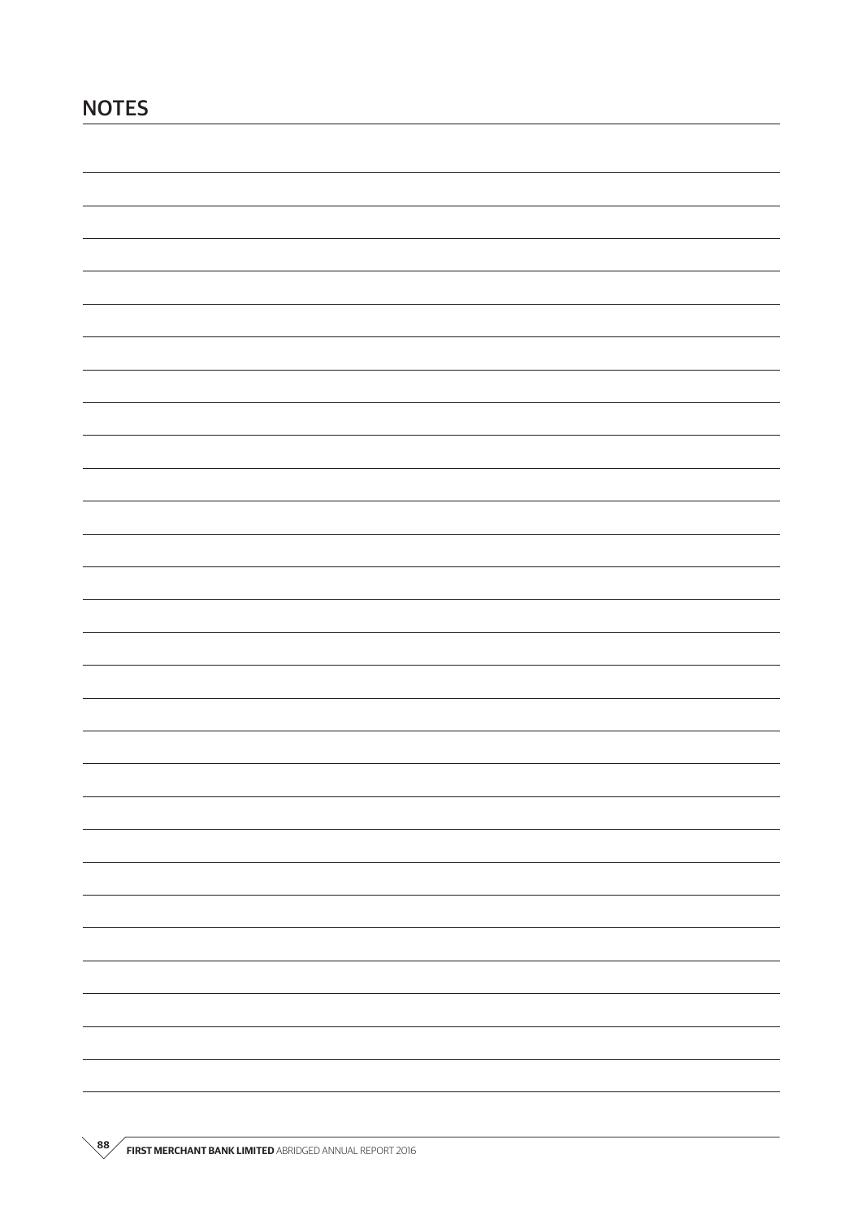# NOTES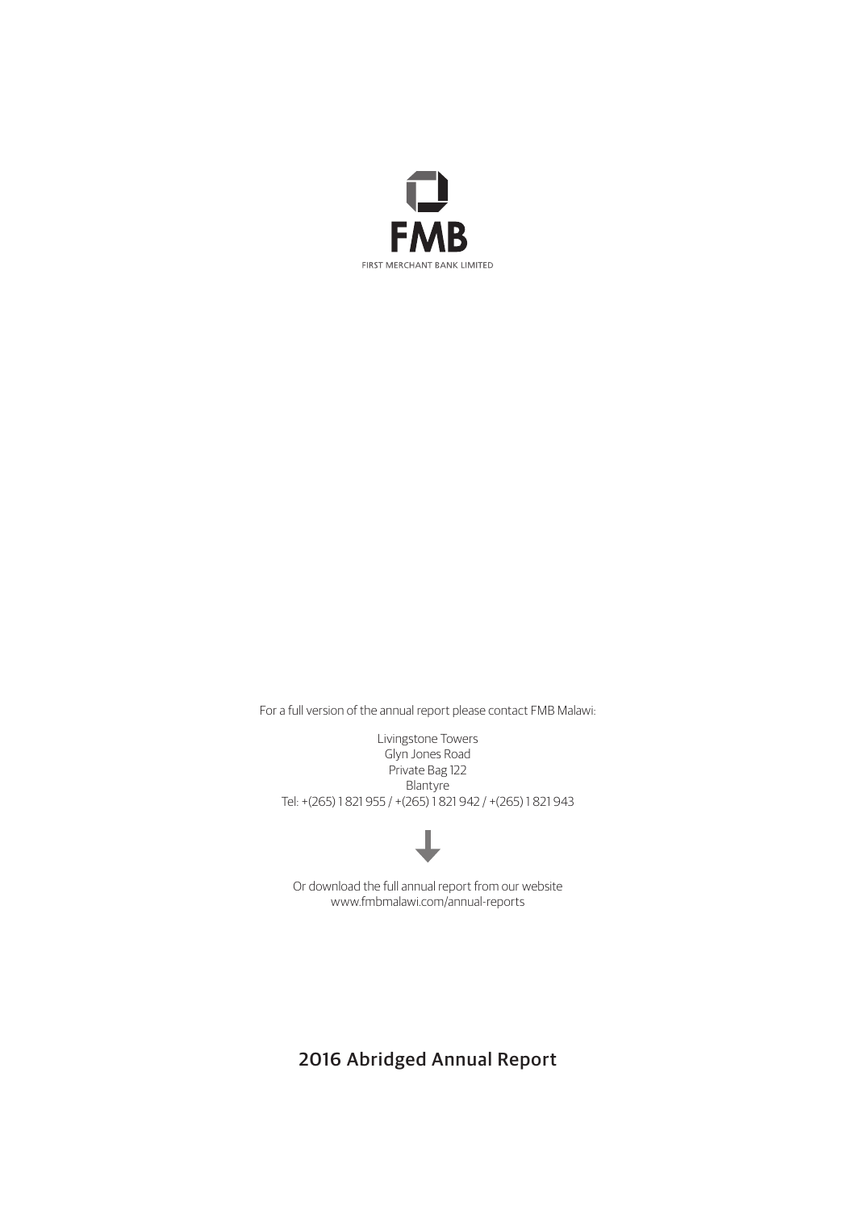FMB

FIRST MERCHANT BANK LIMITED

For a full version of the annual report please contact FMB Malawi:

Livingstone Towers
Glyn Jones Road
Private Bag 122
Blantyre
Tel: +(265) 1 821 955 / +(265) 1 821 942 / +(265) 1 821 943

Or download the full annual report from our website
www.fmbmalawi.com/annual-reports

2016 Abridged Annual Report